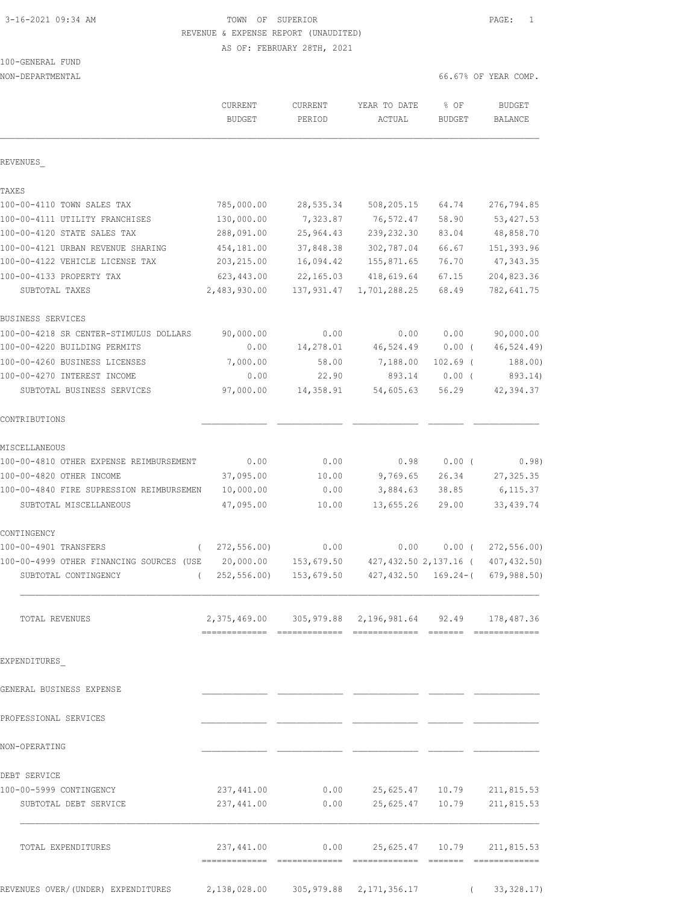TOWN OF SUPERIOR
REVENUE & EXPENSE REPORT (UNAUDITED)
AS OF: FEBRUARY 28TH, 2021

3-16-2021 09:34 AM

100-GENERAL FUND
NON-DEPARTMENTAL

66.67% OF YEAR COMP.

| | CURRENT BUDGET | CURRENT PERIOD | YEAR TO DATE ACTUAL | % OF BUDGET | BUDGET BALANCE |
|---|---|---|---|---|---|
| **REVENUES_** | | | | | |
| **TAXES** | | | | | |
| 100-00-4110 TOWN SALES TAX | 785,000.00 | 28,535.34 | 508,205.15 | 64.74 | 276,794.85 |
| 100-00-4111 UTILITY FRANCHISES | 130,000.00 | 7,323.87 | 76,572.47 | 58.90 | 53,427.53 |
| 100-00-4120 STATE SALES TAX | 288,091.00 | 25,964.43 | 239,232.30 | 83.04 | 48,858.70 |
| 100-00-4121 URBAN REVENUE SHARING | 454,181.00 | 37,848.38 | 302,787.04 | 66.67 | 151,393.96 |
| 100-00-4122 VEHICLE LICENSE TAX | 203,215.00 | 16,094.42 | 155,871.65 | 76.70 | 47,343.35 |
| 100-00-4133 PROPERTY TAX | 623,443.00 | 22,165.03 | 418,619.64 | 67.15 | 204,823.36 |
| SUBTOTAL TAXES | 2,483,930.00 | 137,931.47 | 1,701,288.25 | 68.49 | 782,641.75 |
| **BUSINESS SERVICES** | | | | | |
| 100-00-4218 SR CENTER-STIMULUS DOLLARS | 90,000.00 | 0.00 | 0.00 | 0.00 | 90,000.00 |
| 100-00-4220 BUILDING PERMITS | 0.00 | 14,278.01 | 46,524.49 | 0.00 | ( 46,524.49) |
| 100-00-4260 BUSINESS LICENSES | 7,000.00 | 58.00 | 7,188.00 | 102.69 | ( 188.00) |
| 100-00-4270 INTEREST INCOME | 0.00 | 22.90 | 893.14 | 0.00 | ( 893.14) |
| SUBTOTAL BUSINESS SERVICES | 97,000.00 | 14,358.91 | 54,605.63 | 56.29 | 42,394.37 |
| **CONTRIBUTIONS** | | | | | |
| **MISCELLANEOUS** | | | | | |
| 100-00-4810 OTHER EXPENSE REIMBURSEMENT | 0.00 | 0.00 | 0.98 | 0.00 | ( 0.98) |
| 100-00-4820 OTHER INCOME | 37,095.00 | 10.00 | 9,769.65 | 26.34 | 27,325.35 |
| 100-00-4840 FIRE SUPRESSION REIMBURSEMEN | 10,000.00 | 0.00 | 3,884.63 | 38.85 | 6,115.37 |
| SUBTOTAL MISCELLANEOUS | 47,095.00 | 10.00 | 13,655.26 | 29.00 | 33,439.74 |
| **CONTINGENCY** | | | | | |
| 100-00-4901 TRANSFERS | ( 272,556.00) | 0.00 | 0.00 | 0.00 | ( 272,556.00) |
| 100-00-4999 OTHER FINANCING SOURCES (USE | 20,000.00 | 153,679.50 | 427,432.50 | 2,137.16 | ( 407,432.50) |
| SUBTOTAL CONTINGENCY | ( 252,556.00) | 153,679.50 | 427,432.50 | 169.24- | ( 679,988.50) |
| TOTAL REVENUES | 2,375,469.00 | 305,979.88 | 2,196,981.64 | 92.49 | 178,487.36 |
| **EXPENDITURES_** | | | | | |
| **GENERAL BUSINESS EXPENSE** | | | | | |
| **PROFESSIONAL SERVICES** | | | | | |
| **NON-OPERATING** | | | | | |
| **DEBT SERVICE** | | | | | |
| 100-00-5999 CONTINGENCY | 237,441.00 | 0.00 | 25,625.47 | 10.79 | 211,815.53 |
| SUBTOTAL DEBT SERVICE | 237,441.00 | 0.00 | 25,625.47 | 10.79 | 211,815.53 |
| TOTAL EXPENDITURES | 237,441.00 | 0.00 | 25,625.47 | 10.79 | 211,815.53 |
| REVENUES OVER/(UNDER) EXPENDITURES | 2,138,028.00 | 305,979.88 | 2,171,356.17 | | ( 33,328.17) |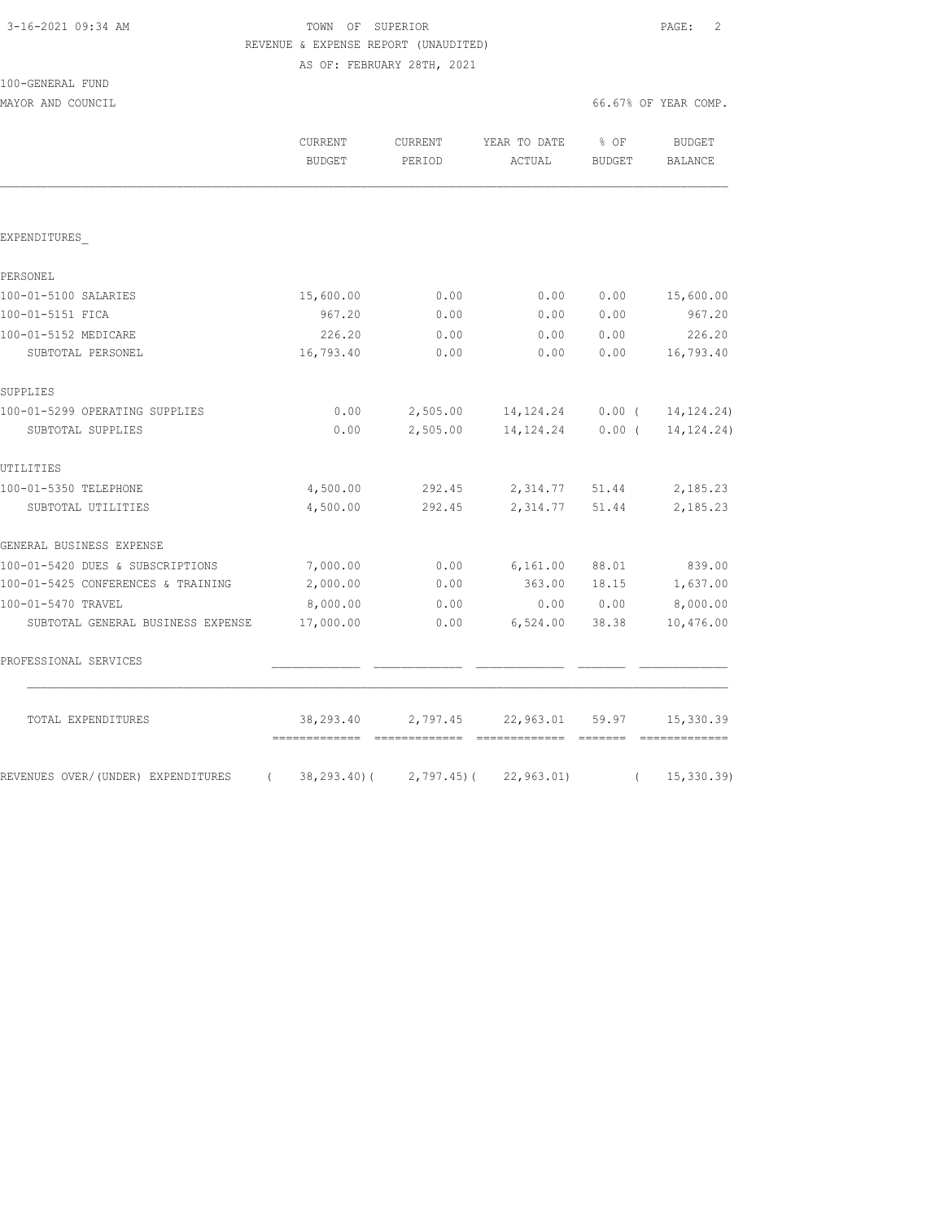3-16-2021 09:34 AM

# TOWN OF SUPERIOR

REVENUE & EXPENSE REPORT (UNAUDITED)

AS OF: FEBRUARY 28TH, 2021

100-GENERAL FUND

MAYOR AND COUNCIL — 66.67% OF YEAR COMP.

| | CURRENT BUDGET | CURRENT PERIOD | YEAR TO DATE ACTUAL | % OF BUDGET | BUDGET BALANCE |
|---|---|---|---|---|---|
| **EXPENDITURES** | | | | | |
| **PERSONEL** | | | | | |
| 100-01-5100 SALARIES | 15,600.00 | 0.00 | 0.00 | 0.00 | 15,600.00 |
| 100-01-5151 FICA | 967.20 | 0.00 | 0.00 | 0.00 | 967.20 |
| 100-01-5152 MEDICARE | 226.20 | 0.00 | 0.00 | 0.00 | 226.20 |
| SUBTOTAL PERSONEL | 16,793.40 | 0.00 | 0.00 | 0.00 | 16,793.40 |
| **SUPPLIES** | | | | | |
| 100-01-5299 OPERATING SUPPLIES | 0.00 | 2,505.00 | 14,124.24 | 0.00 | ( 14,124.24) |
| SUBTOTAL SUPPLIES | 0.00 | 2,505.00 | 14,124.24 | 0.00 | ( 14,124.24) |
| **UTILITIES** | | | | | |
| 100-01-5350 TELEPHONE | 4,500.00 | 292.45 | 2,314.77 | 51.44 | 2,185.23 |
| SUBTOTAL UTILITIES | 4,500.00 | 292.45 | 2,314.77 | 51.44 | 2,185.23 |
| **GENERAL BUSINESS EXPENSE** | | | | | |
| 100-01-5420 DUES & SUBSCRIPTIONS | 7,000.00 | 0.00 | 6,161.00 | 88.01 | 839.00 |
| 100-01-5425 CONFERENCES & TRAINING | 2,000.00 | 0.00 | 363.00 | 18.15 | 1,637.00 |
| 100-01-5470 TRAVEL | 8,000.00 | 0.00 | 0.00 | 0.00 | 8,000.00 |
| SUBTOTAL GENERAL BUSINESS EXPENSE | 17,000.00 | 0.00 | 6,524.00 | 38.38 | 10,476.00 |
| **PROFESSIONAL SERVICES** | | | | | |
| TOTAL EXPENDITURES | 38,293.40 | 2,797.45 | 22,963.01 | 59.97 | 15,330.39 |
| REVENUES OVER/(UNDER) EXPENDITURES | ( 38,293.40) | ( 2,797.45) | ( 22,963.01) | | ( 15,330.39) |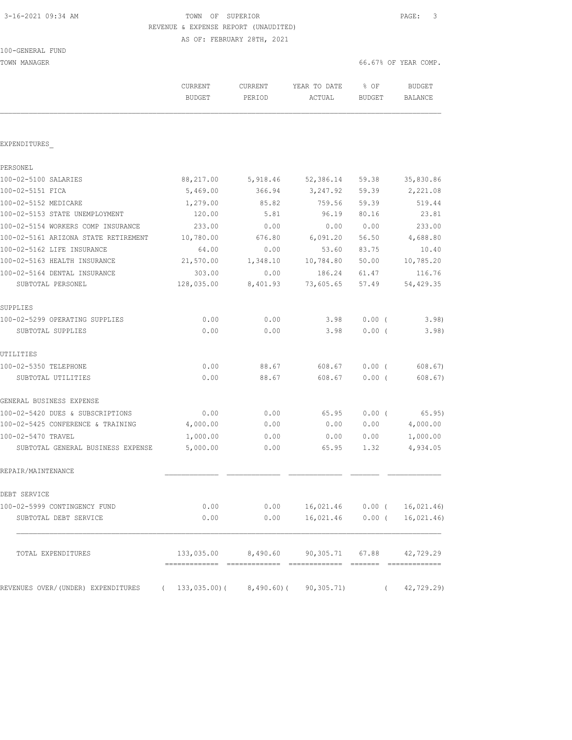3-16-2021 09:34 AM

TOWN OF SUPERIOR

REVENUE & EXPENSE REPORT (UNAUDITED)

AS OF: FEBRUARY 28TH, 2021

100-GENERAL FUND

TOWN MANAGER

66.67% OF YEAR COMP.

| | CURRENT BUDGET | CURRENT PERIOD | YEAR TO DATE ACTUAL | % OF BUDGET | BUDGET BALANCE |
|---|---|---|---|---|---|
| EXPENDITURES_ | | | | | |
| PERSONEL | | | | | |
| 100-02-5100 SALARIES | 88,217.00 | 5,918.46 | 52,386.14 | 59.38 | 35,830.86 |
| 100-02-5151 FICA | 5,469.00 | 366.94 | 3,247.92 | 59.39 | 2,221.08 |
| 100-02-5152 MEDICARE | 1,279.00 | 85.82 | 759.56 | 59.39 | 519.44 |
| 100-02-5153 STATE UNEMPLOYMENT | 120.00 | 5.81 | 96.19 | 80.16 | 23.81 |
| 100-02-5154 WORKERS COMP INSURANCE | 233.00 | 0.00 | 0.00 | 0.00 | 233.00 |
| 100-02-5161 ARIZONA STATE RETIREMENT | 10,780.00 | 676.80 | 6,091.20 | 56.50 | 4,688.80 |
| 100-02-5162 LIFE INSURANCE | 64.00 | 0.00 | 53.60 | 83.75 | 10.40 |
| 100-02-5163 HEALTH INSURANCE | 21,570.00 | 1,348.10 | 10,784.80 | 50.00 | 10,785.20 |
| 100-02-5164 DENTAL INSURANCE | 303.00 | 0.00 | 186.24 | 61.47 | 116.76 |
| SUBTOTAL PERSONEL | 128,035.00 | 8,401.93 | 73,605.65 | 57.49 | 54,429.35 |
| SUPPLIES | | | | | |
| 100-02-5299 OPERATING SUPPLIES | 0.00 | 0.00 | 3.98 | 0.00 | ( 3.98) |
| SUBTOTAL SUPPLIES | 0.00 | 0.00 | 3.98 | 0.00 | ( 3.98) |
| UTILITIES | | | | | |
| 100-02-5350 TELEPHONE | 0.00 | 88.67 | 608.67 | 0.00 | ( 608.67) |
| SUBTOTAL UTILITIES | 0.00 | 88.67 | 608.67 | 0.00 | ( 608.67) |
| GENERAL BUSINESS EXPENSE | | | | | |
| 100-02-5420 DUES & SUBSCRIPTIONS | 0.00 | 0.00 | 65.95 | 0.00 | ( 65.95) |
| 100-02-5425 CONFERENCE & TRAINING | 4,000.00 | 0.00 | 0.00 | 0.00 | 4,000.00 |
| 100-02-5470 TRAVEL | 1,000.00 | 0.00 | 0.00 | 0.00 | 1,000.00 |
| SUBTOTAL GENERAL BUSINESS EXPENSE | 5,000.00 | 0.00 | 65.95 | 1.32 | 4,934.05 |
| REPAIR/MAINTENANCE | | | | | |
| DEBT SERVICE | | | | | |
| 100-02-5999 CONTINGENCY FUND | 0.00 | 0.00 | 16,021.46 | 0.00 | ( 16,021.46) |
| SUBTOTAL DEBT SERVICE | 0.00 | 0.00 | 16,021.46 | 0.00 | ( 16,021.46) |
| TOTAL EXPENDITURES | 133,035.00 | 8,490.60 | 90,305.71 | 67.88 | 42,729.29 |
| REVENUES OVER/(UNDER) EXPENDITURES | ( 133,035.00) | ( 8,490.60) | ( 90,305.71) | | ( 42,729.29) |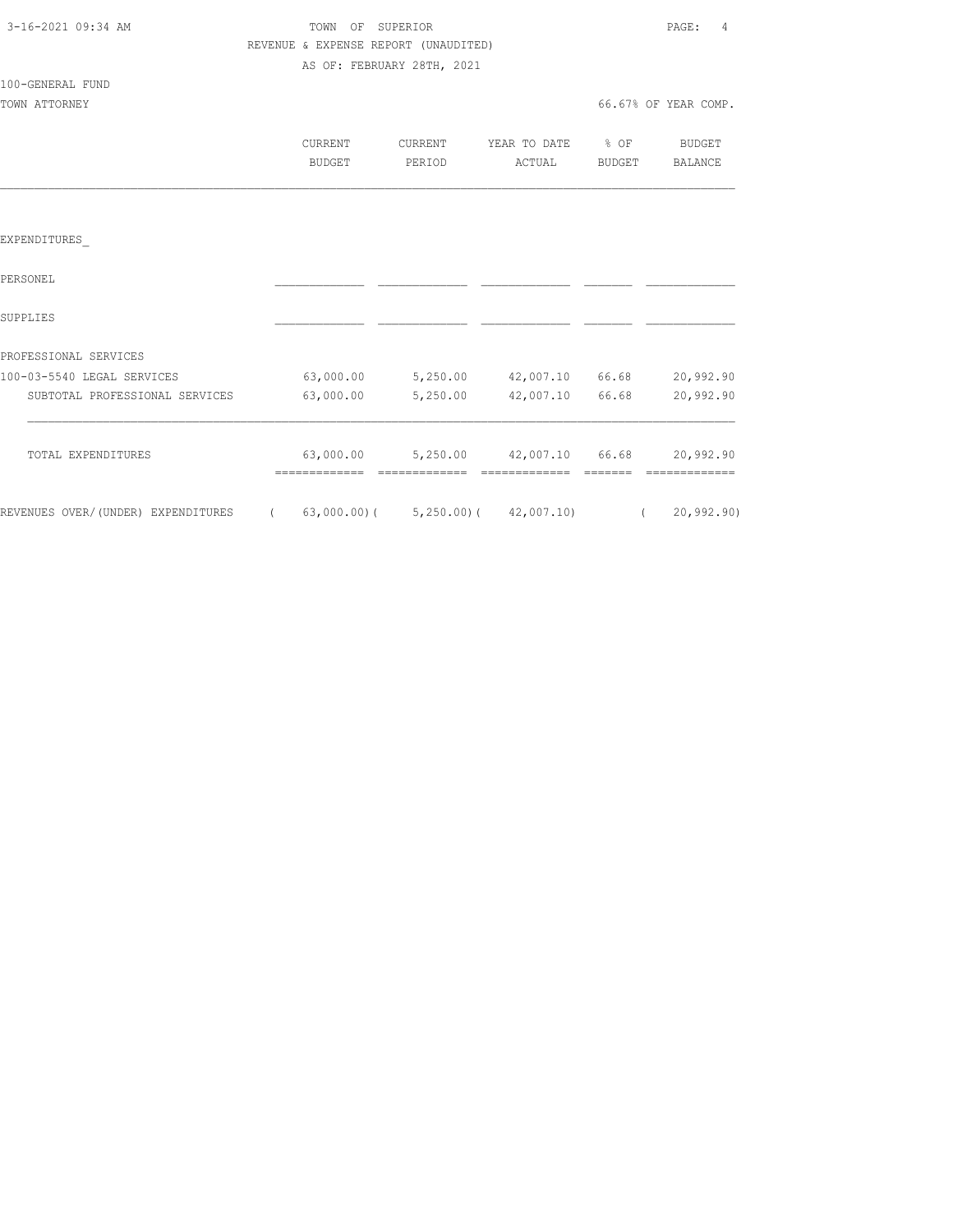TOWN OF SUPERIOR

REVENUE & EXPENSE REPORT (UNAUDITED)

AS OF: FEBRUARY 28TH, 2021

3-16-2021 09:34 AM

100-GENERAL FUND

TOWN ATTORNEY

66.67% OF YEAR COMP.

| | CURRENT BUDGET | CURRENT PERIOD | YEAR TO DATE ACTUAL | % OF BUDGET | BUDGET BALANCE |
|---|---|---|---|---|---|
| EXPENDITURES_ | | | | | |
| PERSONEL | | | | | |
| SUPPLIES | | | | | |
| PROFESSIONAL SERVICES | | | | | |
| 100-03-5540 LEGAL SERVICES | 63,000.00 | 5,250.00 | 42,007.10 | 66.68 | 20,992.90 |
| SUBTOTAL PROFESSIONAL SERVICES | 63,000.00 | 5,250.00 | 42,007.10 | 66.68 | 20,992.90 |
| TOTAL EXPENDITURES | 63,000.00 | 5,250.00 | 42,007.10 | 66.68 | 20,992.90 |
| REVENUES OVER/(UNDER) EXPENDITURES | ( 63,000.00) | ( 5,250.00) | ( 42,007.10) | | ( 20,992.90) |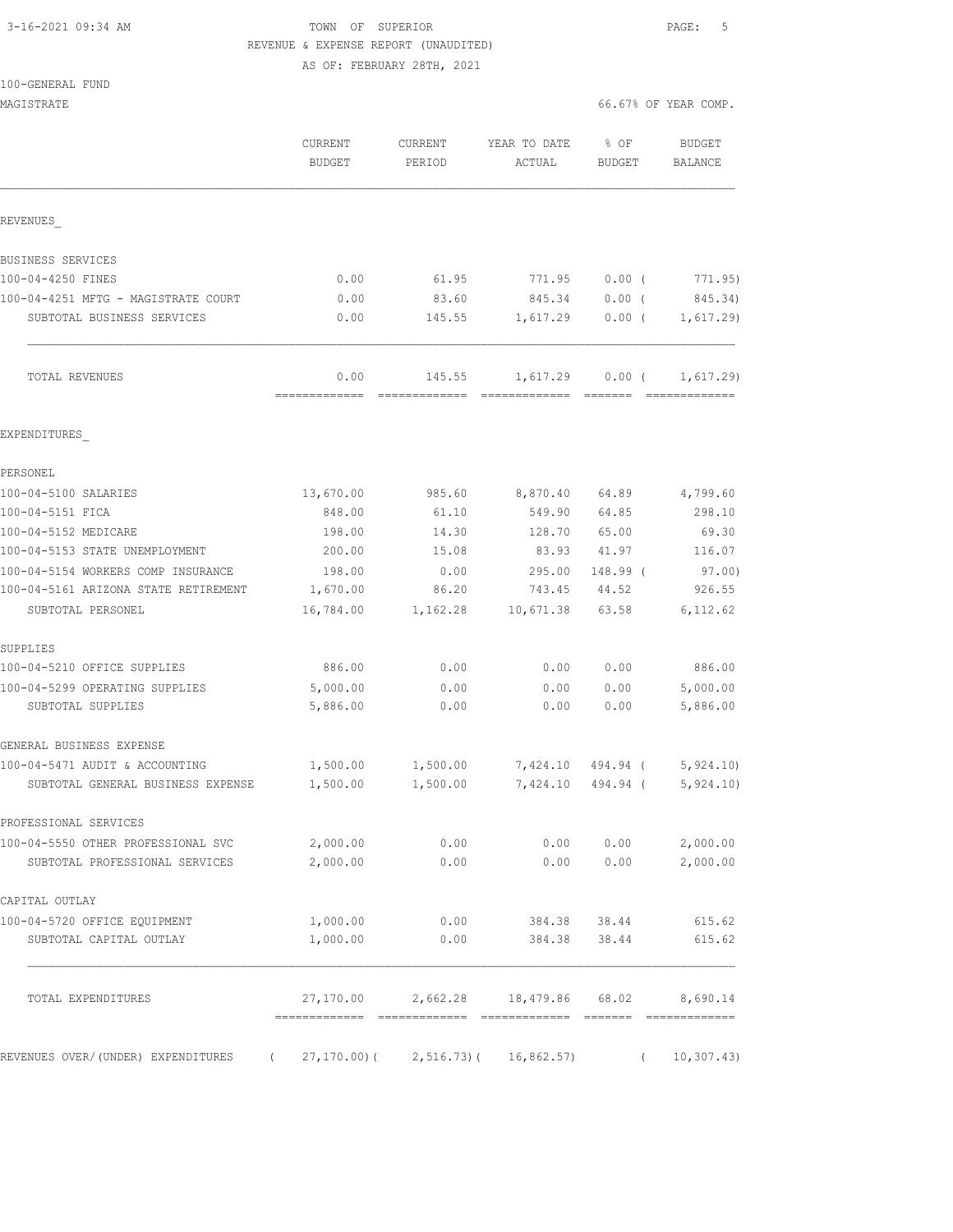3-16-2021 09:34 AM

TOWN OF SUPERIOR

REVENUE & EXPENSE REPORT (UNAUDITED)

AS OF: FEBRUARY 28TH, 2021

100-GENERAL FUND

MAGISTRATE

66.67% OF YEAR COMP.

| | CURRENT BUDGET | CURRENT PERIOD | YEAR TO DATE ACTUAL | % OF BUDGET | BUDGET BALANCE |
|---|---|---|---|---|---|
| **REVENUES** | | | | | |
| BUSINESS SERVICES | | | | | |
| 100-04-4250 FINES | 0.00 | 61.95 | 771.95 | 0.00 ( | 771.95) |
| 100-04-4251 MFTG - MAGISTRATE COURT | 0.00 | 83.60 | 845.34 | 0.00 ( | 845.34) |
| SUBTOTAL BUSINESS SERVICES | 0.00 | 145.55 | 1,617.29 | 0.00 ( | 1,617.29) |
| TOTAL REVENUES | 0.00 | 145.55 | 1,617.29 | 0.00 ( | 1,617.29) |
| **EXPENDITURES** | | | | | |
| PERSONEL | | | | | |
| 100-04-5100 SALARIES | 13,670.00 | 985.60 | 8,870.40 | 64.89 | 4,799.60 |
| 100-04-5151 FICA | 848.00 | 61.10 | 549.90 | 64.85 | 298.10 |
| 100-04-5152 MEDICARE | 198.00 | 14.30 | 128.70 | 65.00 | 69.30 |
| 100-04-5153 STATE UNEMPLOYMENT | 200.00 | 15.08 | 83.93 | 41.97 | 116.07 |
| 100-04-5154 WORKERS COMP INSURANCE | 198.00 | 0.00 | 295.00 | 148.99 ( | 97.00) |
| 100-04-5161 ARIZONA STATE RETIREMENT | 1,670.00 | 86.20 | 743.45 | 44.52 | 926.55 |
| SUBTOTAL PERSONEL | 16,784.00 | 1,162.28 | 10,671.38 | 63.58 | 6,112.62 |
| SUPPLIES | | | | | |
| 100-04-5210 OFFICE SUPPLIES | 886.00 | 0.00 | 0.00 | 0.00 | 886.00 |
| 100-04-5299 OPERATING SUPPLIES | 5,000.00 | 0.00 | 0.00 | 0.00 | 5,000.00 |
| SUBTOTAL SUPPLIES | 5,886.00 | 0.00 | 0.00 | 0.00 | 5,886.00 |
| GENERAL BUSINESS EXPENSE | | | | | |
| 100-04-5471 AUDIT & ACCOUNTING | 1,500.00 | 1,500.00 | 7,424.10 | 494.94 ( | 5,924.10) |
| SUBTOTAL GENERAL BUSINESS EXPENSE | 1,500.00 | 1,500.00 | 7,424.10 | 494.94 ( | 5,924.10) |
| PROFESSIONAL SERVICES | | | | | |
| 100-04-5550 OTHER PROFESSIONAL SVC | 2,000.00 | 0.00 | 0.00 | 0.00 | 2,000.00 |
| SUBTOTAL PROFESSIONAL SERVICES | 2,000.00 | 0.00 | 0.00 | 0.00 | 2,000.00 |
| CAPITAL OUTLAY | | | | | |
| 100-04-5720 OFFICE EQUIPMENT | 1,000.00 | 0.00 | 384.38 | 38.44 | 615.62 |
| SUBTOTAL CAPITAL OUTLAY | 1,000.00 | 0.00 | 384.38 | 38.44 | 615.62 |
| TOTAL EXPENDITURES | 27,170.00 | 2,662.28 | 18,479.86 | 68.02 | 8,690.14 |
| REVENUES OVER/(UNDER) EXPENDITURES | ( 27,170.00)( | 2,516.73)( | 16,862.57) | ( | 10,307.43) |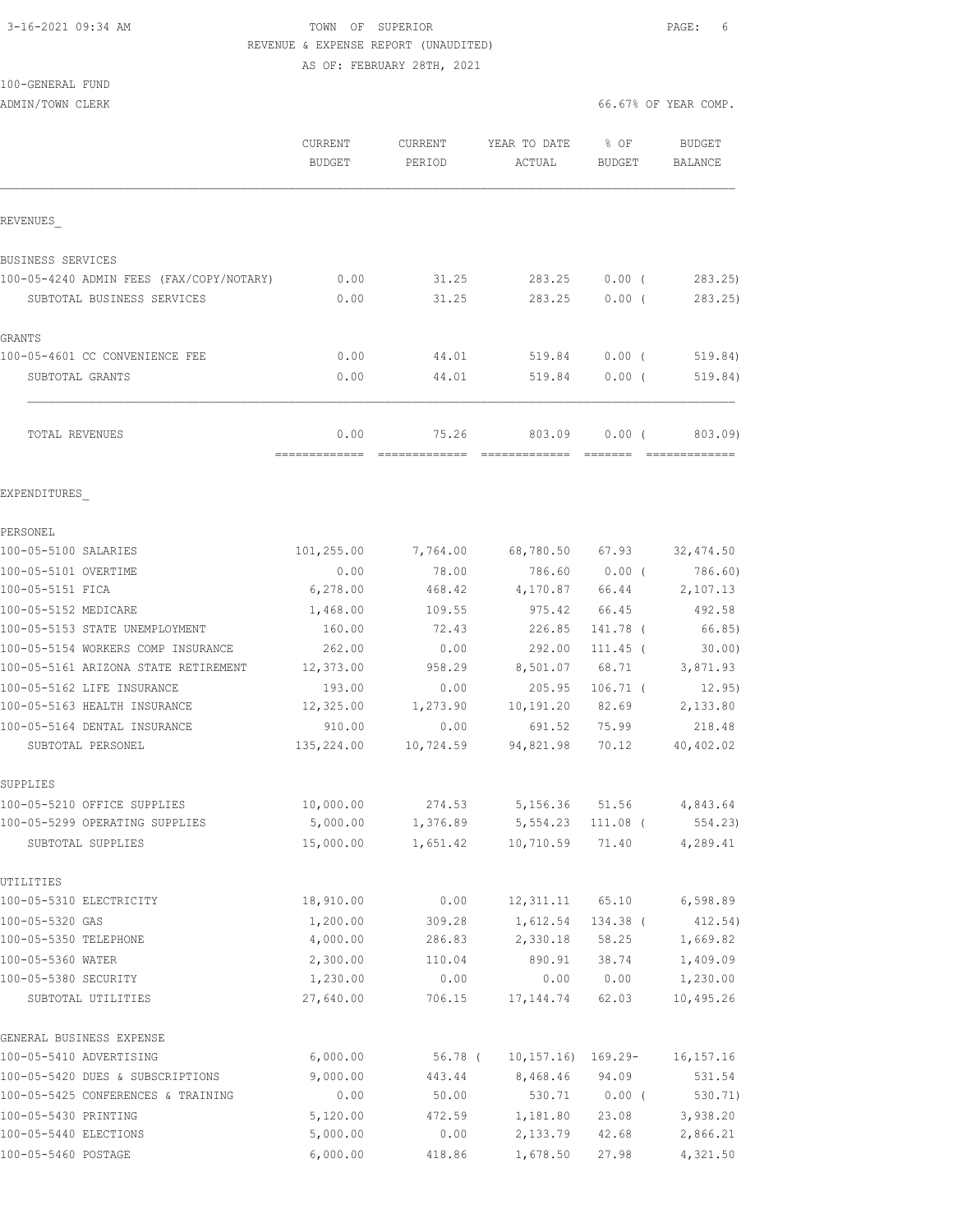3-16-2021 09:34 AM — TOWN OF SUPERIOR

REVENUE & EXPENSE REPORT (UNAUDITED)

AS OF: FEBRUARY 28TH, 2021

100-GENERAL FUND

ADMIN/TOWN CLERK — 66.67% OF YEAR COMP.

| | CURRENT BUDGET | CURRENT PERIOD | YEAR TO DATE ACTUAL | % OF BUDGET | BUDGET BALANCE |
|---|---|---|---|---|---|
| REVENUES_ | | | | | |
| BUSINESS SERVICES | | | | | |
| 100-05-4240 ADMIN FEES (FAX/COPY/NOTARY) | 0.00 | 31.25 | 283.25 | 0.00 ( | 283.25) |
| SUBTOTAL BUSINESS SERVICES | 0.00 | 31.25 | 283.25 | 0.00 ( | 283.25) |
| GRANTS | | | | | |
| 100-05-4601 CC CONVENIENCE FEE | 0.00 | 44.01 | 519.84 | 0.00 ( | 519.84) |
| SUBTOTAL GRANTS | 0.00 | 44.01 | 519.84 | 0.00 ( | 519.84) |
| TOTAL REVENUES | 0.00 | 75.26 | 803.09 | 0.00 ( | 803.09) |
| EXPENDITURES_ | | | | | |
| PERSONEL | | | | | |
| 100-05-5100 SALARIES | 101,255.00 | 7,764.00 | 68,780.50 | 67.93 | 32,474.50 |
| 100-05-5101 OVERTIME | 0.00 | 78.00 | 786.60 | 0.00 ( | 786.60) |
| 100-05-5151 FICA | 6,278.00 | 468.42 | 4,170.87 | 66.44 | 2,107.13 |
| 100-05-5152 MEDICARE | 1,468.00 | 109.55 | 975.42 | 66.45 | 492.58 |
| 100-05-5153 STATE UNEMPLOYMENT | 160.00 | 72.43 | 226.85 | 141.78 ( | 66.85) |
| 100-05-5154 WORKERS COMP INSURANCE | 262.00 | 0.00 | 292.00 | 111.45 ( | 30.00) |
| 100-05-5161 ARIZONA STATE RETIREMENT | 12,373.00 | 958.29 | 8,501.07 | 68.71 | 3,871.93 |
| 100-05-5162 LIFE INSURANCE | 193.00 | 0.00 | 205.95 | 106.71 ( | 12.95) |
| 100-05-5163 HEALTH INSURANCE | 12,325.00 | 1,273.90 | 10,191.20 | 82.69 | 2,133.80 |
| 100-05-5164 DENTAL INSURANCE | 910.00 | 0.00 | 691.52 | 75.99 | 218.48 |
| SUBTOTAL PERSONEL | 135,224.00 | 10,724.59 | 94,821.98 | 70.12 | 40,402.02 |
| SUPPLIES | | | | | |
| 100-05-5210 OFFICE SUPPLIES | 10,000.00 | 274.53 | 5,156.36 | 51.56 | 4,843.64 |
| 100-05-5299 OPERATING SUPPLIES | 5,000.00 | 1,376.89 | 5,554.23 | 111.08 ( | 554.23) |
| SUBTOTAL SUPPLIES | 15,000.00 | 1,651.42 | 10,710.59 | 71.40 | 4,289.41 |
| UTILITIES | | | | | |
| 100-05-5310 ELECTRICITY | 18,910.00 | 0.00 | 12,311.11 | 65.10 | 6,598.89 |
| 100-05-5320 GAS | 1,200.00 | 309.28 | 1,612.54 | 134.38 ( | 412.54) |
| 100-05-5350 TELEPHONE | 4,000.00 | 286.83 | 2,330.18 | 58.25 | 1,669.82 |
| 100-05-5360 WATER | 2,300.00 | 110.04 | 890.91 | 38.74 | 1,409.09 |
| 100-05-5380 SECURITY | 1,230.00 | 0.00 | 0.00 | 0.00 | 1,230.00 |
| SUBTOTAL UTILITIES | 27,640.00 | 706.15 | 17,144.74 | 62.03 | 10,495.26 |
| GENERAL BUSINESS EXPENSE | | | | | |
| 100-05-5410 ADVERTISING | 6,000.00 | 56.78 ( | 10,157.16) | 169.29- | 16,157.16 |
| 100-05-5420 DUES & SUBSCRIPTIONS | 9,000.00 | 443.44 | 8,468.46 | 94.09 | 531.54 |
| 100-05-5425 CONFERENCES & TRAINING | 0.00 | 50.00 | 530.71 | 0.00 ( | 530.71) |
| 100-05-5430 PRINTING | 5,120.00 | 472.59 | 1,181.80 | 23.08 | 3,938.20 |
| 100-05-5440 ELECTIONS | 5,000.00 | 0.00 | 2,133.79 | 42.68 | 2,866.21 |
| 100-05-5460 POSTAGE | 6,000.00 | 418.86 | 1,678.50 | 27.98 | 4,321.50 |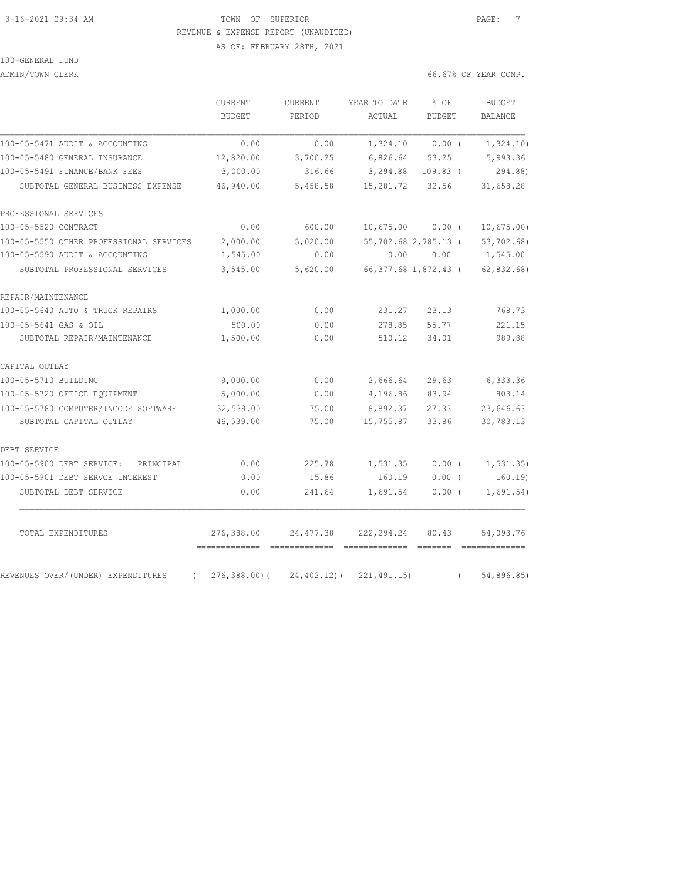3-16-2021 09:34 AM TOWN OF SUPERIOR

REVENUE & EXPENSE REPORT (UNAUDITED)

AS OF: FEBRUARY 28TH, 2021

100-GENERAL FUND

ADMIN/TOWN CLERK 66.67% OF YEAR COMP.

| | CURRENT BUDGET | CURRENT PERIOD | YEAR TO DATE ACTUAL | % OF BUDGET | BUDGET BALANCE |
|---|---|---|---|---|---|
| 100-05-5471 AUDIT & ACCOUNTING | 0.00 | 0.00 | 1,324.10 | 0.00 ( | 1,324.10) |
| 100-05-5480 GENERAL INSURANCE | 12,820.00 | 3,700.25 | 6,826.64 | 53.25 | 5,993.36 |
| 100-05-5491 FINANCE/BANK FEES | 3,000.00 | 316.66 | 3,294.88 | 109.83 ( | 294.88) |
| SUBTOTAL GENERAL BUSINESS EXPENSE | 46,940.00 | 5,458.58 | 15,281.72 | 32.56 | 31,658.28 |
| PROFESSIONAL SERVICES | | | | | |
| 100-05-5520 CONTRACT | 0.00 | 600.00 | 10,675.00 | 0.00 ( | 10,675.00) |
| 100-05-5550 OTHER PROFESSIONAL SERVICES | 2,000.00 | 5,020.00 | 55,702.68 | 2,785.13 ( | 53,702.68) |
| 100-05-5590 AUDIT & ACCOUNTING | 1,545.00 | 0.00 | 0.00 | 0.00 | 1,545.00 |
| SUBTOTAL PROFESSIONAL SERVICES | 3,545.00 | 5,620.00 | 66,377.68 | 1,872.43 ( | 62,832.68) |
| REPAIR/MAINTENANCE | | | | | |
| 100-05-5640 AUTO & TRUCK REPAIRS | 1,000.00 | 0.00 | 231.27 | 23.13 | 768.73 |
| 100-05-5641 GAS & OIL | 500.00 | 0.00 | 278.85 | 55.77 | 221.15 |
| SUBTOTAL REPAIR/MAINTENANCE | 1,500.00 | 0.00 | 510.12 | 34.01 | 989.88 |
| CAPITAL OUTLAY | | | | | |
| 100-05-5710 BUILDING | 9,000.00 | 0.00 | 2,666.64 | 29.63 | 6,333.36 |
| 100-05-5720 OFFICE EQUIPMENT | 5,000.00 | 0.00 | 4,196.86 | 83.94 | 803.14 |
| 100-05-5780 COMPUTER/INCODE SOFTWARE | 32,539.00 | 75.00 | 8,892.37 | 27.33 | 23,646.63 |
| SUBTOTAL CAPITAL OUTLAY | 46,539.00 | 75.00 | 15,755.87 | 33.86 | 30,783.13 |
| DEBT SERVICE | | | | | |
| 100-05-5900 DEBT SERVICE: PRINCIPAL | 0.00 | 225.78 | 1,531.35 | 0.00 ( | 1,531.35) |
| 100-05-5901 DEBT SERVCE INTEREST | 0.00 | 15.86 | 160.19 | 0.00 ( | 160.19) |
| SUBTOTAL DEBT SERVICE | 0.00 | 241.64 | 1,691.54 | 0.00 ( | 1,691.54) |
| TOTAL EXPENDITURES | 276,388.00 | 24,477.38 | 222,294.24 | 80.43 | 54,093.76 |
| REVENUES OVER/(UNDER) EXPENDITURES | ( 276,388.00)( | 24,402.12)( | 221,491.15) | ( | 54,896.85) |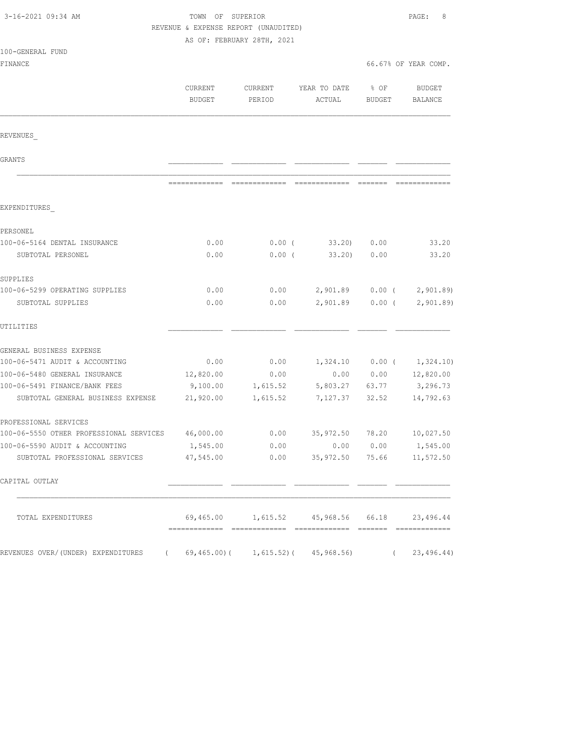3-16-2021 09:34 AM

TOWN OF SUPERIOR

REVENUE & EXPENSE REPORT (UNAUDITED)

AS OF: FEBRUARY 28TH, 2021

100-GENERAL FUND

FINANCE — 66.67% OF YEAR COMP.

| | CURRENT BUDGET | CURRENT PERIOD | YEAR TO DATE ACTUAL | % OF BUDGET | BUDGET BALANCE |
|---|---|---|---|---|---|
| **REVENUES_** | | | | | |
| GRANTS | | | | | |
| **EXPENDITURES_** | | | | | |
| PERSONEL | | | | | |
| 100-06-5164 DENTAL INSURANCE | 0.00 | 0.00 | ( 33.20) | 0.00 | 33.20 |
| SUBTOTAL PERSONEL | 0.00 | 0.00 | ( 33.20) | 0.00 | 33.20 |
| SUPPLIES | | | | | |
| 100-06-5299 OPERATING SUPPLIES | 0.00 | 0.00 | 2,901.89 | 0.00 | ( 2,901.89) |
| SUBTOTAL SUPPLIES | 0.00 | 0.00 | 2,901.89 | 0.00 | ( 2,901.89) |
| UTILITIES | | | | | |
| GENERAL BUSINESS EXPENSE | | | | | |
| 100-06-5471 AUDIT & ACCOUNTING | 0.00 | 0.00 | 1,324.10 | 0.00 | ( 1,324.10) |
| 100-06-5480 GENERAL INSURANCE | 12,820.00 | 0.00 | 0.00 | 0.00 | 12,820.00 |
| 100-06-5491 FINANCE/BANK FEES | 9,100.00 | 1,615.52 | 5,803.27 | 63.77 | 3,296.73 |
| SUBTOTAL GENERAL BUSINESS EXPENSE | 21,920.00 | 1,615.52 | 7,127.37 | 32.52 | 14,792.63 |
| PROFESSIONAL SERVICES | | | | | |
| 100-06-5550 OTHER PROFESSIONAL SERVICES | 46,000.00 | 0.00 | 35,972.50 | 78.20 | 10,027.50 |
| 100-06-5590 AUDIT & ACCOUNTING | 1,545.00 | 0.00 | 0.00 | 0.00 | 1,545.00 |
| SUBTOTAL PROFESSIONAL SERVICES | 47,545.00 | 0.00 | 35,972.50 | 75.66 | 11,572.50 |
| CAPITAL OUTLAY | | | | | |
| TOTAL EXPENDITURES | 69,465.00 | 1,615.52 | 45,968.56 | 66.18 | 23,496.44 |
| REVENUES OVER/(UNDER) EXPENDITURES | ( 69,465.00) | ( 1,615.52) | ( 45,968.56) | | ( 23,496.44) |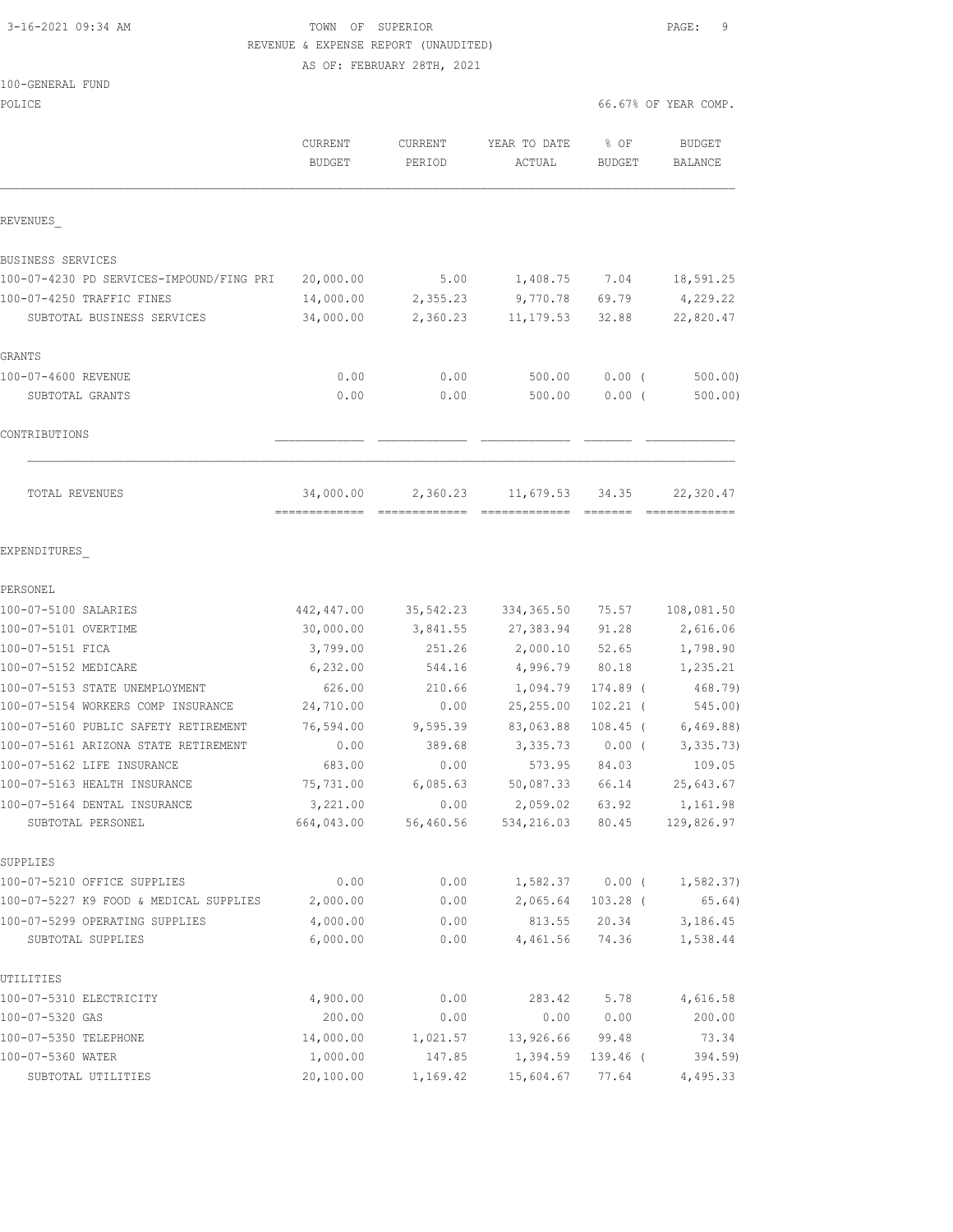TOWN OF SUPERIOR
REVENUE & EXPENSE REPORT (UNAUDITED)
AS OF: FEBRUARY 28TH, 2021

100-GENERAL FUND
POLICE

66.67% OF YEAR COMP.

| | CURRENT BUDGET | CURRENT PERIOD | YEAR TO DATE ACTUAL | % OF BUDGET | BUDGET BALANCE |
|---|---|---|---|---|---|
| **REVENUES** | | | | | |
| BUSINESS SERVICES | | | | | |
| 100-07-4230 PD SERVICES-IMPOUND/FING PRI | 20,000.00 | 5.00 | 1,408.75 | 7.04 | 18,591.25 |
| 100-07-4250 TRAFFIC FINES | 14,000.00 | 2,355.23 | 9,770.78 | 69.79 | 4,229.22 |
| SUBTOTAL BUSINESS SERVICES | 34,000.00 | 2,360.23 | 11,179.53 | 32.88 | 22,820.47 |
| GRANTS | | | | | |
| 100-07-4600 REVENUE | 0.00 | 0.00 | 500.00 | 0.00 ( | 500.00) |
| SUBTOTAL GRANTS | 0.00 | 0.00 | 500.00 | 0.00 ( | 500.00) |
| CONTRIBUTIONS | | | | | |
| TOTAL REVENUES | 34,000.00 | 2,360.23 | 11,679.53 | 34.35 | 22,320.47 |
| **EXPENDITURES** | | | | | |
| PERSONEL | | | | | |
| 100-07-5100 SALARIES | 442,447.00 | 35,542.23 | 334,365.50 | 75.57 | 108,081.50 |
| 100-07-5101 OVERTIME | 30,000.00 | 3,841.55 | 27,383.94 | 91.28 | 2,616.06 |
| 100-07-5151 FICA | 3,799.00 | 251.26 | 2,000.10 | 52.65 | 1,798.90 |
| 100-07-5152 MEDICARE | 6,232.00 | 544.16 | 4,996.79 | 80.18 | 1,235.21 |
| 100-07-5153 STATE UNEMPLOYMENT | 626.00 | 210.66 | 1,094.79 | 174.89 ( | 468.79) |
| 100-07-5154 WORKERS COMP INSURANCE | 24,710.00 | 0.00 | 25,255.00 | 102.21 ( | 545.00) |
| 100-07-5160 PUBLIC SAFETY RETIREMENT | 76,594.00 | 9,595.39 | 83,063.88 | 108.45 ( | 6,469.88) |
| 100-07-5161 ARIZONA STATE RETIREMENT | 0.00 | 389.68 | 3,335.73 | 0.00 ( | 3,335.73) |
| 100-07-5162 LIFE INSURANCE | 683.00 | 0.00 | 573.95 | 84.03 | 109.05 |
| 100-07-5163 HEALTH INSURANCE | 75,731.00 | 6,085.63 | 50,087.33 | 66.14 | 25,643.67 |
| 100-07-5164 DENTAL INSURANCE | 3,221.00 | 0.00 | 2,059.02 | 63.92 | 1,161.98 |
| SUBTOTAL PERSONEL | 664,043.00 | 56,460.56 | 534,216.03 | 80.45 | 129,826.97 |
| SUPPLIES | | | | | |
| 100-07-5210 OFFICE SUPPLIES | 0.00 | 0.00 | 1,582.37 | 0.00 ( | 1,582.37) |
| 100-07-5227 K9 FOOD & MEDICAL SUPPLIES | 2,000.00 | 0.00 | 2,065.64 | 103.28 ( | 65.64) |
| 100-07-5299 OPERATING SUPPLIES | 4,000.00 | 0.00 | 813.55 | 20.34 | 3,186.45 |
| SUBTOTAL SUPPLIES | 6,000.00 | 0.00 | 4,461.56 | 74.36 | 1,538.44 |
| UTILITIES | | | | | |
| 100-07-5310 ELECTRICITY | 4,900.00 | 0.00 | 283.42 | 5.78 | 4,616.58 |
| 100-07-5320 GAS | 200.00 | 0.00 | 0.00 | 0.00 | 200.00 |
| 100-07-5350 TELEPHONE | 14,000.00 | 1,021.57 | 13,926.66 | 99.48 | 73.34 |
| 100-07-5360 WATER | 1,000.00 | 147.85 | 1,394.59 | 139.46 ( | 394.59) |
| SUBTOTAL UTILITIES | 20,100.00 | 1,169.42 | 15,604.67 | 77.64 | 4,495.33 |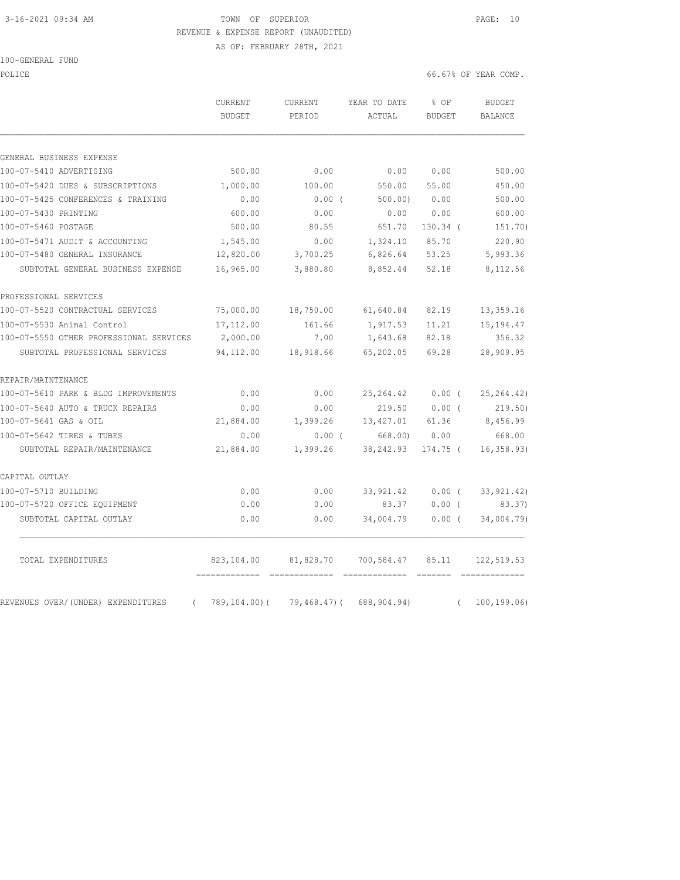3-16-2021 09:34 AM TOWN OF SUPERIOR

REVENUE & EXPENSE REPORT (UNAUDITED)

AS OF: FEBRUARY 28TH, 2021

100-GENERAL FUND

POLICE 66.67% OF YEAR COMP.

| | CURRENT BUDGET | CURRENT PERIOD | YEAR TO DATE ACTUAL | % OF BUDGET | BUDGET BALANCE |
|---|---|---|---|---|---|
| GENERAL BUSINESS EXPENSE | | | | | |
| 100-07-5410 ADVERTISING | 500.00 | 0.00 | 0.00 | 0.00 | 500.00 |
| 100-07-5420 DUES & SUBSCRIPTIONS | 1,000.00 | 100.00 | 550.00 | 55.00 | 450.00 |
| 100-07-5425 CONFERENCES & TRAINING | 0.00 | 0.00 ( | 500.00) | 0.00 | 500.00 |
| 100-07-5430 PRINTING | 600.00 | 0.00 | 0.00 | 0.00 | 600.00 |
| 100-07-5460 POSTAGE | 500.00 | 80.55 | 651.70 | 130.34 ( | 151.70) |
| 100-07-5471 AUDIT & ACCOUNTING | 1,545.00 | 0.00 | 1,324.10 | 85.70 | 220.90 |
| 100-07-5480 GENERAL INSURANCE | 12,820.00 | 3,700.25 | 6,826.64 | 53.25 | 5,993.36 |
| SUBTOTAL GENERAL BUSINESS EXPENSE | 16,965.00 | 3,880.80 | 8,852.44 | 52.18 | 8,112.56 |
| PROFESSIONAL SERVICES | | | | | |
| 100-07-5520 CONTRACTUAL SERVICES | 75,000.00 | 18,750.00 | 61,640.84 | 82.19 | 13,359.16 |
| 100-07-5530 Animal Control | 17,112.00 | 161.66 | 1,917.53 | 11.21 | 15,194.47 |
| 100-07-5550 OTHER PROFESSIONAL SERVICES | 2,000.00 | 7.00 | 1,643.68 | 82.18 | 356.32 |
| SUBTOTAL PROFESSIONAL SERVICES | 94,112.00 | 18,918.66 | 65,202.05 | 69.28 | 28,909.95 |
| REPAIR/MAINTENANCE | | | | | |
| 100-07-5610 PARK & BLDG IMPROVEMENTS | 0.00 | 0.00 | 25,264.42 | 0.00 ( | 25,264.42) |
| 100-07-5640 AUTO & TRUCK REPAIRS | 0.00 | 0.00 | 219.50 | 0.00 ( | 219.50) |
| 100-07-5641 GAS & OIL | 21,884.00 | 1,399.26 | 13,427.01 | 61.36 | 8,456.99 |
| 100-07-5642 TIRES & TUBES | 0.00 | 0.00 ( | 668.00) | 0.00 | 668.00 |
| SUBTOTAL REPAIR/MAINTENANCE | 21,884.00 | 1,399.26 | 38,242.93 | 174.75 ( | 16,358.93) |
| CAPITAL OUTLAY | | | | | |
| 100-07-5710 BUILDING | 0.00 | 0.00 | 33,921.42 | 0.00 ( | 33,921.42) |
| 100-07-5720 OFFICE EQUIPMENT | 0.00 | 0.00 | 83.37 | 0.00 ( | 83.37) |
| SUBTOTAL CAPITAL OUTLAY | 0.00 | 0.00 | 34,004.79 | 0.00 ( | 34,004.79) |
| TOTAL EXPENDITURES | 823,104.00 | 81,828.70 | 700,584.47 | 85.11 | 122,519.53 |
| REVENUES OVER/(UNDER) EXPENDITURES | ( 789,104.00)( | 79,468.47)( | 688,904.94) | ( | 100,199.06) |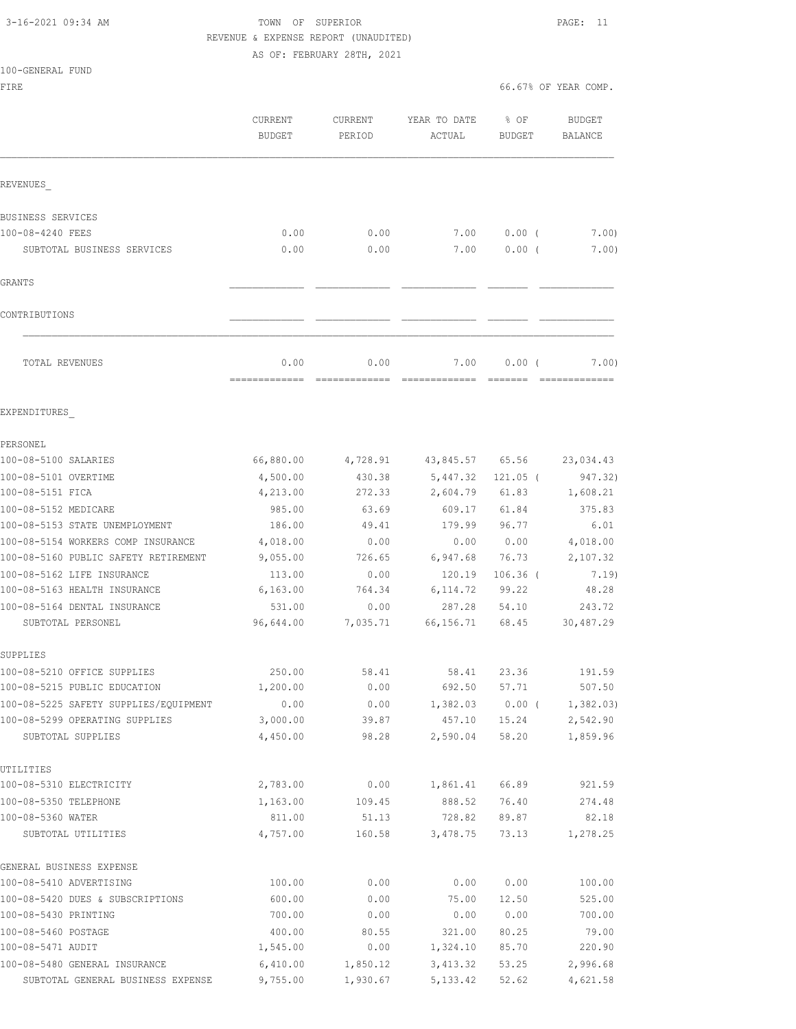3-16-2021 09:34 AM

TOWN OF SUPERIOR

REVENUE & EXPENSE REPORT (UNAUDITED)

AS OF: FEBRUARY 28TH, 2021

100-GENERAL FUND

FIRE

66.67% OF YEAR COMP.

| | CURRENT BUDGET | CURRENT PERIOD | YEAR TO DATE ACTUAL | % OF BUDGET | BUDGET BALANCE |
|---|---|---|---|---|---|
| **REVENUES** | | | | | |
| BUSINESS SERVICES | | | | | |
| 100-08-4240 FEES | 0.00 | 0.00 | 7.00 | 0.00 ( | 7.00) |
| SUBTOTAL BUSINESS SERVICES | 0.00 | 0.00 | 7.00 | 0.00 ( | 7.00) |
| GRANTS | | | | | |
| CONTRIBUTIONS | | | | | |
| TOTAL REVENUES | 0.00 | 0.00 | 7.00 | 0.00 ( | 7.00) |
| **EXPENDITURES** | | | | | |
| PERSONEL | | | | | |
| 100-08-5100 SALARIES | 66,880.00 | 4,728.91 | 43,845.57 | 65.56 | 23,034.43 |
| 100-08-5101 OVERTIME | 4,500.00 | 430.38 | 5,447.32 | 121.05 ( | 947.32) |
| 100-08-5151 FICA | 4,213.00 | 272.33 | 2,604.79 | 61.83 | 1,608.21 |
| 100-08-5152 MEDICARE | 985.00 | 63.69 | 609.17 | 61.84 | 375.83 |
| 100-08-5153 STATE UNEMPLOYMENT | 186.00 | 49.41 | 179.99 | 96.77 | 6.01 |
| 100-08-5154 WORKERS COMP INSURANCE | 4,018.00 | 0.00 | 0.00 | 0.00 | 4,018.00 |
| 100-08-5160 PUBLIC SAFETY RETIREMENT | 9,055.00 | 726.65 | 6,947.68 | 76.73 | 2,107.32 |
| 100-08-5162 LIFE INSURANCE | 113.00 | 0.00 | 120.19 | 106.36 ( | 7.19) |
| 100-08-5163 HEALTH INSURANCE | 6,163.00 | 764.34 | 6,114.72 | 99.22 | 48.28 |
| 100-08-5164 DENTAL INSURANCE | 531.00 | 0.00 | 287.28 | 54.10 | 243.72 |
| SUBTOTAL PERSONEL | 96,644.00 | 7,035.71 | 66,156.71 | 68.45 | 30,487.29 |
| SUPPLIES | | | | | |
| 100-08-5210 OFFICE SUPPLIES | 250.00 | 58.41 | 58.41 | 23.36 | 191.59 |
| 100-08-5215 PUBLIC EDUCATION | 1,200.00 | 0.00 | 692.50 | 57.71 | 507.50 |
| 100-08-5225 SAFETY SUPPLIES/EQUIPMENT | 0.00 | 0.00 | 1,382.03 | 0.00 ( | 1,382.03) |
| 100-08-5299 OPERATING SUPPLIES | 3,000.00 | 39.87 | 457.10 | 15.24 | 2,542.90 |
| SUBTOTAL SUPPLIES | 4,450.00 | 98.28 | 2,590.04 | 58.20 | 1,859.96 |
| UTILITIES | | | | | |
| 100-08-5310 ELECTRICITY | 2,783.00 | 0.00 | 1,861.41 | 66.89 | 921.59 |
| 100-08-5350 TELEPHONE | 1,163.00 | 109.45 | 888.52 | 76.40 | 274.48 |
| 100-08-5360 WATER | 811.00 | 51.13 | 728.82 | 89.87 | 82.18 |
| SUBTOTAL UTILITIES | 4,757.00 | 160.58 | 3,478.75 | 73.13 | 1,278.25 |
| GENERAL BUSINESS EXPENSE | | | | | |
| 100-08-5410 ADVERTISING | 100.00 | 0.00 | 0.00 | 0.00 | 100.00 |
| 100-08-5420 DUES & SUBSCRIPTIONS | 600.00 | 0.00 | 75.00 | 12.50 | 525.00 |
| 100-08-5430 PRINTING | 700.00 | 0.00 | 0.00 | 0.00 | 700.00 |
| 100-08-5460 POSTAGE | 400.00 | 80.55 | 321.00 | 80.25 | 79.00 |
| 100-08-5471 AUDIT | 1,545.00 | 0.00 | 1,324.10 | 85.70 | 220.90 |
| 100-08-5480 GENERAL INSURANCE | 6,410.00 | 1,850.12 | 3,413.32 | 53.25 | 2,996.68 |
| SUBTOTAL GENERAL BUSINESS EXPENSE | 9,755.00 | 1,930.67 | 5,133.42 | 52.62 | 4,621.58 |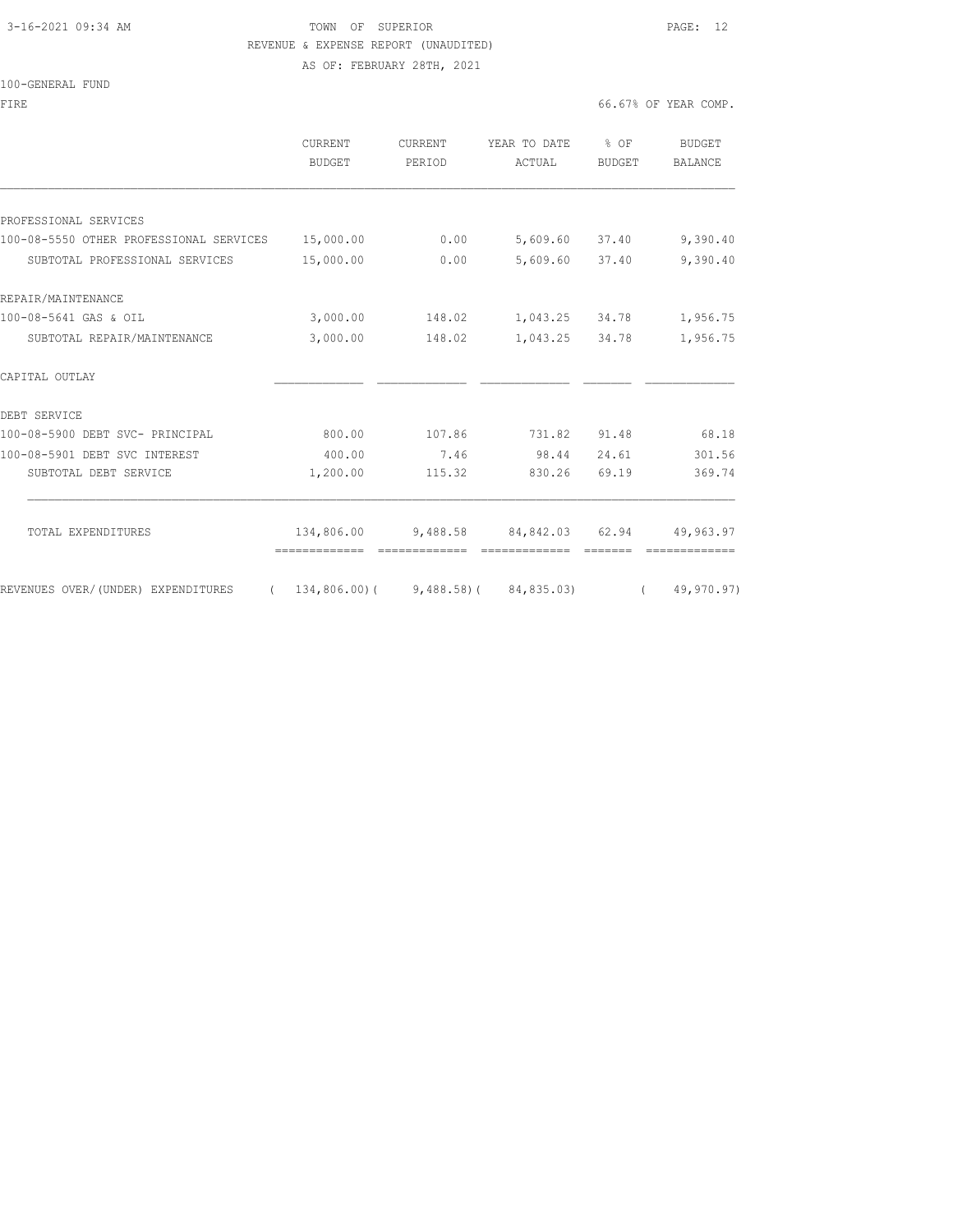TOWN OF SUPERIOR
REVENUE & EXPENSE REPORT (UNAUDITED)
AS OF: FEBRUARY 28TH, 2021

100-GENERAL FUND

FIRE — 66.67% OF YEAR COMP.

| | CURRENT BUDGET | CURRENT PERIOD | YEAR TO DATE ACTUAL | % OF BUDGET | BUDGET BALANCE |
|---|---|---|---|---|---|
| PROFESSIONAL SERVICES | | | | | |
| 100-08-5550 OTHER PROFESSIONAL SERVICES | 15,000.00 | 0.00 | 5,609.60 | 37.40 | 9,390.40 |
| SUBTOTAL PROFESSIONAL SERVICES | 15,000.00 | 0.00 | 5,609.60 | 37.40 | 9,390.40 |
| REPAIR/MAINTENANCE | | | | | |
| 100-08-5641 GAS & OIL | 3,000.00 | 148.02 | 1,043.25 | 34.78 | 1,956.75 |
| SUBTOTAL REPAIR/MAINTENANCE | 3,000.00 | 148.02 | 1,043.25 | 34.78 | 1,956.75 |
| CAPITAL OUTLAY | | | | | |
| DEBT SERVICE | | | | | |
| 100-08-5900 DEBT SVC- PRINCIPAL | 800.00 | 107.86 | 731.82 | 91.48 | 68.18 |
| 100-08-5901 DEBT SVC INTEREST | 400.00 | 7.46 | 98.44 | 24.61 | 301.56 |
| SUBTOTAL DEBT SERVICE | 1,200.00 | 115.32 | 830.26 | 69.19 | 369.74 |
| TOTAL EXPENDITURES | 134,806.00 | 9,488.58 | 84,842.03 | 62.94 | 49,963.97 |
| REVENUES OVER/(UNDER) EXPENDITURES | ( 134,806.00) | ( 9,488.58) | ( 84,835.03) | | ( 49,970.97) |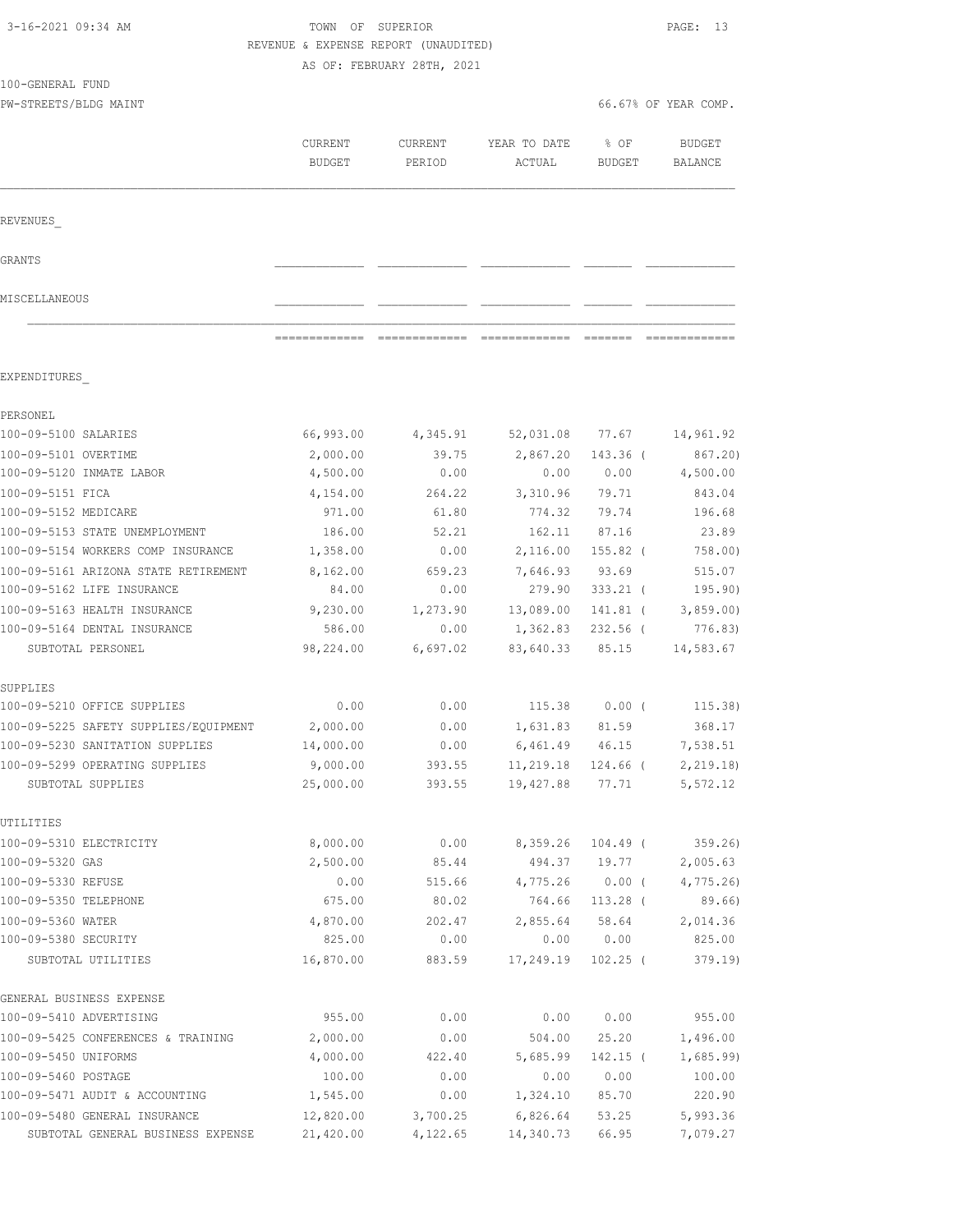3-16-2021 09:34 AM

TOWN OF SUPERIOR

REVENUE & EXPENSE REPORT (UNAUDITED)

AS OF: FEBRUARY 28TH, 2021

100-GENERAL FUND

PW-STREETS/BLDG MAINT

66.67% OF YEAR COMP.

| | CURRENT BUDGET | CURRENT PERIOD | YEAR TO DATE ACTUAL | % OF BUDGET | BUDGET BALANCE |
|---|---|---|---|---|---|
| REVENUES_ | | | | | |
| GRANTS | | | | | |
| MISCELLANEOUS | | | | | |
| EXPENDITURES_ | | | | | |
| PERSONEL | | | | | |
| 100-09-5100 SALARIES | 66,993.00 | 4,345.91 | 52,031.08 | 77.67 | 14,961.92 |
| 100-09-5101 OVERTIME | 2,000.00 | 39.75 | 2,867.20 | 143.36 ( | 867.20) |
| 100-09-5120 INMATE LABOR | 4,500.00 | 0.00 | 0.00 | 0.00 | 4,500.00 |
| 100-09-5151 FICA | 4,154.00 | 264.22 | 3,310.96 | 79.71 | 843.04 |
| 100-09-5152 MEDICARE | 971.00 | 61.80 | 774.32 | 79.74 | 196.68 |
| 100-09-5153 STATE UNEMPLOYMENT | 186.00 | 52.21 | 162.11 | 87.16 | 23.89 |
| 100-09-5154 WORKERS COMP INSURANCE | 1,358.00 | 0.00 | 2,116.00 | 155.82 ( | 758.00) |
| 100-09-5161 ARIZONA STATE RETIREMENT | 8,162.00 | 659.23 | 7,646.93 | 93.69 | 515.07 |
| 100-09-5162 LIFE INSURANCE | 84.00 | 0.00 | 279.90 | 333.21 ( | 195.90) |
| 100-09-5163 HEALTH INSURANCE | 9,230.00 | 1,273.90 | 13,089.00 | 141.81 ( | 3,859.00) |
| 100-09-5164 DENTAL INSURANCE | 586.00 | 0.00 | 1,362.83 | 232.56 ( | 776.83) |
| SUBTOTAL PERSONEL | 98,224.00 | 6,697.02 | 83,640.33 | 85.15 | 14,583.67 |
| SUPPLIES | | | | | |
| 100-09-5210 OFFICE SUPPLIES | 0.00 | 0.00 | 115.38 | 0.00 ( | 115.38) |
| 100-09-5225 SAFETY SUPPLIES/EQUIPMENT | 2,000.00 | 0.00 | 1,631.83 | 81.59 | 368.17 |
| 100-09-5230 SANITATION SUPPLIES | 14,000.00 | 0.00 | 6,461.49 | 46.15 | 7,538.51 |
| 100-09-5299 OPERATING SUPPLIES | 9,000.00 | 393.55 | 11,219.18 | 124.66 ( | 2,219.18) |
| SUBTOTAL SUPPLIES | 25,000.00 | 393.55 | 19,427.88 | 77.71 | 5,572.12 |
| UTILITIES | | | | | |
| 100-09-5310 ELECTRICITY | 8,000.00 | 0.00 | 8,359.26 | 104.49 ( | 359.26) |
| 100-09-5320 GAS | 2,500.00 | 85.44 | 494.37 | 19.77 | 2,005.63 |
| 100-09-5330 REFUSE | 0.00 | 515.66 | 4,775.26 | 0.00 ( | 4,775.26) |
| 100-09-5350 TELEPHONE | 675.00 | 80.02 | 764.66 | 113.28 ( | 89.66) |
| 100-09-5360 WATER | 4,870.00 | 202.47 | 2,855.64 | 58.64 | 2,014.36 |
| 100-09-5380 SECURITY | 825.00 | 0.00 | 0.00 | 0.00 | 825.00 |
| SUBTOTAL UTILITIES | 16,870.00 | 883.59 | 17,249.19 | 102.25 ( | 379.19) |
| GENERAL BUSINESS EXPENSE | | | | | |
| 100-09-5410 ADVERTISING | 955.00 | 0.00 | 0.00 | 0.00 | 955.00 |
| 100-09-5425 CONFERENCES & TRAINING | 2,000.00 | 0.00 | 504.00 | 25.20 | 1,496.00 |
| 100-09-5450 UNIFORMS | 4,000.00 | 422.40 | 5,685.99 | 142.15 ( | 1,685.99) |
| 100-09-5460 POSTAGE | 100.00 | 0.00 | 0.00 | 0.00 | 100.00 |
| 100-09-5471 AUDIT & ACCOUNTING | 1,545.00 | 0.00 | 1,324.10 | 85.70 | 220.90 |
| 100-09-5480 GENERAL INSURANCE | 12,820.00 | 3,700.25 | 6,826.64 | 53.25 | 5,993.36 |
| SUBTOTAL GENERAL BUSINESS EXPENSE | 21,420.00 | 4,122.65 | 14,340.73 | 66.95 | 7,079.27 |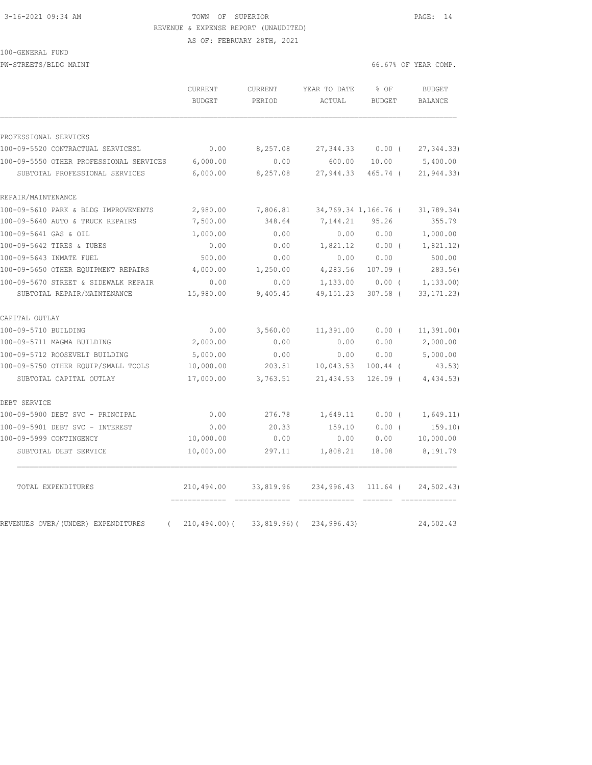3-16-2021 09:34 AM TOWN OF SUPERIOR

REVENUE & EXPENSE REPORT (UNAUDITED)

AS OF: FEBRUARY 28TH, 2021

100-GENERAL FUND

PW-STREETS/BLDG MAINT 66.67% OF YEAR COMP.

| | CURRENT BUDGET | CURRENT PERIOD | YEAR TO DATE ACTUAL | % OF BUDGET | BUDGET BALANCE |
|---|---|---|---|---|---|
| PROFESSIONAL SERVICES | | | | | |
| 100-09-5520 CONTRACTUAL SERVICESL | 0.00 | 8,257.08 | 27,344.33 | 0.00 ( | 27,344.33) |
| 100-09-5550 OTHER PROFESSIONAL SERVICES | 6,000.00 | 0.00 | 600.00 | 10.00 | 5,400.00 |
| SUBTOTAL PROFESSIONAL SERVICES | 6,000.00 | 8,257.08 | 27,944.33 | 465.74 ( | 21,944.33) |
| REPAIR/MAINTENANCE | | | | | |
| 100-09-5610 PARK & BLDG IMPROVEMENTS | 2,980.00 | 7,806.81 | 34,769.34 | 1,166.76 ( | 31,789.34) |
| 100-09-5640 AUTO & TRUCK REPAIRS | 7,500.00 | 348.64 | 7,144.21 | 95.26 | 355.79 |
| 100-09-5641 GAS & OIL | 1,000.00 | 0.00 | 0.00 | 0.00 | 1,000.00 |
| 100-09-5642 TIRES & TUBES | 0.00 | 0.00 | 1,821.12 | 0.00 ( | 1,821.12) |
| 100-09-5643 INMATE FUEL | 500.00 | 0.00 | 0.00 | 0.00 | 500.00 |
| 100-09-5650 OTHER EQUIPMENT REPAIRS | 4,000.00 | 1,250.00 | 4,283.56 | 107.09 ( | 283.56) |
| 100-09-5670 STREET & SIDEWALK REPAIR | 0.00 | 0.00 | 1,133.00 | 0.00 ( | 1,133.00) |
| SUBTOTAL REPAIR/MAINTENANCE | 15,980.00 | 9,405.45 | 49,151.23 | 307.58 ( | 33,171.23) |
| CAPITAL OUTLAY | | | | | |
| 100-09-5710 BUILDING | 0.00 | 3,560.00 | 11,391.00 | 0.00 ( | 11,391.00) |
| 100-09-5711 MAGMA BUILDING | 2,000.00 | 0.00 | 0.00 | 0.00 | 2,000.00 |
| 100-09-5712 ROOSEVELT BUILDING | 5,000.00 | 0.00 | 0.00 | 0.00 | 5,000.00 |
| 100-09-5750 OTHER EQUIP/SMALL TOOLS | 10,000.00 | 203.51 | 10,043.53 | 100.44 ( | 43.53) |
| SUBTOTAL CAPITAL OUTLAY | 17,000.00 | 3,763.51 | 21,434.53 | 126.09 ( | 4,434.53) |
| DEBT SERVICE | | | | | |
| 100-09-5900 DEBT SVC - PRINCIPAL | 0.00 | 276.78 | 1,649.11 | 0.00 ( | 1,649.11) |
| 100-09-5901 DEBT SVC - INTEREST | 0.00 | 20.33 | 159.10 | 0.00 ( | 159.10) |
| 100-09-5999 CONTINGENCY | 10,000.00 | 0.00 | 0.00 | 0.00 | 10,000.00 |
| SUBTOTAL DEBT SERVICE | 10,000.00 | 297.11 | 1,808.21 | 18.08 | 8,191.79 |
| TOTAL EXPENDITURES | 210,494.00 | 33,819.96 | 234,996.43 | 111.64 ( | 24,502.43) |
| REVENUES OVER/(UNDER) EXPENDITURES | ( 210,494.00)( | 33,819.96)( | 234,996.43) | | 24,502.43 |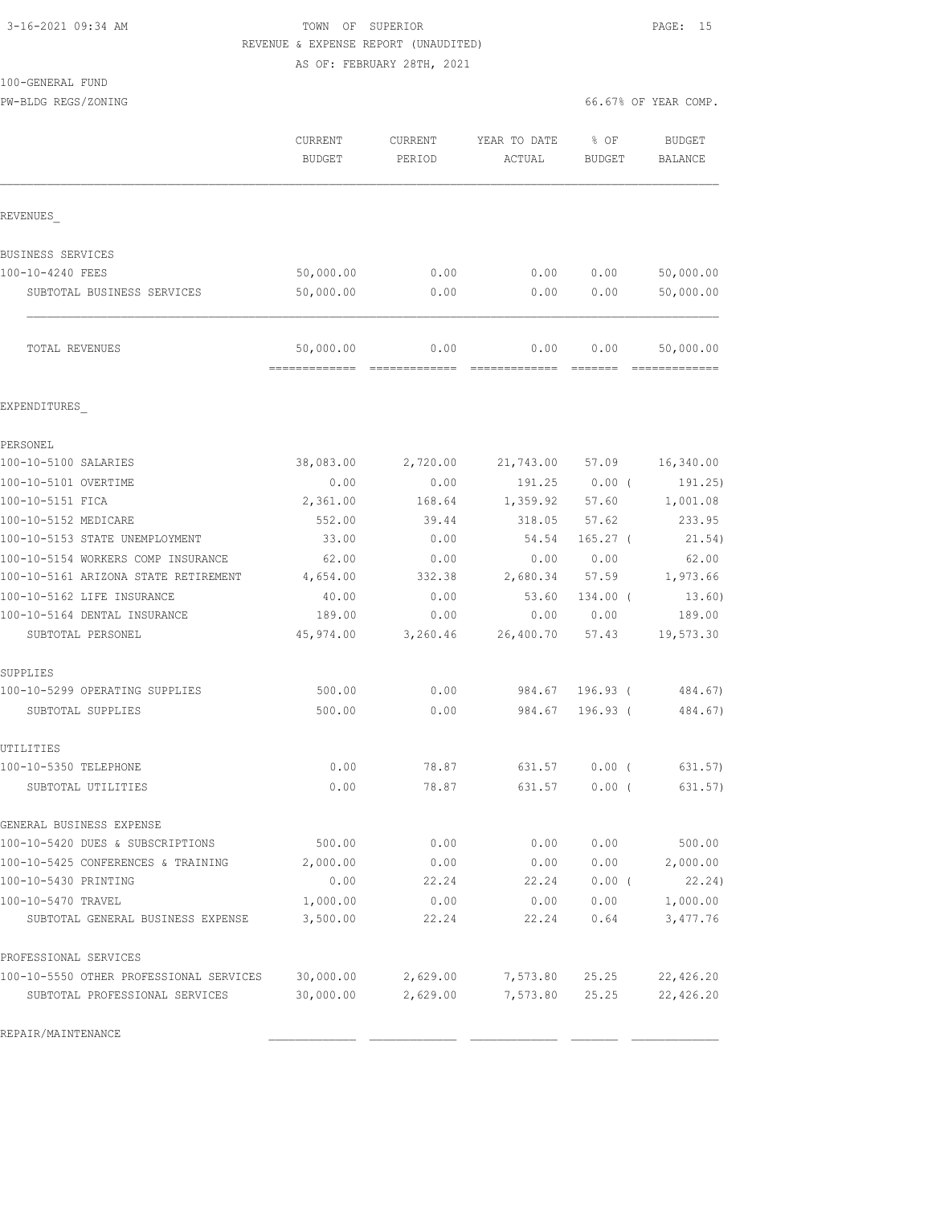3-16-2021 09:34 AM TOWN OF SUPERIOR

REVENUE & EXPENSE REPORT (UNAUDITED)

AS OF: FEBRUARY 28TH, 2021

100-GENERAL FUND

PW-BLDG REGS/ZONING 66.67% OF YEAR COMP.

| | CURRENT BUDGET | CURRENT PERIOD | YEAR TO DATE ACTUAL | % OF BUDGET | BUDGET BALANCE |
|---|---|---|---|---|---|
| REVENUES_ | | | | | |
| BUSINESS SERVICES | | | | | |
| 100-10-4240 FEES | 50,000.00 | 0.00 | 0.00 | 0.00 | 50,000.00 |
| SUBTOTAL BUSINESS SERVICES | 50,000.00 | 0.00 | 0.00 | 0.00 | 50,000.00 |
| TOTAL REVENUES | 50,000.00 | 0.00 | 0.00 | 0.00 | 50,000.00 |
| EXPENDITURES_ | | | | | |
| PERSONEL | | | | | |
| 100-10-5100 SALARIES | 38,083.00 | 2,720.00 | 21,743.00 | 57.09 | 16,340.00 |
| 100-10-5101 OVERTIME | 0.00 | 0.00 | 191.25 | 0.00 ( | 191.25) |
| 100-10-5151 FICA | 2,361.00 | 168.64 | 1,359.92 | 57.60 | 1,001.08 |
| 100-10-5152 MEDICARE | 552.00 | 39.44 | 318.05 | 57.62 | 233.95 |
| 100-10-5153 STATE UNEMPLOYMENT | 33.00 | 0.00 | 54.54 | 165.27 ( | 21.54) |
| 100-10-5154 WORKERS COMP INSURANCE | 62.00 | 0.00 | 0.00 | 0.00 | 62.00 |
| 100-10-5161 ARIZONA STATE RETIREMENT | 4,654.00 | 332.38 | 2,680.34 | 57.59 | 1,973.66 |
| 100-10-5162 LIFE INSURANCE | 40.00 | 0.00 | 53.60 | 134.00 ( | 13.60) |
| 100-10-5164 DENTAL INSURANCE | 189.00 | 0.00 | 0.00 | 0.00 | 189.00 |
| SUBTOTAL PERSONEL | 45,974.00 | 3,260.46 | 26,400.70 | 57.43 | 19,573.30 |
| SUPPLIES | | | | | |
| 100-10-5299 OPERATING SUPPLIES | 500.00 | 0.00 | 984.67 | 196.93 ( | 484.67) |
| SUBTOTAL SUPPLIES | 500.00 | 0.00 | 984.67 | 196.93 ( | 484.67) |
| UTILITIES | | | | | |
| 100-10-5350 TELEPHONE | 0.00 | 78.87 | 631.57 | 0.00 ( | 631.57) |
| SUBTOTAL UTILITIES | 0.00 | 78.87 | 631.57 | 0.00 ( | 631.57) |
| GENERAL BUSINESS EXPENSE | | | | | |
| 100-10-5420 DUES & SUBSCRIPTIONS | 500.00 | 0.00 | 0.00 | 0.00 | 500.00 |
| 100-10-5425 CONFERENCES & TRAINING | 2,000.00 | 0.00 | 0.00 | 0.00 | 2,000.00 |
| 100-10-5430 PRINTING | 0.00 | 22.24 | 22.24 | 0.00 ( | 22.24) |
| 100-10-5470 TRAVEL | 1,000.00 | 0.00 | 0.00 | 0.00 | 1,000.00 |
| SUBTOTAL GENERAL BUSINESS EXPENSE | 3,500.00 | 22.24 | 22.24 | 0.64 | 3,477.76 |
| PROFESSIONAL SERVICES | | | | | |
| 100-10-5550 OTHER PROFESSIONAL SERVICES | 30,000.00 | 2,629.00 | 7,573.80 | 25.25 | 22,426.20 |
| SUBTOTAL PROFESSIONAL SERVICES | 30,000.00 | 2,629.00 | 7,573.80 | 25.25 | 22,426.20 |
| REPAIR/MAINTENANCE | | | | | |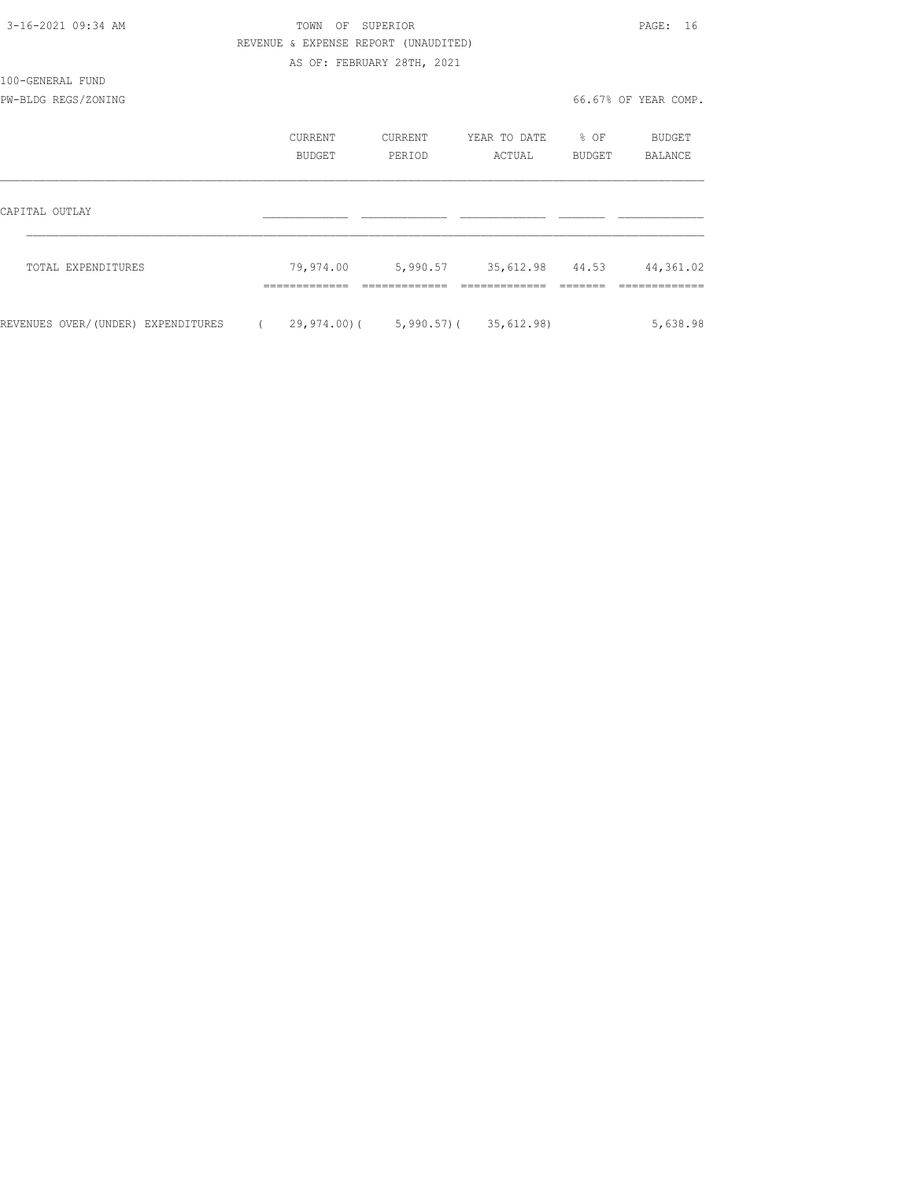TOWN OF SUPERIOR

REVENUE & EXPENSE REPORT (UNAUDITED)

AS OF: FEBRUARY 28TH, 2021

100-GENERAL FUND

PW-BLDG REGS/ZONING

66.67% OF YEAR COMP.

| | CURRENT BUDGET | CURRENT PERIOD | YEAR TO DATE ACTUAL | % OF BUDGET | BUDGET BALANCE |
|---|---|---|---|---|---|
| CAPITAL OUTLAY | | | | | |
| TOTAL EXPENDITURES | 79,974.00 | 5,990.57 | 35,612.98 | 44.53 | 44,361.02 |
| REVENUES OVER/(UNDER) EXPENDITURES | ( 29,974.00) | ( 5,990.57) | ( 35,612.98) | | 5,638.98 |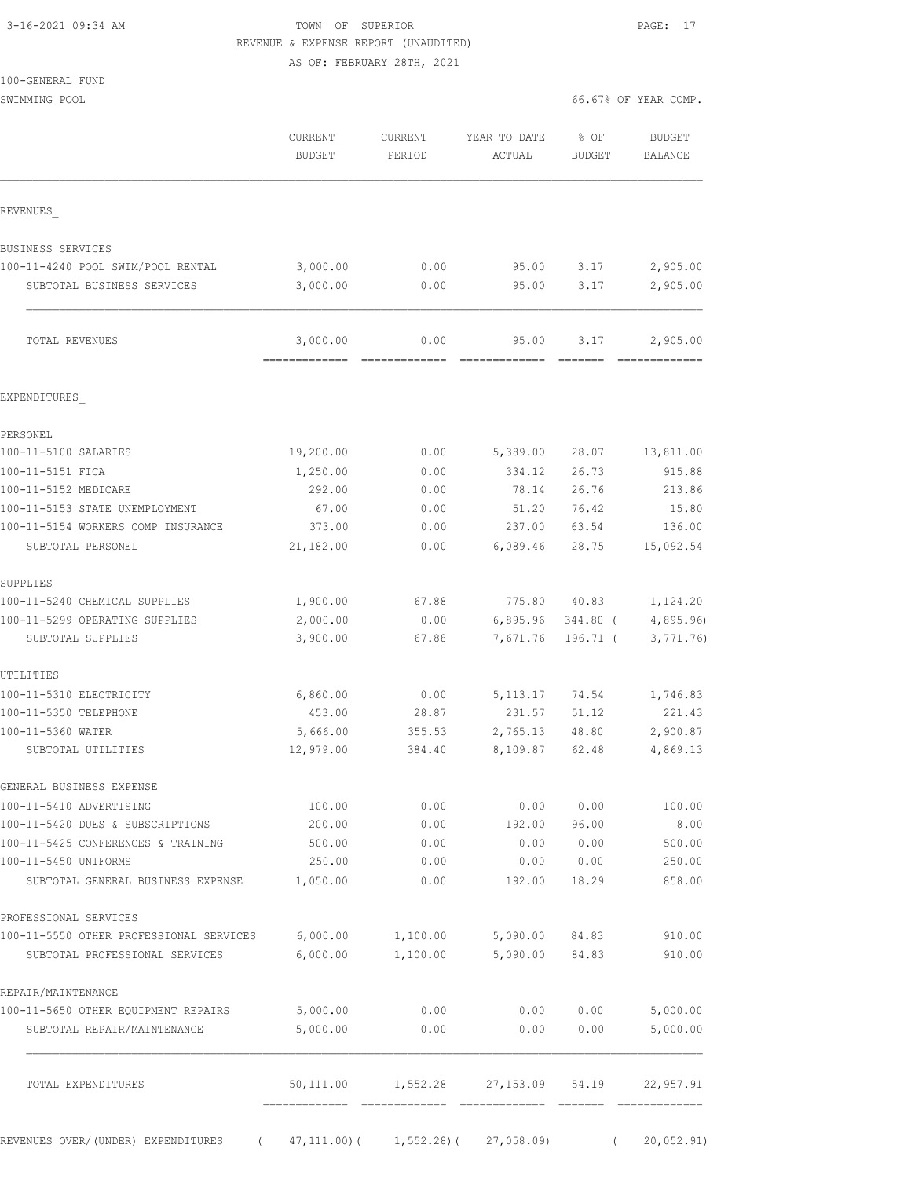3-16-2021 09:34 AM

TOWN OF SUPERIOR

REVENUE & EXPENSE REPORT (UNAUDITED)

AS OF: FEBRUARY 28TH, 2021

100-GENERAL FUND

SWIMMING POOL — 66.67% OF YEAR COMP.

| | CURRENT BUDGET | CURRENT PERIOD | YEAR TO DATE ACTUAL | % OF BUDGET | BUDGET BALANCE |
|---|---|---|---|---|---|
| **REVENUES** | | | | | |
| BUSINESS SERVICES | | | | | |
| 100-11-4240 POOL SWIM/POOL RENTAL | 3,000.00 | 0.00 | 95.00 | 3.17 | 2,905.00 |
| SUBTOTAL BUSINESS SERVICES | 3,000.00 | 0.00 | 95.00 | 3.17 | 2,905.00 |
| TOTAL REVENUES | 3,000.00 | 0.00 | 95.00 | 3.17 | 2,905.00 |
| **EXPENDITURES** | | | | | |
| PERSONEL | | | | | |
| 100-11-5100 SALARIES | 19,200.00 | 0.00 | 5,389.00 | 28.07 | 13,811.00 |
| 100-11-5151 FICA | 1,250.00 | 0.00 | 334.12 | 26.73 | 915.88 |
| 100-11-5152 MEDICARE | 292.00 | 0.00 | 78.14 | 26.76 | 213.86 |
| 100-11-5153 STATE UNEMPLOYMENT | 67.00 | 0.00 | 51.20 | 76.42 | 15.80 |
| 100-11-5154 WORKERS COMP INSURANCE | 373.00 | 0.00 | 237.00 | 63.54 | 136.00 |
| SUBTOTAL PERSONEL | 21,182.00 | 0.00 | 6,089.46 | 28.75 | 15,092.54 |
| SUPPLIES | | | | | |
| 100-11-5240 CHEMICAL SUPPLIES | 1,900.00 | 67.88 | 775.80 | 40.83 | 1,124.20 |
| 100-11-5299 OPERATING SUPPLIES | 2,000.00 | 0.00 | 6,895.96 | 344.80 | ( 4,895.96) |
| SUBTOTAL SUPPLIES | 3,900.00 | 67.88 | 7,671.76 | 196.71 | ( 3,771.76) |
| UTILITIES | | | | | |
| 100-11-5310 ELECTRICITY | 6,860.00 | 0.00 | 5,113.17 | 74.54 | 1,746.83 |
| 100-11-5350 TELEPHONE | 453.00 | 28.87 | 231.57 | 51.12 | 221.43 |
| 100-11-5360 WATER | 5,666.00 | 355.53 | 2,765.13 | 48.80 | 2,900.87 |
| SUBTOTAL UTILITIES | 12,979.00 | 384.40 | 8,109.87 | 62.48 | 4,869.13 |
| GENERAL BUSINESS EXPENSE | | | | | |
| 100-11-5410 ADVERTISING | 100.00 | 0.00 | 0.00 | 0.00 | 100.00 |
| 100-11-5420 DUES & SUBSCRIPTIONS | 200.00 | 0.00 | 192.00 | 96.00 | 8.00 |
| 100-11-5425 CONFERENCES & TRAINING | 500.00 | 0.00 | 0.00 | 0.00 | 500.00 |
| 100-11-5450 UNIFORMS | 250.00 | 0.00 | 0.00 | 0.00 | 250.00 |
| SUBTOTAL GENERAL BUSINESS EXPENSE | 1,050.00 | 0.00 | 192.00 | 18.29 | 858.00 |
| PROFESSIONAL SERVICES | | | | | |
| 100-11-5550 OTHER PROFESSIONAL SERVICES | 6,000.00 | 1,100.00 | 5,090.00 | 84.83 | 910.00 |
| SUBTOTAL PROFESSIONAL SERVICES | 6,000.00 | 1,100.00 | 5,090.00 | 84.83 | 910.00 |
| REPAIR/MAINTENANCE | | | | | |
| 100-11-5650 OTHER EQUIPMENT REPAIRS | 5,000.00 | 0.00 | 0.00 | 0.00 | 5,000.00 |
| SUBTOTAL REPAIR/MAINTENANCE | 5,000.00 | 0.00 | 0.00 | 0.00 | 5,000.00 |
| TOTAL EXPENDITURES | 50,111.00 | 1,552.28 | 27,153.09 | 54.19 | 22,957.91 |
| REVENUES OVER/(UNDER) EXPENDITURES | ( 47,111.00) | ( 1,552.28) | ( 27,058.09) | | ( 20,052.91) |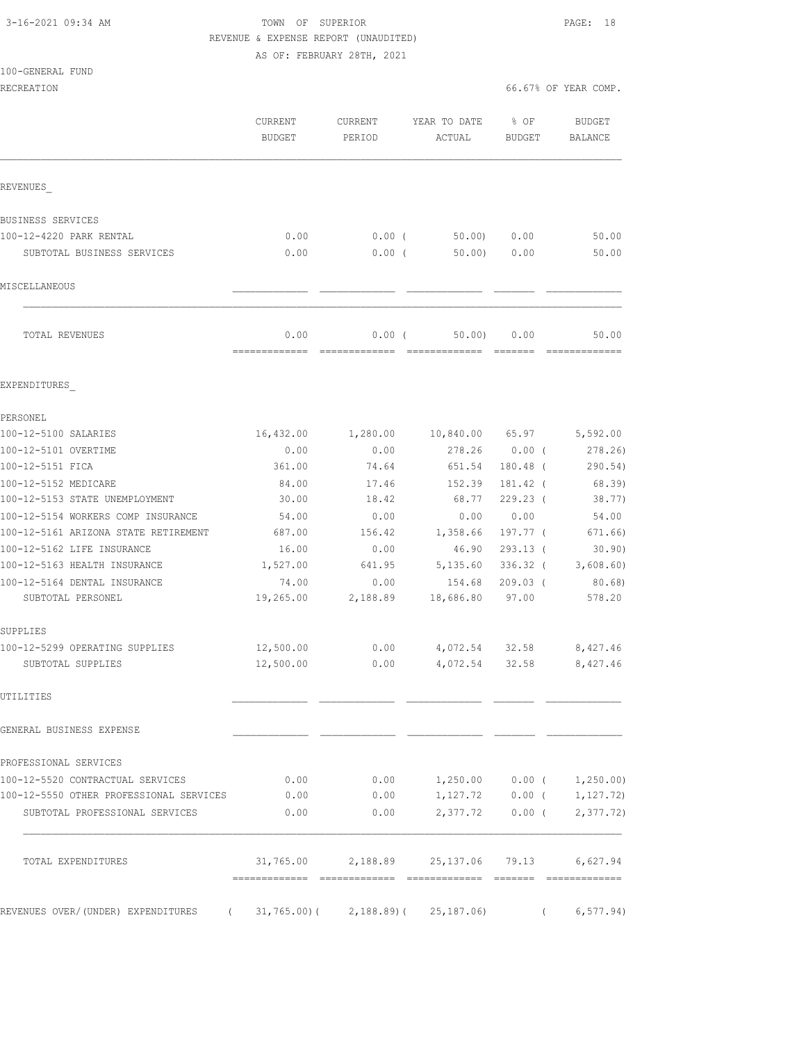3-16-2021 09:34 AM

TOWN OF SUPERIOR
REVENUE & EXPENSE REPORT (UNAUDITED)
AS OF: FEBRUARY 28TH, 2021

100-GENERAL FUND
RECREATION

66.67% OF YEAR COMP.

| | CURRENT BUDGET | CURRENT PERIOD | YEAR TO DATE ACTUAL | % OF BUDGET | BUDGET BALANCE |
|---|---|---|---|---|---|
| REVENUES_ | | | | | |
| BUSINESS SERVICES | | | | | |
| 100-12-4220 PARK RENTAL | 0.00 | 0.00 ( | 50.00) | 0.00 | 50.00 |
| SUBTOTAL BUSINESS SERVICES | 0.00 | 0.00 ( | 50.00) | 0.00 | 50.00 |
| MISCELLANEOUS | | | | | |
| TOTAL REVENUES | 0.00 | 0.00 ( | 50.00) | 0.00 | 50.00 |
| EXPENDITURES_ | | | | | |
| PERSONEL | | | | | |
| 100-12-5100 SALARIES | 16,432.00 | 1,280.00 | 10,840.00 | 65.97 | 5,592.00 |
| 100-12-5101 OVERTIME | 0.00 | 0.00 | 278.26 | 0.00 ( | 278.26) |
| 100-12-5151 FICA | 361.00 | 74.64 | 651.54 | 180.48 ( | 290.54) |
| 100-12-5152 MEDICARE | 84.00 | 17.46 | 152.39 | 181.42 ( | 68.39) |
| 100-12-5153 STATE UNEMPLOYMENT | 30.00 | 18.42 | 68.77 | 229.23 ( | 38.77) |
| 100-12-5154 WORKERS COMP INSURANCE | 54.00 | 0.00 | 0.00 | 0.00 | 54.00 |
| 100-12-5161 ARIZONA STATE RETIREMENT | 687.00 | 156.42 | 1,358.66 | 197.77 ( | 671.66) |
| 100-12-5162 LIFE INSURANCE | 16.00 | 0.00 | 46.90 | 293.13 ( | 30.90) |
| 100-12-5163 HEALTH INSURANCE | 1,527.00 | 641.95 | 5,135.60 | 336.32 ( | 3,608.60) |
| 100-12-5164 DENTAL INSURANCE | 74.00 | 0.00 | 154.68 | 209.03 ( | 80.68) |
| SUBTOTAL PERSONEL | 19,265.00 | 2,188.89 | 18,686.80 | 97.00 | 578.20 |
| SUPPLIES | | | | | |
| 100-12-5299 OPERATING SUPPLIES | 12,500.00 | 0.00 | 4,072.54 | 32.58 | 8,427.46 |
| SUBTOTAL SUPPLIES | 12,500.00 | 0.00 | 4,072.54 | 32.58 | 8,427.46 |
| UTILITIES | | | | | |
| GENERAL BUSINESS EXPENSE | | | | | |
| PROFESSIONAL SERVICES | | | | | |
| 100-12-5520 CONTRACTUAL SERVICES | 0.00 | 0.00 | 1,250.00 | 0.00 ( | 1,250.00) |
| 100-12-5550 OTHER PROFESSIONAL SERVICES | 0.00 | 0.00 | 1,127.72 | 0.00 ( | 1,127.72) |
| SUBTOTAL PROFESSIONAL SERVICES | 0.00 | 0.00 | 2,377.72 | 0.00 ( | 2,377.72) |
| TOTAL EXPENDITURES | 31,765.00 | 2,188.89 | 25,137.06 | 79.13 | 6,627.94 |
| REVENUES OVER/(UNDER) EXPENDITURES | ( 31,765.00)( | 2,188.89)( | 25,187.06) | ( | 6,577.94) |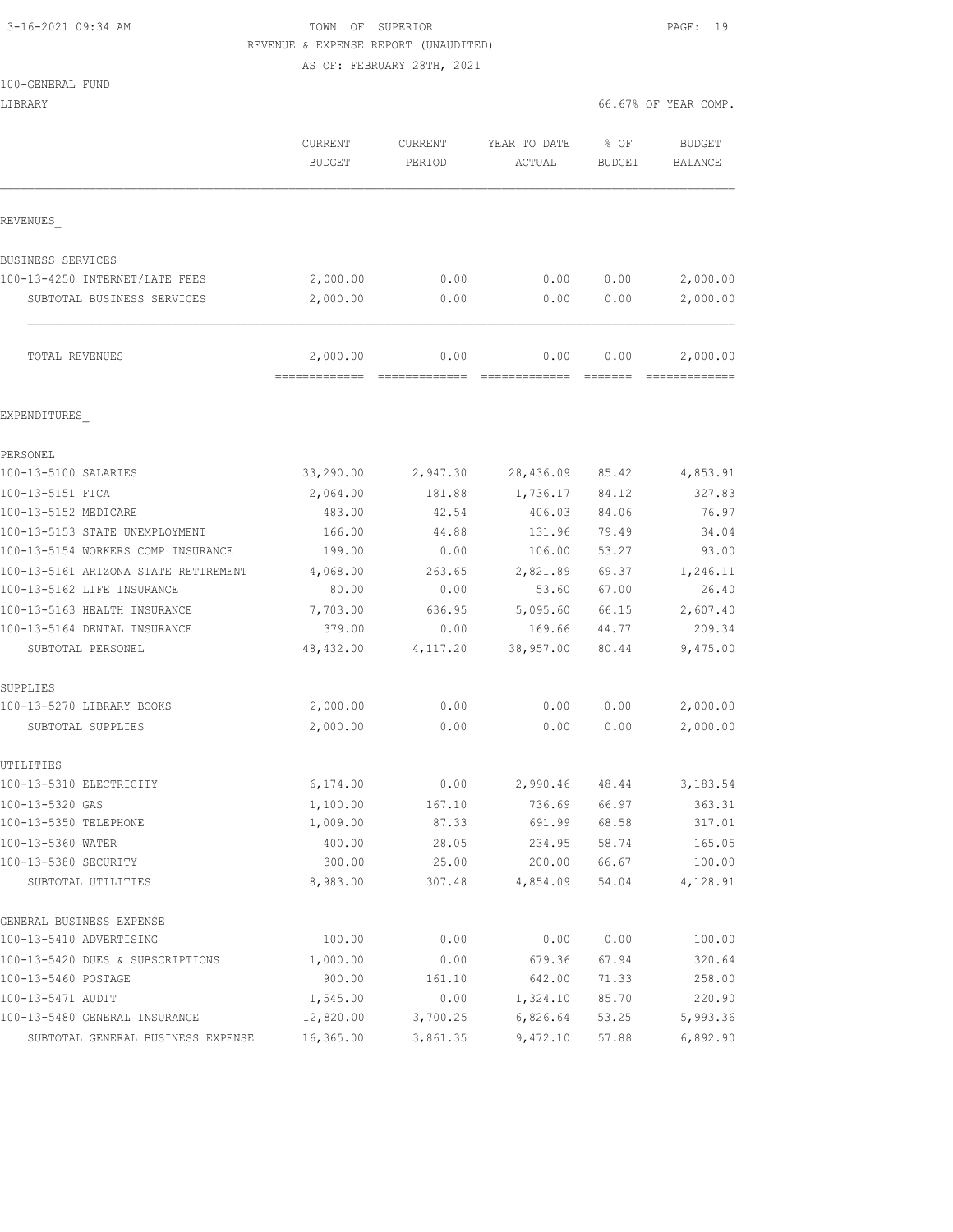TOWN OF SUPERIOR
REVENUE & EXPENSE REPORT (UNAUDITED)
AS OF: FEBRUARY 28TH, 2021

3-16-2021 09:34 AM

100-GENERAL FUND
LIBRARY — 66.67% OF YEAR COMP.

| | CURRENT BUDGET | CURRENT PERIOD | YEAR TO DATE ACTUAL | % OF BUDGET | BUDGET BALANCE |
|---|---|---|---|---|---|
| **REVENUES** | | | | | |
| BUSINESS SERVICES | | | | | |
| 100-13-4250 INTERNET/LATE FEES | 2,000.00 | 0.00 | 0.00 | 0.00 | 2,000.00 |
| SUBTOTAL BUSINESS SERVICES | 2,000.00 | 0.00 | 0.00 | 0.00 | 2,000.00 |
| TOTAL REVENUES | 2,000.00 | 0.00 | 0.00 | 0.00 | 2,000.00 |
| **EXPENDITURES** | | | | | |
| PERSONEL | | | | | |
| 100-13-5100 SALARIES | 33,290.00 | 2,947.30 | 28,436.09 | 85.42 | 4,853.91 |
| 100-13-5151 FICA | 2,064.00 | 181.88 | 1,736.17 | 84.12 | 327.83 |
| 100-13-5152 MEDICARE | 483.00 | 42.54 | 406.03 | 84.06 | 76.97 |
| 100-13-5153 STATE UNEMPLOYMENT | 166.00 | 44.88 | 131.96 | 79.49 | 34.04 |
| 100-13-5154 WORKERS COMP INSURANCE | 199.00 | 0.00 | 106.00 | 53.27 | 93.00 |
| 100-13-5161 ARIZONA STATE RETIREMENT | 4,068.00 | 263.65 | 2,821.89 | 69.37 | 1,246.11 |
| 100-13-5162 LIFE INSURANCE | 80.00 | 0.00 | 53.60 | 67.00 | 26.40 |
| 100-13-5163 HEALTH INSURANCE | 7,703.00 | 636.95 | 5,095.60 | 66.15 | 2,607.40 |
| 100-13-5164 DENTAL INSURANCE | 379.00 | 0.00 | 169.66 | 44.77 | 209.34 |
| SUBTOTAL PERSONEL | 48,432.00 | 4,117.20 | 38,957.00 | 80.44 | 9,475.00 |
| SUPPLIES | | | | | |
| 100-13-5270 LIBRARY BOOKS | 2,000.00 | 0.00 | 0.00 | 0.00 | 2,000.00 |
| SUBTOTAL SUPPLIES | 2,000.00 | 0.00 | 0.00 | 0.00 | 2,000.00 |
| UTILITIES | | | | | |
| 100-13-5310 ELECTRICITY | 6,174.00 | 0.00 | 2,990.46 | 48.44 | 3,183.54 |
| 100-13-5320 GAS | 1,100.00 | 167.10 | 736.69 | 66.97 | 363.31 |
| 100-13-5350 TELEPHONE | 1,009.00 | 87.33 | 691.99 | 68.58 | 317.01 |
| 100-13-5360 WATER | 400.00 | 28.05 | 234.95 | 58.74 | 165.05 |
| 100-13-5380 SECURITY | 300.00 | 25.00 | 200.00 | 66.67 | 100.00 |
| SUBTOTAL UTILITIES | 8,983.00 | 307.48 | 4,854.09 | 54.04 | 4,128.91 |
| GENERAL BUSINESS EXPENSE | | | | | |
| 100-13-5410 ADVERTISING | 100.00 | 0.00 | 0.00 | 0.00 | 100.00 |
| 100-13-5420 DUES & SUBSCRIPTIONS | 1,000.00 | 0.00 | 679.36 | 67.94 | 320.64 |
| 100-13-5460 POSTAGE | 900.00 | 161.10 | 642.00 | 71.33 | 258.00 |
| 100-13-5471 AUDIT | 1,545.00 | 0.00 | 1,324.10 | 85.70 | 220.90 |
| 100-13-5480 GENERAL INSURANCE | 12,820.00 | 3,700.25 | 6,826.64 | 53.25 | 5,993.36 |
| SUBTOTAL GENERAL BUSINESS EXPENSE | 16,365.00 | 3,861.35 | 9,472.10 | 57.88 | 6,892.90 |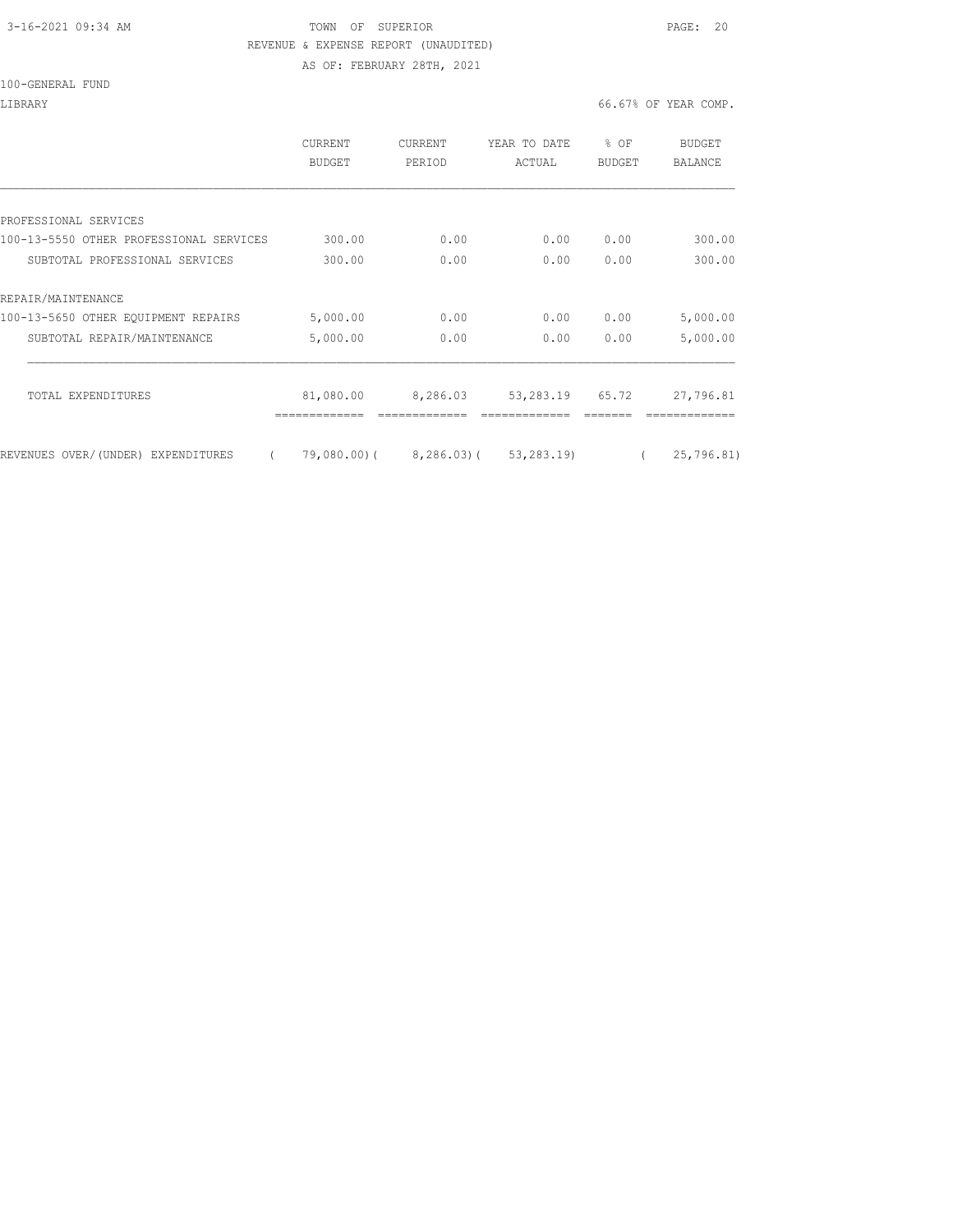3-16-2021 09:34 AM TOWN OF SUPERIOR

REVENUE & EXPENSE REPORT (UNAUDITED)

AS OF: FEBRUARY 28TH, 2021

100-GENERAL FUND

LIBRARY 66.67% OF YEAR COMP.

| | CURRENT BUDGET | CURRENT PERIOD | YEAR TO DATE ACTUAL | % OF BUDGET | BUDGET BALANCE |
|---|---|---|---|---|---|
| PROFESSIONAL SERVICES | | | | | |
| 100-13-5550 OTHER PROFESSIONAL SERVICES | 300.00 | 0.00 | 0.00 | 0.00 | 300.00 |
| SUBTOTAL PROFESSIONAL SERVICES | 300.00 | 0.00 | 0.00 | 0.00 | 300.00 |
| REPAIR/MAINTENANCE | | | | | |
| 100-13-5650 OTHER EQUIPMENT REPAIRS | 5,000.00 | 0.00 | 0.00 | 0.00 | 5,000.00 |
| SUBTOTAL REPAIR/MAINTENANCE | 5,000.00 | 0.00 | 0.00 | 0.00 | 5,000.00 |
| TOTAL EXPENDITURES | 81,080.00 | 8,286.03 | 53,283.19 | 65.72 | 27,796.81 |
| REVENUES OVER/(UNDER) EXPENDITURES | ( 79,080.00) | ( 8,286.03) | ( 53,283.19) | | ( 25,796.81) |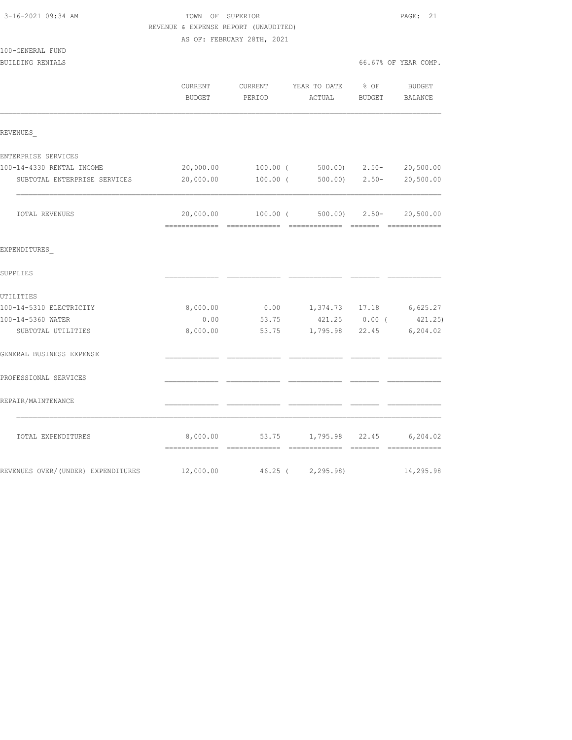3-16-2021 09:34 AM

# TOWN OF SUPERIOR

REVENUE & EXPENSE REPORT (UNAUDITED)

AS OF: FEBRUARY 28TH, 2021

100-GENERAL FUND

BUILDING RENTALS — 66.67% OF YEAR COMP.

| | CURRENT BUDGET | CURRENT PERIOD | YEAR TO DATE ACTUAL | % OF BUDGET | BUDGET BALANCE |
|---|---|---|---|---|---|
| **REVENUES_** | | | | | |
| ENTERPRISE SERVICES | | | | | |
| 100-14-4330 RENTAL INCOME | 20,000.00 | 100.00 | ( 500.00) | 2.50- | 20,500.00 |
| SUBTOTAL ENTERPRISE SERVICES | 20,000.00 | 100.00 | ( 500.00) | 2.50- | 20,500.00 |
| TOTAL REVENUES | 20,000.00 | 100.00 | ( 500.00) | 2.50- | 20,500.00 |
| **EXPENDITURES_** | | | | | |
| SUPPLIES | | | | | |
| UTILITIES | | | | | |
| 100-14-5310 ELECTRICITY | 8,000.00 | 0.00 | 1,374.73 | 17.18 | 6,625.27 |
| 100-14-5360 WATER | 0.00 | 53.75 | 421.25 | 0.00 | ( 421.25) |
| SUBTOTAL UTILITIES | 8,000.00 | 53.75 | 1,795.98 | 22.45 | 6,204.02 |
| GENERAL BUSINESS EXPENSE | | | | | |
| PROFESSIONAL SERVICES | | | | | |
| REPAIR/MAINTENANCE | | | | | |
| TOTAL EXPENDITURES | 8,000.00 | 53.75 | 1,795.98 | 22.45 | 6,204.02 |
| REVENUES OVER/(UNDER) EXPENDITURES | 12,000.00 | 46.25 | ( 2,295.98) | | 14,295.98 |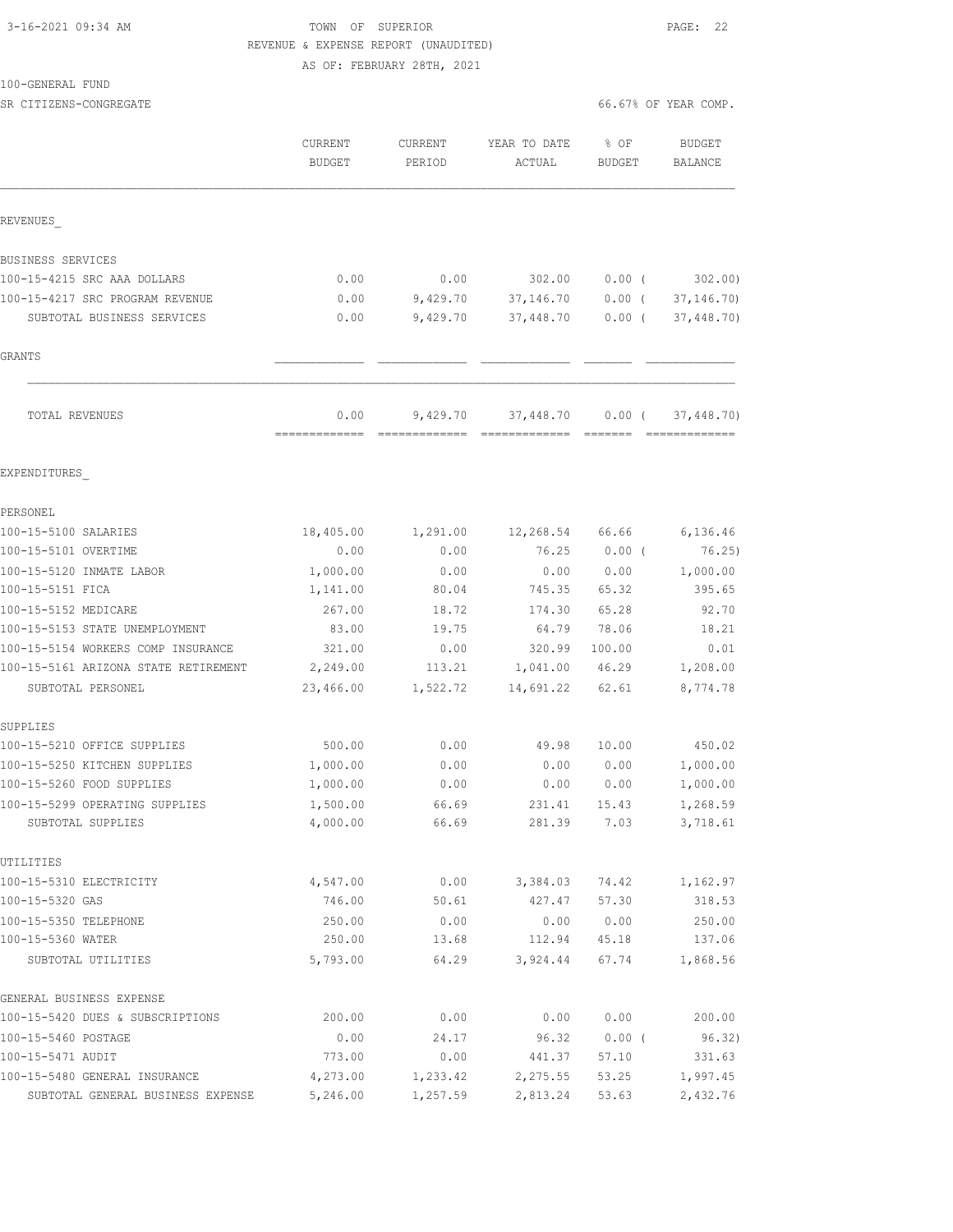3-16-2021 09:34 AM

TOWN OF SUPERIOR
REVENUE & EXPENSE REPORT (UNAUDITED)
AS OF: FEBRUARY 28TH, 2021

100-GENERAL FUND
SR CITIZENS-CONGREGATE

66.67% OF YEAR COMP.

| | CURRENT BUDGET | CURRENT PERIOD | YEAR TO DATE ACTUAL | % OF BUDGET | BUDGET BALANCE |
|---|---|---|---|---|---|
| REVENUES_ | | | | | |
| BUSINESS SERVICES | | | | | |
| 100-15-4215 SRC AAA DOLLARS | 0.00 | 0.00 | 302.00 | 0.00 ( | 302.00) |
| 100-15-4217 SRC PROGRAM REVENUE | 0.00 | 9,429.70 | 37,146.70 | 0.00 ( | 37,146.70) |
| SUBTOTAL BUSINESS SERVICES | 0.00 | 9,429.70 | 37,448.70 | 0.00 ( | 37,448.70) |
| GRANTS | | | | | |
| TOTAL REVENUES | 0.00 | 9,429.70 | 37,448.70 | 0.00 ( | 37,448.70) |
| EXPENDITURES_ | | | | | |
| PERSONEL | | | | | |
| 100-15-5100 SALARIES | 18,405.00 | 1,291.00 | 12,268.54 | 66.66 | 6,136.46 |
| 100-15-5101 OVERTIME | 0.00 | 0.00 | 76.25 | 0.00 ( | 76.25) |
| 100-15-5120 INMATE LABOR | 1,000.00 | 0.00 | 0.00 | 0.00 | 1,000.00 |
| 100-15-5151 FICA | 1,141.00 | 80.04 | 745.35 | 65.32 | 395.65 |
| 100-15-5152 MEDICARE | 267.00 | 18.72 | 174.30 | 65.28 | 92.70 |
| 100-15-5153 STATE UNEMPLOYMENT | 83.00 | 19.75 | 64.79 | 78.06 | 18.21 |
| 100-15-5154 WORKERS COMP INSURANCE | 321.00 | 0.00 | 320.99 | 100.00 | 0.01 |
| 100-15-5161 ARIZONA STATE RETIREMENT | 2,249.00 | 113.21 | 1,041.00 | 46.29 | 1,208.00 |
| SUBTOTAL PERSONEL | 23,466.00 | 1,522.72 | 14,691.22 | 62.61 | 8,774.78 |
| SUPPLIES | | | | | |
| 100-15-5210 OFFICE SUPPLIES | 500.00 | 0.00 | 49.98 | 10.00 | 450.02 |
| 100-15-5250 KITCHEN SUPPLIES | 1,000.00 | 0.00 | 0.00 | 0.00 | 1,000.00 |
| 100-15-5260 FOOD SUPPLIES | 1,000.00 | 0.00 | 0.00 | 0.00 | 1,000.00 |
| 100-15-5299 OPERATING SUPPLIES | 1,500.00 | 66.69 | 231.41 | 15.43 | 1,268.59 |
| SUBTOTAL SUPPLIES | 4,000.00 | 66.69 | 281.39 | 7.03 | 3,718.61 |
| UTILITIES | | | | | |
| 100-15-5310 ELECTRICITY | 4,547.00 | 0.00 | 3,384.03 | 74.42 | 1,162.97 |
| 100-15-5320 GAS | 746.00 | 50.61 | 427.47 | 57.30 | 318.53 |
| 100-15-5350 TELEPHONE | 250.00 | 0.00 | 0.00 | 0.00 | 250.00 |
| 100-15-5360 WATER | 250.00 | 13.68 | 112.94 | 45.18 | 137.06 |
| SUBTOTAL UTILITIES | 5,793.00 | 64.29 | 3,924.44 | 67.74 | 1,868.56 |
| GENERAL BUSINESS EXPENSE | | | | | |
| 100-15-5420 DUES & SUBSCRIPTIONS | 200.00 | 0.00 | 0.00 | 0.00 | 200.00 |
| 100-15-5460 POSTAGE | 0.00 | 24.17 | 96.32 | 0.00 ( | 96.32) |
| 100-15-5471 AUDIT | 773.00 | 0.00 | 441.37 | 57.10 | 331.63 |
| 100-15-5480 GENERAL INSURANCE | 4,273.00 | 1,233.42 | 2,275.55 | 53.25 | 1,997.45 |
| SUBTOTAL GENERAL BUSINESS EXPENSE | 5,246.00 | 1,257.59 | 2,813.24 | 53.63 | 2,432.76 |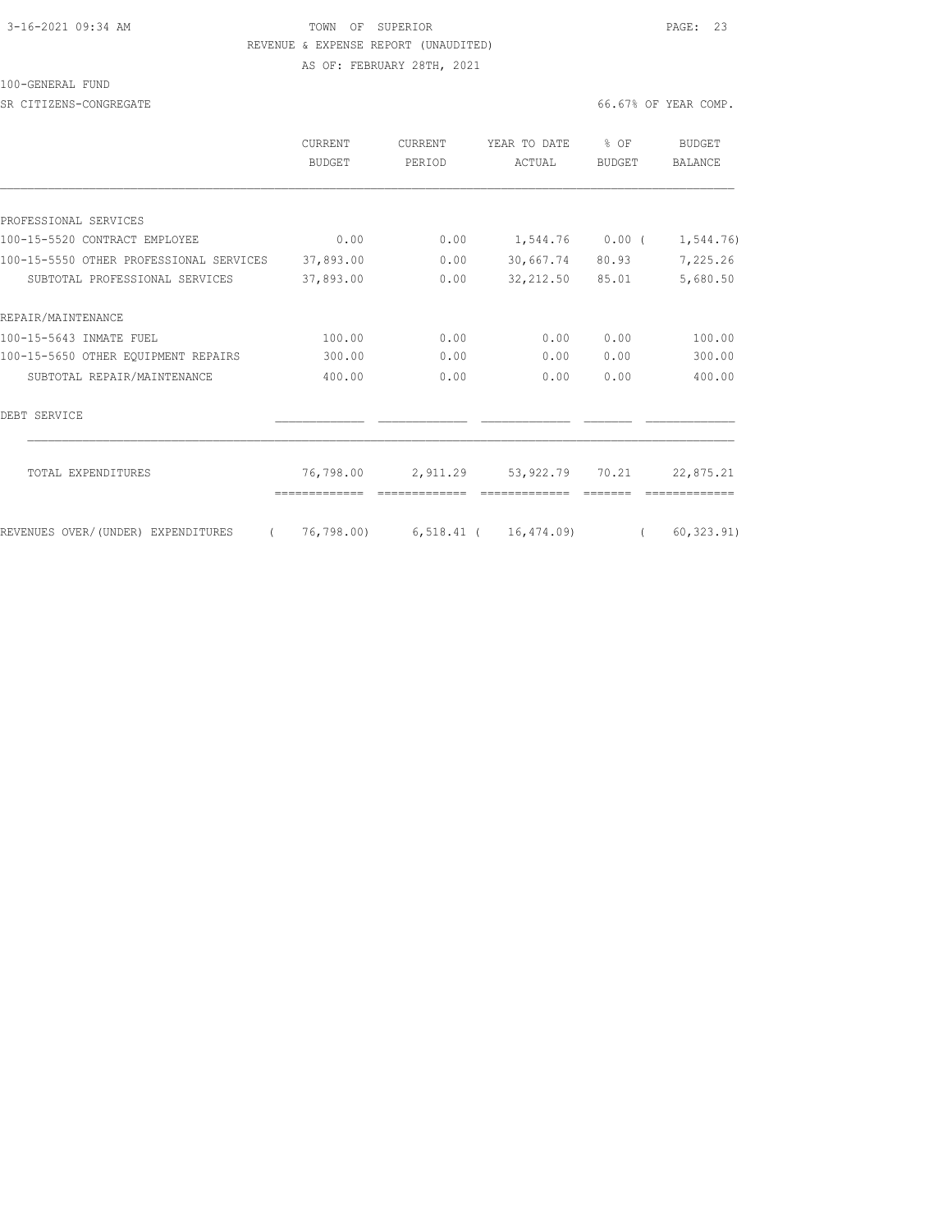TOWN OF SUPERIOR

REVENUE & EXPENSE REPORT (UNAUDITED)

AS OF: FEBRUARY 28TH, 2021

100-GENERAL FUND

SR CITIZENS-CONGREGATE

66.67% OF YEAR COMP.

| | CURRENT BUDGET | CURRENT PERIOD | YEAR TO DATE ACTUAL | % OF BUDGET | BUDGET BALANCE |
|---|---|---|---|---|---|
| PROFESSIONAL SERVICES | | | | | |
| 100-15-5520 CONTRACT EMPLOYEE | 0.00 | 0.00 | 1,544.76 | 0.00 | ( 1,544.76) |
| 100-15-5550 OTHER PROFESSIONAL SERVICES | 37,893.00 | 0.00 | 30,667.74 | 80.93 | 7,225.26 |
| SUBTOTAL PROFESSIONAL SERVICES | 37,893.00 | 0.00 | 32,212.50 | 85.01 | 5,680.50 |
| REPAIR/MAINTENANCE | | | | | |
| 100-15-5643 INMATE FUEL | 100.00 | 0.00 | 0.00 | 0.00 | 100.00 |
| 100-15-5650 OTHER EQUIPMENT REPAIRS | 300.00 | 0.00 | 0.00 | 0.00 | 300.00 |
| SUBTOTAL REPAIR/MAINTENANCE | 400.00 | 0.00 | 0.00 | 0.00 | 400.00 |
| DEBT SERVICE | | | | | |
| TOTAL EXPENDITURES | 76,798.00 | 2,911.29 | 53,922.79 | 70.21 | 22,875.21 |
| REVENUES OVER/(UNDER) EXPENDITURES | ( 76,798.00) | 6,518.41 | ( 16,474.09) | | ( 60,323.91) |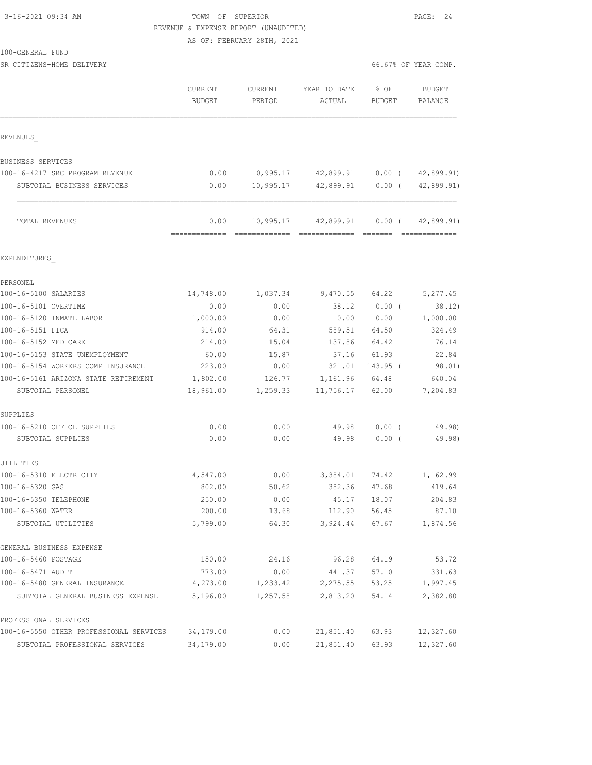3-16-2021 09:34 AM TOWN OF SUPERIOR

REVENUE & EXPENSE REPORT (UNAUDITED)

AS OF: FEBRUARY 28TH, 2021

100-GENERAL FUND

SR CITIZENS-HOME DELIVERY 66.67% OF YEAR COMP.

| | CURRENT BUDGET | CURRENT PERIOD | YEAR TO DATE ACTUAL | % OF BUDGET | BUDGET BALANCE |
|---|---|---|---|---|---|
| REVENUES_ | | | | | |
| BUSINESS SERVICES | | | | | |
| 100-16-4217 SRC PROGRAM REVENUE | 0.00 | 10,995.17 | 42,899.91 | 0.00 ( | 42,899.91) |
| SUBTOTAL BUSINESS SERVICES | 0.00 | 10,995.17 | 42,899.91 | 0.00 ( | 42,899.91) |
| TOTAL REVENUES | 0.00 | 10,995.17 | 42,899.91 | 0.00 ( | 42,899.91) |
| EXPENDITURES_ | | | | | |
| PERSONEL | | | | | |
| 100-16-5100 SALARIES | 14,748.00 | 1,037.34 | 9,470.55 | 64.22 | 5,277.45 |
| 100-16-5101 OVERTIME | 0.00 | 0.00 | 38.12 | 0.00 ( | 38.12) |
| 100-16-5120 INMATE LABOR | 1,000.00 | 0.00 | 0.00 | 0.00 | 1,000.00 |
| 100-16-5151 FICA | 914.00 | 64.31 | 589.51 | 64.50 | 324.49 |
| 100-16-5152 MEDICARE | 214.00 | 15.04 | 137.86 | 64.42 | 76.14 |
| 100-16-5153 STATE UNEMPLOYMENT | 60.00 | 15.87 | 37.16 | 61.93 | 22.84 |
| 100-16-5154 WORKERS COMP INSURANCE | 223.00 | 0.00 | 321.01 | 143.95 ( | 98.01) |
| 100-16-5161 ARIZONA STATE RETIREMENT | 1,802.00 | 126.77 | 1,161.96 | 64.48 | 640.04 |
| SUBTOTAL PERSONEL | 18,961.00 | 1,259.33 | 11,756.17 | 62.00 | 7,204.83 |
| SUPPLIES | | | | | |
| 100-16-5210 OFFICE SUPPLIES | 0.00 | 0.00 | 49.98 | 0.00 ( | 49.98) |
| SUBTOTAL SUPPLIES | 0.00 | 0.00 | 49.98 | 0.00 ( | 49.98) |
| UTILITIES | | | | | |
| 100-16-5310 ELECTRICITY | 4,547.00 | 0.00 | 3,384.01 | 74.42 | 1,162.99 |
| 100-16-5320 GAS | 802.00 | 50.62 | 382.36 | 47.68 | 419.64 |
| 100-16-5350 TELEPHONE | 250.00 | 0.00 | 45.17 | 18.07 | 204.83 |
| 100-16-5360 WATER | 200.00 | 13.68 | 112.90 | 56.45 | 87.10 |
| SUBTOTAL UTILITIES | 5,799.00 | 64.30 | 3,924.44 | 67.67 | 1,874.56 |
| GENERAL BUSINESS EXPENSE | | | | | |
| 100-16-5460 POSTAGE | 150.00 | 24.16 | 96.28 | 64.19 | 53.72 |
| 100-16-5471 AUDIT | 773.00 | 0.00 | 441.37 | 57.10 | 331.63 |
| 100-16-5480 GENERAL INSURANCE | 4,273.00 | 1,233.42 | 2,275.55 | 53.25 | 1,997.45 |
| SUBTOTAL GENERAL BUSINESS EXPENSE | 5,196.00 | 1,257.58 | 2,813.20 | 54.14 | 2,382.80 |
| PROFESSIONAL SERVICES | | | | | |
| 100-16-5550 OTHER PROFESSIONAL SERVICES | 34,179.00 | 0.00 | 21,851.40 | 63.93 | 12,327.60 |
| SUBTOTAL PROFESSIONAL SERVICES | 34,179.00 | 0.00 | 21,851.40 | 63.93 | 12,327.60 |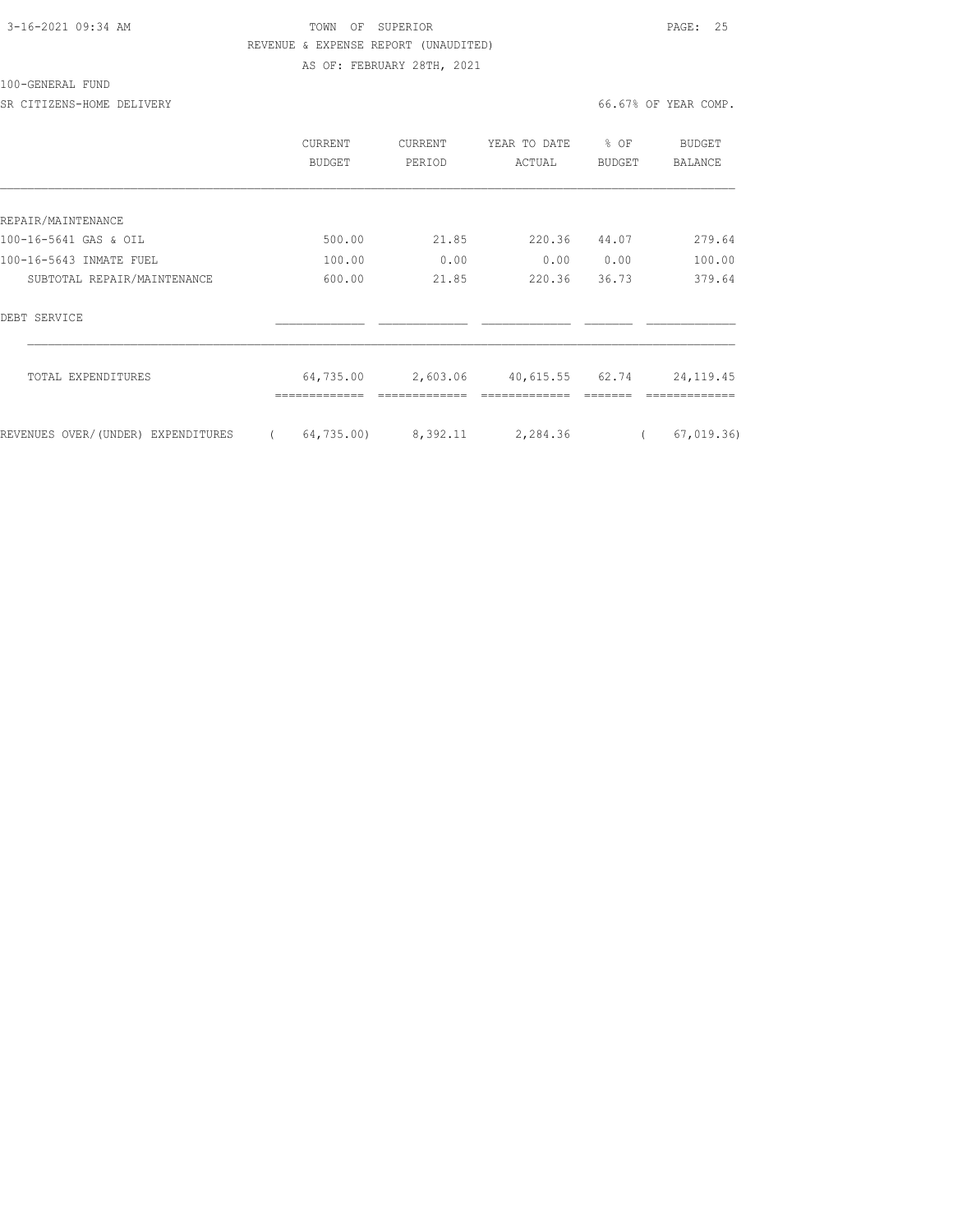3-16-2021 09:34 AM

TOWN OF SUPERIOR

REVENUE & EXPENSE REPORT (UNAUDITED)

AS OF: FEBRUARY 28TH, 2021

100-GENERAL FUND

SR CITIZENS-HOME DELIVERY

66.67% OF YEAR COMP.

| | CURRENT BUDGET | CURRENT PERIOD | YEAR TO DATE ACTUAL | % OF BUDGET | BUDGET BALANCE |
|---|---|---|---|---|---|
| REPAIR/MAINTENANCE | | | | | |
| 100-16-5641 GAS & OIL | 500.00 | 21.85 | 220.36 | 44.07 | 279.64 |
| 100-16-5643 INMATE FUEL | 100.00 | 0.00 | 0.00 | 0.00 | 100.00 |
| SUBTOTAL REPAIR/MAINTENANCE | 600.00 | 21.85 | 220.36 | 36.73 | 379.64 |
| DEBT SERVICE | | | | | |
| TOTAL EXPENDITURES | 64,735.00 | 2,603.06 | 40,615.55 | 62.74 | 24,119.45 |
| REVENUES OVER/(UNDER) EXPENDITURES | ( 64,735.00) | 8,392.11 | 2,284.36 | | ( 67,019.36) |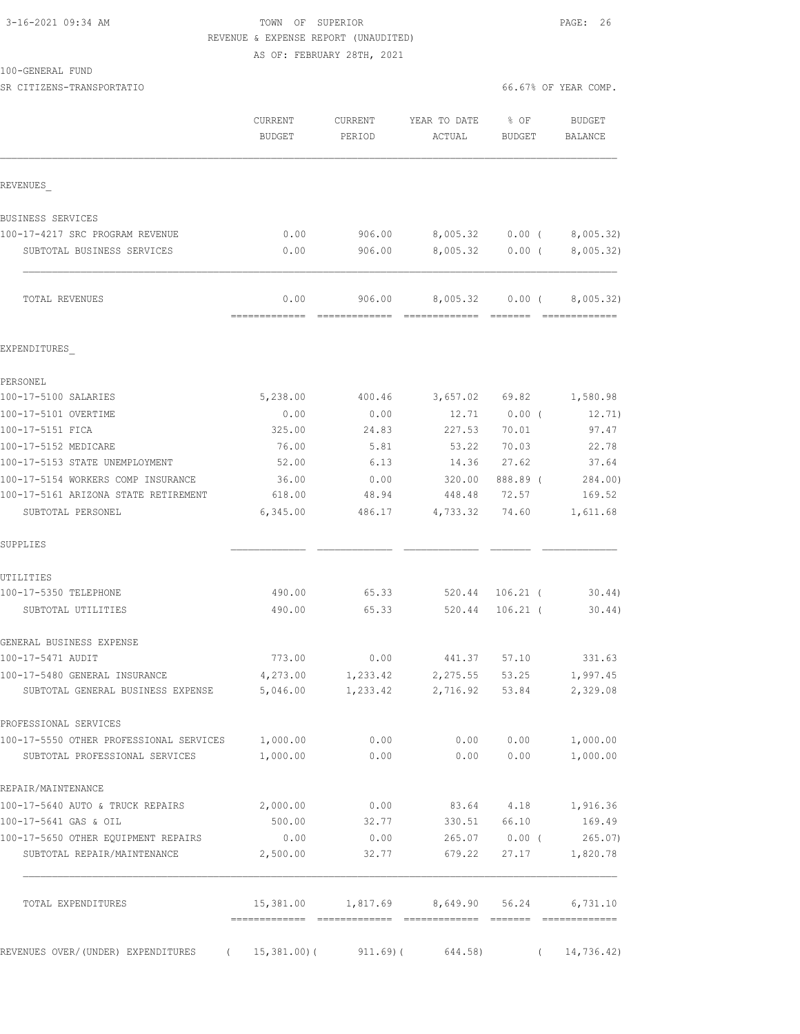3-16-2021 09:34 AM TOWN OF SUPERIOR

REVENUE & EXPENSE REPORT (UNAUDITED)

AS OF: FEBRUARY 28TH, 2021

100-GENERAL FUND

SR CITIZENS-TRANSPORTATIO 66.67% OF YEAR COMP.

| | CURRENT BUDGET | CURRENT PERIOD | YEAR TO DATE ACTUAL | % OF BUDGET | BUDGET BALANCE |
|---|---|---|---|---|---|
| REVENUES_ | | | | | |
| BUSINESS SERVICES | | | | | |
| 100-17-4217 SRC PROGRAM REVENUE | 0.00 | 906.00 | 8,005.32 | 0.00 ( | 8,005.32) |
| SUBTOTAL BUSINESS SERVICES | 0.00 | 906.00 | 8,005.32 | 0.00 ( | 8,005.32) |
| TOTAL REVENUES | 0.00 | 906.00 | 8,005.32 | 0.00 ( | 8,005.32) |
| EXPENDITURES_ | | | | | |
| PERSONEL | | | | | |
| 100-17-5100 SALARIES | 5,238.00 | 400.46 | 3,657.02 | 69.82 | 1,580.98 |
| 100-17-5101 OVERTIME | 0.00 | 0.00 | 12.71 | 0.00 ( | 12.71) |
| 100-17-5151 FICA | 325.00 | 24.83 | 227.53 | 70.01 | 97.47 |
| 100-17-5152 MEDICARE | 76.00 | 5.81 | 53.22 | 70.03 | 22.78 |
| 100-17-5153 STATE UNEMPLOYMENT | 52.00 | 6.13 | 14.36 | 27.62 | 37.64 |
| 100-17-5154 WORKERS COMP INSURANCE | 36.00 | 0.00 | 320.00 | 888.89 ( | 284.00) |
| 100-17-5161 ARIZONA STATE RETIREMENT | 618.00 | 48.94 | 448.48 | 72.57 | 169.52 |
| SUBTOTAL PERSONEL | 6,345.00 | 486.17 | 4,733.32 | 74.60 | 1,611.68 |
| SUPPLIES | | | | | |
| UTILITIES | | | | | |
| 100-17-5350 TELEPHONE | 490.00 | 65.33 | 520.44 | 106.21 ( | 30.44) |
| SUBTOTAL UTILITIES | 490.00 | 65.33 | 520.44 | 106.21 ( | 30.44) |
| GENERAL BUSINESS EXPENSE | | | | | |
| 100-17-5471 AUDIT | 773.00 | 0.00 | 441.37 | 57.10 | 331.63 |
| 100-17-5480 GENERAL INSURANCE | 4,273.00 | 1,233.42 | 2,275.55 | 53.25 | 1,997.45 |
| SUBTOTAL GENERAL BUSINESS EXPENSE | 5,046.00 | 1,233.42 | 2,716.92 | 53.84 | 2,329.08 |
| PROFESSIONAL SERVICES | | | | | |
| 100-17-5550 OTHER PROFESSIONAL SERVICES | 1,000.00 | 0.00 | 0.00 | 0.00 | 1,000.00 |
| SUBTOTAL PROFESSIONAL SERVICES | 1,000.00 | 0.00 | 0.00 | 0.00 | 1,000.00 |
| REPAIR/MAINTENANCE | | | | | |
| 100-17-5640 AUTO & TRUCK REPAIRS | 2,000.00 | 0.00 | 83.64 | 4.18 | 1,916.36 |
| 100-17-5641 GAS & OIL | 500.00 | 32.77 | 330.51 | 66.10 | 169.49 |
| 100-17-5650 OTHER EQUIPMENT REPAIRS | 0.00 | 0.00 | 265.07 | 0.00 ( | 265.07) |
| SUBTOTAL REPAIR/MAINTENANCE | 2,500.00 | 32.77 | 679.22 | 27.17 | 1,820.78 |
| TOTAL EXPENDITURES | 15,381.00 | 1,817.69 | 8,649.90 | 56.24 | 6,731.10 |
| REVENUES OVER/(UNDER) EXPENDITURES | ( 15,381.00)( | 911.69)( | 644.58) | ( | 14,736.42) |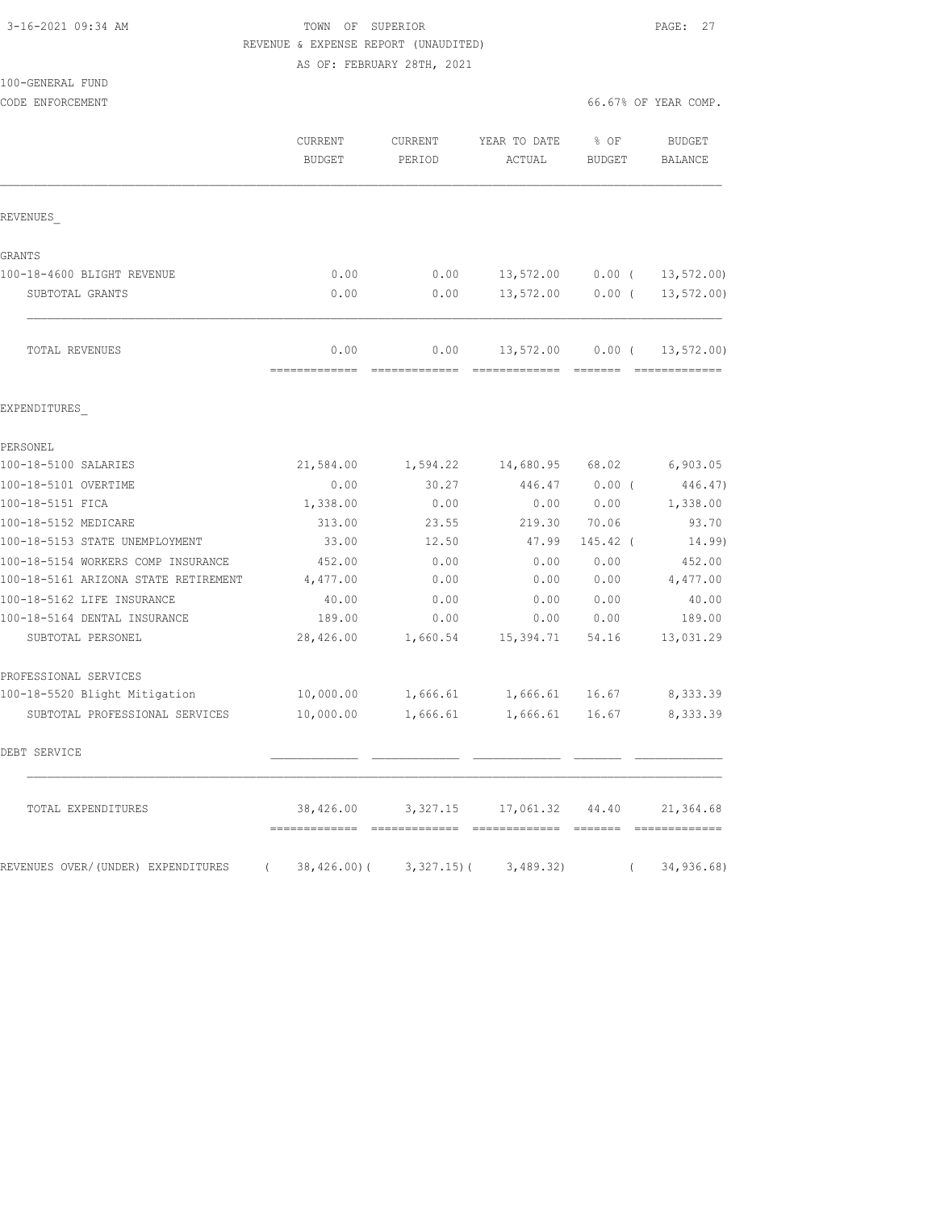3-16-2021 09:34 AM

TOWN OF SUPERIOR

REVENUE & EXPENSE REPORT (UNAUDITED)

AS OF: FEBRUARY 28TH, 2021

100-GENERAL FUND

CODE ENFORCEMENT

66.67% OF YEAR COMP.

| | CURRENT BUDGET | CURRENT PERIOD | YEAR TO DATE ACTUAL | % OF BUDGET | BUDGET BALANCE |
|---|---|---|---|---|---|
| REVENUES_ | | | | | |
| GRANTS | | | | | |
| 100-18-4600 BLIGHT REVENUE | 0.00 | 0.00 | 13,572.00 | 0.00 ( | 13,572.00) |
| SUBTOTAL GRANTS | 0.00 | 0.00 | 13,572.00 | 0.00 ( | 13,572.00) |
| TOTAL REVENUES | 0.00 | 0.00 | 13,572.00 | 0.00 ( | 13,572.00) |
| EXPENDITURES_ | | | | | |
| PERSONEL | | | | | |
| 100-18-5100 SALARIES | 21,584.00 | 1,594.22 | 14,680.95 | 68.02 | 6,903.05 |
| 100-18-5101 OVERTIME | 0.00 | 30.27 | 446.47 | 0.00 ( | 446.47) |
| 100-18-5151 FICA | 1,338.00 | 0.00 | 0.00 | 0.00 | 1,338.00 |
| 100-18-5152 MEDICARE | 313.00 | 23.55 | 219.30 | 70.06 | 93.70 |
| 100-18-5153 STATE UNEMPLOYMENT | 33.00 | 12.50 | 47.99 | 145.42 ( | 14.99) |
| 100-18-5154 WORKERS COMP INSURANCE | 452.00 | 0.00 | 0.00 | 0.00 | 452.00 |
| 100-18-5161 ARIZONA STATE RETIREMENT | 4,477.00 | 0.00 | 0.00 | 0.00 | 4,477.00 |
| 100-18-5162 LIFE INSURANCE | 40.00 | 0.00 | 0.00 | 0.00 | 40.00 |
| 100-18-5164 DENTAL INSURANCE | 189.00 | 0.00 | 0.00 | 0.00 | 189.00 |
| SUBTOTAL PERSONEL | 28,426.00 | 1,660.54 | 15,394.71 | 54.16 | 13,031.29 |
| PROFESSIONAL SERVICES | | | | | |
| 100-18-5520 Blight Mitigation | 10,000.00 | 1,666.61 | 1,666.61 | 16.67 | 8,333.39 |
| SUBTOTAL PROFESSIONAL SERVICES | 10,000.00 | 1,666.61 | 1,666.61 | 16.67 | 8,333.39 |
| DEBT SERVICE | | | | | |
| TOTAL EXPENDITURES | 38,426.00 | 3,327.15 | 17,061.32 | 44.40 | 21,364.68 |
| REVENUES OVER/(UNDER) EXPENDITURES | ( 38,426.00)( | 3,327.15)( | 3,489.32) | ( | 34,936.68) |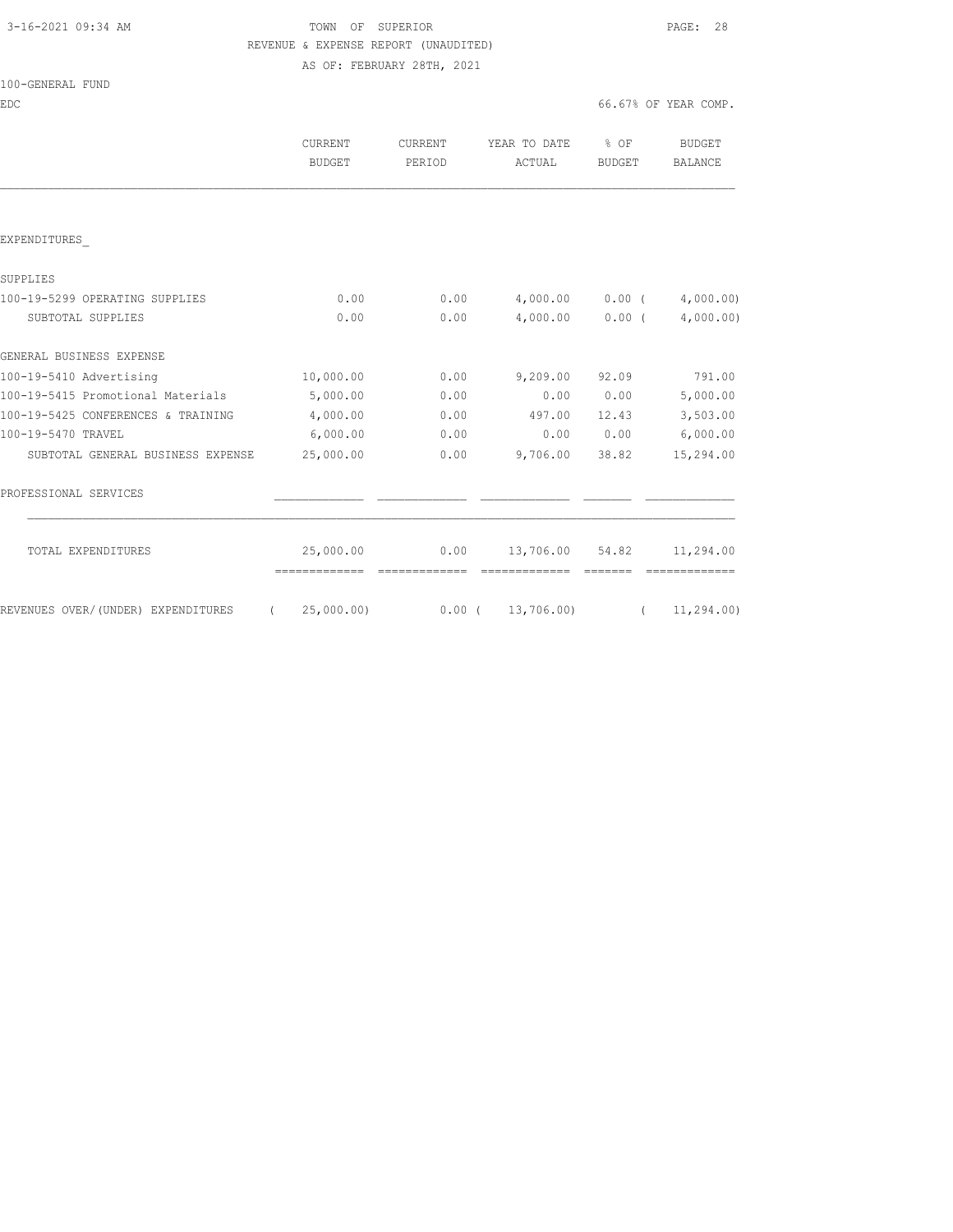TOWN OF SUPERIOR

REVENUE & EXPENSE REPORT (UNAUDITED)

AS OF: FEBRUARY 28TH, 2021

100-GENERAL FUND

EDC

66.67% OF YEAR COMP.

| | CURRENT BUDGET | CURRENT PERIOD | YEAR TO DATE ACTUAL | % OF BUDGET | BUDGET BALANCE |
|---|---|---|---|---|---|
| EXPENDITURES_ | | | | | |
| SUPPLIES | | | | | |
| 100-19-5299 OPERATING SUPPLIES | 0.00 | 0.00 | 4,000.00 | 0.00 | ( 4,000.00) |
| SUBTOTAL SUPPLIES | 0.00 | 0.00 | 4,000.00 | 0.00 | ( 4,000.00) |
| GENERAL BUSINESS EXPENSE | | | | | |
| 100-19-5410 Advertising | 10,000.00 | 0.00 | 9,209.00 | 92.09 | 791.00 |
| 100-19-5415 Promotional Materials | 5,000.00 | 0.00 | 0.00 | 0.00 | 5,000.00 |
| 100-19-5425 CONFERENCES & TRAINING | 4,000.00 | 0.00 | 497.00 | 12.43 | 3,503.00 |
| 100-19-5470 TRAVEL | 6,000.00 | 0.00 | 0.00 | 0.00 | 6,000.00 |
| SUBTOTAL GENERAL BUSINESS EXPENSE | 25,000.00 | 0.00 | 9,706.00 | 38.82 | 15,294.00 |
| PROFESSIONAL SERVICES | | | | | |
| TOTAL EXPENDITURES | 25,000.00 | 0.00 | 13,706.00 | 54.82 | 11,294.00 |
| REVENUES OVER/(UNDER) EXPENDITURES | ( 25,000.00) | 0.00 | ( 13,706.00) | | ( 11,294.00) |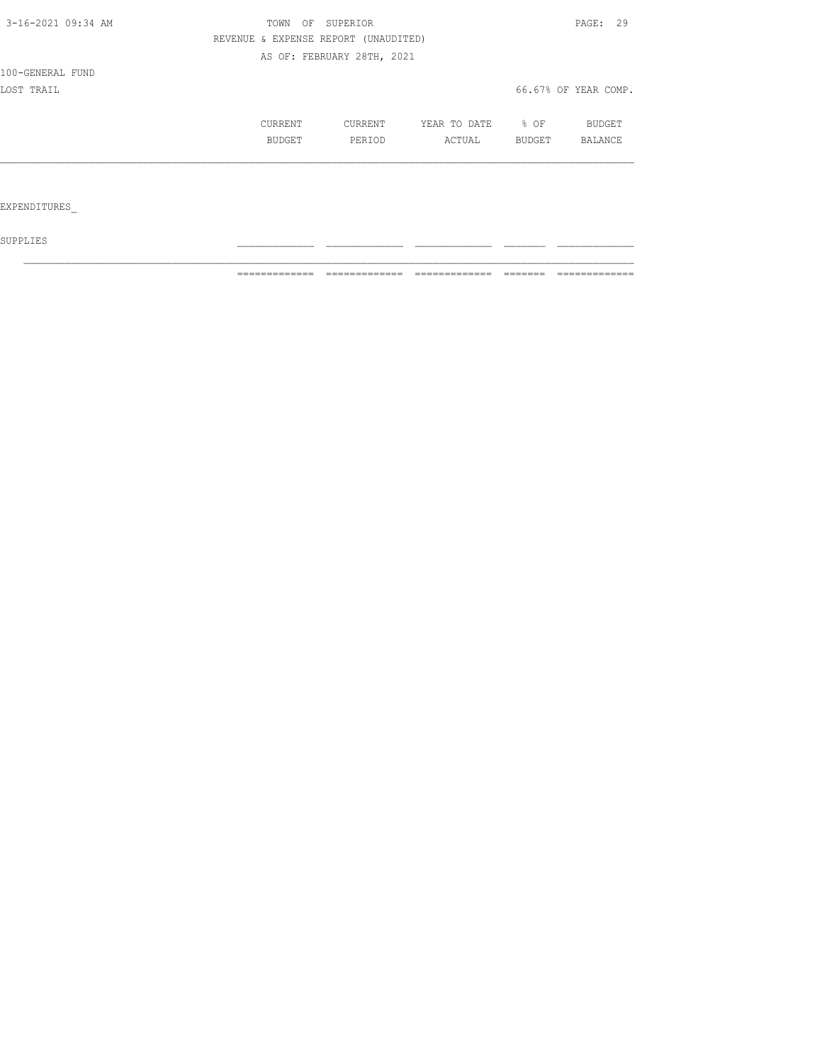100-GENERAL FUND

LOST TRAIL

66.67% OF YEAR COMP.

| | CURRENT BUDGET | CURRENT PERIOD | YEAR TO DATE ACTUAL | % OF BUDGET | BUDGET BALANCE |
|---|---|---|---|---|---|
| EXPENDITURES_ | | | | | |
| SUPPLIES | | | | | |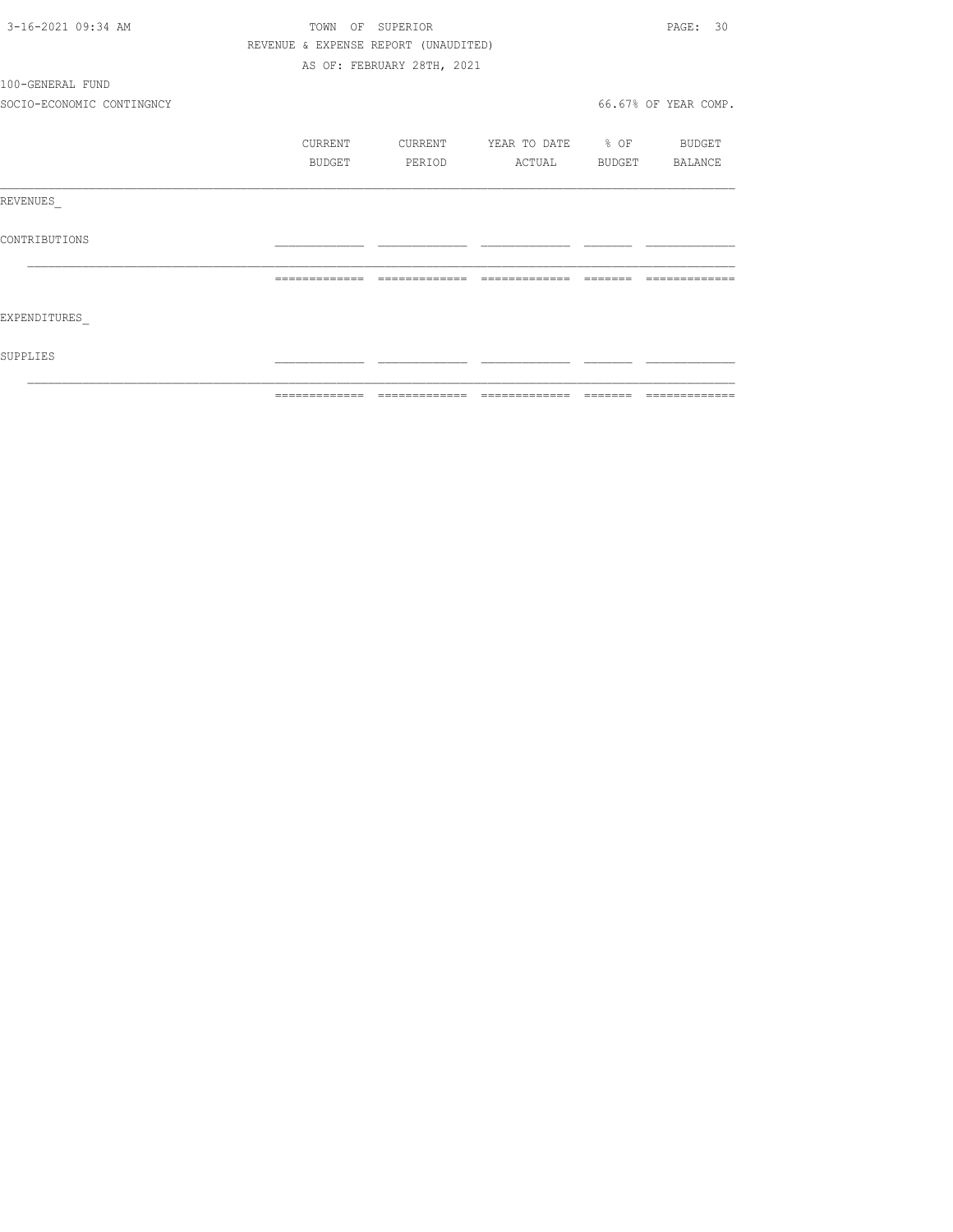TOWN OF SUPERIOR
REVENUE & EXPENSE REPORT (UNAUDITED)
AS OF: FEBRUARY 28TH, 2021

100-GENERAL FUND
SOCIO-ECONOMIC CONTINGNCY

66.67% OF YEAR COMP.

| | CURRENT BUDGET | CURRENT PERIOD | YEAR TO DATE ACTUAL | % OF BUDGET | BUDGET BALANCE |
|---|---|---|---|---|---|
| REVENUES_ | | | | | |
| CONTRIBUTIONS | | | | | |
| EXPENDITURES_ | | | | | |
| SUPPLIES | | | | | |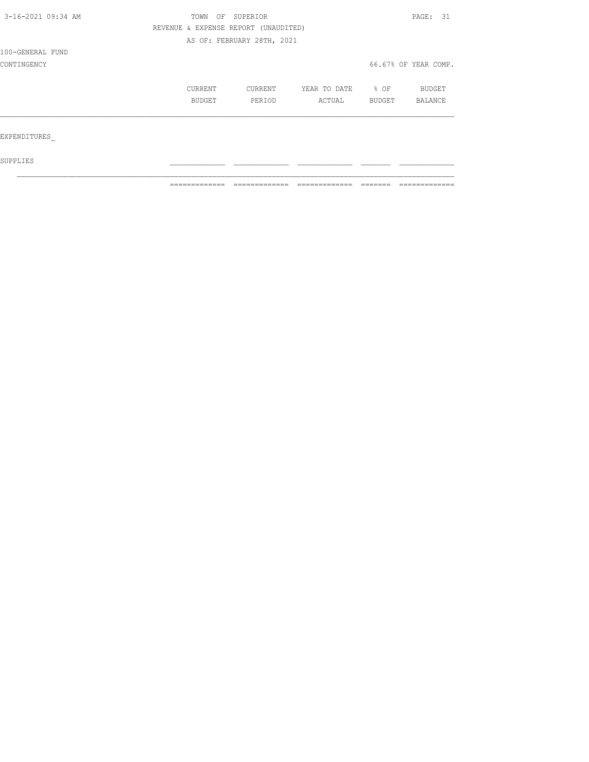TOWN OF SUPERIOR

REVENUE & EXPENSE REPORT (UNAUDITED)

AS OF: FEBRUARY 28TH, 2021

100-GENERAL FUND

CONTINGENCY

66.67% OF YEAR COMP.

| | CURRENT BUDGET | CURRENT PERIOD | YEAR TO DATE ACTUAL | % OF BUDGET | BUDGET BALANCE |
|---|---|---|---|---|---|
| EXPENDITURES_ | | | | | |
| SUPPLIES | | | | | |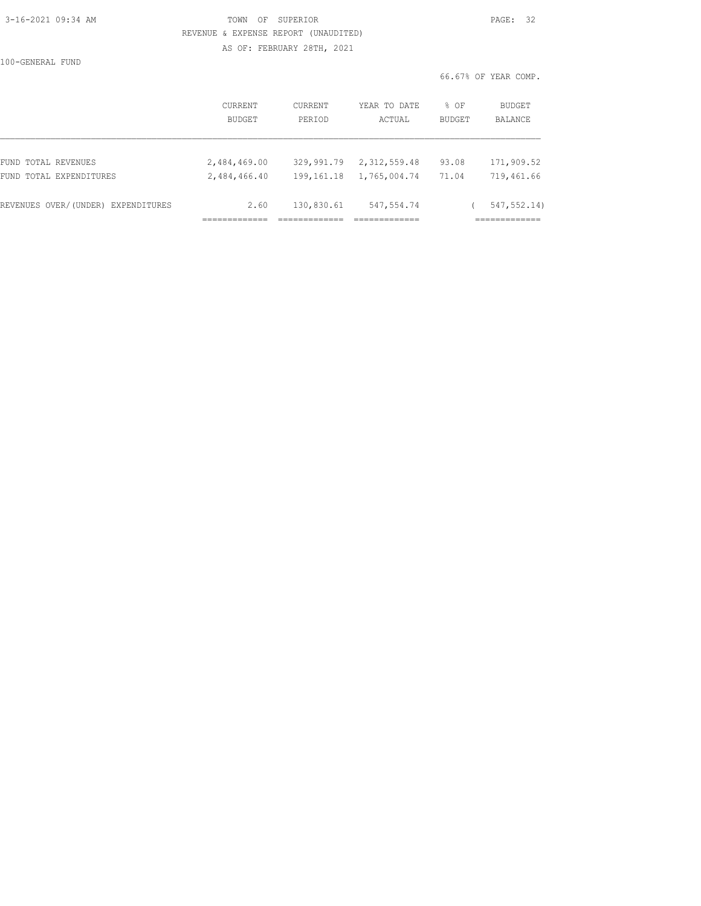TOWN OF SUPERIOR

REVENUE & EXPENSE REPORT (UNAUDITED)

AS OF: FEBRUARY 28TH, 2021

100-GENERAL FUND

66.67% OF YEAR COMP.

| | CURRENT BUDGET | CURRENT PERIOD | YEAR TO DATE ACTUAL | % OF BUDGET | BUDGET BALANCE |
|---|---|---|---|---|---|
| FUND TOTAL REVENUES | 2,484,469.00 | 329,991.79 | 2,312,559.48 | 93.08 | 171,909.52 |
| FUND TOTAL EXPENDITURES | 2,484,466.40 | 199,161.18 | 1,765,004.74 | 71.04 | 719,461.66 |
| REVENUES OVER/(UNDER) EXPENDITURES | 2.60 | 130,830.61 | 547,554.74 | | ( 547,552.14) |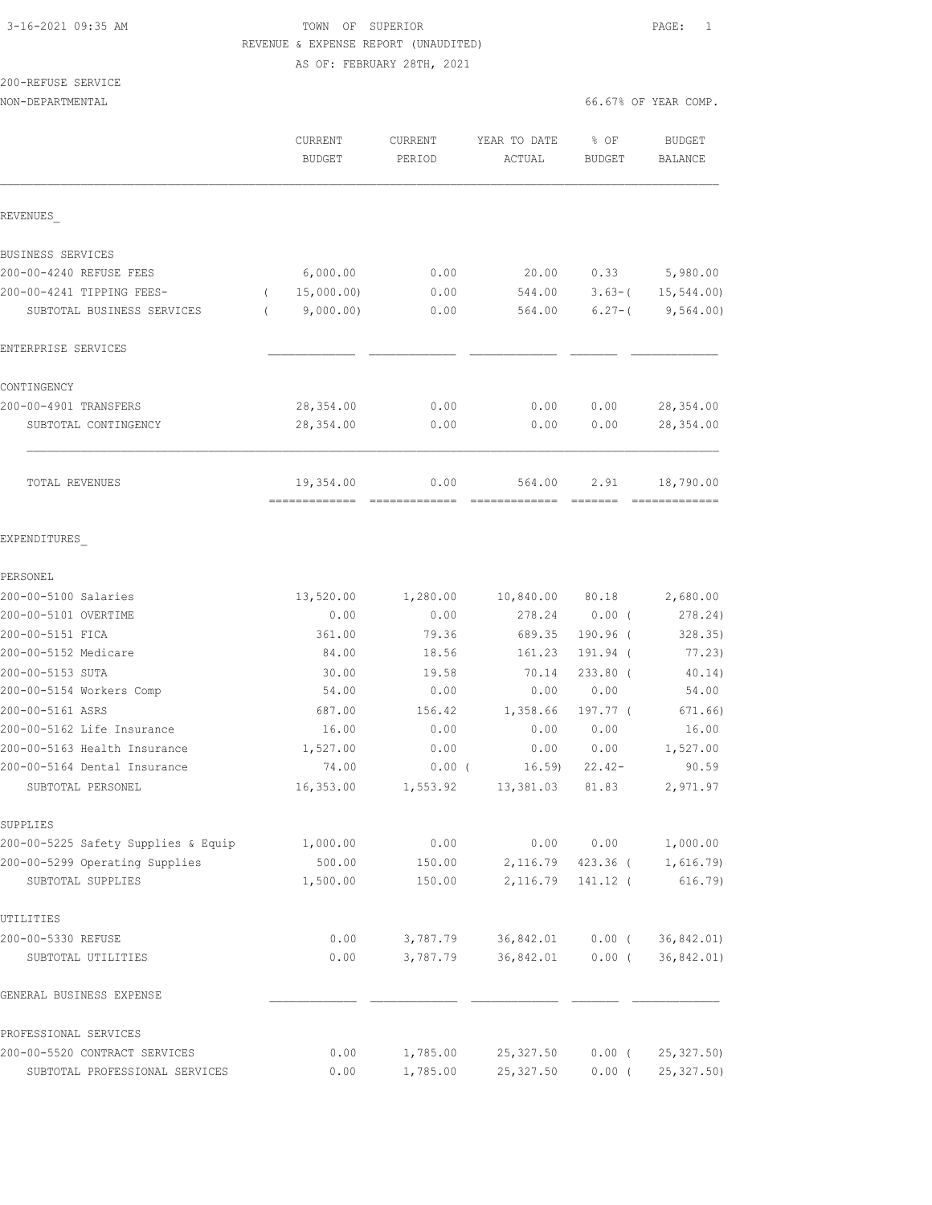3-16-2021 09:35 AM

TOWN OF SUPERIOR

REVENUE & EXPENSE REPORT (UNAUDITED)

AS OF: FEBRUARY 28TH, 2021

200-REFUSE SERVICE

NON-DEPARTMENTAL

66.67% OF YEAR COMP.

| | CURRENT BUDGET | CURRENT PERIOD | YEAR TO DATE ACTUAL | % OF BUDGET | BUDGET BALANCE |
|---|---|---|---|---|---|
| **REVENUES** | | | | | |
| BUSINESS SERVICES | | | | | |
| 200-00-4240 REFUSE FEES | 6,000.00 | 0.00 | 20.00 | 0.33 | 5,980.00 |
| 200-00-4241 TIPPING FEES- | ( 15,000.00) | 0.00 | 544.00 | 3.63-( | 15,544.00) |
| SUBTOTAL BUSINESS SERVICES | ( 9,000.00) | 0.00 | 564.00 | 6.27-( | 9,564.00) |
| ENTERPRISE SERVICES | | | | | |
| CONTINGENCY | | | | | |
| 200-00-4901 TRANSFERS | 28,354.00 | 0.00 | 0.00 | 0.00 | 28,354.00 |
| SUBTOTAL CONTINGENCY | 28,354.00 | 0.00 | 0.00 | 0.00 | 28,354.00 |
| TOTAL REVENUES | 19,354.00 | 0.00 | 564.00 | 2.91 | 18,790.00 |
| **EXPENDITURES** | | | | | |
| PERSONEL | | | | | |
| 200-00-5100 Salaries | 13,520.00 | 1,280.00 | 10,840.00 | 80.18 | 2,680.00 |
| 200-00-5101 OVERTIME | 0.00 | 0.00 | 278.24 | 0.00 ( | 278.24) |
| 200-00-5151 FICA | 361.00 | 79.36 | 689.35 | 190.96 ( | 328.35) |
| 200-00-5152 Medicare | 84.00 | 18.56 | 161.23 | 191.94 ( | 77.23) |
| 200-00-5153 SUTA | 30.00 | 19.58 | 70.14 | 233.80 ( | 40.14) |
| 200-00-5154 Workers Comp | 54.00 | 0.00 | 0.00 | 0.00 | 54.00 |
| 200-00-5161 ASRS | 687.00 | 156.42 | 1,358.66 | 197.77 ( | 671.66) |
| 200-00-5162 Life Insurance | 16.00 | 0.00 | 0.00 | 0.00 | 16.00 |
| 200-00-5163 Health Insurance | 1,527.00 | 0.00 | 0.00 | 0.00 | 1,527.00 |
| 200-00-5164 Dental Insurance | 74.00 | 0.00 ( | 16.59) | 22.42- | 90.59 |
| SUBTOTAL PERSONEL | 16,353.00 | 1,553.92 | 13,381.03 | 81.83 | 2,971.97 |
| SUPPLIES | | | | | |
| 200-00-5225 Safety Supplies & Equip | 1,000.00 | 0.00 | 0.00 | 0.00 | 1,000.00 |
| 200-00-5299 Operating Supplies | 500.00 | 150.00 | 2,116.79 | 423.36 ( | 1,616.79) |
| SUBTOTAL SUPPLIES | 1,500.00 | 150.00 | 2,116.79 | 141.12 ( | 616.79) |
| UTILITIES | | | | | |
| 200-00-5330 REFUSE | 0.00 | 3,787.79 | 36,842.01 | 0.00 ( | 36,842.01) |
| SUBTOTAL UTILITIES | 0.00 | 3,787.79 | 36,842.01 | 0.00 ( | 36,842.01) |
| GENERAL BUSINESS EXPENSE | | | | | |
| PROFESSIONAL SERVICES | | | | | |
| 200-00-5520 CONTRACT SERVICES | 0.00 | 1,785.00 | 25,327.50 | 0.00 ( | 25,327.50) |
| SUBTOTAL PROFESSIONAL SERVICES | 0.00 | 1,785.00 | 25,327.50 | 0.00 ( | 25,327.50) |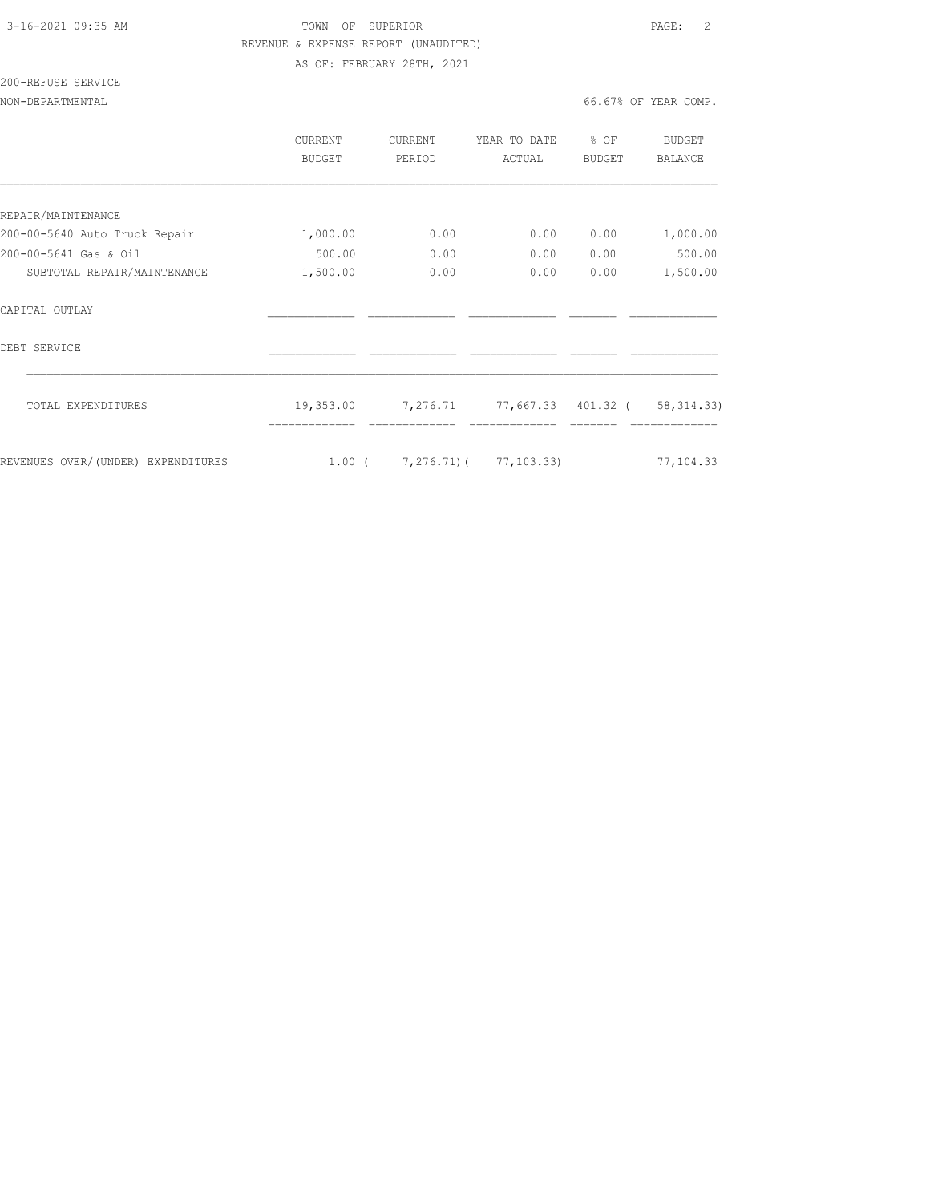TOWN OF SUPERIOR

REVENUE & EXPENSE REPORT (UNAUDITED)

AS OF: FEBRUARY 28TH, 2021

200-REFUSE SERVICE

NON-DEPARTMENTAL — 66.67% OF YEAR COMP.

| | CURRENT BUDGET | CURRENT PERIOD | YEAR TO DATE ACTUAL | % OF BUDGET | BUDGET BALANCE |
|---|---|---|---|---|---|
| REPAIR/MAINTENANCE | | | | | |
| 200-00-5640 Auto Truck Repair | 1,000.00 | 0.00 | 0.00 | 0.00 | 1,000.00 |
| 200-00-5641 Gas & Oil | 500.00 | 0.00 | 0.00 | 0.00 | 500.00 |
| SUBTOTAL REPAIR/MAINTENANCE | 1,500.00 | 0.00 | 0.00 | 0.00 | 1,500.00 |
| CAPITAL OUTLAY | | | | | |
| DEBT SERVICE | | | | | |
| TOTAL EXPENDITURES | 19,353.00 | 7,276.71 | 77,667.33 | 401.32 | ( 58,314.33) |
| REVENUES OVER/(UNDER) EXPENDITURES | 1.00 | ( 7,276.71) | ( 77,103.33) | | 77,104.33 |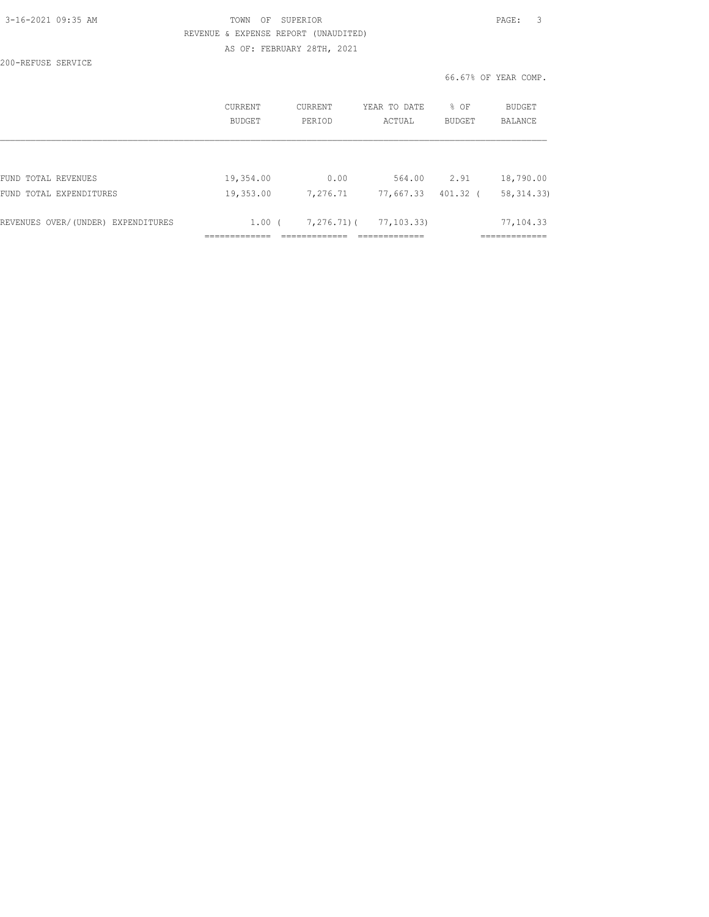TOWN OF SUPERIOR

REVENUE & EXPENSE REPORT (UNAUDITED)

AS OF: FEBRUARY 28TH, 2021

200-REFUSE SERVICE

66.67% OF YEAR COMP.

|  | CURRENT BUDGET | CURRENT PERIOD | YEAR TO DATE ACTUAL | % OF BUDGET | BUDGET BALANCE |
|---|---|---|---|---|---|
| FUND TOTAL REVENUES | 19,354.00 | 0.00 | 564.00 | 2.91 | 18,790.00 |
| FUND TOTAL EXPENDITURES | 19,353.00 | 7,276.71 | 77,667.33 | 401.32 | ( 58,314.33) |
| REVENUES OVER/(UNDER) EXPENDITURES | 1.00 | ( 7,276.71) | ( 77,103.33) |  | 77,104.33 |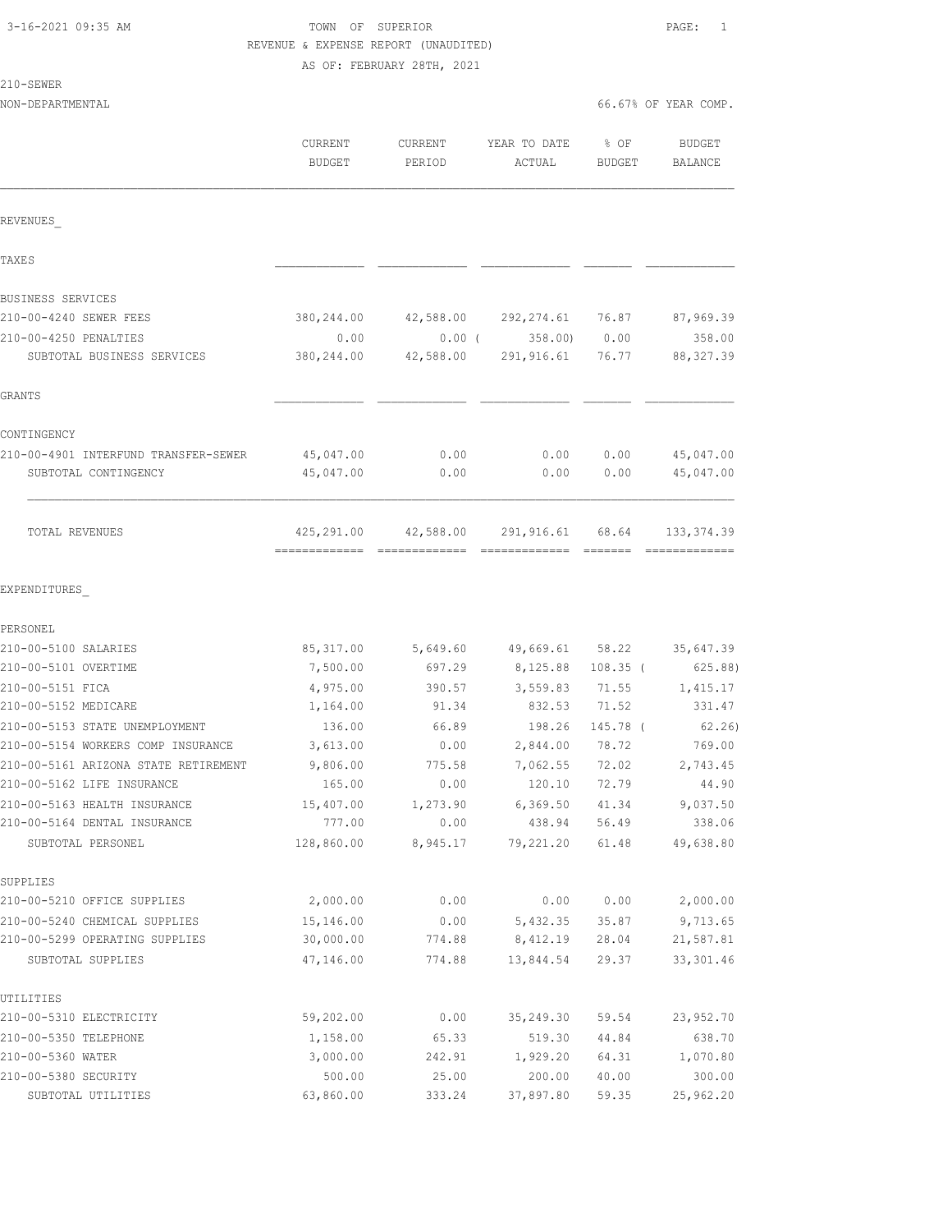3-16-2021 09:35 AM TOWN OF SUPERIOR

REVENUE & EXPENSE REPORT (UNAUDITED)

AS OF: FEBRUARY 28TH, 2021

210-SEWER

NON-DEPARTMENTAL 66.67% OF YEAR COMP.

| | CURRENT BUDGET | CURRENT PERIOD | YEAR TO DATE ACTUAL | % OF BUDGET | BUDGET BALANCE |
|---|---|---|---|---|---|
| **REVENUES_** | | | | | |
| **TAXES** | | | | | |
| **BUSINESS SERVICES** | | | | | |
| 210-00-4240 SEWER FEES | 380,244.00 | 42,588.00 | 292,274.61 | 76.87 | 87,969.39 |
| 210-00-4250 PENALTIES | 0.00 | 0.00 | ( 358.00) | 0.00 | 358.00 |
| SUBTOTAL BUSINESS SERVICES | 380,244.00 | 42,588.00 | 291,916.61 | 76.77 | 88,327.39 |
| **GRANTS** | | | | | |
| **CONTINGENCY** | | | | | |
| 210-00-4901 INTERFUND TRANSFER-SEWER | 45,047.00 | 0.00 | 0.00 | 0.00 | 45,047.00 |
| SUBTOTAL CONTINGENCY | 45,047.00 | 0.00 | 0.00 | 0.00 | 45,047.00 |
| TOTAL REVENUES | 425,291.00 | 42,588.00 | 291,916.61 | 68.64 | 133,374.39 |
| **EXPENDITURES_** | | | | | |
| **PERSONEL** | | | | | |
| 210-00-5100 SALARIES | 85,317.00 | 5,649.60 | 49,669.61 | 58.22 | 35,647.39 |
| 210-00-5101 OVERTIME | 7,500.00 | 697.29 | 8,125.88 | 108.35 | ( 625.88) |
| 210-00-5151 FICA | 4,975.00 | 390.57 | 3,559.83 | 71.55 | 1,415.17 |
| 210-00-5152 MEDICARE | 1,164.00 | 91.34 | 832.53 | 71.52 | 331.47 |
| 210-00-5153 STATE UNEMPLOYMENT | 136.00 | 66.89 | 198.26 | 145.78 | ( 62.26) |
| 210-00-5154 WORKERS COMP INSURANCE | 3,613.00 | 0.00 | 2,844.00 | 78.72 | 769.00 |
| 210-00-5161 ARIZONA STATE RETIREMENT | 9,806.00 | 775.58 | 7,062.55 | 72.02 | 2,743.45 |
| 210-00-5162 LIFE INSURANCE | 165.00 | 0.00 | 120.10 | 72.79 | 44.90 |
| 210-00-5163 HEALTH INSURANCE | 15,407.00 | 1,273.90 | 6,369.50 | 41.34 | 9,037.50 |
| 210-00-5164 DENTAL INSURANCE | 777.00 | 0.00 | 438.94 | 56.49 | 338.06 |
| SUBTOTAL PERSONEL | 128,860.00 | 8,945.17 | 79,221.20 | 61.48 | 49,638.80 |
| **SUPPLIES** | | | | | |
| 210-00-5210 OFFICE SUPPLIES | 2,000.00 | 0.00 | 0.00 | 0.00 | 2,000.00 |
| 210-00-5240 CHEMICAL SUPPLIES | 15,146.00 | 0.00 | 5,432.35 | 35.87 | 9,713.65 |
| 210-00-5299 OPERATING SUPPLIES | 30,000.00 | 774.88 | 8,412.19 | 28.04 | 21,587.81 |
| SUBTOTAL SUPPLIES | 47,146.00 | 774.88 | 13,844.54 | 29.37 | 33,301.46 |
| **UTILITIES** | | | | | |
| 210-00-5310 ELECTRICITY | 59,202.00 | 0.00 | 35,249.30 | 59.54 | 23,952.70 |
| 210-00-5350 TELEPHONE | 1,158.00 | 65.33 | 519.30 | 44.84 | 638.70 |
| 210-00-5360 WATER | 3,000.00 | 242.91 | 1,929.20 | 64.31 | 1,070.80 |
| 210-00-5380 SECURITY | 500.00 | 25.00 | 200.00 | 40.00 | 300.00 |
| SUBTOTAL UTILITIES | 63,860.00 | 333.24 | 37,897.80 | 59.35 | 25,962.20 |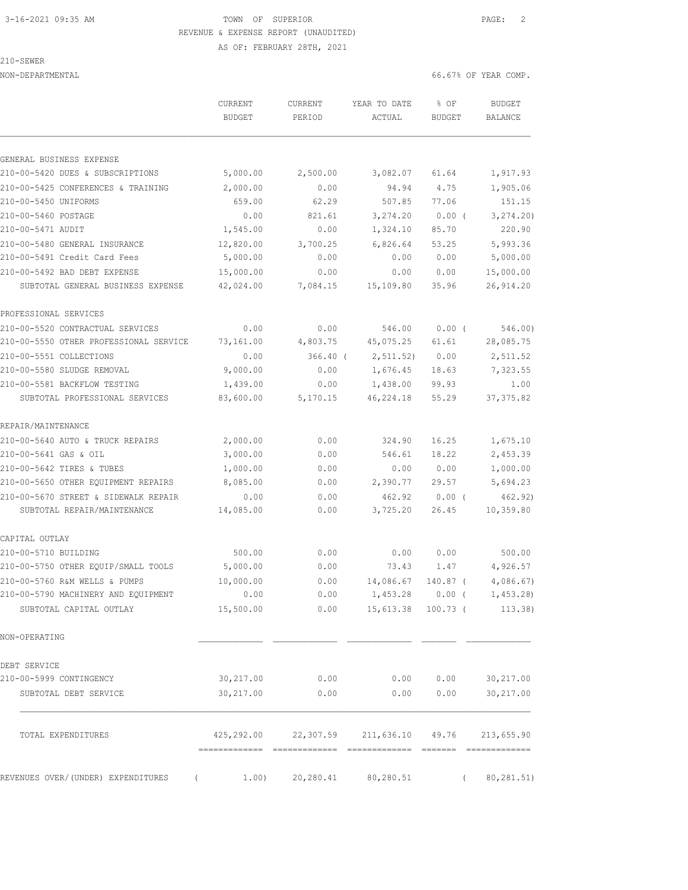3-16-2021 09:35 AM TOWN OF SUPERIOR

REVENUE & EXPENSE REPORT (UNAUDITED)

AS OF: FEBRUARY 28TH, 2021

210-SEWER

NON-DEPARTMENTAL 66.67% OF YEAR COMP.

| | CURRENT BUDGET | CURRENT PERIOD | YEAR TO DATE ACTUAL | % OF BUDGET | BUDGET BALANCE |
|---|---|---|---|---|---|
| **GENERAL BUSINESS EXPENSE** | | | | | |
| 210-00-5420 DUES & SUBSCRIPTIONS | 5,000.00 | 2,500.00 | 3,082.07 | 61.64 | 1,917.93 |
| 210-00-5425 CONFERENCES & TRAINING | 2,000.00 | 0.00 | 94.94 | 4.75 | 1,905.06 |
| 210-00-5450 UNIFORMS | 659.00 | 62.29 | 507.85 | 77.06 | 151.15 |
| 210-00-5460 POSTAGE | 0.00 | 821.61 | 3,274.20 | 0.00 ( | 3,274.20) |
| 210-00-5471 AUDIT | 1,545.00 | 0.00 | 1,324.10 | 85.70 | 220.90 |
| 210-00-5480 GENERAL INSURANCE | 12,820.00 | 3,700.25 | 6,826.64 | 53.25 | 5,993.36 |
| 210-00-5491 Credit Card Fees | 5,000.00 | 0.00 | 0.00 | 0.00 | 5,000.00 |
| 210-00-5492 BAD DEBT EXPENSE | 15,000.00 | 0.00 | 0.00 | 0.00 | 15,000.00 |
| SUBTOTAL GENERAL BUSINESS EXPENSE | 42,024.00 | 7,084.15 | 15,109.80 | 35.96 | 26,914.20 |
| **PROFESSIONAL SERVICES** | | | | | |
| 210-00-5520 CONTRACTUAL SERVICES | 0.00 | 0.00 | 546.00 | 0.00 ( | 546.00) |
| 210-00-5550 OTHER PROFESSIONAL SERVICE | 73,161.00 | 4,803.75 | 45,075.25 | 61.61 | 28,085.75 |
| 210-00-5551 COLLECTIONS | 0.00 | 366.40 ( | 2,511.52) | 0.00 | 2,511.52 |
| 210-00-5580 SLUDGE REMOVAL | 9,000.00 | 0.00 | 1,676.45 | 18.63 | 7,323.55 |
| 210-00-5581 BACKFLOW TESTING | 1,439.00 | 0.00 | 1,438.00 | 99.93 | 1.00 |
| SUBTOTAL PROFESSIONAL SERVICES | 83,600.00 | 5,170.15 | 46,224.18 | 55.29 | 37,375.82 |
| **REPAIR/MAINTENANCE** | | | | | |
| 210-00-5640 AUTO & TRUCK REPAIRS | 2,000.00 | 0.00 | 324.90 | 16.25 | 1,675.10 |
| 210-00-5641 GAS & OIL | 3,000.00 | 0.00 | 546.61 | 18.22 | 2,453.39 |
| 210-00-5642 TIRES & TUBES | 1,000.00 | 0.00 | 0.00 | 0.00 | 1,000.00 |
| 210-00-5650 OTHER EQUIPMENT REPAIRS | 8,085.00 | 0.00 | 2,390.77 | 29.57 | 5,694.23 |
| 210-00-5670 STREET & SIDEWALK REPAIR | 0.00 | 0.00 | 462.92 | 0.00 ( | 462.92) |
| SUBTOTAL REPAIR/MAINTENANCE | 14,085.00 | 0.00 | 3,725.20 | 26.45 | 10,359.80 |
| **CAPITAL OUTLAY** | | | | | |
| 210-00-5710 BUILDING | 500.00 | 0.00 | 0.00 | 0.00 | 500.00 |
| 210-00-5750 OTHER EQUIP/SMALL TOOLS | 5,000.00 | 0.00 | 73.43 | 1.47 | 4,926.57 |
| 210-00-5760 R&M WELLS & PUMPS | 10,000.00 | 0.00 | 14,086.67 | 140.87 ( | 4,086.67) |
| 210-00-5790 MACHINERY AND EQUIPMENT | 0.00 | 0.00 | 1,453.28 | 0.00 ( | 1,453.28) |
| SUBTOTAL CAPITAL OUTLAY | 15,500.00 | 0.00 | 15,613.38 | 100.73 ( | 113.38) |
| **NON-OPERATING** | | | | | |
| **DEBT SERVICE** | | | | | |
| 210-00-5999 CONTINGENCY | 30,217.00 | 0.00 | 0.00 | 0.00 | 30,217.00 |
| SUBTOTAL DEBT SERVICE | 30,217.00 | 0.00 | 0.00 | 0.00 | 30,217.00 |
| TOTAL EXPENDITURES | 425,292.00 | 22,307.59 | 211,636.10 | 49.76 | 213,655.90 |
| REVENUES OVER/(UNDER) EXPENDITURES | ( 1.00) | 20,280.41 | 80,280.51 | | ( 80,281.51) |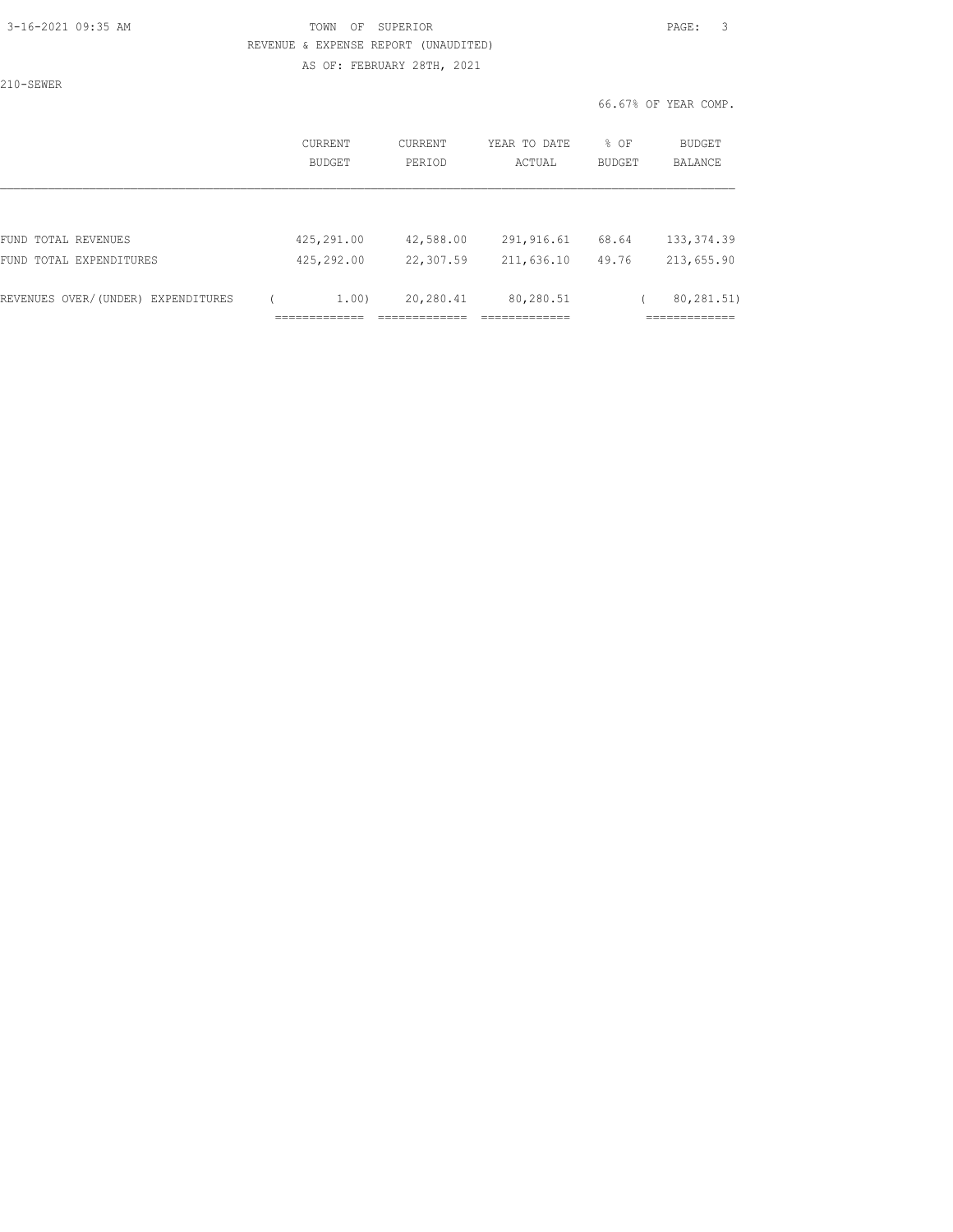# TOWN OF SUPERIOR

REVENUE & EXPENSE REPORT (UNAUDITED)

AS OF: FEBRUARY 28TH, 2021

210-SEWER

66.67% OF YEAR COMP.

| | CURRENT BUDGET | CURRENT PERIOD | YEAR TO DATE ACTUAL | % OF BUDGET | BUDGET BALANCE |
|---|---|---|---|---|---|
| FUND TOTAL REVENUES | 425,291.00 | 42,588.00 | 291,916.61 | 68.64 | 133,374.39 |
| FUND TOTAL EXPENDITURES | 425,292.00 | 22,307.59 | 211,636.10 | 49.76 | 213,655.90 |
| REVENUES OVER/(UNDER) EXPENDITURES | ( 1.00) | 20,280.41 | 80,280.51 | | ( 80,281.51) |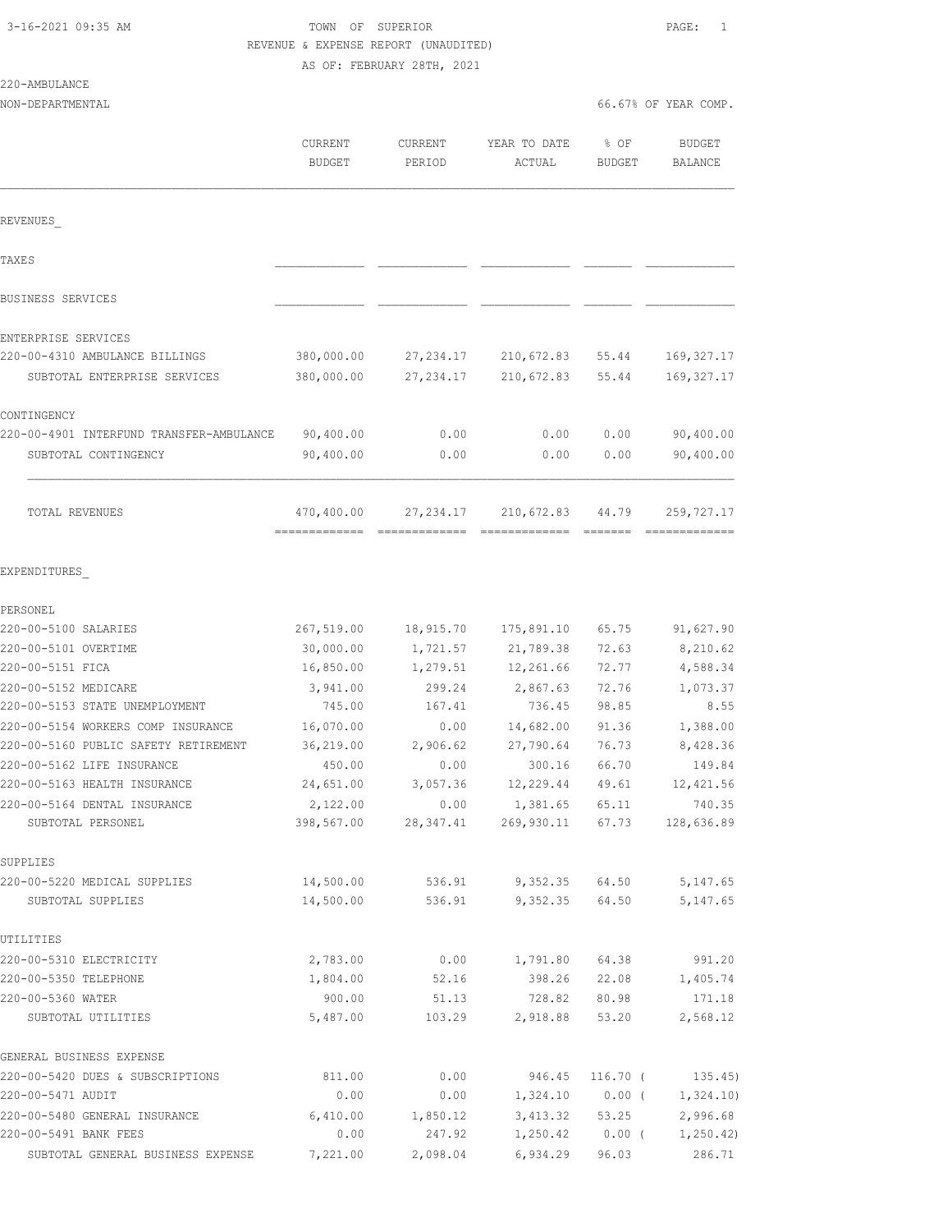3-16-2021 09:35 AM

TOWN OF SUPERIOR

REVENUE & EXPENSE REPORT (UNAUDITED)

AS OF: FEBRUARY 28TH, 2021

220-AMBULANCE

NON-DEPARTMENTAL — 66.67% OF YEAR COMP.

| | CURRENT BUDGET | CURRENT PERIOD | YEAR TO DATE ACTUAL | % OF BUDGET | BUDGET BALANCE |
|---|---|---|---|---|---|
| **REVENUES** | | | | | |
| TAXES | | | | | |
| BUSINESS SERVICES | | | | | |
| ENTERPRISE SERVICES | | | | | |
| 220-00-4310 AMBULANCE BILLINGS | 380,000.00 | 27,234.17 | 210,672.83 | 55.44 | 169,327.17 |
| SUBTOTAL ENTERPRISE SERVICES | 380,000.00 | 27,234.17 | 210,672.83 | 55.44 | 169,327.17 |
| CONTINGENCY | | | | | |
| 220-00-4901 INTERFUND TRANSFER-AMBULANCE | 90,400.00 | 0.00 | 0.00 | 0.00 | 90,400.00 |
| SUBTOTAL CONTINGENCY | 90,400.00 | 0.00 | 0.00 | 0.00 | 90,400.00 |
| TOTAL REVENUES | 470,400.00 | 27,234.17 | 210,672.83 | 44.79 | 259,727.17 |
| **EXPENDITURES** | | | | | |
| PERSONEL | | | | | |
| 220-00-5100 SALARIES | 267,519.00 | 18,915.70 | 175,891.10 | 65.75 | 91,627.90 |
| 220-00-5101 OVERTIME | 30,000.00 | 1,721.57 | 21,789.38 | 72.63 | 8,210.62 |
| 220-00-5151 FICA | 16,850.00 | 1,279.51 | 12,261.66 | 72.77 | 4,588.34 |
| 220-00-5152 MEDICARE | 3,941.00 | 299.24 | 2,867.63 | 72.76 | 1,073.37 |
| 220-00-5153 STATE UNEMPLOYMENT | 745.00 | 167.41 | 736.45 | 98.85 | 8.55 |
| 220-00-5154 WORKERS COMP INSURANCE | 16,070.00 | 0.00 | 14,682.00 | 91.36 | 1,388.00 |
| 220-00-5160 PUBLIC SAFETY RETIREMENT | 36,219.00 | 2,906.62 | 27,790.64 | 76.73 | 8,428.36 |
| 220-00-5162 LIFE INSURANCE | 450.00 | 0.00 | 300.16 | 66.70 | 149.84 |
| 220-00-5163 HEALTH INSURANCE | 24,651.00 | 3,057.36 | 12,229.44 | 49.61 | 12,421.56 |
| 220-00-5164 DENTAL INSURANCE | 2,122.00 | 0.00 | 1,381.65 | 65.11 | 740.35 |
| SUBTOTAL PERSONEL | 398,567.00 | 28,347.41 | 269,930.11 | 67.73 | 128,636.89 |
| SUPPLIES | | | | | |
| 220-00-5220 MEDICAL SUPPLIES | 14,500.00 | 536.91 | 9,352.35 | 64.50 | 5,147.65 |
| SUBTOTAL SUPPLIES | 14,500.00 | 536.91 | 9,352.35 | 64.50 | 5,147.65 |
| UTILITIES | | | | | |
| 220-00-5310 ELECTRICITY | 2,783.00 | 0.00 | 1,791.80 | 64.38 | 991.20 |
| 220-00-5350 TELEPHONE | 1,804.00 | 52.16 | 398.26 | 22.08 | 1,405.74 |
| 220-00-5360 WATER | 900.00 | 51.13 | 728.82 | 80.98 | 171.18 |
| SUBTOTAL UTILITIES | 5,487.00 | 103.29 | 2,918.88 | 53.20 | 2,568.12 |
| GENERAL BUSINESS EXPENSE | | | | | |
| 220-00-5420 DUES & SUBSCRIPTIONS | 811.00 | 0.00 | 946.45 | 116.70 | ( 135.45) |
| 220-00-5471 AUDIT | 0.00 | 0.00 | 1,324.10 | 0.00 | ( 1,324.10) |
| 220-00-5480 GENERAL INSURANCE | 6,410.00 | 1,850.12 | 3,413.32 | 53.25 | 2,996.68 |
| 220-00-5491 BANK FEES | 0.00 | 247.92 | 1,250.42 | 0.00 | ( 1,250.42) |
| SUBTOTAL GENERAL BUSINESS EXPENSE | 7,221.00 | 2,098.04 | 6,934.29 | 96.03 | 286.71 |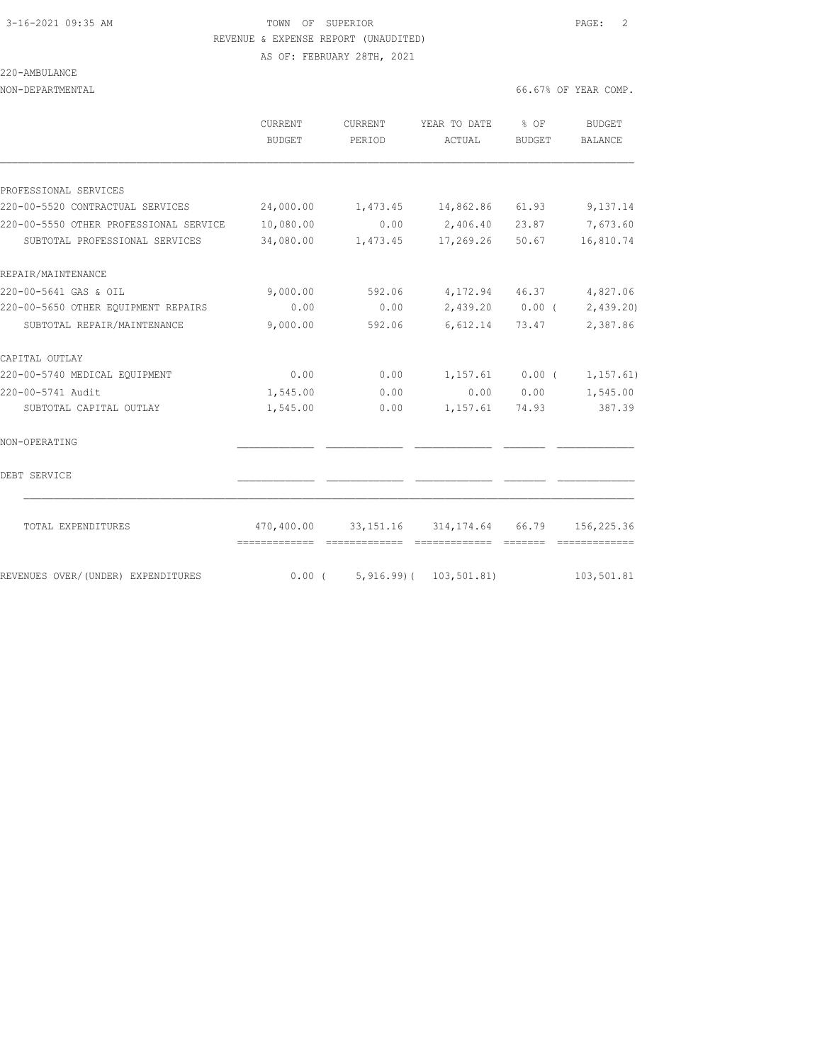3-16-2021 09:35 AM　　TOWN OF SUPERIOR

REVENUE & EXPENSE REPORT (UNAUDITED)

AS OF: FEBRUARY 28TH, 2021

220-AMBULANCE

NON-DEPARTMENTAL　　66.67% OF YEAR COMP.

| | CURRENT BUDGET | CURRENT PERIOD | YEAR TO DATE ACTUAL | % OF BUDGET | BUDGET BALANCE |
|---|---|---|---|---|---|
| PROFESSIONAL SERVICES | | | | | |
| 220-00-5520 CONTRACTUAL SERVICES | 24,000.00 | 1,473.45 | 14,862.86 | 61.93 | 9,137.14 |
| 220-00-5550 OTHER PROFESSIONAL SERVICE | 10,080.00 | 0.00 | 2,406.40 | 23.87 | 7,673.60 |
| SUBTOTAL PROFESSIONAL SERVICES | 34,080.00 | 1,473.45 | 17,269.26 | 50.67 | 16,810.74 |
| REPAIR/MAINTENANCE | | | | | |
| 220-00-5641 GAS & OIL | 9,000.00 | 592.06 | 4,172.94 | 46.37 | 4,827.06 |
| 220-00-5650 OTHER EQUIPMENT REPAIRS | 0.00 | 0.00 | 2,439.20 | 0.00 | ( 2,439.20) |
| SUBTOTAL REPAIR/MAINTENANCE | 9,000.00 | 592.06 | 6,612.14 | 73.47 | 2,387.86 |
| CAPITAL OUTLAY | | | | | |
| 220-00-5740 MEDICAL EQUIPMENT | 0.00 | 0.00 | 1,157.61 | 0.00 | ( 1,157.61) |
| 220-00-5741 Audit | 1,545.00 | 0.00 | 0.00 | 0.00 | 1,545.00 |
| SUBTOTAL CAPITAL OUTLAY | 1,545.00 | 0.00 | 1,157.61 | 74.93 | 387.39 |
| NON-OPERATING | | | | | |
| DEBT SERVICE | | | | | |
| TOTAL EXPENDITURES | 470,400.00 | 33,151.16 | 314,174.64 | 66.79 | 156,225.36 |
| REVENUES OVER/(UNDER) EXPENDITURES | 0.00 | ( 5,916.99) | ( 103,501.81) | | 103,501.81 |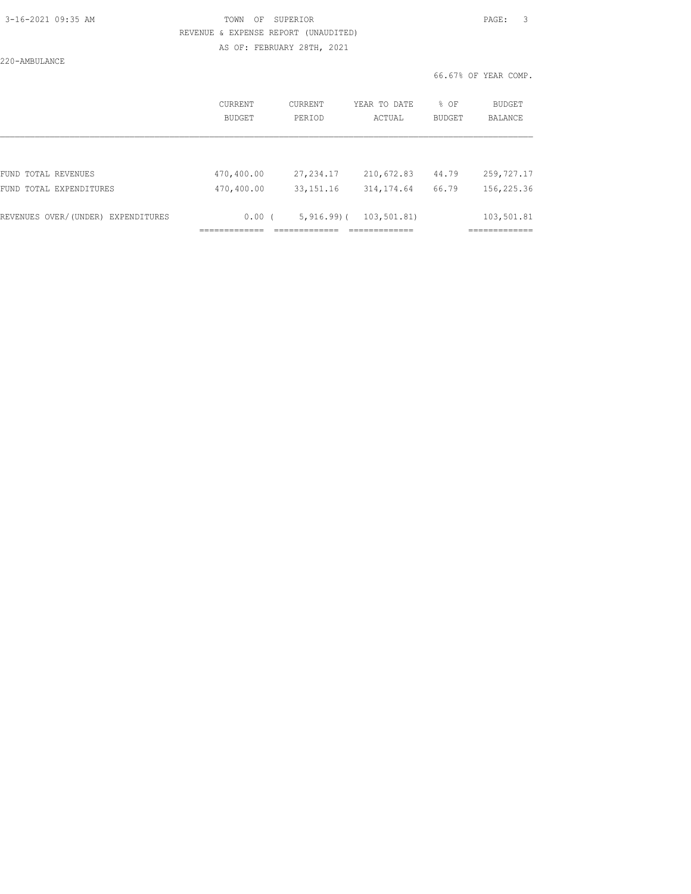TOWN OF SUPERIOR

REVENUE & EXPENSE REPORT (UNAUDITED)

AS OF: FEBRUARY 28TH, 2021

220-AMBULANCE

66.67% OF YEAR COMP.

| | CURRENT BUDGET | CURRENT PERIOD | YEAR TO DATE ACTUAL | % OF BUDGET | BUDGET BALANCE |
|---|---|---|---|---|---|
| FUND TOTAL REVENUES | 470,400.00 | 27,234.17 | 210,672.83 | 44.79 | 259,727.17 |
| FUND TOTAL EXPENDITURES | 470,400.00 | 33,151.16 | 314,174.64 | 66.79 | 156,225.36 |
| REVENUES OVER/(UNDER) EXPENDITURES | 0.00 | ( 5,916.99) | ( 103,501.81) | | 103,501.81 |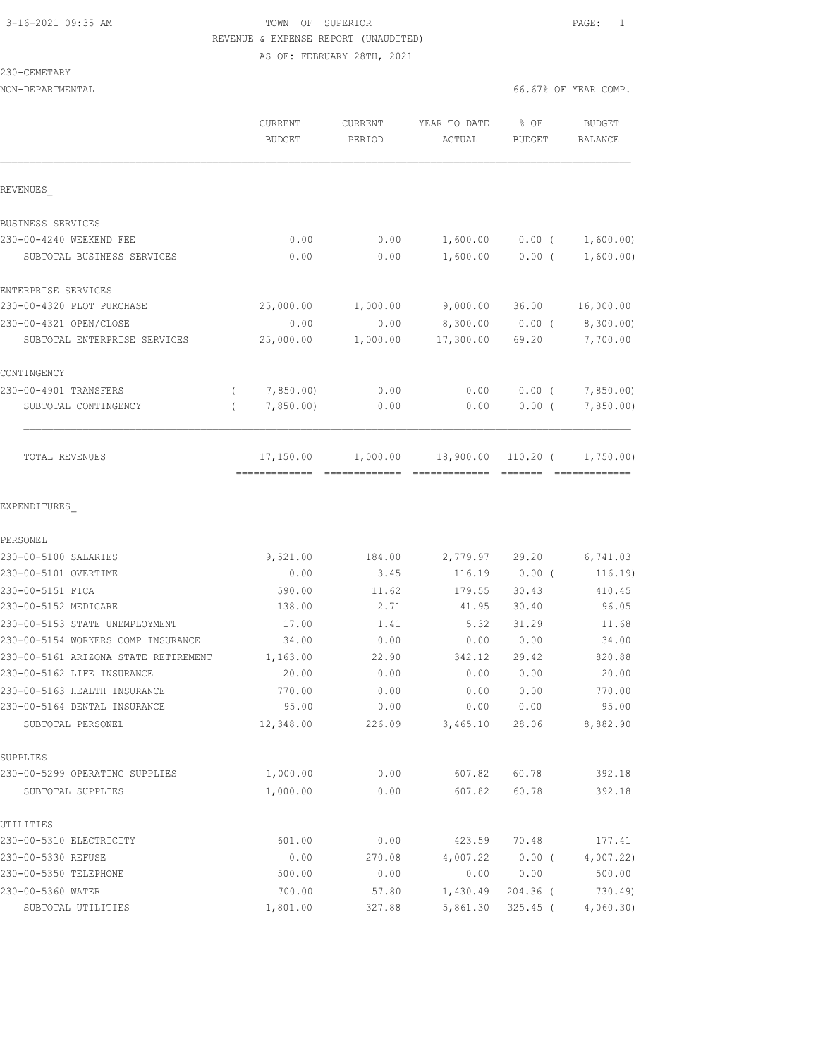3-16-2021 09:35 AM

TOWN OF SUPERIOR
REVENUE & EXPENSE REPORT (UNAUDITED)
AS OF: FEBRUARY 28TH, 2021

230-CEMETARY
NON-DEPARTMENTAL

66.67% OF YEAR COMP.

| | CURRENT BUDGET | CURRENT PERIOD | YEAR TO DATE ACTUAL | % OF BUDGET | BUDGET BALANCE |
|---|---|---|---|---|---|
| **REVENUES** | | | | | |
| BUSINESS SERVICES | | | | | |
| 230-00-4240 WEEKEND FEE | 0.00 | 0.00 | 1,600.00 | 0.00 ( | 1,600.00) |
| SUBTOTAL BUSINESS SERVICES | 0.00 | 0.00 | 1,600.00 | 0.00 ( | 1,600.00) |
| ENTERPRISE SERVICES | | | | | |
| 230-00-4320 PLOT PURCHASE | 25,000.00 | 1,000.00 | 9,000.00 | 36.00 | 16,000.00 |
| 230-00-4321 OPEN/CLOSE | 0.00 | 0.00 | 8,300.00 | 0.00 ( | 8,300.00) |
| SUBTOTAL ENTERPRISE SERVICES | 25,000.00 | 1,000.00 | 17,300.00 | 69.20 | 7,700.00 |
| CONTINGENCY | | | | | |
| 230-00-4901 TRANSFERS | ( 7,850.00) | 0.00 | 0.00 | 0.00 ( | 7,850.00) |
| SUBTOTAL CONTINGENCY | ( 7,850.00) | 0.00 | 0.00 | 0.00 ( | 7,850.00) |
| TOTAL REVENUES | 17,150.00 | 1,000.00 | 18,900.00 | 110.20 ( | 1,750.00) |
| **EXPENDITURES** | | | | | |
| PERSONEL | | | | | |
| 230-00-5100 SALARIES | 9,521.00 | 184.00 | 2,779.97 | 29.20 | 6,741.03 |
| 230-00-5101 OVERTIME | 0.00 | 3.45 | 116.19 | 0.00 ( | 116.19) |
| 230-00-5151 FICA | 590.00 | 11.62 | 179.55 | 30.43 | 410.45 |
| 230-00-5152 MEDICARE | 138.00 | 2.71 | 41.95 | 30.40 | 96.05 |
| 230-00-5153 STATE UNEMPLOYMENT | 17.00 | 1.41 | 5.32 | 31.29 | 11.68 |
| 230-00-5154 WORKERS COMP INSURANCE | 34.00 | 0.00 | 0.00 | 0.00 | 34.00 |
| 230-00-5161 ARIZONA STATE RETIREMENT | 1,163.00 | 22.90 | 342.12 | 29.42 | 820.88 |
| 230-00-5162 LIFE INSURANCE | 20.00 | 0.00 | 0.00 | 0.00 | 20.00 |
| 230-00-5163 HEALTH INSURANCE | 770.00 | 0.00 | 0.00 | 0.00 | 770.00 |
| 230-00-5164 DENTAL INSURANCE | 95.00 | 0.00 | 0.00 | 0.00 | 95.00 |
| SUBTOTAL PERSONEL | 12,348.00 | 226.09 | 3,465.10 | 28.06 | 8,882.90 |
| SUPPLIES | | | | | |
| 230-00-5299 OPERATING SUPPLIES | 1,000.00 | 0.00 | 607.82 | 60.78 | 392.18 |
| SUBTOTAL SUPPLIES | 1,000.00 | 0.00 | 607.82 | 60.78 | 392.18 |
| UTILITIES | | | | | |
| 230-00-5310 ELECTRICITY | 601.00 | 0.00 | 423.59 | 70.48 | 177.41 |
| 230-00-5330 REFUSE | 0.00 | 270.08 | 4,007.22 | 0.00 ( | 4,007.22) |
| 230-00-5350 TELEPHONE | 500.00 | 0.00 | 0.00 | 0.00 | 500.00 |
| 230-00-5360 WATER | 700.00 | 57.80 | 1,430.49 | 204.36 ( | 730.49) |
| SUBTOTAL UTILITIES | 1,801.00 | 327.88 | 5,861.30 | 325.45 ( | 4,060.30) |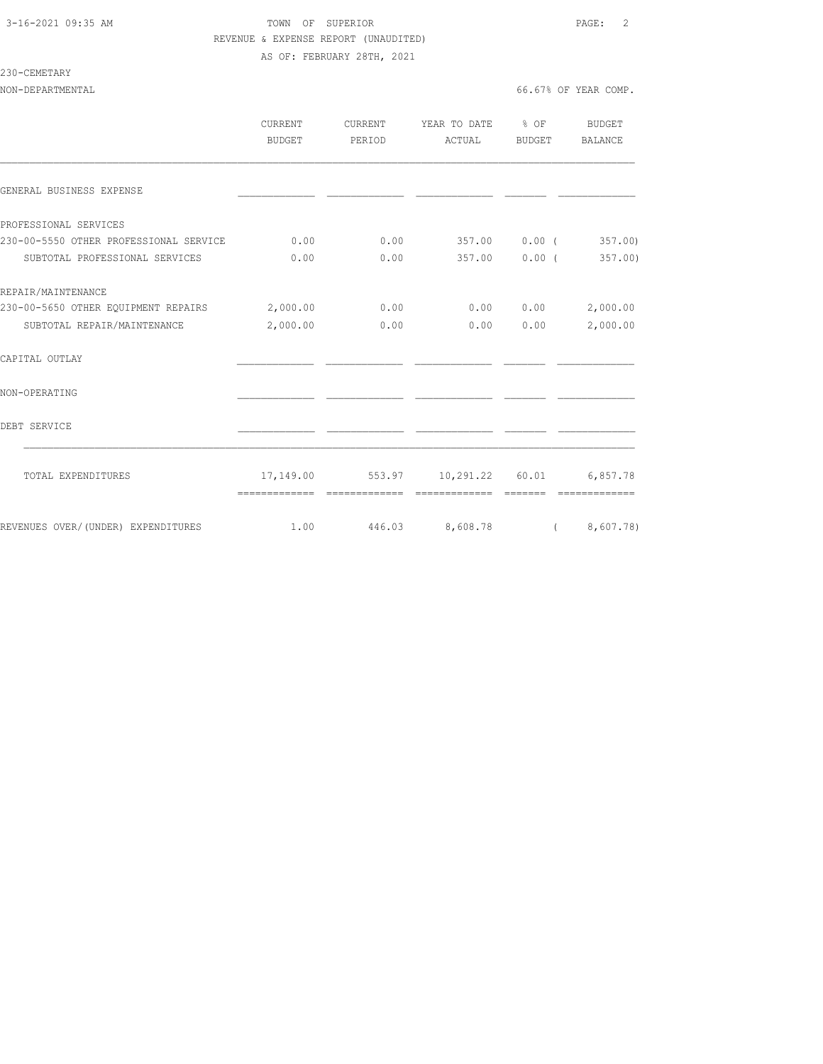TOWN OF SUPERIOR

REVENUE & EXPENSE REPORT (UNAUDITED)

AS OF: FEBRUARY 28TH, 2021

230-CEMETARY

NON-DEPARTMENTAL — 66.67% OF YEAR COMP.

| | CURRENT BUDGET | CURRENT PERIOD | YEAR TO DATE ACTUAL | % OF BUDGET | BUDGET BALANCE |
|---|---|---|---|---|---|
| GENERAL BUSINESS EXPENSE | | | | | |
| PROFESSIONAL SERVICES | | | | | |
| 230-00-5550 OTHER PROFESSIONAL SERVICE | 0.00 | 0.00 | 357.00 | 0.00 | ( 357.00) |
| SUBTOTAL PROFESSIONAL SERVICES | 0.00 | 0.00 | 357.00 | 0.00 | ( 357.00) |
| REPAIR/MAINTENANCE | | | | | |
| 230-00-5650 OTHER EQUIPMENT REPAIRS | 2,000.00 | 0.00 | 0.00 | 0.00 | 2,000.00 |
| SUBTOTAL REPAIR/MAINTENANCE | 2,000.00 | 0.00 | 0.00 | 0.00 | 2,000.00 |
| CAPITAL OUTLAY | | | | | |
| NON-OPERATING | | | | | |
| DEBT SERVICE | | | | | |
| TOTAL EXPENDITURES | 17,149.00 | 553.97 | 10,291.22 | 60.01 | 6,857.78 |
| REVENUES OVER/(UNDER) EXPENDITURES | 1.00 | 446.03 | 8,608.78 | | ( 8,607.78) |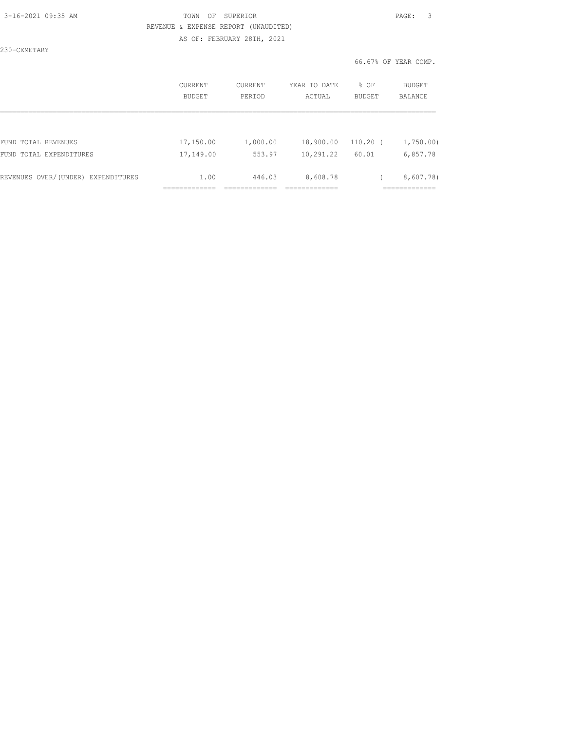TOWN OF SUPERIOR

REVENUE & EXPENSE REPORT (UNAUDITED)

AS OF: FEBRUARY 28TH, 2021

230-CEMETARY

66.67% OF YEAR COMP.

| | CURRENT BUDGET | CURRENT PERIOD | YEAR TO DATE ACTUAL | % OF BUDGET | BUDGET BALANCE |
|---|---|---|---|---|---|
| FUND TOTAL REVENUES | 17,150.00 | 1,000.00 | 18,900.00 | 110.20 | ( 1,750.00) |
| FUND TOTAL EXPENDITURES | 17,149.00 | 553.97 | 10,291.22 | 60.01 | 6,857.78 |
| REVENUES OVER/(UNDER) EXPENDITURES | 1.00 | 446.03 | 8,608.78 | | ( 8,607.78) |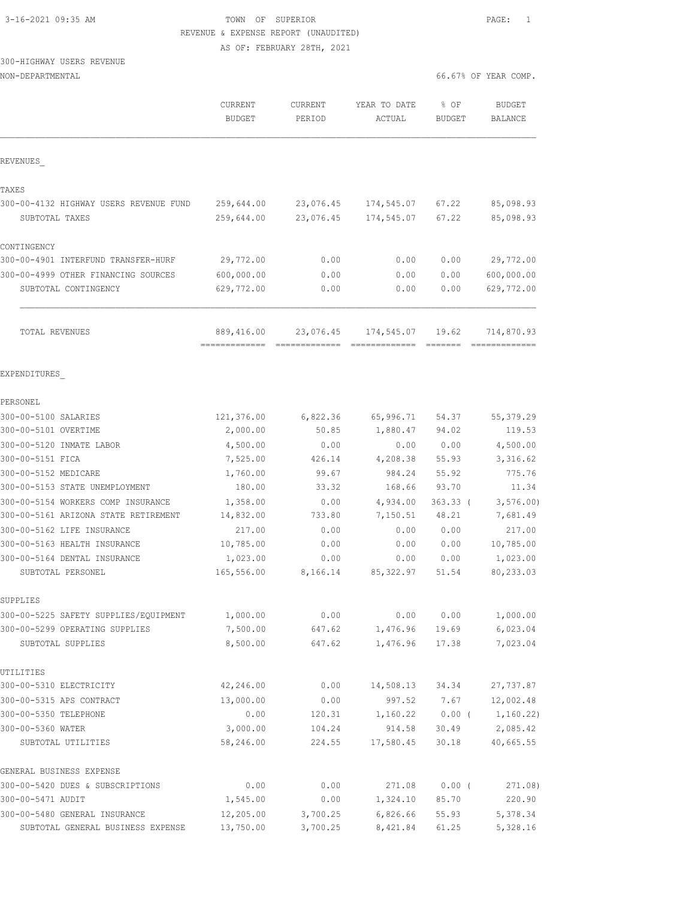3-16-2021 09:35 AM

TOWN OF SUPERIOR

REVENUE & EXPENSE REPORT (UNAUDITED)

AS OF: FEBRUARY 28TH, 2021

300-HIGHWAY USERS REVENUE

NON-DEPARTMENTAL

66.67% OF YEAR COMP.

| | CURRENT BUDGET | CURRENT PERIOD | YEAR TO DATE ACTUAL | % OF BUDGET | BUDGET BALANCE |
|---|---|---|---|---|---|
| **REVENUES** | | | | | |
| **TAXES** | | | | | |
| 300-00-4132 HIGHWAY USERS REVENUE FUND | 259,644.00 | 23,076.45 | 174,545.07 | 67.22 | 85,098.93 |
| SUBTOTAL TAXES | 259,644.00 | 23,076.45 | 174,545.07 | 67.22 | 85,098.93 |
| **CONTINGENCY** | | | | | |
| 300-00-4901 INTERFUND TRANSFER-HURF | 29,772.00 | 0.00 | 0.00 | 0.00 | 29,772.00 |
| 300-00-4999 OTHER FINANCING SOURCES | 600,000.00 | 0.00 | 0.00 | 0.00 | 600,000.00 |
| SUBTOTAL CONTINGENCY | 629,772.00 | 0.00 | 0.00 | 0.00 | 629,772.00 |
| TOTAL REVENUES | 889,416.00 | 23,076.45 | 174,545.07 | 19.62 | 714,870.93 |
| **EXPENDITURES** | | | | | |
| **PERSONEL** | | | | | |
| 300-00-5100 SALARIES | 121,376.00 | 6,822.36 | 65,996.71 | 54.37 | 55,379.29 |
| 300-00-5101 OVERTIME | 2,000.00 | 50.85 | 1,880.47 | 94.02 | 119.53 |
| 300-00-5120 INMATE LABOR | 4,500.00 | 0.00 | 0.00 | 0.00 | 4,500.00 |
| 300-00-5151 FICA | 7,525.00 | 426.14 | 4,208.38 | 55.93 | 3,316.62 |
| 300-00-5152 MEDICARE | 1,760.00 | 99.67 | 984.24 | 55.92 | 775.76 |
| 300-00-5153 STATE UNEMPLOYMENT | 180.00 | 33.32 | 168.66 | 93.70 | 11.34 |
| 300-00-5154 WORKERS COMP INSURANCE | 1,358.00 | 0.00 | 4,934.00 | 363.33 | (3,576.00) |
| 300-00-5161 ARIZONA STATE RETIREMENT | 14,832.00 | 733.80 | 7,150.51 | 48.21 | 7,681.49 |
| 300-00-5162 LIFE INSURANCE | 217.00 | 0.00 | 0.00 | 0.00 | 217.00 |
| 300-00-5163 HEALTH INSURANCE | 10,785.00 | 0.00 | 0.00 | 0.00 | 10,785.00 |
| 300-00-5164 DENTAL INSURANCE | 1,023.00 | 0.00 | 0.00 | 0.00 | 1,023.00 |
| SUBTOTAL PERSONEL | 165,556.00 | 8,166.14 | 85,322.97 | 51.54 | 80,233.03 |
| **SUPPLIES** | | | | | |
| 300-00-5225 SAFETY SUPPLIES/EQUIPMENT | 1,000.00 | 0.00 | 0.00 | 0.00 | 1,000.00 |
| 300-00-5299 OPERATING SUPPLIES | 7,500.00 | 647.62 | 1,476.96 | 19.69 | 6,023.04 |
| SUBTOTAL SUPPLIES | 8,500.00 | 647.62 | 1,476.96 | 17.38 | 7,023.04 |
| **UTILITIES** | | | | | |
| 300-00-5310 ELECTRICITY | 42,246.00 | 0.00 | 14,508.13 | 34.34 | 27,737.87 |
| 300-00-5315 APS CONTRACT | 13,000.00 | 0.00 | 997.52 | 7.67 | 12,002.48 |
| 300-00-5350 TELEPHONE | 0.00 | 120.31 | 1,160.22 | 0.00 | (1,160.22) |
| 300-00-5360 WATER | 3,000.00 | 104.24 | 914.58 | 30.49 | 2,085.42 |
| SUBTOTAL UTILITIES | 58,246.00 | 224.55 | 17,580.45 | 30.18 | 40,665.55 |
| **GENERAL BUSINESS EXPENSE** | | | | | |
| 300-00-5420 DUES & SUBSCRIPTIONS | 0.00 | 0.00 | 271.08 | 0.00 | (271.08) |
| 300-00-5471 AUDIT | 1,545.00 | 0.00 | 1,324.10 | 85.70 | 220.90 |
| 300-00-5480 GENERAL INSURANCE | 12,205.00 | 3,700.25 | 6,826.66 | 55.93 | 5,378.34 |
| SUBTOTAL GENERAL BUSINESS EXPENSE | 13,750.00 | 3,700.25 | 8,421.84 | 61.25 | 5,328.16 |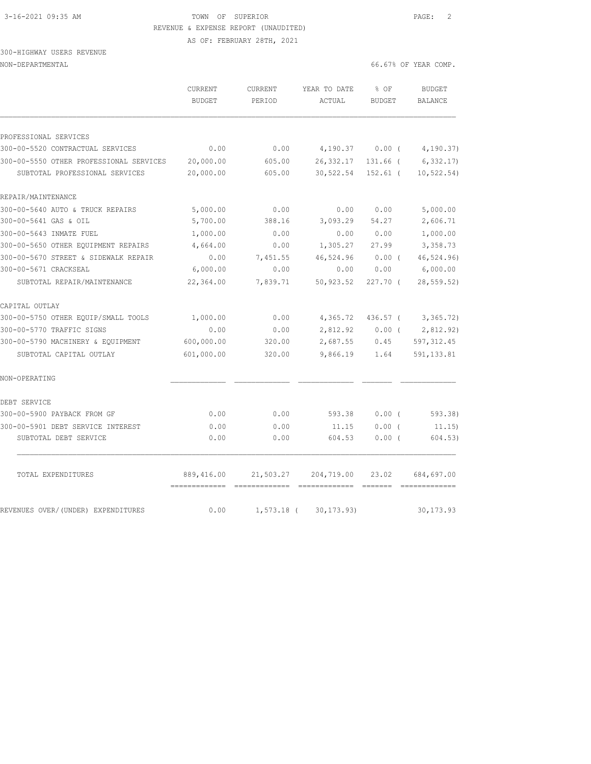TOWN OF SUPERIOR
REVENUE & EXPENSE REPORT (UNAUDITED)
AS OF: FEBRUARY 28TH, 2021

300-HIGHWAY USERS REVENUE
NON-DEPARTMENTAL — 66.67% OF YEAR COMP.

| | CURRENT BUDGET | CURRENT PERIOD | YEAR TO DATE ACTUAL | % OF BUDGET | BUDGET BALANCE |
|---|---|---|---|---|---|
| **PROFESSIONAL SERVICES** | | | | | |
| 300-00-5520 CONTRACTUAL SERVICES | 0.00 | 0.00 | 4,190.37 | 0.00 ( | 4,190.37) |
| 300-00-5550 OTHER PROFESSIONAL SERVICES | 20,000.00 | 605.00 | 26,332.17 | 131.66 ( | 6,332.17) |
| SUBTOTAL PROFESSIONAL SERVICES | 20,000.00 | 605.00 | 30,522.54 | 152.61 ( | 10,522.54) |
| **REPAIR/MAINTENANCE** | | | | | |
| 300-00-5640 AUTO & TRUCK REPAIRS | 5,000.00 | 0.00 | 0.00 | 0.00 | 5,000.00 |
| 300-00-5641 GAS & OIL | 5,700.00 | 388.16 | 3,093.29 | 54.27 | 2,606.71 |
| 300-00-5643 INMATE FUEL | 1,000.00 | 0.00 | 0.00 | 0.00 | 1,000.00 |
| 300-00-5650 OTHER EQUIPMENT REPAIRS | 4,664.00 | 0.00 | 1,305.27 | 27.99 | 3,358.73 |
| 300-00-5670 STREET & SIDEWALK REPAIR | 0.00 | 7,451.55 | 46,524.96 | 0.00 ( | 46,524.96) |
| 300-00-5671 CRACKSEAL | 6,000.00 | 0.00 | 0.00 | 0.00 | 6,000.00 |
| SUBTOTAL REPAIR/MAINTENANCE | 22,364.00 | 7,839.71 | 50,923.52 | 227.70 ( | 28,559.52) |
| **CAPITAL OUTLAY** | | | | | |
| 300-00-5750 OTHER EQUIP/SMALL TOOLS | 1,000.00 | 0.00 | 4,365.72 | 436.57 ( | 3,365.72) |
| 300-00-5770 TRAFFIC SIGNS | 0.00 | 0.00 | 2,812.92 | 0.00 ( | 2,812.92) |
| 300-00-5790 MACHINERY & EQUIPMENT | 600,000.00 | 320.00 | 2,687.55 | 0.45 | 597,312.45 |
| SUBTOTAL CAPITAL OUTLAY | 601,000.00 | 320.00 | 9,866.19 | 1.64 | 591,133.81 |
| **NON-OPERATING** | | | | | |
| **DEBT SERVICE** | | | | | |
| 300-00-5900 PAYBACK FROM GF | 0.00 | 0.00 | 593.38 | 0.00 ( | 593.38) |
| 300-00-5901 DEBT SERVICE INTEREST | 0.00 | 0.00 | 11.15 | 0.00 ( | 11.15) |
| SUBTOTAL DEBT SERVICE | 0.00 | 0.00 | 604.53 | 0.00 ( | 604.53) |
| TOTAL EXPENDITURES | 889,416.00 | 21,503.27 | 204,719.00 | 23.02 | 684,697.00 |
| REVENUES OVER/(UNDER) EXPENDITURES | 0.00 | 1,573.18 ( | 30,173.93) | | 30,173.93 |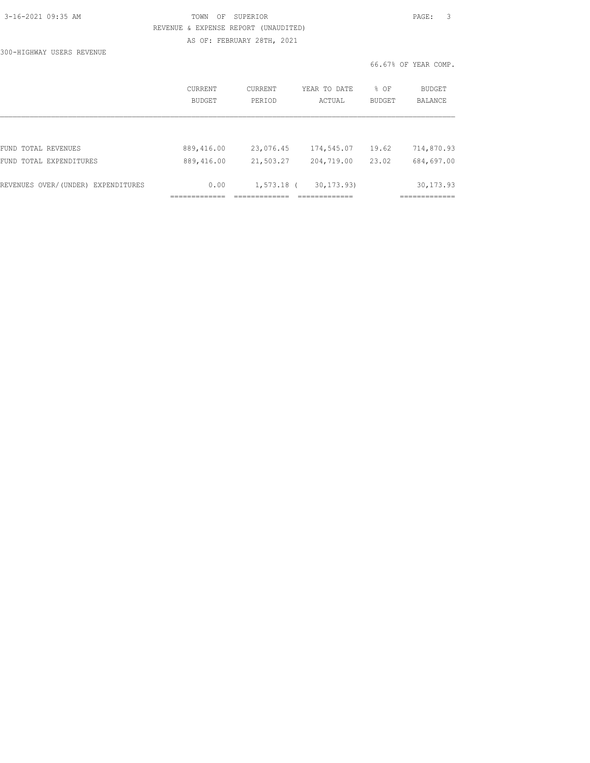TOWN OF SUPERIOR

REVENUE & EXPENSE REPORT (UNAUDITED)

AS OF: FEBRUARY 28TH, 2021

300-HIGHWAY USERS REVENUE

66.67% OF YEAR COMP.

| | CURRENT BUDGET | CURRENT PERIOD | YEAR TO DATE ACTUAL | % OF BUDGET | BUDGET BALANCE |
|---|---|---|---|---|---|
| FUND TOTAL REVENUES | 889,416.00 | 23,076.45 | 174,545.07 | 19.62 | 714,870.93 |
| FUND TOTAL EXPENDITURES | 889,416.00 | 21,503.27 | 204,719.00 | 23.02 | 684,697.00 |
| REVENUES OVER/(UNDER) EXPENDITURES | 0.00 | 1,573.18 | ( 30,173.93) | | 30,173.93 |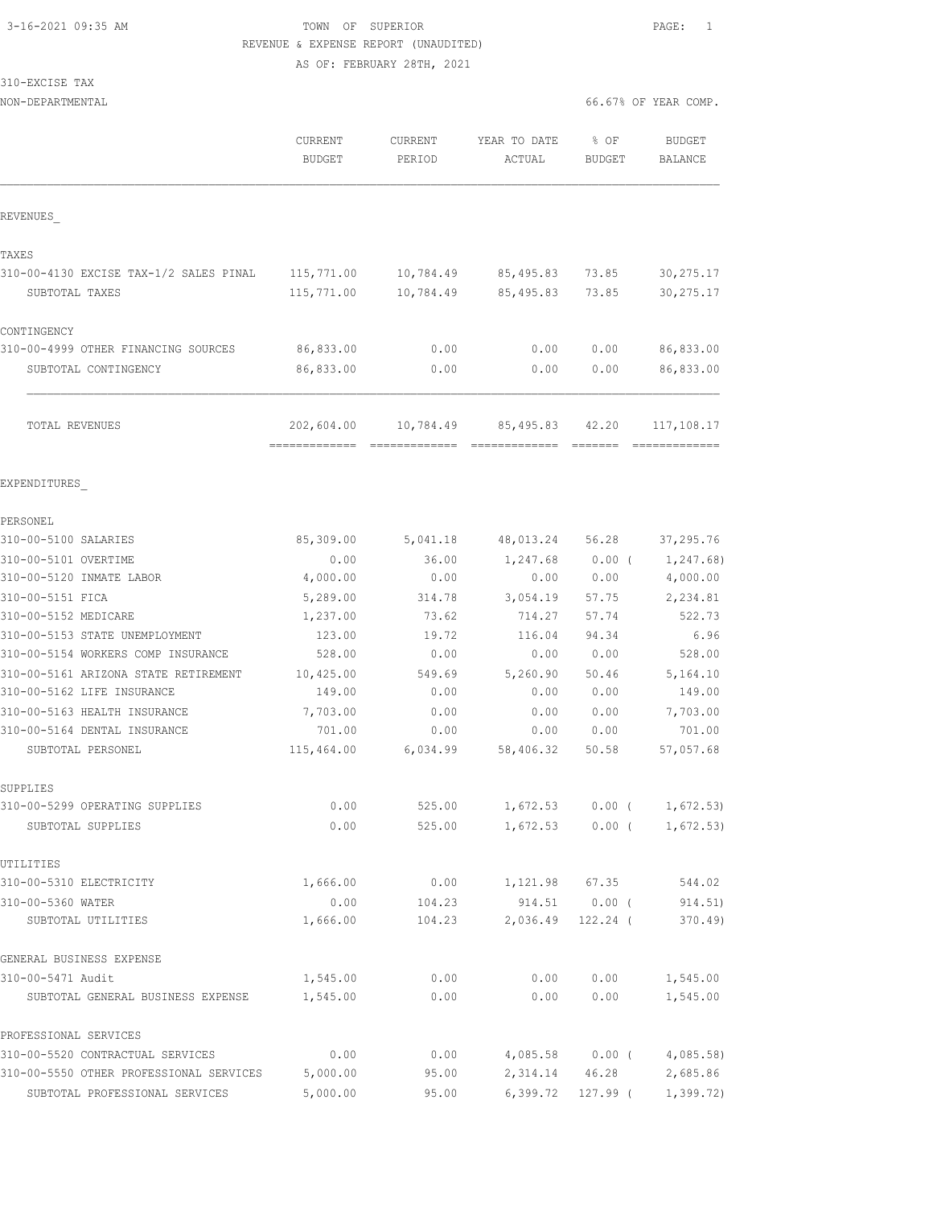TOWN OF SUPERIOR
REVENUE & EXPENSE REPORT (UNAUDITED)
AS OF: FEBRUARY 28TH, 2021

310-EXCISE TAX
NON-DEPARTMENTAL

66.67% OF YEAR COMP.

| | CURRENT BUDGET | CURRENT PERIOD | YEAR TO DATE ACTUAL | % OF BUDGET | BUDGET BALANCE |
|---|---|---|---|---|---|
| REVENUES_ | | | | | |
| TAXES | | | | | |
| 310-00-4130 EXCISE TAX-1/2 SALES PINAL | 115,771.00 | 10,784.49 | 85,495.83 | 73.85 | 30,275.17 |
| SUBTOTAL TAXES | 115,771.00 | 10,784.49 | 85,495.83 | 73.85 | 30,275.17 |
| CONTINGENCY | | | | | |
| 310-00-4999 OTHER FINANCING SOURCES | 86,833.00 | 0.00 | 0.00 | 0.00 | 86,833.00 |
| SUBTOTAL CONTINGENCY | 86,833.00 | 0.00 | 0.00 | 0.00 | 86,833.00 |
| TOTAL REVENUES | 202,604.00 | 10,784.49 | 85,495.83 | 42.20 | 117,108.17 |
| EXPENDITURES_ | | | | | |
| PERSONEL | | | | | |
| 310-00-5100 SALARIES | 85,309.00 | 5,041.18 | 48,013.24 | 56.28 | 37,295.76 |
| 310-00-5101 OVERTIME | 0.00 | 36.00 | 1,247.68 | 0.00 ( | 1,247.68) |
| 310-00-5120 INMATE LABOR | 4,000.00 | 0.00 | 0.00 | 0.00 | 4,000.00 |
| 310-00-5151 FICA | 5,289.00 | 314.78 | 3,054.19 | 57.75 | 2,234.81 |
| 310-00-5152 MEDICARE | 1,237.00 | 73.62 | 714.27 | 57.74 | 522.73 |
| 310-00-5153 STATE UNEMPLOYMENT | 123.00 | 19.72 | 116.04 | 94.34 | 6.96 |
| 310-00-5154 WORKERS COMP INSURANCE | 528.00 | 0.00 | 0.00 | 0.00 | 528.00 |
| 310-00-5161 ARIZONA STATE RETIREMENT | 10,425.00 | 549.69 | 5,260.90 | 50.46 | 5,164.10 |
| 310-00-5162 LIFE INSURANCE | 149.00 | 0.00 | 0.00 | 0.00 | 149.00 |
| 310-00-5163 HEALTH INSURANCE | 7,703.00 | 0.00 | 0.00 | 0.00 | 7,703.00 |
| 310-00-5164 DENTAL INSURANCE | 701.00 | 0.00 | 0.00 | 0.00 | 701.00 |
| SUBTOTAL PERSONEL | 115,464.00 | 6,034.99 | 58,406.32 | 50.58 | 57,057.68 |
| SUPPLIES | | | | | |
| 310-00-5299 OPERATING SUPPLIES | 0.00 | 525.00 | 1,672.53 | 0.00 ( | 1,672.53) |
| SUBTOTAL SUPPLIES | 0.00 | 525.00 | 1,672.53 | 0.00 ( | 1,672.53) |
| UTILITIES | | | | | |
| 310-00-5310 ELECTRICITY | 1,666.00 | 0.00 | 1,121.98 | 67.35 | 544.02 |
| 310-00-5360 WATER | 0.00 | 104.23 | 914.51 | 0.00 ( | 914.51) |
| SUBTOTAL UTILITIES | 1,666.00 | 104.23 | 2,036.49 | 122.24 ( | 370.49) |
| GENERAL BUSINESS EXPENSE | | | | | |
| 310-00-5471 Audit | 1,545.00 | 0.00 | 0.00 | 0.00 | 1,545.00 |
| SUBTOTAL GENERAL BUSINESS EXPENSE | 1,545.00 | 0.00 | 0.00 | 0.00 | 1,545.00 |
| PROFESSIONAL SERVICES | | | | | |
| 310-00-5520 CONTRACTUAL SERVICES | 0.00 | 0.00 | 4,085.58 | 0.00 ( | 4,085.58) |
| 310-00-5550 OTHER PROFESSIONAL SERVICES | 5,000.00 | 95.00 | 2,314.14 | 46.28 | 2,685.86 |
| SUBTOTAL PROFESSIONAL SERVICES | 5,000.00 | 95.00 | 6,399.72 | 127.99 ( | 1,399.72) |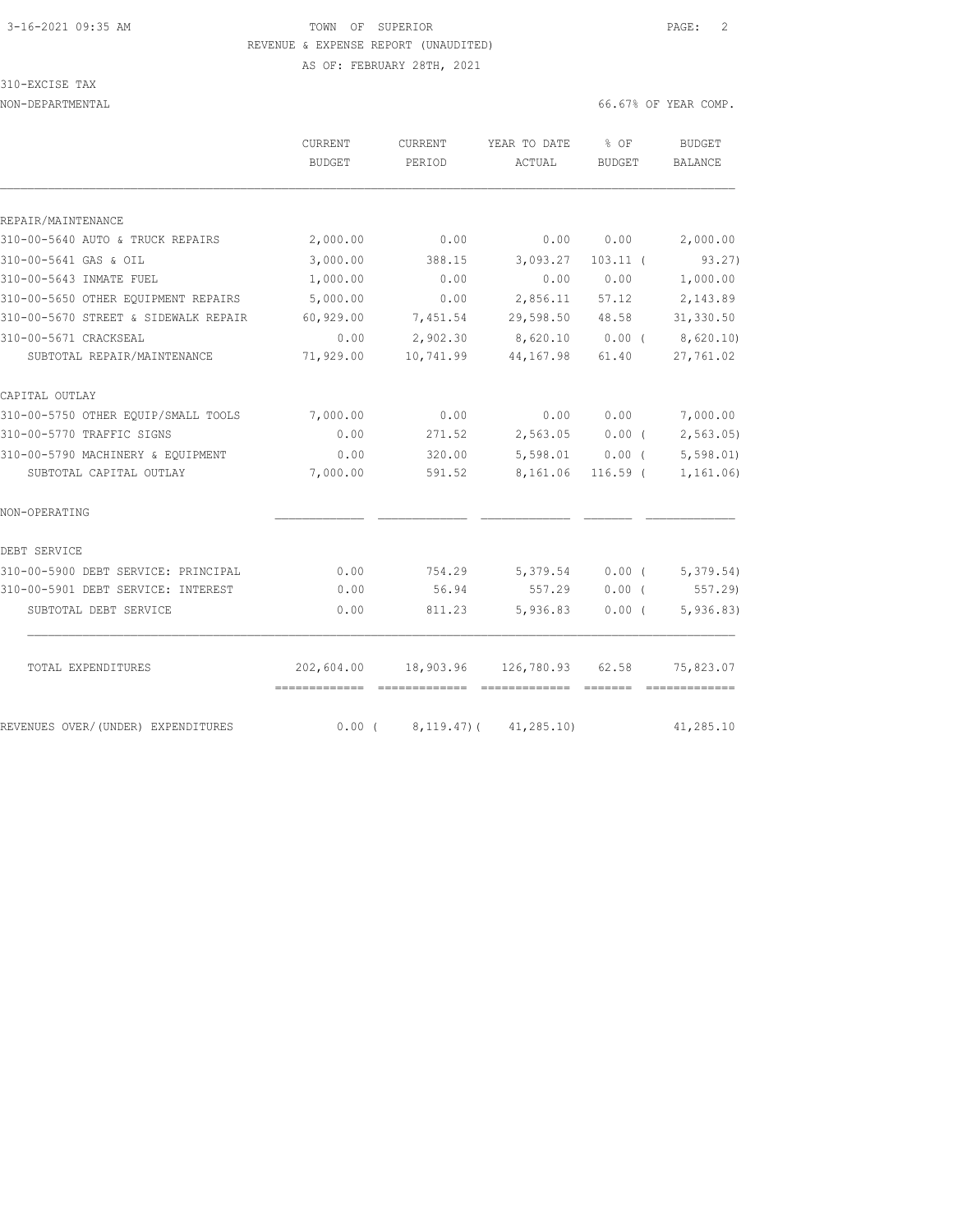3-16-2021 09:35 AM TOWN OF SUPERIOR

REVENUE & EXPENSE REPORT (UNAUDITED)

AS OF: FEBRUARY 28TH, 2021

310-EXCISE TAX

NON-DEPARTMENTAL 66.67% OF YEAR COMP.

| | CURRENT BUDGET | CURRENT PERIOD | YEAR TO DATE ACTUAL | % OF BUDGET | BUDGET BALANCE |
|---|---|---|---|---|---|
| REPAIR/MAINTENANCE | | | | | |
| 310-00-5640 AUTO & TRUCK REPAIRS | 2,000.00 | 0.00 | 0.00 | 0.00 | 2,000.00 |
| 310-00-5641 GAS & OIL | 3,000.00 | 388.15 | 3,093.27 | 103.11 | ( 93.27) |
| 310-00-5643 INMATE FUEL | 1,000.00 | 0.00 | 0.00 | 0.00 | 1,000.00 |
| 310-00-5650 OTHER EQUIPMENT REPAIRS | 5,000.00 | 0.00 | 2,856.11 | 57.12 | 2,143.89 |
| 310-00-5670 STREET & SIDEWALK REPAIR | 60,929.00 | 7,451.54 | 29,598.50 | 48.58 | 31,330.50 |
| 310-00-5671 CRACKSEAL | 0.00 | 2,902.30 | 8,620.10 | 0.00 | ( 8,620.10) |
| SUBTOTAL REPAIR/MAINTENANCE | 71,929.00 | 10,741.99 | 44,167.98 | 61.40 | 27,761.02 |
| CAPITAL OUTLAY | | | | | |
| 310-00-5750 OTHER EQUIP/SMALL TOOLS | 7,000.00 | 0.00 | 0.00 | 0.00 | 7,000.00 |
| 310-00-5770 TRAFFIC SIGNS | 0.00 | 271.52 | 2,563.05 | 0.00 | ( 2,563.05) |
| 310-00-5790 MACHINERY & EQUIPMENT | 0.00 | 320.00 | 5,598.01 | 0.00 | ( 5,598.01) |
| SUBTOTAL CAPITAL OUTLAY | 7,000.00 | 591.52 | 8,161.06 | 116.59 | ( 1,161.06) |
| NON-OPERATING | | | | | |
| DEBT SERVICE | | | | | |
| 310-00-5900 DEBT SERVICE: PRINCIPAL | 0.00 | 754.29 | 5,379.54 | 0.00 | ( 5,379.54) |
| 310-00-5901 DEBT SERVICE: INTEREST | 0.00 | 56.94 | 557.29 | 0.00 | ( 557.29) |
| SUBTOTAL DEBT SERVICE | 0.00 | 811.23 | 5,936.83 | 0.00 | ( 5,936.83) |
| TOTAL EXPENDITURES | 202,604.00 | 18,903.96 | 126,780.93 | 62.58 | 75,823.07 |
| REVENUES OVER/(UNDER) EXPENDITURES | 0.00 | ( 8,119.47) | ( 41,285.10) | | 41,285.10 |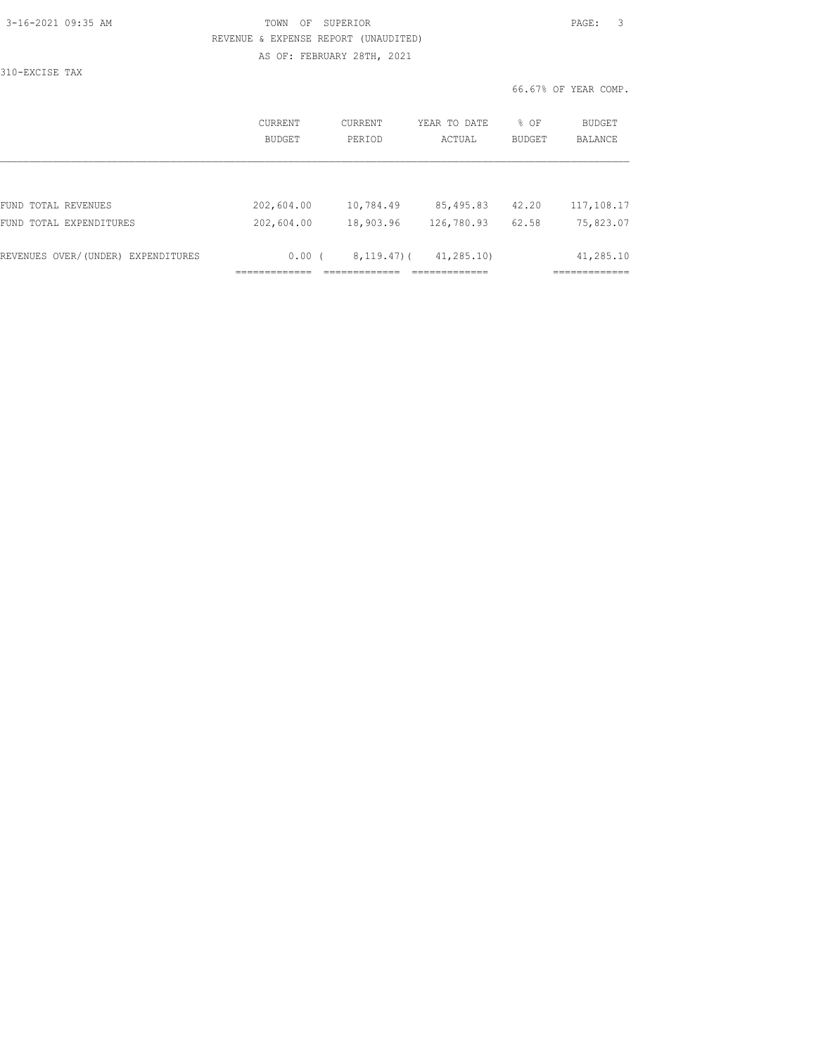TOWN OF SUPERIOR

REVENUE & EXPENSE REPORT (UNAUDITED)

AS OF: FEBRUARY 28TH, 2021

310-EXCISE TAX

66.67% OF YEAR COMP.

| | CURRENT BUDGET | CURRENT PERIOD | YEAR TO DATE ACTUAL | % OF BUDGET | BUDGET BALANCE |
|---|---|---|---|---|---|
| FUND TOTAL REVENUES | 202,604.00 | 10,784.49 | 85,495.83 | 42.20 | 117,108.17 |
| FUND TOTAL EXPENDITURES | 202,604.00 | 18,903.96 | 126,780.93 | 62.58 | 75,823.07 |
| REVENUES OVER/(UNDER) EXPENDITURES | 0.00 | ( 8,119.47) | ( 41,285.10) | | 41,285.10 |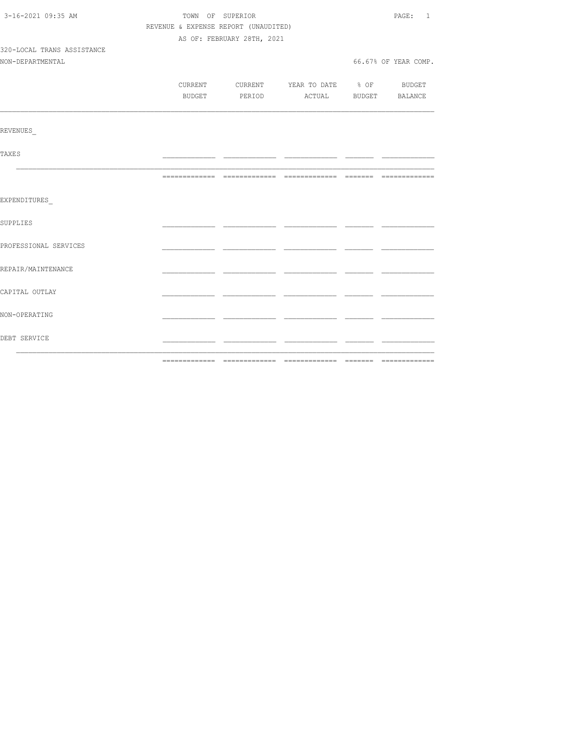TOWN OF SUPERIOR

REVENUE & EXPENSE REPORT (UNAUDITED)

AS OF: FEBRUARY 28TH, 2021

320-LOCAL TRANS ASSISTANCE

NON-DEPARTMENTAL

66.67% OF YEAR COMP.

| | CURRENT BUDGET | CURRENT PERIOD | YEAR TO DATE ACTUAL | % OF BUDGET | BUDGET BALANCE |
|---|---|---|---|---|---|
| REVENUES_ | | | | | |
| TAXES | | | | | |
| EXPENDITURES_ | | | | | |
| SUPPLIES | | | | | |
| PROFESSIONAL SERVICES | | | | | |
| REPAIR/MAINTENANCE | | | | | |
| CAPITAL OUTLAY | | | | | |
| NON-OPERATING | | | | | |
| DEBT SERVICE | | | | | |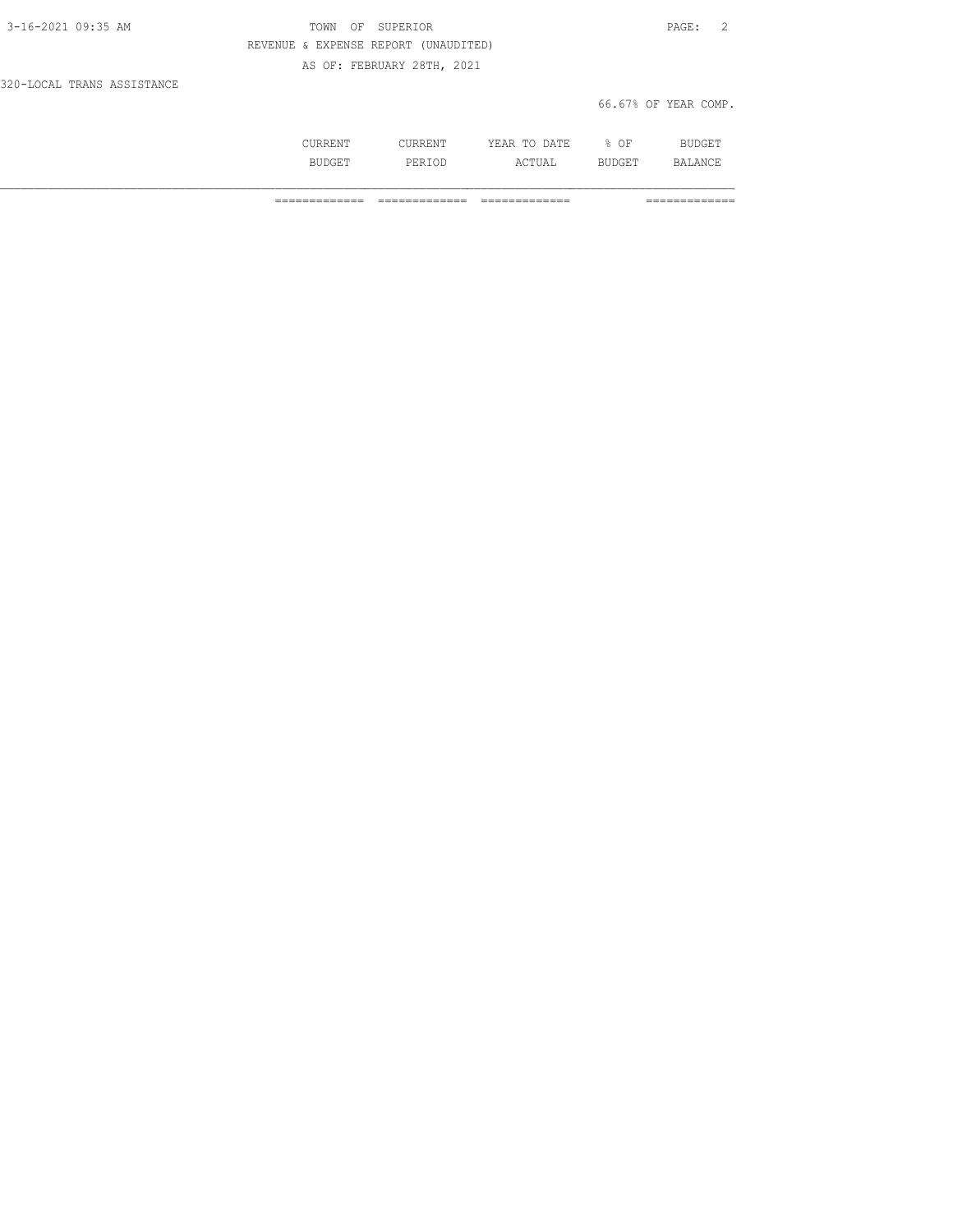# TOWN OF SUPERIOR

REVENUE & EXPENSE REPORT (UNAUDITED)

AS OF: FEBRUARY 28TH, 2021

320-LOCAL TRANS ASSISTANCE

66.67% OF YEAR COMP.

| | CURRENT BUDGET | CURRENT PERIOD | YEAR TO DATE ACTUAL | % OF BUDGET | BUDGET BALANCE |
|---|---|---|---|---|---|
| | ============= | ============= | ============= | | ============= |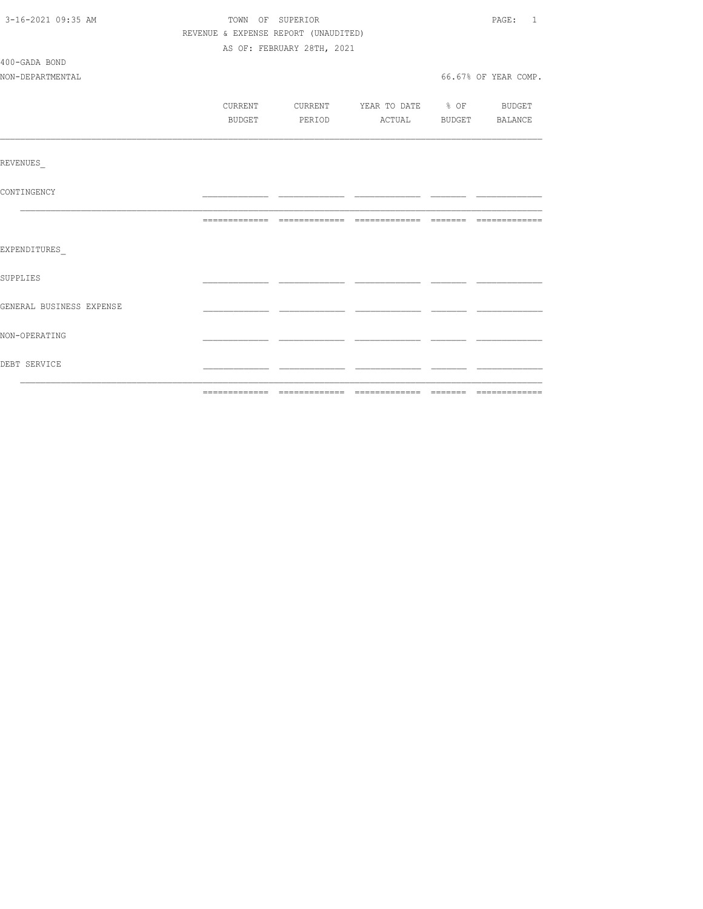TOWN OF SUPERIOR

REVENUE & EXPENSE REPORT (UNAUDITED)

AS OF: FEBRUARY 28TH, 2021

400-GADA BOND

NON-DEPARTMENTAL

66.67% OF YEAR COMP.

| | CURRENT BUDGET | CURRENT PERIOD | YEAR TO DATE ACTUAL | % OF BUDGET | BUDGET BALANCE |
|---|---|---|---|---|---|
| REVENUES_ | | | | | |
| CONTINGENCY | | | | | |
| | | | | | |
| EXPENDITURES_ | | | | | |
| SUPPLIES | | | | | |
| GENERAL BUSINESS EXPENSE | | | | | |
| NON-OPERATING | | | | | |
| DEBT SERVICE | | | | | |
| | | | | | |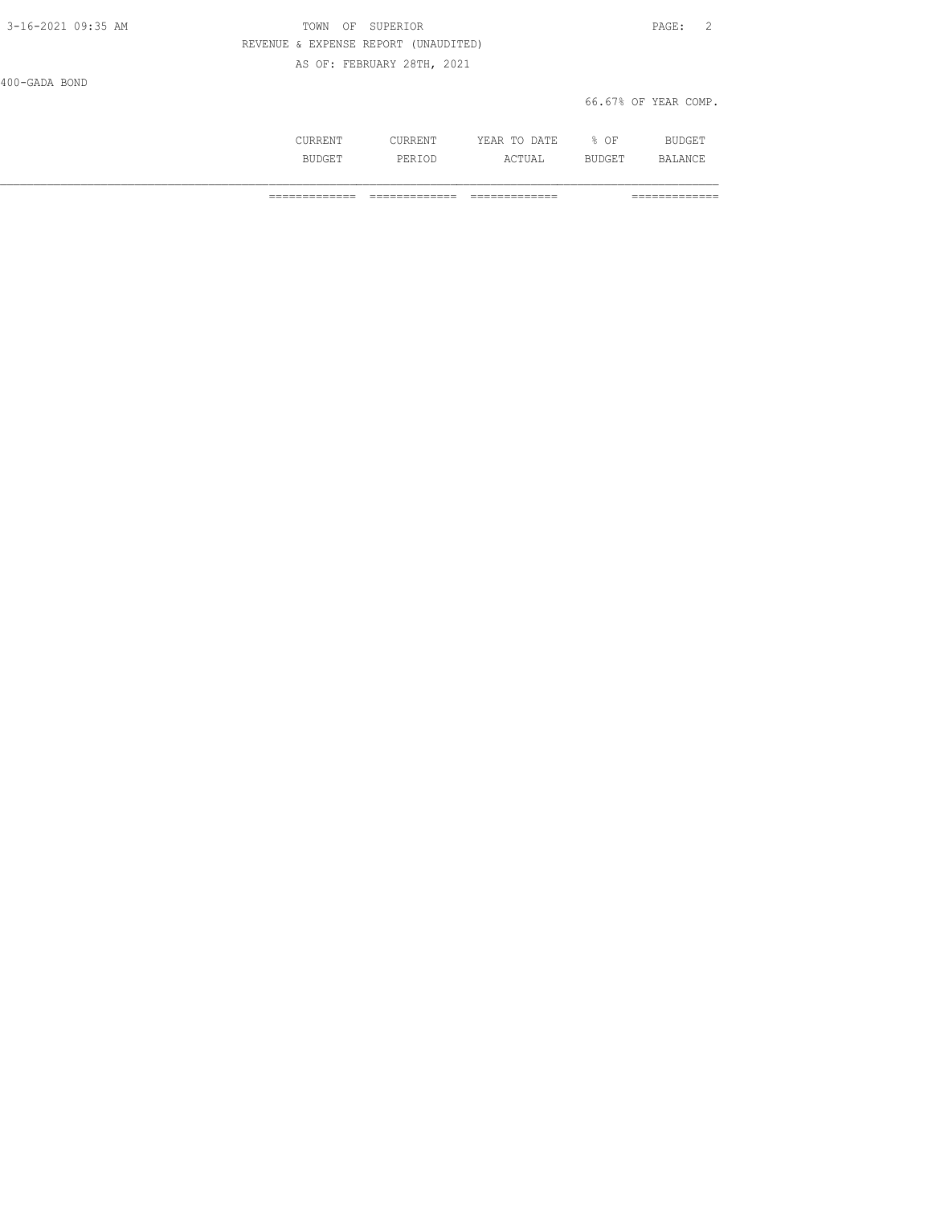400-GADA BOND

66.67% OF YEAR COMP.

| | CURRENT BUDGET | CURRENT PERIOD | YEAR TO DATE ACTUAL | % OF BUDGET | BUDGET BALANCE |
|---|---|---|---|---|---|
| | ============= | ============= | ============= | | ============= |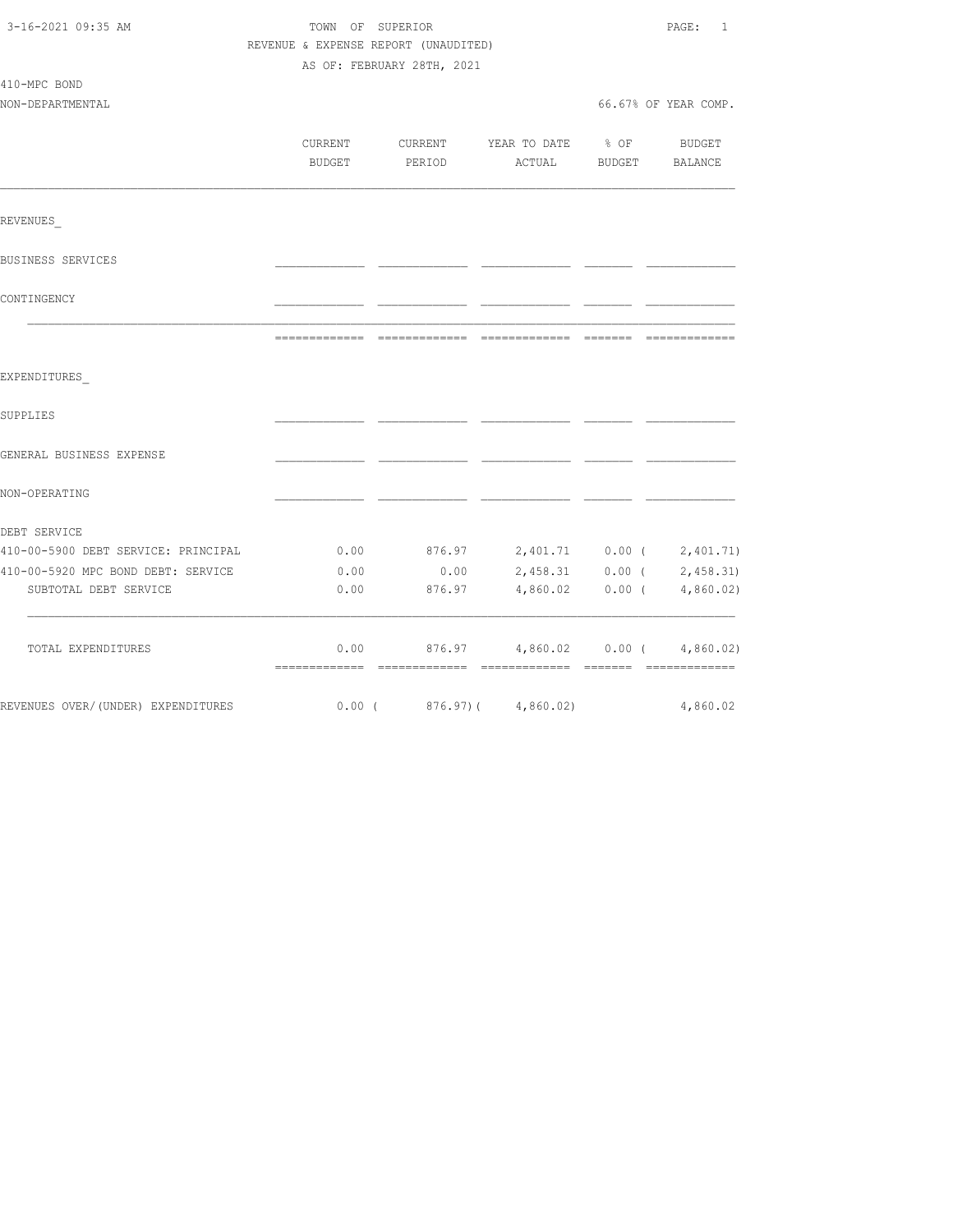TOWN OF SUPERIOR

REVENUE & EXPENSE REPORT (UNAUDITED)

AS OF: FEBRUARY 28TH, 2021

3-16-2021 09:35 AM

410-MPC BOND

NON-DEPARTMENTAL

66.67% OF YEAR COMP.

| | CURRENT BUDGET | CURRENT PERIOD | YEAR TO DATE ACTUAL | % OF BUDGET | BUDGET BALANCE |
|---|---|---|---|---|---|
| REVENUES_ | | | | | |
| BUSINESS SERVICES | | | | | |
| CONTINGENCY | | | | | |
| EXPENDITURES_ | | | | | |
| SUPPLIES | | | | | |
| GENERAL BUSINESS EXPENSE | | | | | |
| NON-OPERATING | | | | | |
| DEBT SERVICE | | | | | |
| 410-00-5900 DEBT SERVICE: PRINCIPAL | 0.00 | 876.97 | 2,401.71 | 0.00 | ( 2,401.71) |
| 410-00-5920 MPC BOND DEBT: SERVICE | 0.00 | 0.00 | 2,458.31 | 0.00 | ( 2,458.31) |
| SUBTOTAL DEBT SERVICE | 0.00 | 876.97 | 4,860.02 | 0.00 | ( 4,860.02) |
| TOTAL EXPENDITURES | 0.00 | 876.97 | 4,860.02 | 0.00 | ( 4,860.02) |
| REVENUES OVER/(UNDER) EXPENDITURES | 0.00 | ( 876.97) | ( 4,860.02) | | 4,860.02 |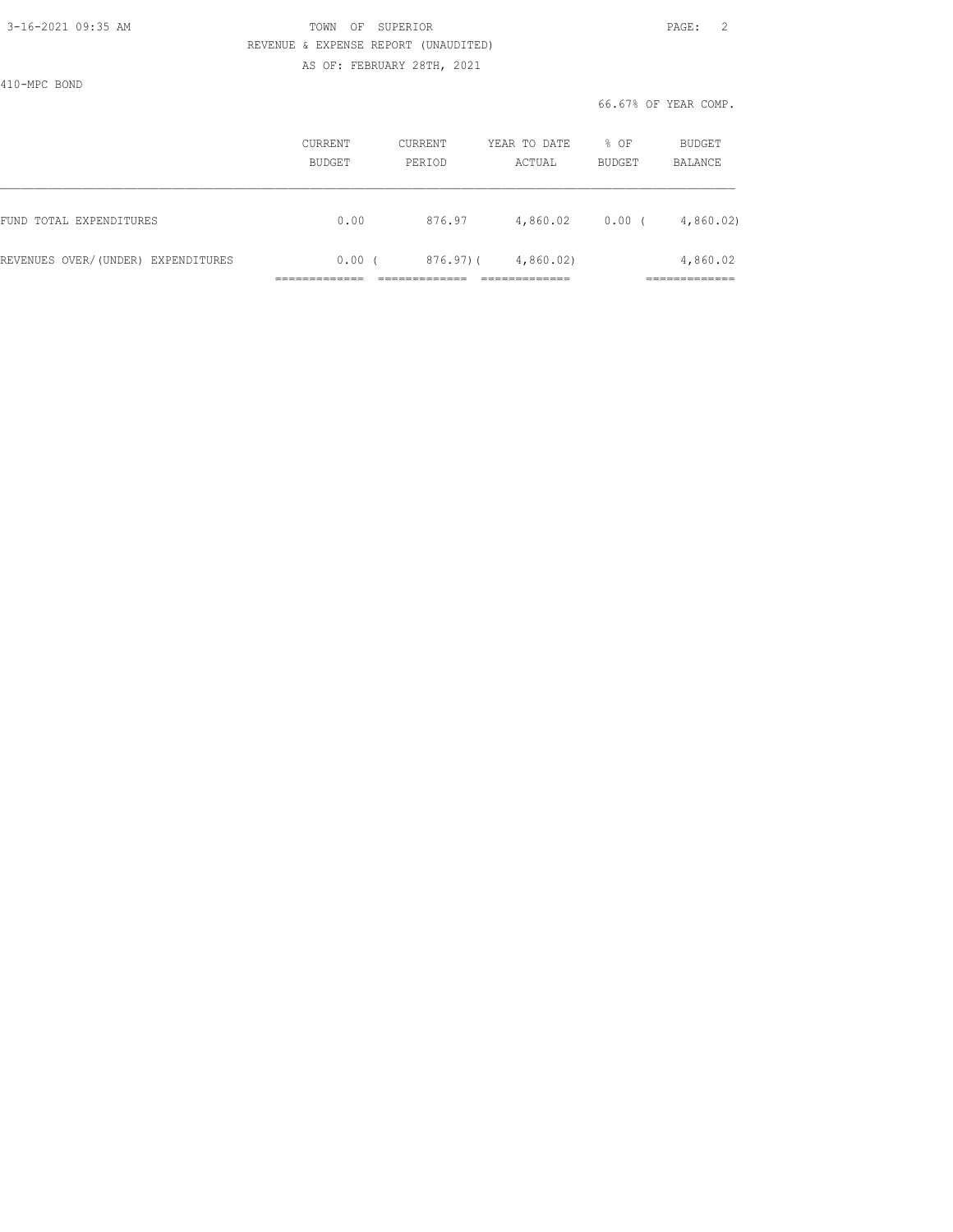TOWN OF SUPERIOR

REVENUE & EXPENSE REPORT (UNAUDITED)

AS OF: FEBRUARY 28TH, 2021

410-MPC BOND

66.67% OF YEAR COMP.

| | CURRENT BUDGET | CURRENT PERIOD | YEAR TO DATE ACTUAL | % OF BUDGET | BUDGET BALANCE |
|---|---|---|---|---|---|
| FUND TOTAL EXPENDITURES | 0.00 | 876.97 | 4,860.02 | 0.00 | ( 4,860.02) |
| REVENUES OVER/(UNDER) EXPENDITURES | 0.00 | ( 876.97) | ( 4,860.02) | | 4,860.02 |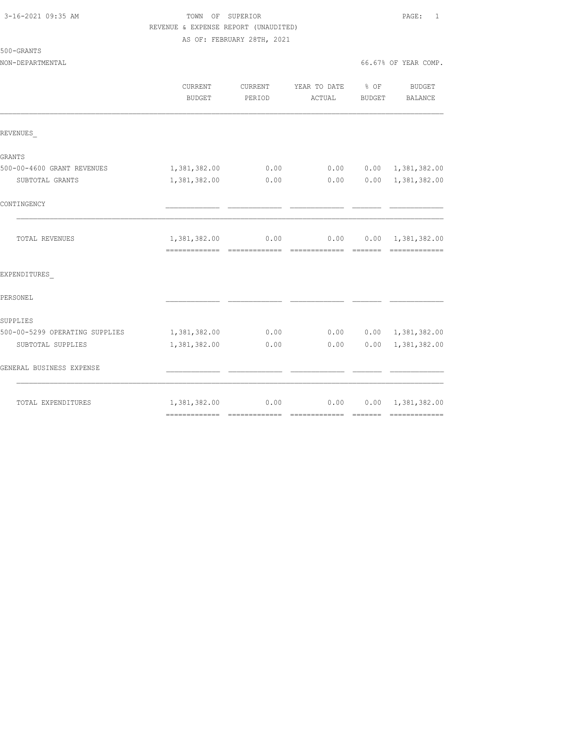3-16-2021 09:35 AM

TOWN OF SUPERIOR

REVENUE & EXPENSE REPORT (UNAUDITED)

AS OF: FEBRUARY 28TH, 2021

500-GRANTS

NON-DEPARTMENTAL — 66.67% OF YEAR COMP.

| | CURRENT BUDGET | CURRENT PERIOD | YEAR TO DATE ACTUAL | % OF BUDGET | BUDGET BALANCE |
|---|---|---|---|---|---|
| REVENUES_ | | | | | |
| GRANTS | | | | | |
| 500-00-4600 GRANT REVENUES | 1,381,382.00 | 0.00 | 0.00 | 0.00 | 1,381,382.00 |
| SUBTOTAL GRANTS | 1,381,382.00 | 0.00 | 0.00 | 0.00 | 1,381,382.00 |
| CONTINGENCY | | | | | |
| TOTAL REVENUES | 1,381,382.00 | 0.00 | 0.00 | 0.00 | 1,381,382.00 |
| EXPENDITURES_ | | | | | |
| PERSONEL | | | | | |
| SUPPLIES | | | | | |
| 500-00-5299 OPERATING SUPPLIES | 1,381,382.00 | 0.00 | 0.00 | 0.00 | 1,381,382.00 |
| SUBTOTAL SUPPLIES | 1,381,382.00 | 0.00 | 0.00 | 0.00 | 1,381,382.00 |
| GENERAL BUSINESS EXPENSE | | | | | |
| TOTAL EXPENDITURES | 1,381,382.00 | 0.00 | 0.00 | 0.00 | 1,381,382.00 |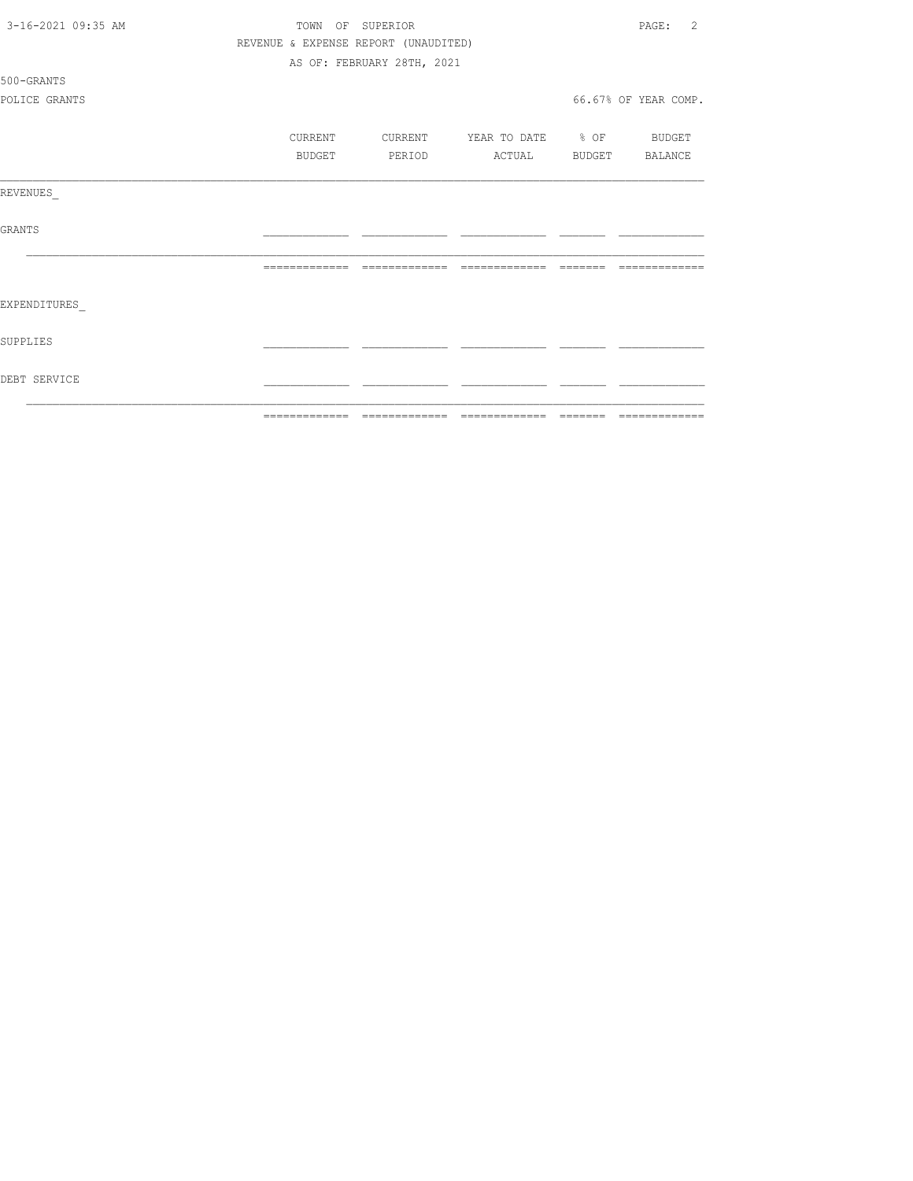TOWN OF SUPERIOR

REVENUE & EXPENSE REPORT (UNAUDITED)

AS OF: FEBRUARY 28TH, 2021

500-GRANTS

POLICE GRANTS

66.67% OF YEAR COMP.

| | CURRENT BUDGET | CURRENT PERIOD | YEAR TO DATE ACTUAL | % OF BUDGET | BUDGET BALANCE |
|---|---|---|---|---|---|
| REVENUES_ | | | | | |
| GRANTS | | | | | |
| | | | | | |
| EXPENDITURES_ | | | | | |
| SUPPLIES | | | | | |
| DEBT SERVICE | | | | | |
| | | | | | |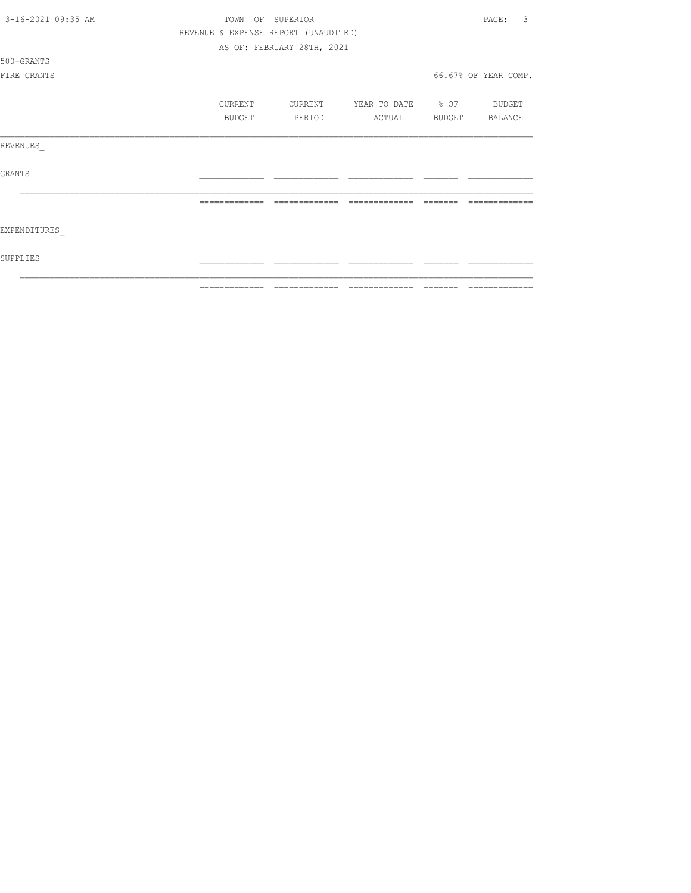TOWN OF SUPERIOR

REVENUE & EXPENSE REPORT (UNAUDITED)

AS OF: FEBRUARY 28TH, 2021

500-GRANTS

FIRE GRANTS — 66.67% OF YEAR COMP.

| | CURRENT BUDGET | CURRENT PERIOD | YEAR TO DATE ACTUAL | % OF BUDGET | BUDGET BALANCE |
|---|---|---|---|---|---|
| REVENUES_ | | | | | |
| GRANTS | | | | | |
| | | | | | |
| EXPENDITURES_ | | | | | |
| SUPPLIES | | | | | |
| | | | | | |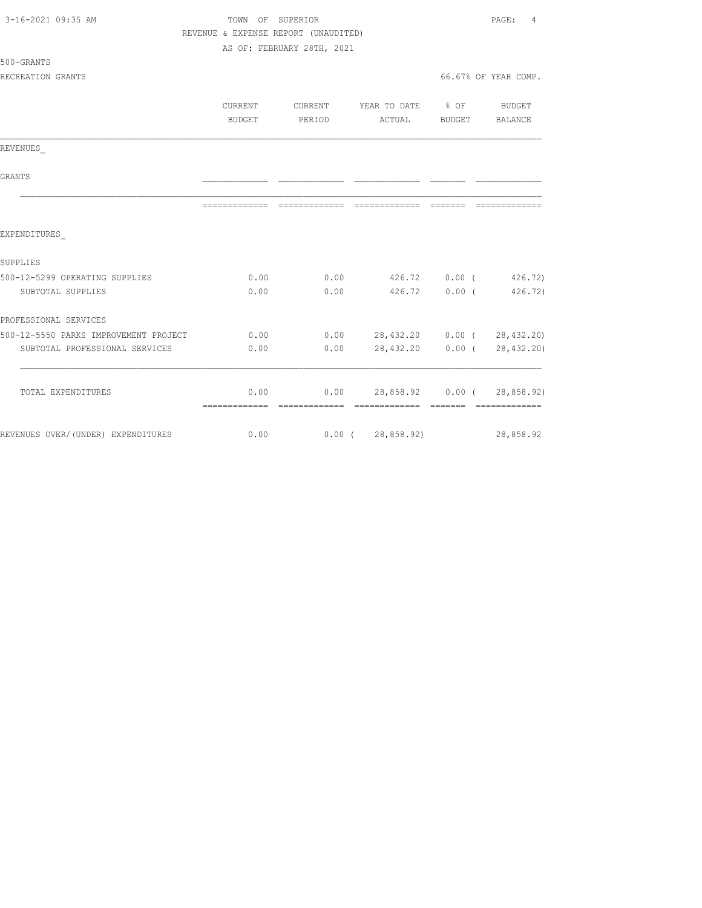3-16-2021 09:35 AM

TOWN OF SUPERIOR

REVENUE & EXPENSE REPORT (UNAUDITED)

AS OF: FEBRUARY 28TH, 2021

500-GRANTS

RECREATION GRANTS

66.67% OF YEAR COMP.

| | CURRENT BUDGET | CURRENT PERIOD | YEAR TO DATE ACTUAL | % OF BUDGET | BUDGET BALANCE |
|---|---|---|---|---|---|
| REVENUES_ | | | | | |
| GRANTS | | | | | |
| EXPENDITURES_ | | | | | |
| SUPPLIES | | | | | |
| 500-12-5299 OPERATING SUPPLIES | 0.00 | 0.00 | 426.72 | 0.00 | ( 426.72) |
| SUBTOTAL SUPPLIES | 0.00 | 0.00 | 426.72 | 0.00 | ( 426.72) |
| PROFESSIONAL SERVICES | | | | | |
| 500-12-5550 PARKS IMPROVEMENT PROJECT | 0.00 | 0.00 | 28,432.20 | 0.00 | ( 28,432.20) |
| SUBTOTAL PROFESSIONAL SERVICES | 0.00 | 0.00 | 28,432.20 | 0.00 | ( 28,432.20) |
| TOTAL EXPENDITURES | 0.00 | 0.00 | 28,858.92 | 0.00 | ( 28,858.92) |
| REVENUES OVER/(UNDER) EXPENDITURES | 0.00 | 0.00 | ( 28,858.92) | | 28,858.92 |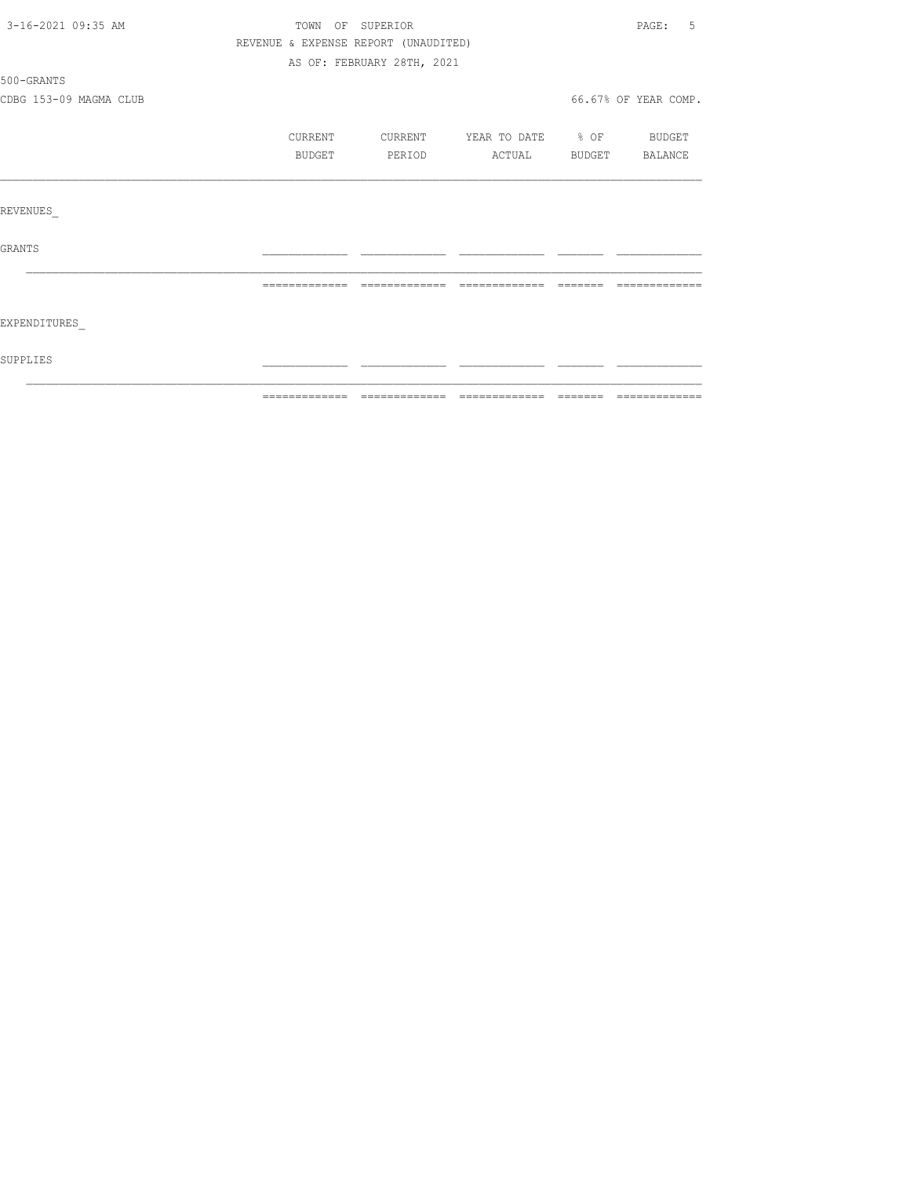TOWN OF SUPERIOR

REVENUE & EXPENSE REPORT (UNAUDITED)

AS OF: FEBRUARY 28TH, 2021

500-GRANTS

CDBG 153-09 MAGMA CLUB

66.67% OF YEAR COMP.

| | CURRENT BUDGET | CURRENT PERIOD | YEAR TO DATE ACTUAL | % OF BUDGET | BUDGET BALANCE |
|---|---|---|---|---|---|
| REVENUES | | | | | |
| GRANTS | | | | | |
| | | | | | |
| EXPENDITURES | | | | | |
| SUPPLIES | | | | | |
| | | | | | |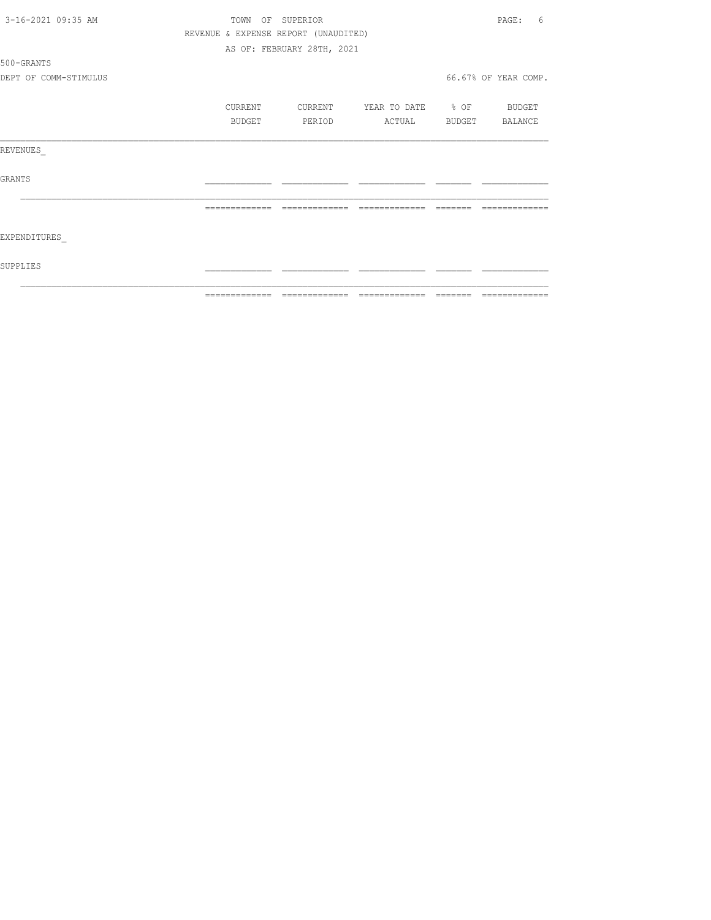TOWN OF SUPERIOR

REVENUE & EXPENSE REPORT (UNAUDITED)

AS OF: FEBRUARY 28TH, 2021

500-GRANTS

DEPT OF COMM-STIMULUS

66.67% OF YEAR COMP.

| | CURRENT BUDGET | CURRENT PERIOD | YEAR TO DATE ACTUAL | % OF BUDGET | BUDGET BALANCE |
|---|---|---|---|---|---|
| REVENUES_ | | | | | |
| GRANTS | | | | | |
| | | | | | |
| EXPENDITURES_ | | | | | |
| SUPPLIES | | | | | |
| | | | | | |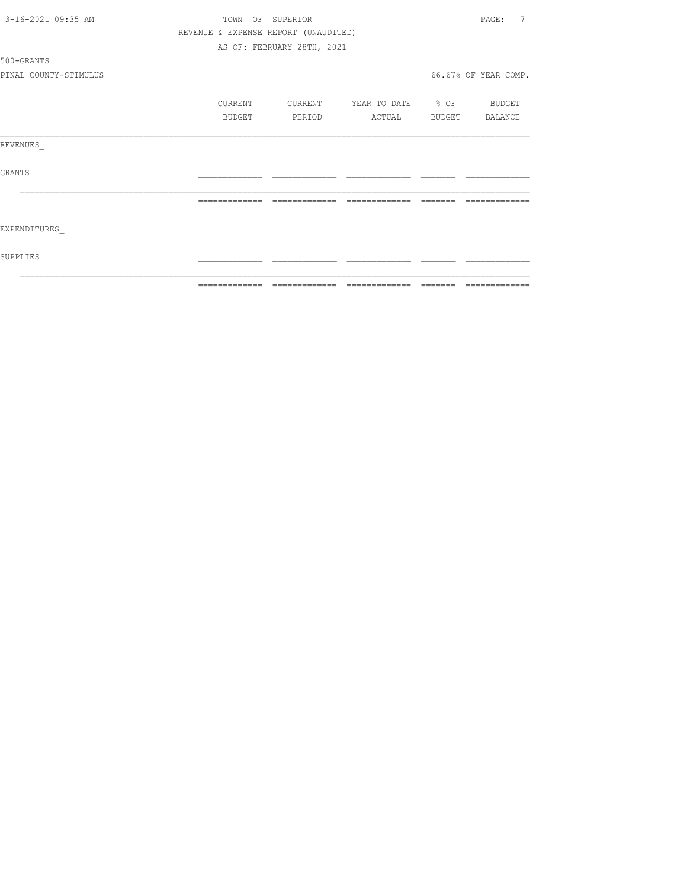TOWN OF SUPERIOR

REVENUE & EXPENSE REPORT (UNAUDITED)

AS OF: FEBRUARY 28TH, 2021

500-GRANTS

PINAL COUNTY-STIMULUS

66.67% OF YEAR COMP.

| | CURRENT BUDGET | CURRENT PERIOD | YEAR TO DATE ACTUAL | % OF BUDGET | BUDGET BALANCE |
|---|---|---|---|---|---|
| REVENUES_ | | | | | |
| GRANTS | | | | | |
| EXPENDITURES_ | | | | | |
| SUPPLIES | | | | | |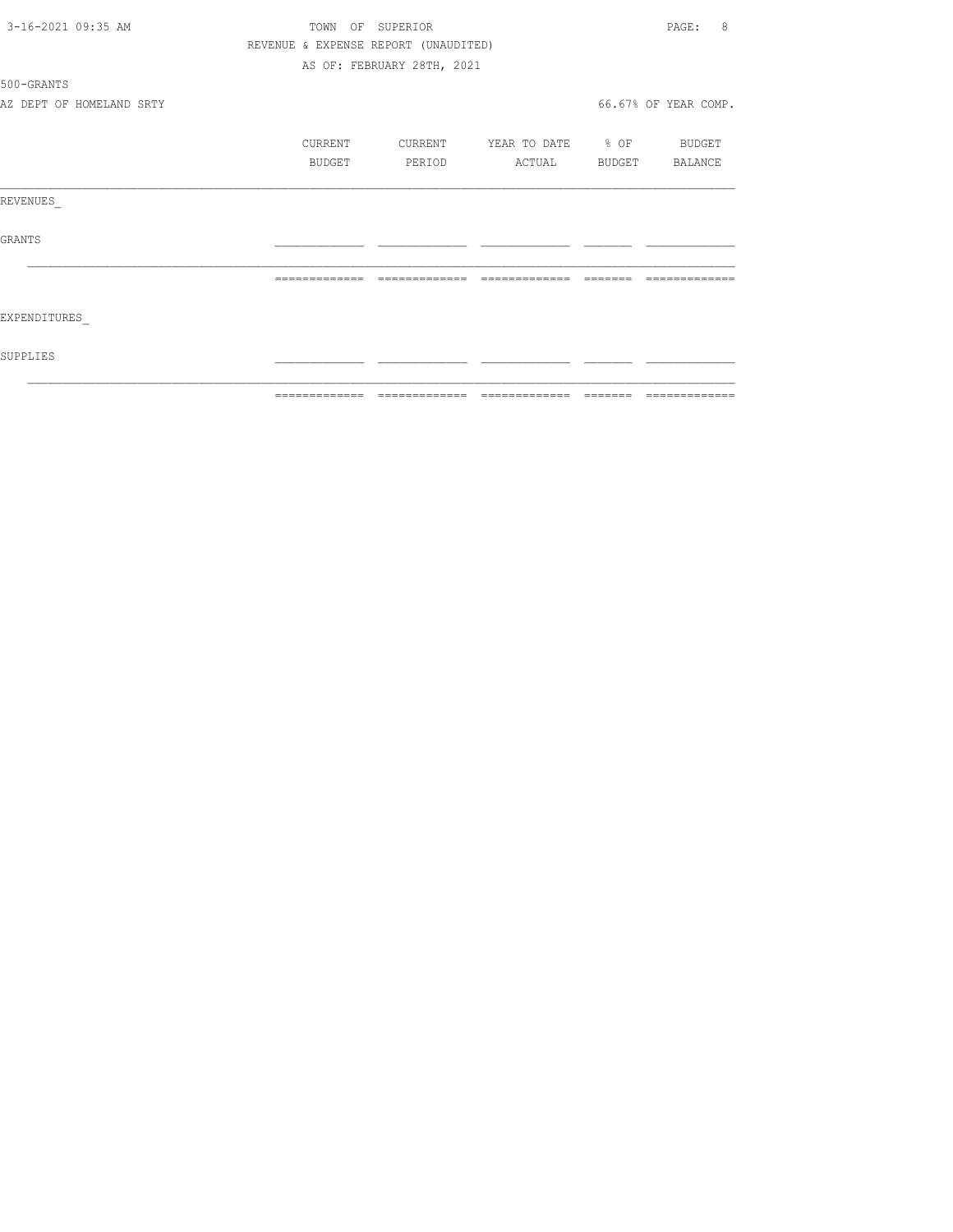TOWN OF SUPERIOR

REVENUE & EXPENSE REPORT (UNAUDITED)

AS OF: FEBRUARY 28TH, 2021

500-GRANTS

AZ DEPT OF HOMELAND SRTY

66.67% OF YEAR COMP.

| | CURRENT BUDGET | CURRENT PERIOD | YEAR TO DATE ACTUAL | % OF BUDGET | BUDGET BALANCE |
|---|---|---|---|---|---|
| REVENUES_ | | | | | |
| GRANTS | | | | | |
| EXPENDITURES_ | | | | | |
| SUPPLIES | | | | | |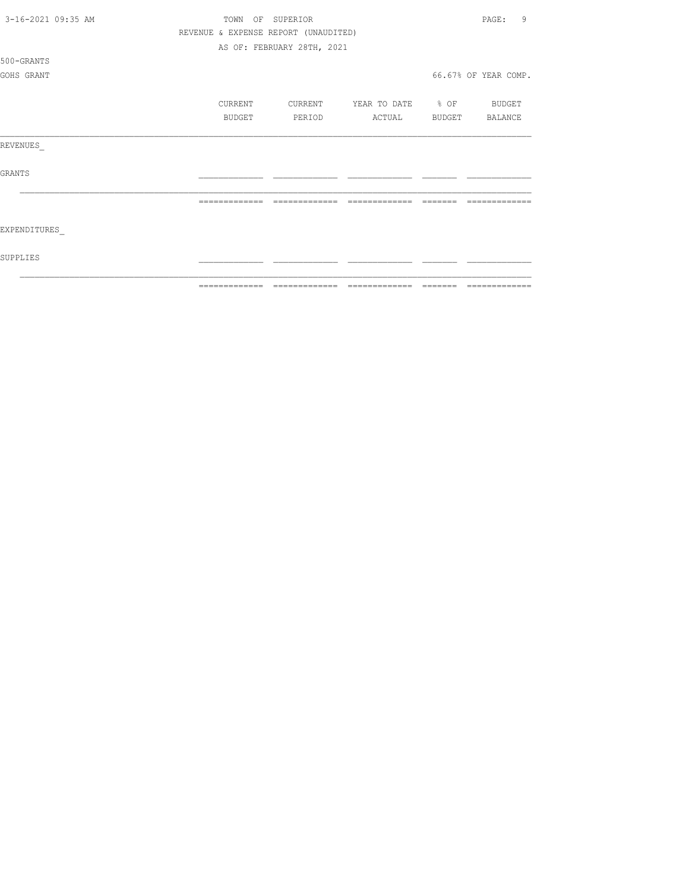TOWN OF SUPERIOR

REVENUE & EXPENSE REPORT (UNAUDITED)

AS OF: FEBRUARY 28TH, 2021

500-GRANTS

GOHS GRANT

66.67% OF YEAR COMP.

| | CURRENT BUDGET | CURRENT PERIOD | YEAR TO DATE ACTUAL | % OF BUDGET | BUDGET BALANCE |
|---|---|---|---|---|---|
| REVENUES_ | | | | | |
| GRANTS | | | | | |
| | | | | | |
| EXPENDITURES_ | | | | | |
| SUPPLIES | | | | | |
| | | | | | |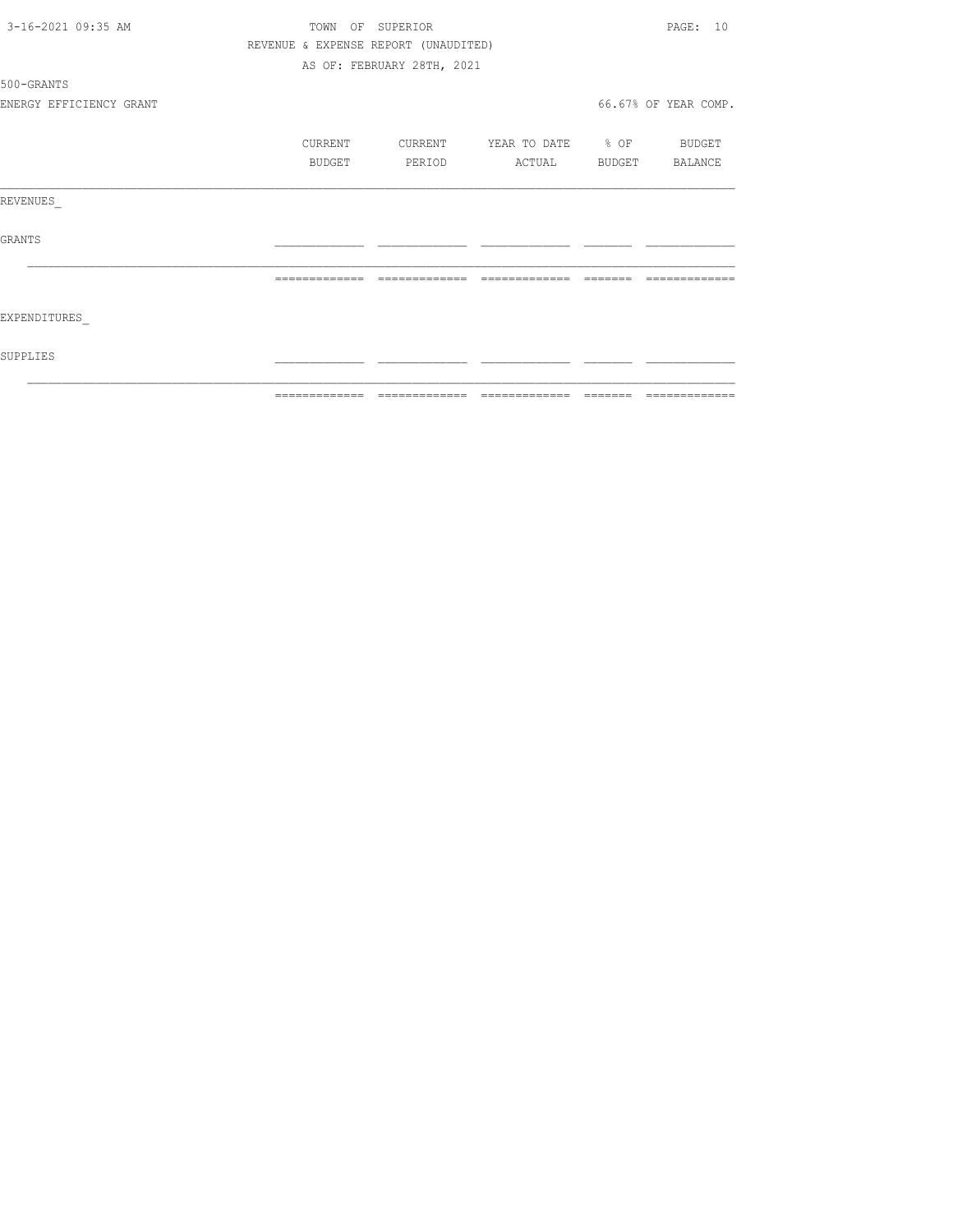TOWN OF SUPERIOR

REVENUE & EXPENSE REPORT (UNAUDITED)

AS OF: FEBRUARY 28TH, 2021

500-GRANTS

ENERGY EFFICIENCY GRANT

66.67% OF YEAR COMP.

| | CURRENT BUDGET | CURRENT PERIOD | YEAR TO DATE ACTUAL | % OF BUDGET | BUDGET BALANCE |
|---|---|---|---|---|---|
| REVENUES_ | | | | | |
| GRANTS | | | | | |
| EXPENDITURES_ | | | | | |
| SUPPLIES | | | | | |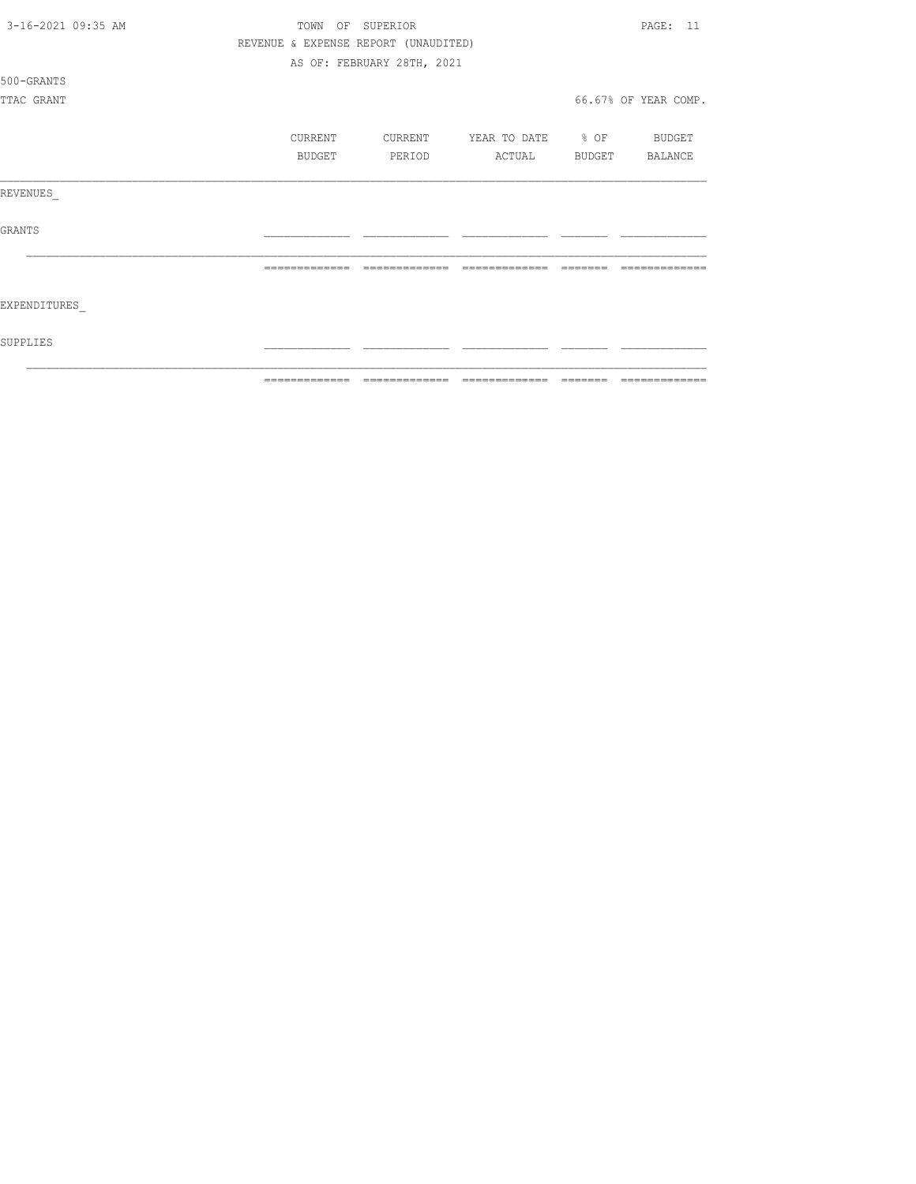TOWN OF SUPERIOR

REVENUE & EXPENSE REPORT (UNAUDITED)

AS OF: FEBRUARY 28TH, 2021

500-GRANTS

TTAC GRANT

66.67% OF YEAR COMP.

| | CURRENT BUDGET | CURRENT PERIOD | YEAR TO DATE ACTUAL | % OF BUDGET | BUDGET BALANCE |
|---|---|---|---|---|---|
| REVENUES_ | | | | | |
| GRANTS | | | | | |
| | | | | | |
| EXPENDITURES_ | | | | | |
| SUPPLIES | | | | | |
| | | | | | |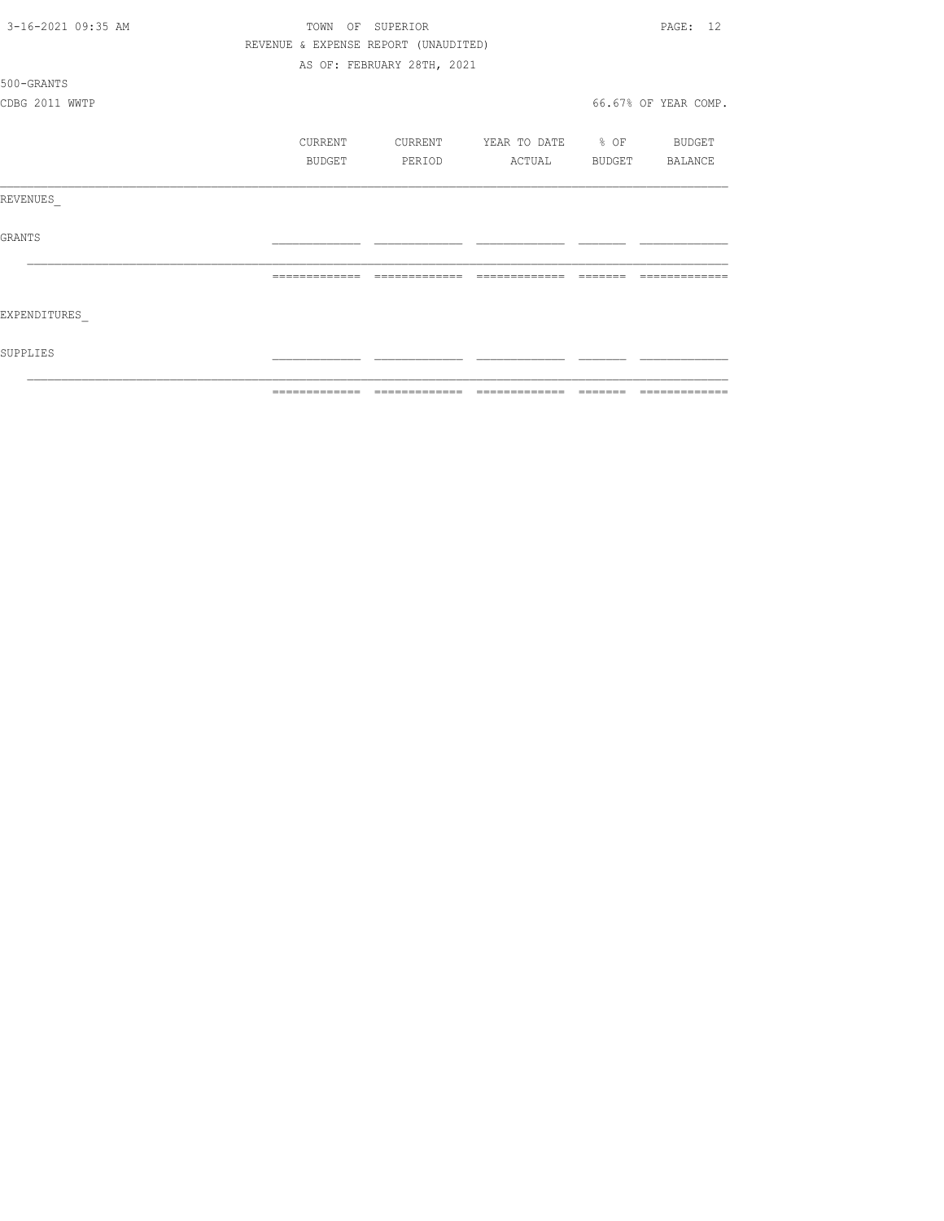TOWN OF SUPERIOR

REVENUE & EXPENSE REPORT (UNAUDITED)

AS OF: FEBRUARY 28TH, 2021

500-GRANTS

CDBG 2011 WWTP

66.67% OF YEAR COMP.

| | CURRENT BUDGET | CURRENT PERIOD | YEAR TO DATE ACTUAL | % OF BUDGET | BUDGET BALANCE |
|---|---|---|---|---|---|
| REVENUES_ | | | | | |
| GRANTS | | | | | |
| | | | | | |
| EXPENDITURES_ | | | | | |
| SUPPLIES | | | | | |
| | | | | | |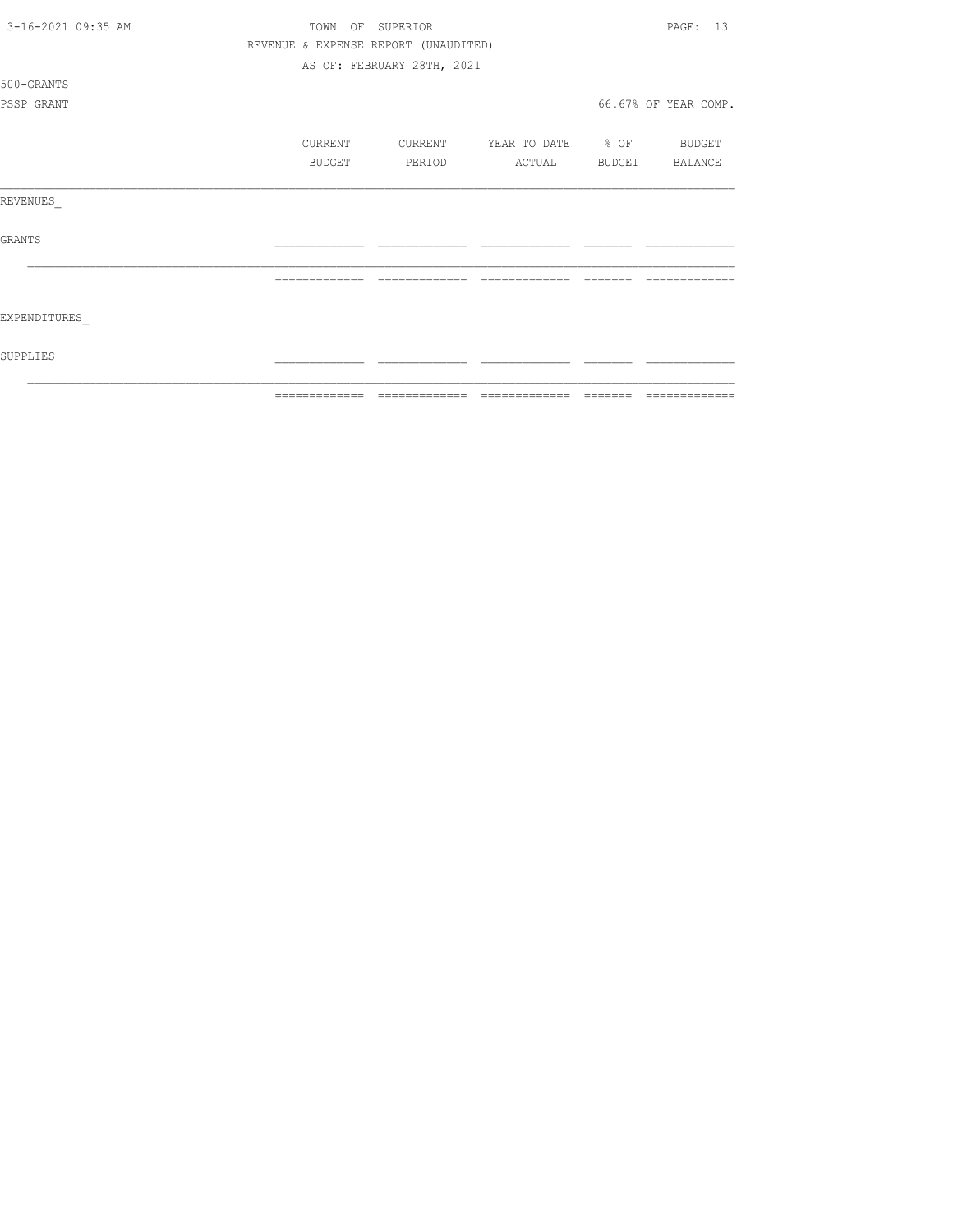TOWN OF SUPERIOR

REVENUE & EXPENSE REPORT (UNAUDITED)

AS OF: FEBRUARY 28TH, 2021

500-GRANTS

PSSP GRANT — 66.67% OF YEAR COMP.

| | CURRENT BUDGET | CURRENT PERIOD | YEAR TO DATE ACTUAL | % OF BUDGET | BUDGET BALANCE |
|---|---|---|---|---|---|
| REVENUES_ | | | | | |
| GRANTS | | | | | |
| | | | | | |
| EXPENDITURES_ | | | | | |
| SUPPLIES | | | | | |
| | | | | | |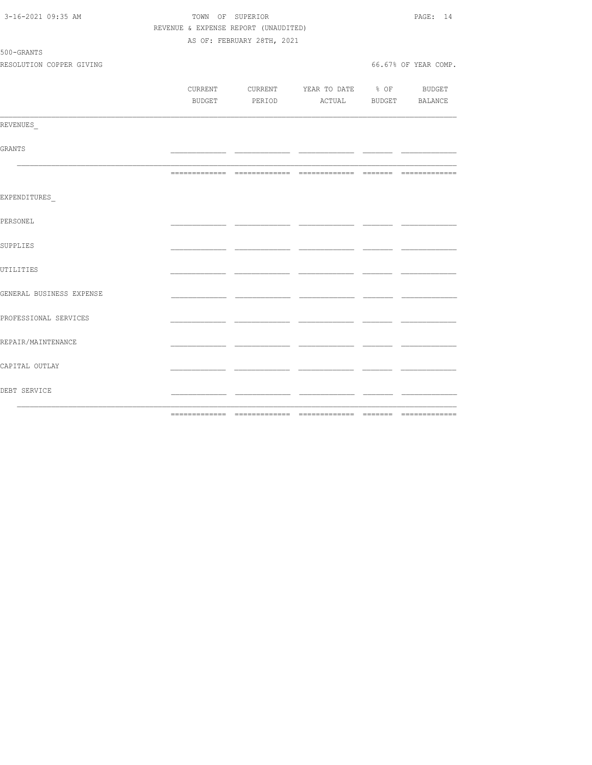TOWN OF SUPERIOR
REVENUE & EXPENSE REPORT (UNAUDITED)
AS OF: FEBRUARY 28TH, 2021

500-GRANTS
RESOLUTION COPPER GIVING

66.67% OF YEAR COMP.

| | CURRENT BUDGET | CURRENT PERIOD | YEAR TO DATE ACTUAL | % OF BUDGET | BUDGET BALANCE |
|---|---|---|---|---|---|
| REVENUES_ | | | | | |
| GRANTS | | | | | |
| | | | | | |
| EXPENDITURES_ | | | | | |
| PERSONEL | | | | | |
| SUPPLIES | | | | | |
| UTILITIES | | | | | |
| GENERAL BUSINESS EXPENSE | | | | | |
| PROFESSIONAL SERVICES | | | | | |
| REPAIR/MAINTENANCE | | | | | |
| CAPITAL OUTLAY | | | | | |
| DEBT SERVICE | | | | | |
| | | | | | |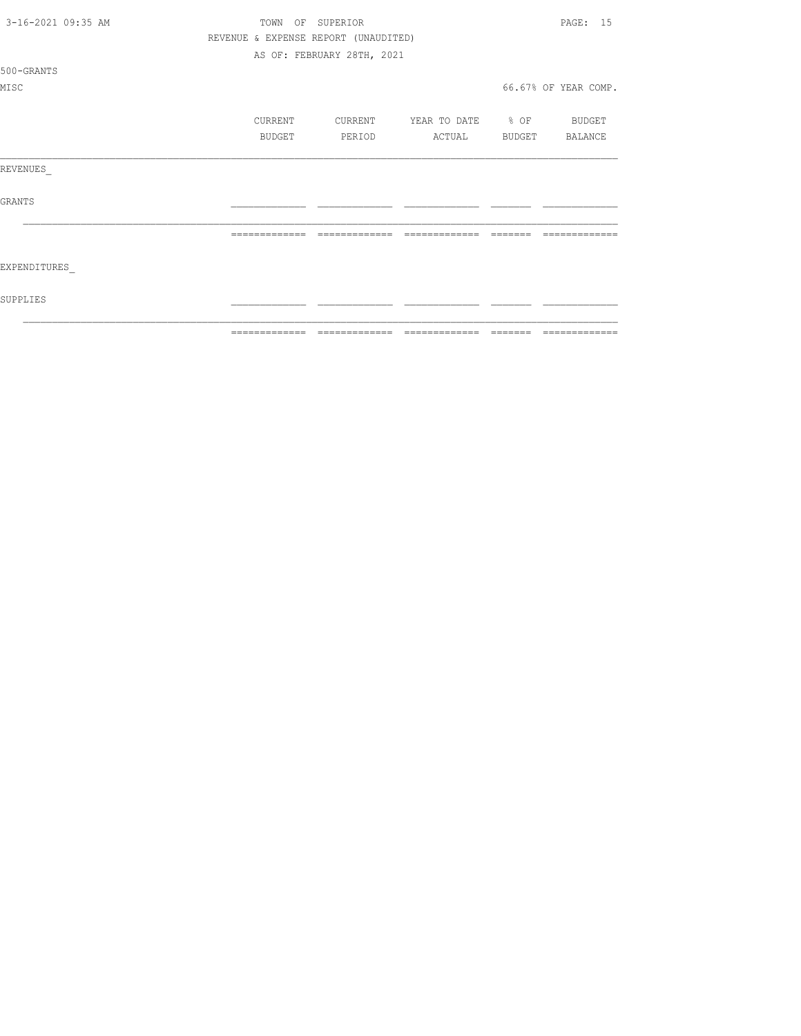TOWN OF SUPERIOR

REVENUE & EXPENSE REPORT (UNAUDITED)

AS OF: FEBRUARY 28TH, 2021

500-GRANTS

MISC

66.67% OF YEAR COMP.

| | CURRENT BUDGET | CURRENT PERIOD | YEAR TO DATE ACTUAL | % OF BUDGET | BUDGET BALANCE |
|---|---|---|---|---|---|
| REVENUES_ | | | | | |
| GRANTS | | | | | |
| | | | | | |
| EXPENDITURES_ | | | | | |
| SUPPLIES | | | | | |
| | | | | | |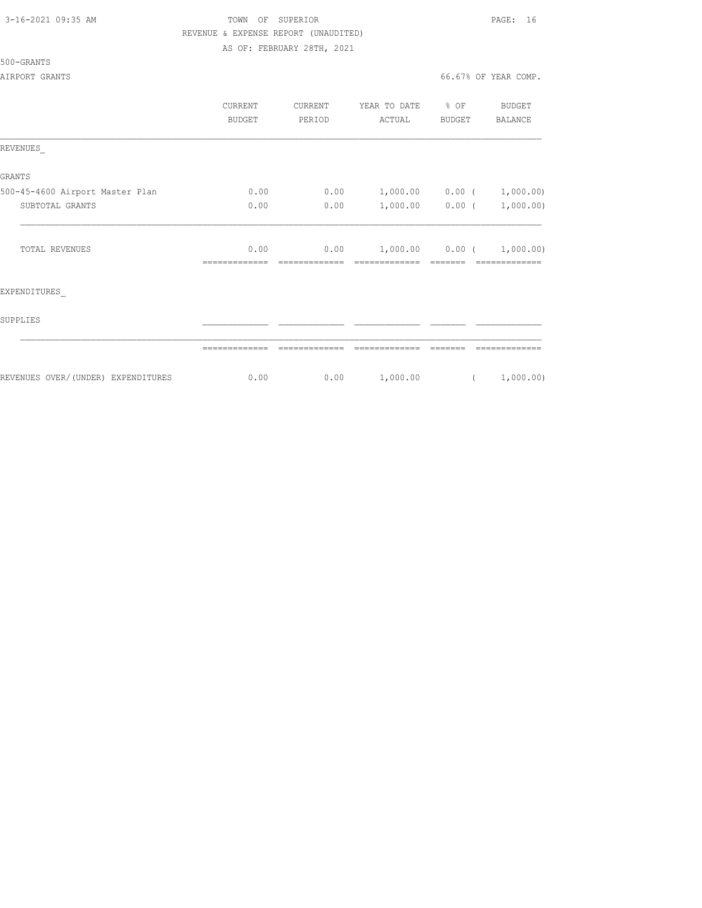TOWN OF SUPERIOR

REVENUE & EXPENSE REPORT (UNAUDITED)

AS OF: FEBRUARY 28TH, 2021

500-GRANTS

AIRPORT GRANTS — 66.67% OF YEAR COMP.

| | CURRENT BUDGET | CURRENT PERIOD | YEAR TO DATE ACTUAL | % OF BUDGET | BUDGET BALANCE |
|---|---|---|---|---|---|
| REVENUES_ | | | | | |
| GRANTS | | | | | |
| 500-45-4600 Airport Master Plan | 0.00 | 0.00 | 1,000.00 | 0.00 | ( 1,000.00) |
| SUBTOTAL GRANTS | 0.00 | 0.00 | 1,000.00 | 0.00 | ( 1,000.00) |
| TOTAL REVENUES | 0.00 | 0.00 | 1,000.00 | 0.00 | ( 1,000.00) |
| EXPENDITURES_ | | | | | |
| SUPPLIES | | | | | |
| REVENUES OVER/(UNDER) EXPENDITURES | 0.00 | 0.00 | 1,000.00 | | ( 1,000.00) |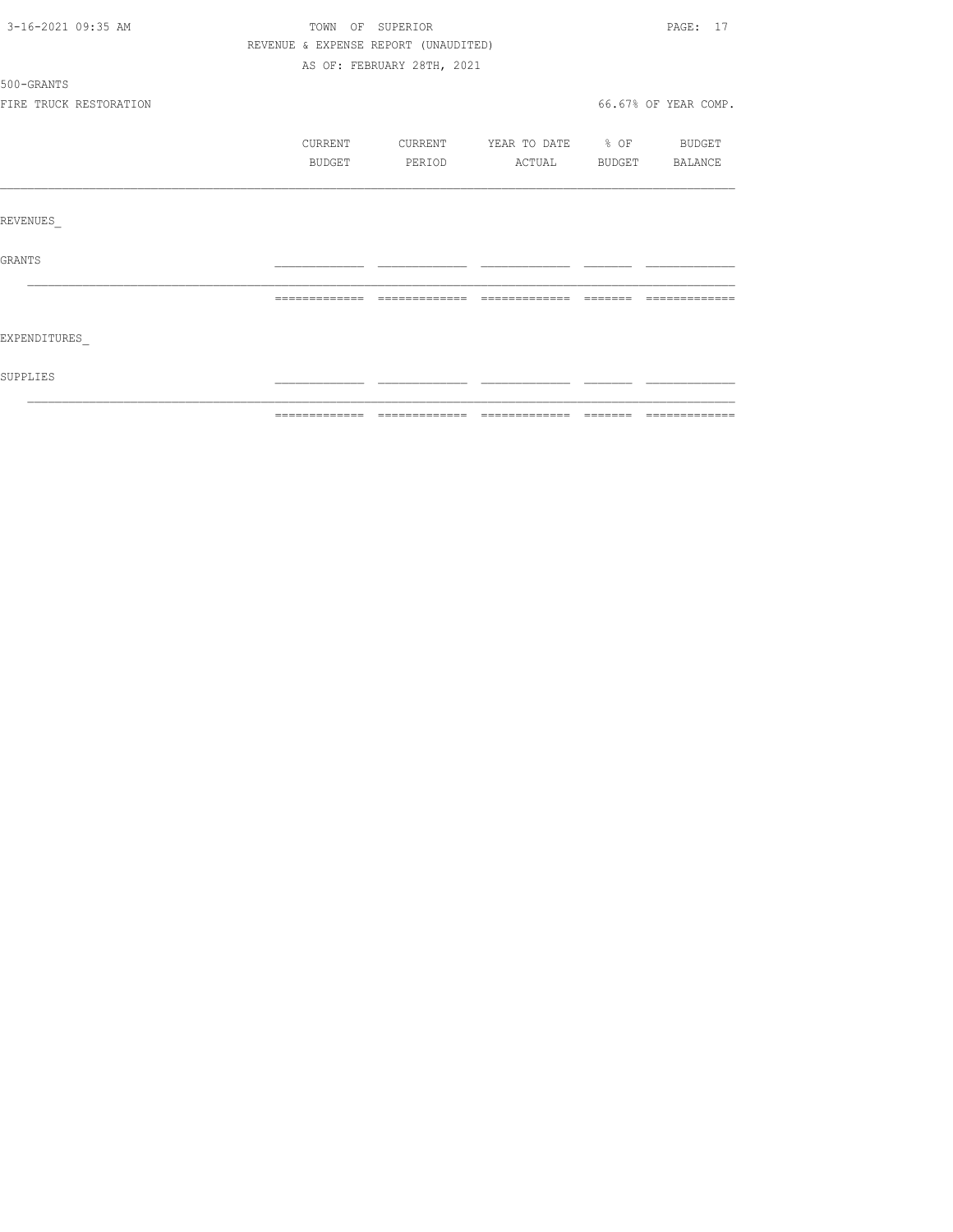TOWN OF SUPERIOR

REVENUE & EXPENSE REPORT (UNAUDITED)

AS OF: FEBRUARY 28TH, 2021

500-GRANTS

FIRE TRUCK RESTORATION

66.67% OF YEAR COMP.

| | CURRENT BUDGET | CURRENT PERIOD | YEAR TO DATE ACTUAL | % OF BUDGET | BUDGET BALANCE |
|---|---|---|---|---|---|
| REVENUES_ | | | | | |
| GRANTS | | | | | |
| EXPENDITURES_ | | | | | |
| SUPPLIES | | | | | |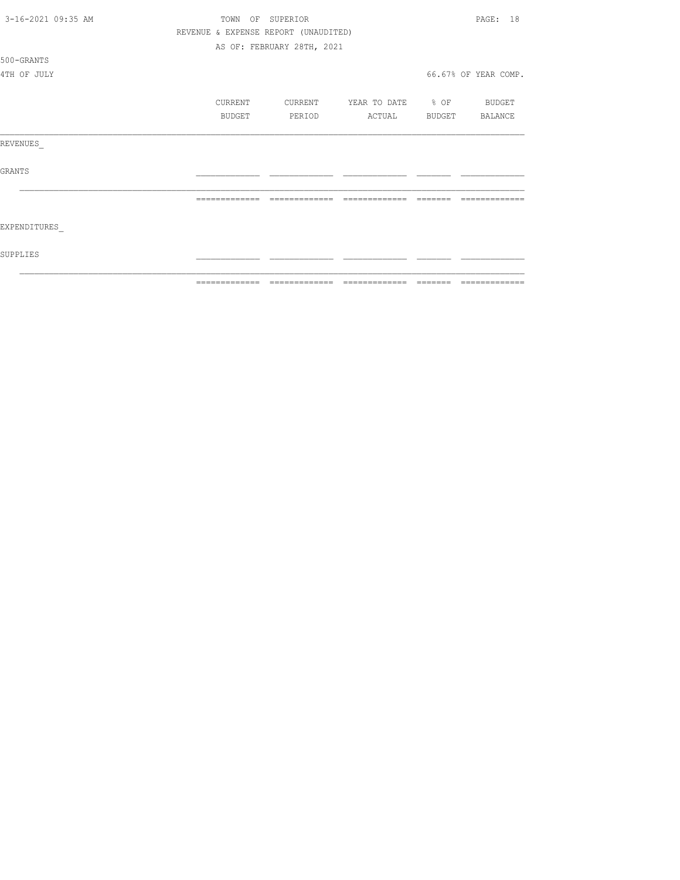TOWN OF SUPERIOR

REVENUE & EXPENSE REPORT (UNAUDITED)

AS OF: FEBRUARY 28TH, 2021

500-GRANTS

4TH OF JULY

66.67% OF YEAR COMP.

| | CURRENT BUDGET | CURRENT PERIOD | YEAR TO DATE ACTUAL | % OF BUDGET | BUDGET BALANCE |
|---|---|---|---|---|---|
| REVENUES_ | | | | | |
| GRANTS | | | | | |
| EXPENDITURES_ | | | | | |
| SUPPLIES | | | | | |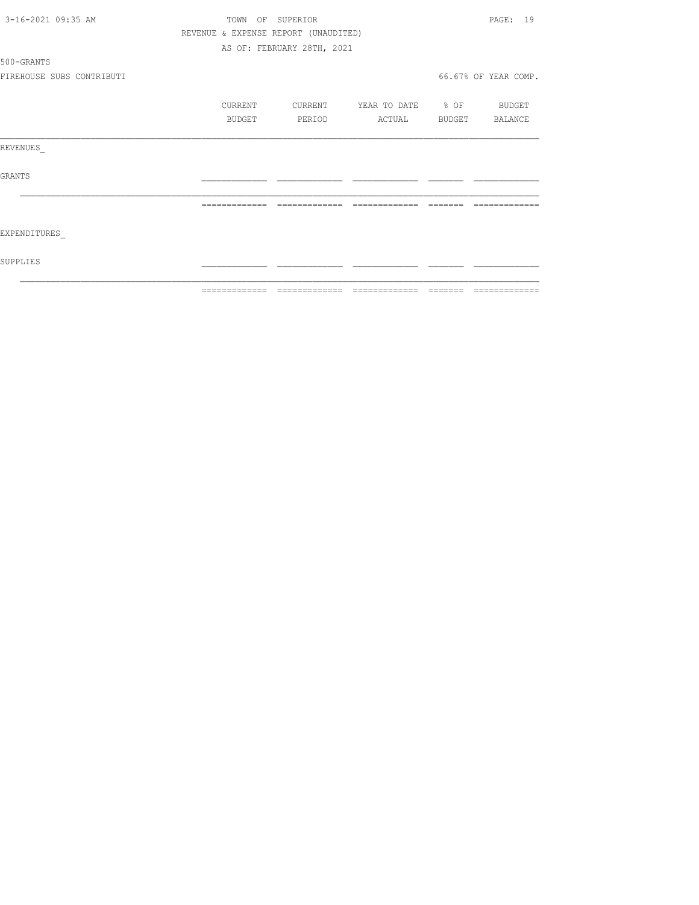TOWN OF SUPERIOR

REVENUE & EXPENSE REPORT (UNAUDITED)

AS OF: FEBRUARY 28TH, 2021

500-GRANTS

FIREHOUSE SUBS CONTRIBUTI

66.67% OF YEAR COMP.

| | CURRENT BUDGET | CURRENT PERIOD | YEAR TO DATE ACTUAL | % OF BUDGET | BUDGET BALANCE |
|---|---|---|---|---|---|
| REVENUES_ | | | | | |
| GRANTS | | | | | |
| | | | | | |
| EXPENDITURES_ | | | | | |
| SUPPLIES | | | | | |
| | | | | | |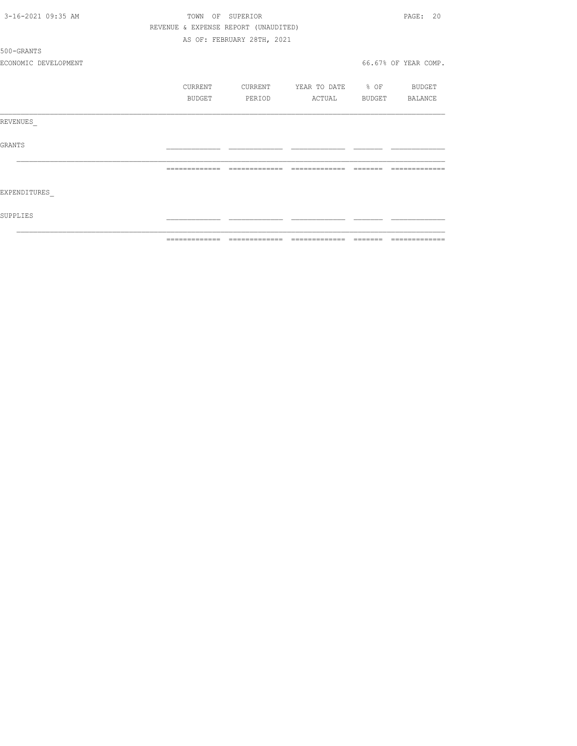REVENUE & EXPENSE REPORT (UNAUDITED)

AS OF: FEBRUARY 28TH, 2021

500-GRANTS

ECONOMIC DEVELOPMENT

66.67% OF YEAR COMP.

| | CURRENT BUDGET | CURRENT PERIOD | YEAR TO DATE ACTUAL | % OF BUDGET | BUDGET BALANCE |
|---|---|---|---|---|---|
| REVENUES_ | | | | | |
| GRANTS | | | | | |
| EXPENDITURES_ | | | | | |
| SUPPLIES | | | | | |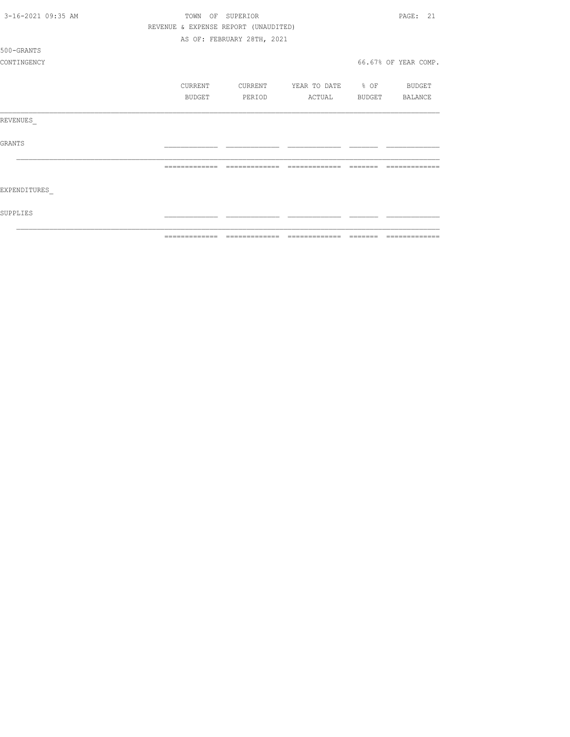TOWN OF SUPERIOR

REVENUE & EXPENSE REPORT (UNAUDITED)

AS OF: FEBRUARY 28TH, 2021

500-GRANTS

CONTINGENCY

66.67% OF YEAR COMP.

| | CURRENT BUDGET | CURRENT PERIOD | YEAR TO DATE ACTUAL | % OF BUDGET | BUDGET BALANCE |
|---|---|---|---|---|---|
| REVENUES_ | | | | | |
| GRANTS | | | | | |
| | | | | | |
| EXPENDITURES_ | | | | | |
| SUPPLIES | | | | | |
| | | | | | |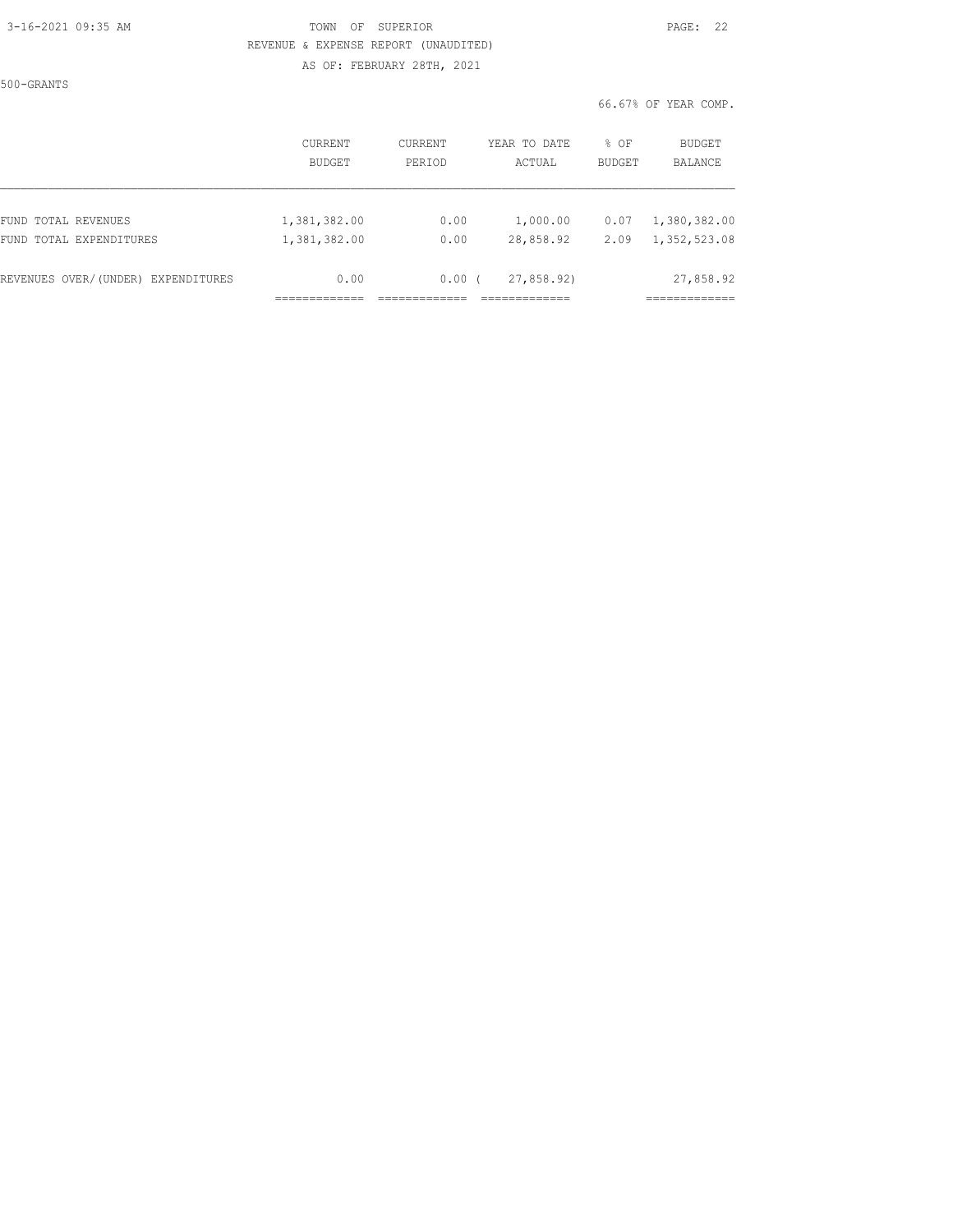500-GRANTS

66.67% OF YEAR COMP.

| | CURRENT BUDGET | CURRENT PERIOD | YEAR TO DATE ACTUAL | % OF BUDGET | BUDGET BALANCE |
|---|---|---|---|---|---|
| FUND TOTAL REVENUES | 1,381,382.00 | 0.00 | 1,000.00 | 0.07 | 1,380,382.00 |
| FUND TOTAL EXPENDITURES | 1,381,382.00 | 0.00 | 28,858.92 | 2.09 | 1,352,523.08 |
| REVENUES OVER/(UNDER) EXPENDITURES | 0.00 | 0.00 | ( 27,858.92) | | 27,858.92 |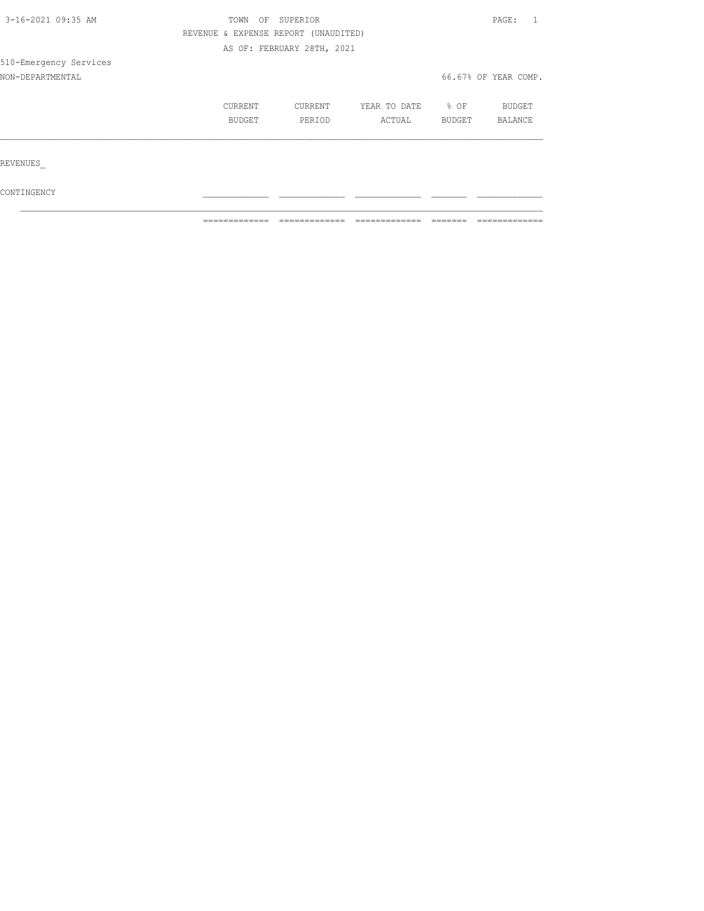TOWN OF SUPERIOR

REVENUE & EXPENSE REPORT (UNAUDITED)

AS OF: FEBRUARY 28TH, 2021

510-Emergency Services

NON-DEPARTMENTAL

66.67% OF YEAR COMP.

| | CURRENT BUDGET | CURRENT PERIOD | YEAR TO DATE ACTUAL | % OF BUDGET | BUDGET BALANCE |
|---|---|---|---|---|---|
| REVENUES_ | | | | | |
| CONTINGENCY | | | | | |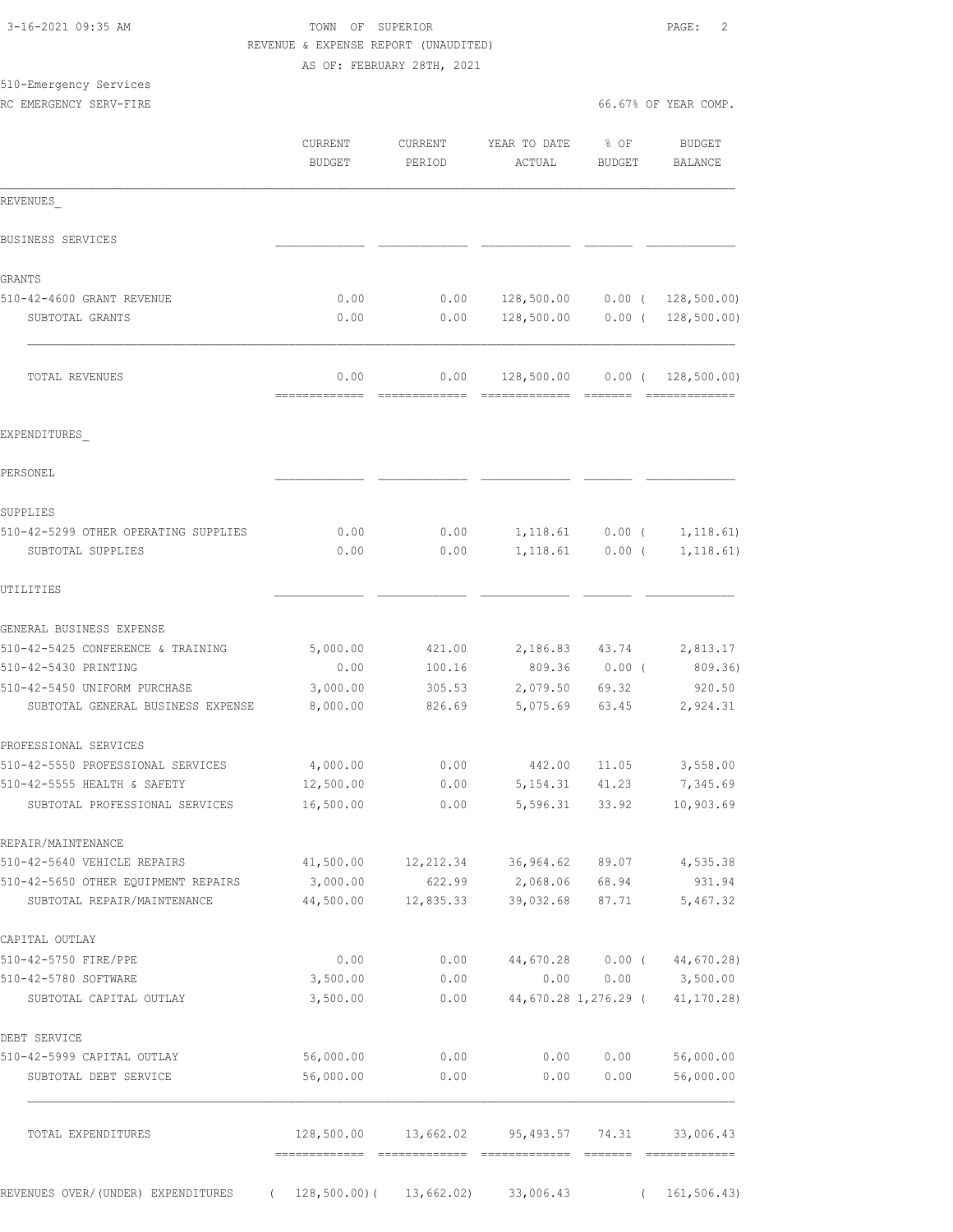3-16-2021 09:35 AM

TOWN OF SUPERIOR

REVENUE & EXPENSE REPORT (UNAUDITED)

AS OF: FEBRUARY 28TH, 2021

510-Emergency Services

RC EMERGENCY SERV-FIRE

66.67% OF YEAR COMP.

| | CURRENT BUDGET | CURRENT PERIOD | YEAR TO DATE ACTUAL | % OF BUDGET | BUDGET BALANCE |
|---|---|---|---|---|---|
| REVENUES_ | | | | | |
| BUSINESS SERVICES | | | | | |
| GRANTS | | | | | |
| 510-42-4600 GRANT REVENUE | 0.00 | 0.00 | 128,500.00 | 0.00 | ( 128,500.00) |
| SUBTOTAL GRANTS | 0.00 | 0.00 | 128,500.00 | 0.00 | ( 128,500.00) |
| TOTAL REVENUES | 0.00 | 0.00 | 128,500.00 | 0.00 | ( 128,500.00) |
| EXPENDITURES_ | | | | | |
| PERSONEL | | | | | |
| SUPPLIES | | | | | |
| 510-42-5299 OTHER OPERATING SUPPLIES | 0.00 | 0.00 | 1,118.61 | 0.00 | ( 1,118.61) |
| SUBTOTAL SUPPLIES | 0.00 | 0.00 | 1,118.61 | 0.00 | ( 1,118.61) |
| UTILITIES | | | | | |
| GENERAL BUSINESS EXPENSE | | | | | |
| 510-42-5425 CONFERENCE & TRAINING | 5,000.00 | 421.00 | 2,186.83 | 43.74 | 2,813.17 |
| 510-42-5430 PRINTING | 0.00 | 100.16 | 809.36 | 0.00 | ( 809.36) |
| 510-42-5450 UNIFORM PURCHASE | 3,000.00 | 305.53 | 2,079.50 | 69.32 | 920.50 |
| SUBTOTAL GENERAL BUSINESS EXPENSE | 8,000.00 | 826.69 | 5,075.69 | 63.45 | 2,924.31 |
| PROFESSIONAL SERVICES | | | | | |
| 510-42-5550 PROFESSIONAL SERVICES | 4,000.00 | 0.00 | 442.00 | 11.05 | 3,558.00 |
| 510-42-5555 HEALTH & SAFETY | 12,500.00 | 0.00 | 5,154.31 | 41.23 | 7,345.69 |
| SUBTOTAL PROFESSIONAL SERVICES | 16,500.00 | 0.00 | 5,596.31 | 33.92 | 10,903.69 |
| REPAIR/MAINTENANCE | | | | | |
| 510-42-5640 VEHICLE REPAIRS | 41,500.00 | 12,212.34 | 36,964.62 | 89.07 | 4,535.38 |
| 510-42-5650 OTHER EQUIPMENT REPAIRS | 3,000.00 | 622.99 | 2,068.06 | 68.94 | 931.94 |
| SUBTOTAL REPAIR/MAINTENANCE | 44,500.00 | 12,835.33 | 39,032.68 | 87.71 | 5,467.32 |
| CAPITAL OUTLAY | | | | | |
| 510-42-5750 FIRE/PPE | 0.00 | 0.00 | 44,670.28 | 0.00 | ( 44,670.28) |
| 510-42-5780 SOFTWARE | 3,500.00 | 0.00 | 0.00 | 0.00 | 3,500.00 |
| SUBTOTAL CAPITAL OUTLAY | 3,500.00 | 0.00 | 44,670.28 | 1,276.29 | ( 41,170.28) |
| DEBT SERVICE | | | | | |
| 510-42-5999 CAPITAL OUTLAY | 56,000.00 | 0.00 | 0.00 | 0.00 | 56,000.00 |
| SUBTOTAL DEBT SERVICE | 56,000.00 | 0.00 | 0.00 | 0.00 | 56,000.00 |
| TOTAL EXPENDITURES | 128,500.00 | 13,662.02 | 95,493.57 | 74.31 | 33,006.43 |
| REVENUES OVER/(UNDER) EXPENDITURES | ( 128,500.00) | ( 13,662.02) | 33,006.43 | | ( 161,506.43) |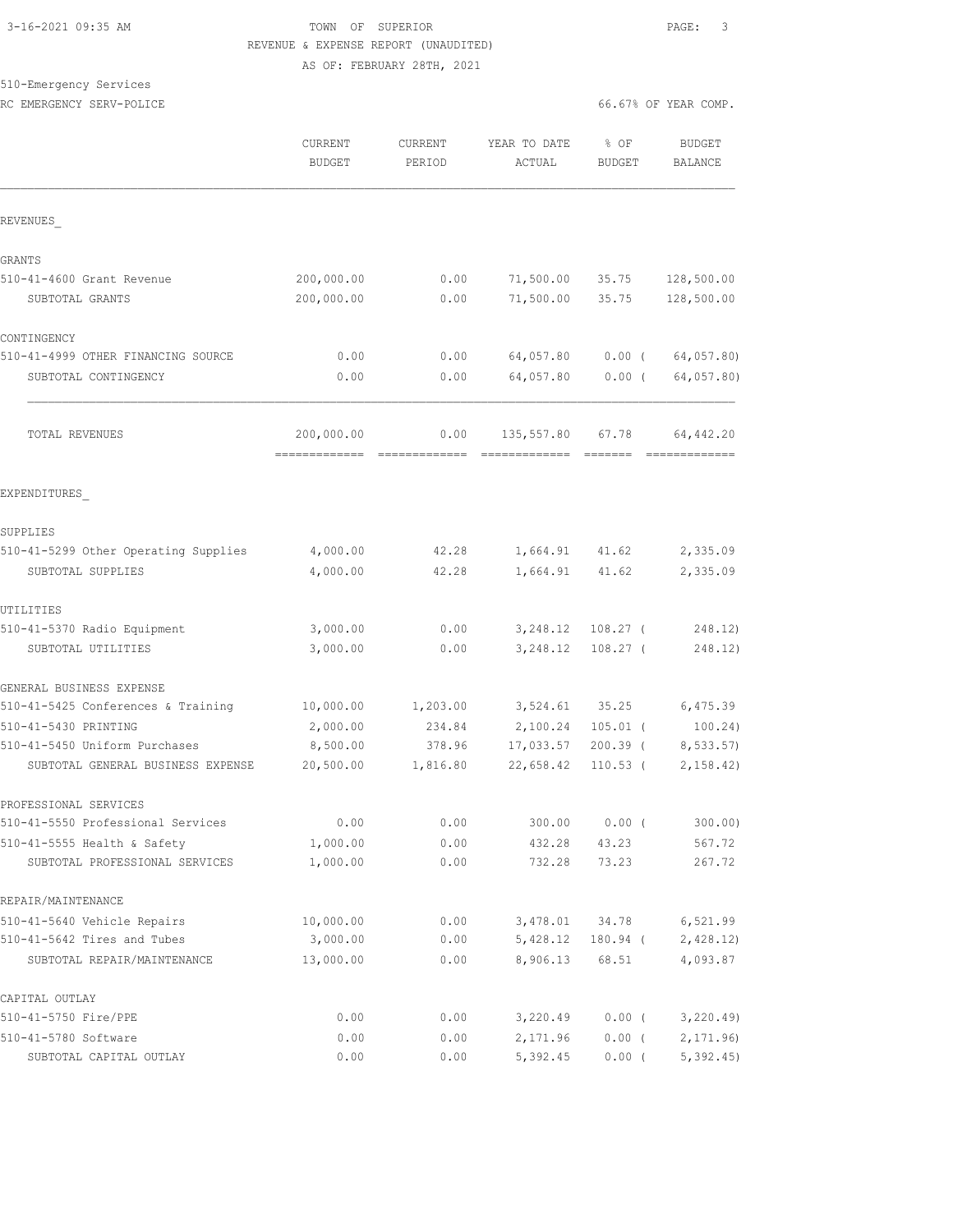TOWN OF SUPERIOR

REVENUE & EXPENSE REPORT (UNAUDITED)

AS OF: FEBRUARY 28TH, 2021

510-Emergency Services

RC EMERGENCY SERV-POLICE

66.67% OF YEAR COMP.

| | CURRENT BUDGET | CURRENT PERIOD | YEAR TO DATE ACTUAL | % OF BUDGET | BUDGET BALANCE |
|---|---|---|---|---|---|
| REVENUES_ | | | | | |
| GRANTS | | | | | |
| 510-41-4600 Grant Revenue | 200,000.00 | 0.00 | 71,500.00 | 35.75 | 128,500.00 |
| SUBTOTAL GRANTS | 200,000.00 | 0.00 | 71,500.00 | 35.75 | 128,500.00 |
| CONTINGENCY | | | | | |
| 510-41-4999 OTHER FINANCING SOURCE | 0.00 | 0.00 | 64,057.80 | 0.00 ( | 64,057.80) |
| SUBTOTAL CONTINGENCY | 0.00 | 0.00 | 64,057.80 | 0.00 ( | 64,057.80) |
| TOTAL REVENUES | 200,000.00 | 0.00 | 135,557.80 | 67.78 | 64,442.20 |
| EXPENDITURES_ | | | | | |
| SUPPLIES | | | | | |
| 510-41-5299 Other Operating Supplies | 4,000.00 | 42.28 | 1,664.91 | 41.62 | 2,335.09 |
| SUBTOTAL SUPPLIES | 4,000.00 | 42.28 | 1,664.91 | 41.62 | 2,335.09 |
| UTILITIES | | | | | |
| 510-41-5370 Radio Equipment | 3,000.00 | 0.00 | 3,248.12 | 108.27 ( | 248.12) |
| SUBTOTAL UTILITIES | 3,000.00 | 0.00 | 3,248.12 | 108.27 ( | 248.12) |
| GENERAL BUSINESS EXPENSE | | | | | |
| 510-41-5425 Conferences & Training | 10,000.00 | 1,203.00 | 3,524.61 | 35.25 | 6,475.39 |
| 510-41-5430 PRINTING | 2,000.00 | 234.84 | 2,100.24 | 105.01 ( | 100.24) |
| 510-41-5450 Uniform Purchases | 8,500.00 | 378.96 | 17,033.57 | 200.39 ( | 8,533.57) |
| SUBTOTAL GENERAL BUSINESS EXPENSE | 20,500.00 | 1,816.80 | 22,658.42 | 110.53 ( | 2,158.42) |
| PROFESSIONAL SERVICES | | | | | |
| 510-41-5550 Professional Services | 0.00 | 0.00 | 300.00 | 0.00 ( | 300.00) |
| 510-41-5555 Health & Safety | 1,000.00 | 0.00 | 432.28 | 43.23 | 567.72 |
| SUBTOTAL PROFESSIONAL SERVICES | 1,000.00 | 0.00 | 732.28 | 73.23 | 267.72 |
| REPAIR/MAINTENANCE | | | | | |
| 510-41-5640 Vehicle Repairs | 10,000.00 | 0.00 | 3,478.01 | 34.78 | 6,521.99 |
| 510-41-5642 Tires and Tubes | 3,000.00 | 0.00 | 5,428.12 | 180.94 ( | 2,428.12) |
| SUBTOTAL REPAIR/MAINTENANCE | 13,000.00 | 0.00 | 8,906.13 | 68.51 | 4,093.87 |
| CAPITAL OUTLAY | | | | | |
| 510-41-5750 Fire/PPE | 0.00 | 0.00 | 3,220.49 | 0.00 ( | 3,220.49) |
| 510-41-5780 Software | 0.00 | 0.00 | 2,171.96 | 0.00 ( | 2,171.96) |
| SUBTOTAL CAPITAL OUTLAY | 0.00 | 0.00 | 5,392.45 | 0.00 ( | 5,392.45) |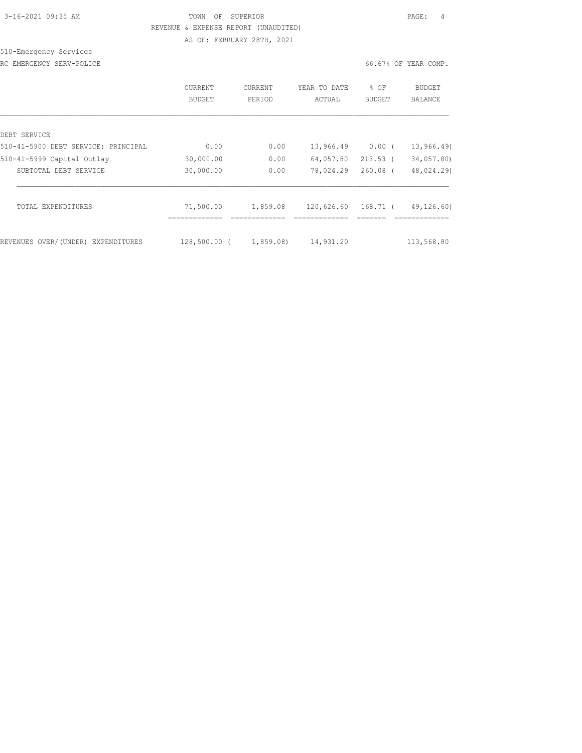TOWN OF SUPERIOR
REVENUE & EXPENSE REPORT (UNAUDITED)
AS OF: FEBRUARY 28TH, 2021

510-Emergency Services

RC EMERGENCY SERV-POLICE — 66.67% OF YEAR COMP.

| | CURRENT BUDGET | CURRENT PERIOD | YEAR TO DATE ACTUAL | % OF BUDGET | BUDGET BALANCE |
|---|---|---|---|---|---|
| DEBT SERVICE | | | | | |
| 510-41-5900 DEBT SERVICE: PRINCIPAL | 0.00 | 0.00 | 13,966.49 | 0.00 | ( 13,966.49) |
| 510-41-5999 Capital Outlay | 30,000.00 | 0.00 | 64,057.80 | 213.53 | ( 34,057.80) |
| SUBTOTAL DEBT SERVICE | 30,000.00 | 0.00 | 78,024.29 | 260.08 | ( 48,024.29) |
| TOTAL EXPENDITURES | 71,500.00 | 1,859.08 | 120,626.60 | 168.71 | ( 49,126.60) |
| REVENUES OVER/(UNDER) EXPENDITURES | 128,500.00 | ( 1,859.08) | 14,931.20 | | 113,568.80 |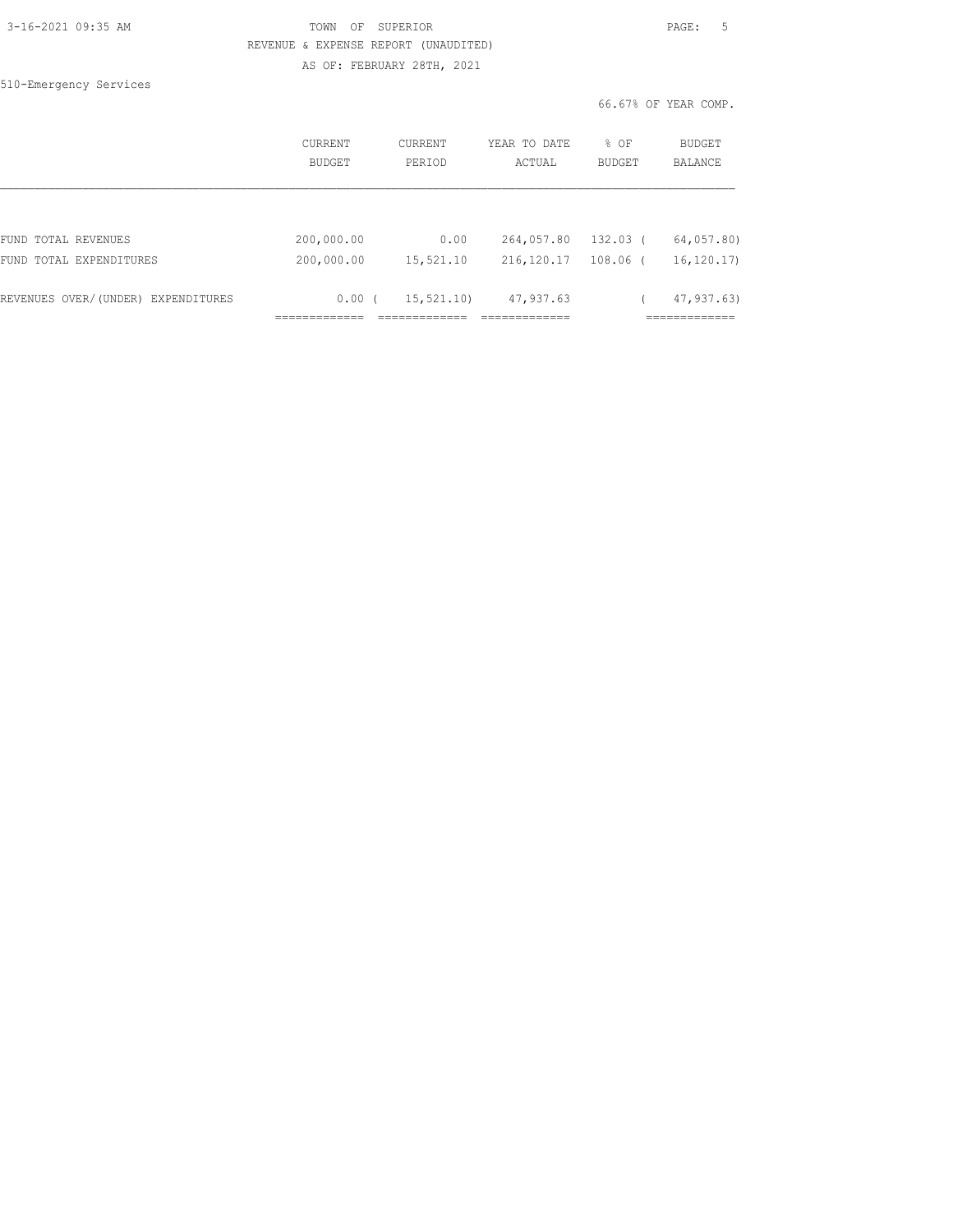TOWN OF SUPERIOR

REVENUE & EXPENSE REPORT (UNAUDITED)

AS OF: FEBRUARY 28TH, 2021

510-Emergency Services

66.67% OF YEAR COMP.

| | CURRENT BUDGET | CURRENT PERIOD | YEAR TO DATE ACTUAL | % OF BUDGET | BUDGET BALANCE |
|---|---|---|---|---|---|
| FUND TOTAL REVENUES | 200,000.00 | 0.00 | 264,057.80 | 132.03 | ( 64,057.80) |
| FUND TOTAL EXPENDITURES | 200,000.00 | 15,521.10 | 216,120.17 | 108.06 | ( 16,120.17) |
| REVENUES OVER/(UNDER) EXPENDITURES | 0.00 | ( 15,521.10) | 47,937.63 | | ( 47,937.63) |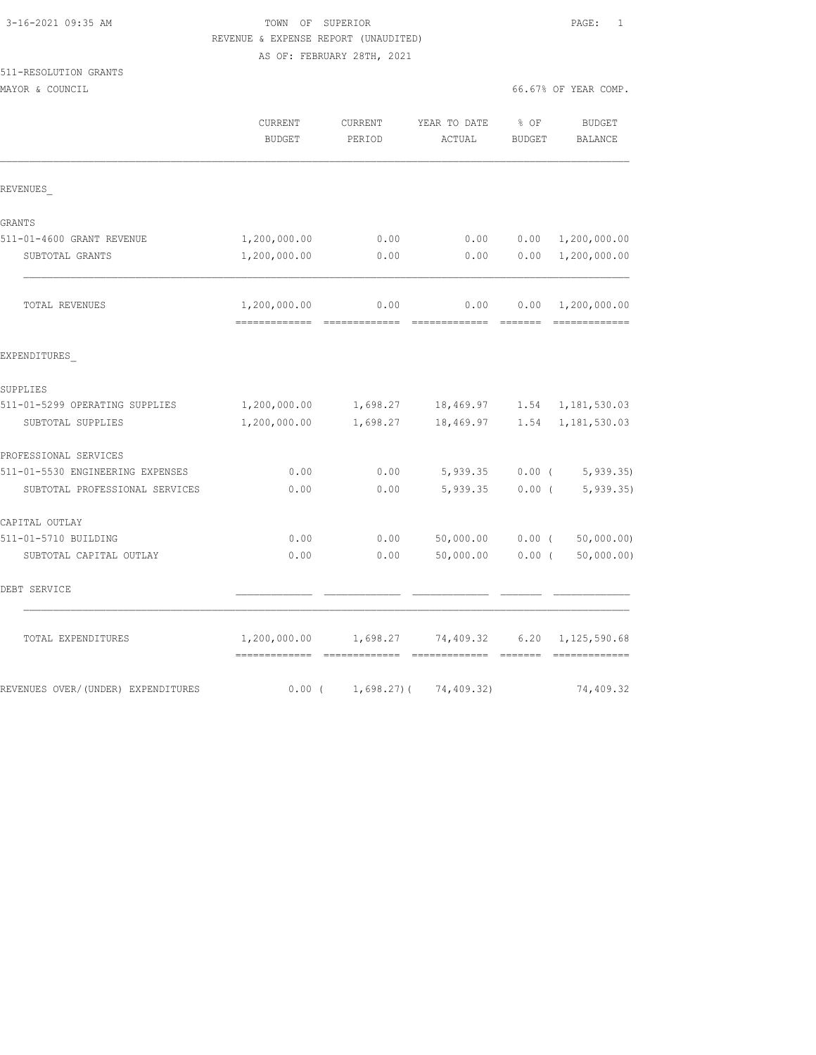TOWN OF SUPERIOR
REVENUE & EXPENSE REPORT (UNAUDITED)
AS OF: FEBRUARY 28TH, 2021

511-RESOLUTION GRANTS
MAYOR & COUNCIL

66.67% OF YEAR COMP.

| | CURRENT BUDGET | CURRENT PERIOD | YEAR TO DATE ACTUAL | % OF BUDGET | BUDGET BALANCE |
|---|---|---|---|---|---|
| REVENUES_ | | | | | |
| GRANTS | | | | | |
| 511-01-4600 GRANT REVENUE | 1,200,000.00 | 0.00 | 0.00 | 0.00 | 1,200,000.00 |
| SUBTOTAL GRANTS | 1,200,000.00 | 0.00 | 0.00 | 0.00 | 1,200,000.00 |
| TOTAL REVENUES | 1,200,000.00 | 0.00 | 0.00 | 0.00 | 1,200,000.00 |
| EXPENDITURES_ | | | | | |
| SUPPLIES | | | | | |
| 511-01-5299 OPERATING SUPPLIES | 1,200,000.00 | 1,698.27 | 18,469.97 | 1.54 | 1,181,530.03 |
| SUBTOTAL SUPPLIES | 1,200,000.00 | 1,698.27 | 18,469.97 | 1.54 | 1,181,530.03 |
| PROFESSIONAL SERVICES | | | | | |
| 511-01-5530 ENGINEERING EXPENSES | 0.00 | 0.00 | 5,939.35 | 0.00 | ( 5,939.35) |
| SUBTOTAL PROFESSIONAL SERVICES | 0.00 | 0.00 | 5,939.35 | 0.00 | ( 5,939.35) |
| CAPITAL OUTLAY | | | | | |
| 511-01-5710 BUILDING | 0.00 | 0.00 | 50,000.00 | 0.00 | ( 50,000.00) |
| SUBTOTAL CAPITAL OUTLAY | 0.00 | 0.00 | 50,000.00 | 0.00 | ( 50,000.00) |
| DEBT SERVICE | | | | | |
| TOTAL EXPENDITURES | 1,200,000.00 | 1,698.27 | 74,409.32 | 6.20 | 1,125,590.68 |
| REVENUES OVER/(UNDER) EXPENDITURES | 0.00 | ( 1,698.27) | ( 74,409.32) | | 74,409.32 |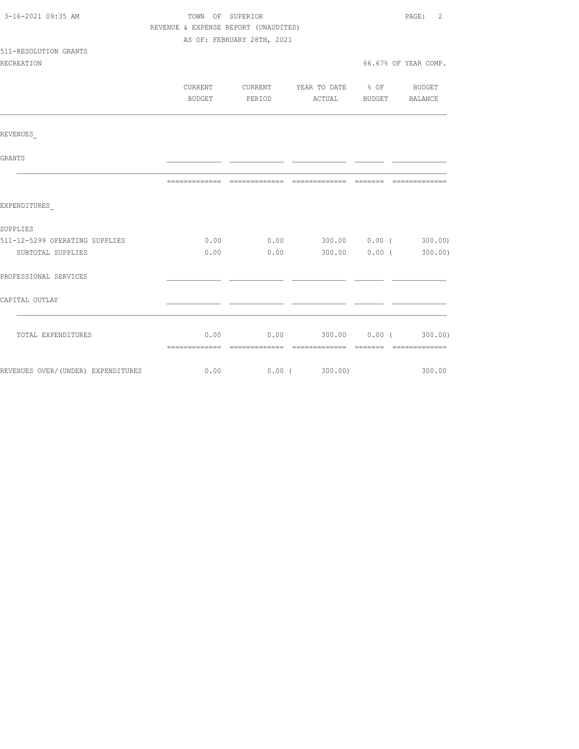TOWN OF SUPERIOR
REVENUE & EXPENSE REPORT (UNAUDITED)
AS OF: FEBRUARY 28TH, 2021

511-RESOLUTION GRANTS
RECREATION

66.67% OF YEAR COMP.

| | CURRENT BUDGET | CURRENT PERIOD | YEAR TO DATE ACTUAL | % OF BUDGET | BUDGET BALANCE |
|---|---|---|---|---|---|
| REVENUES_ | | | | | |
| GRANTS | | | | | |
| EXPENDITURES_ | | | | | |
| SUPPLIES | | | | | |
| 511-12-5299 OPERATING SUPPLIES | 0.00 | 0.00 | 300.00 | 0.00 | ( 300.00) |
| SUBTOTAL SUPPLIES | 0.00 | 0.00 | 300.00 | 0.00 | ( 300.00) |
| PROFESSIONAL SERVICES | | | | | |
| CAPITAL OUTLAY | | | | | |
| TOTAL EXPENDITURES | 0.00 | 0.00 | 300.00 | 0.00 | ( 300.00) |
| REVENUES OVER/(UNDER) EXPENDITURES | 0.00 | 0.00 | ( 300.00) | | 300.00 |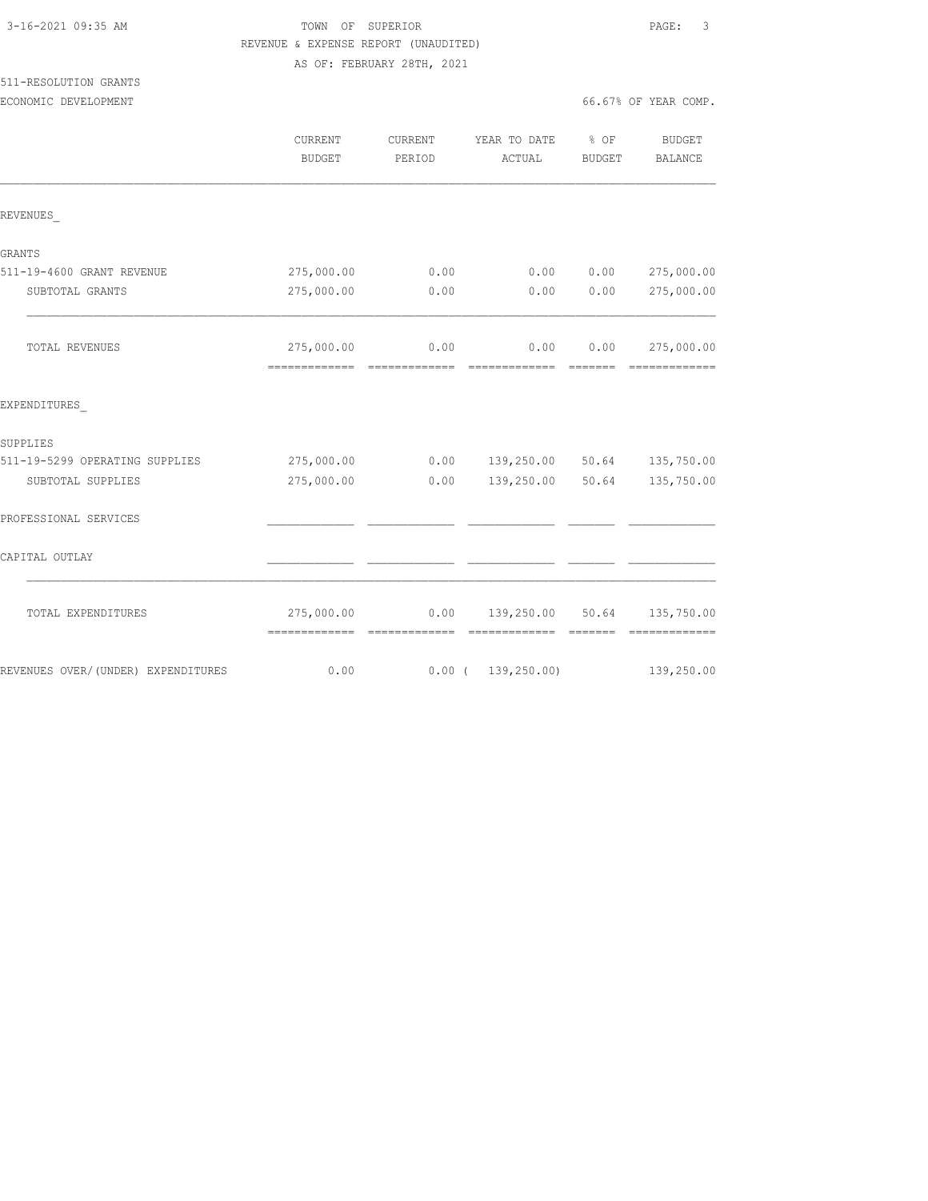TOWN OF SUPERIOR
REVENUE & EXPENSE REPORT (UNAUDITED)
AS OF: FEBRUARY 28TH, 2021

511-RESOLUTION GRANTS
ECONOMIC DEVELOPMENT — 66.67% OF YEAR COMP.

| | CURRENT BUDGET | CURRENT PERIOD | YEAR TO DATE ACTUAL | % OF BUDGET | BUDGET BALANCE |
|---|---|---|---|---|---|
| **REVENUES** | | | | | |
| GRANTS | | | | | |
| 511-19-4600 GRANT REVENUE | 275,000.00 | 0.00 | 0.00 | 0.00 | 275,000.00 |
| SUBTOTAL GRANTS | 275,000.00 | 0.00 | 0.00 | 0.00 | 275,000.00 |
| TOTAL REVENUES | 275,000.00 | 0.00 | 0.00 | 0.00 | 275,000.00 |
| **EXPENDITURES** | | | | | |
| SUPPLIES | | | | | |
| 511-19-5299 OPERATING SUPPLIES | 275,000.00 | 0.00 | 139,250.00 | 50.64 | 135,750.00 |
| SUBTOTAL SUPPLIES | 275,000.00 | 0.00 | 139,250.00 | 50.64 | 135,750.00 |
| PROFESSIONAL SERVICES | | | | | |
| CAPITAL OUTLAY | | | | | |
| TOTAL EXPENDITURES | 275,000.00 | 0.00 | 139,250.00 | 50.64 | 135,750.00 |
| REVENUES OVER/(UNDER) EXPENDITURES | 0.00 | 0.00 | ( 139,250.00) | | 139,250.00 |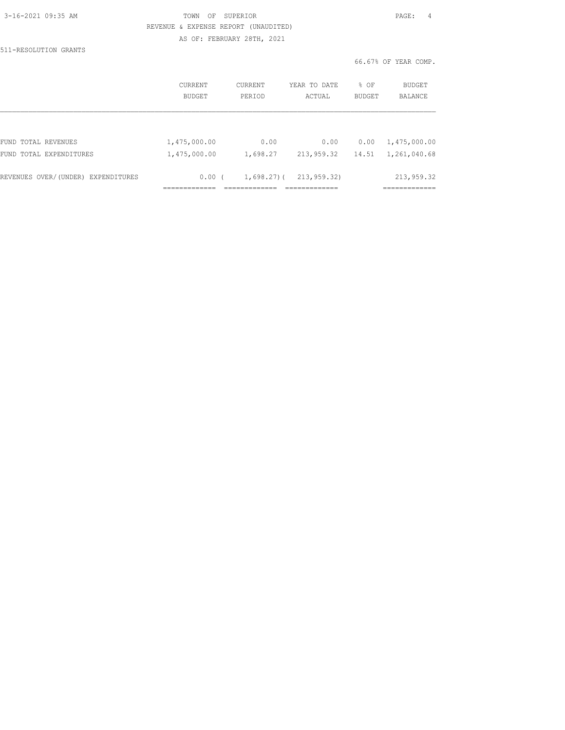TOWN OF SUPERIOR

REVENUE & EXPENSE REPORT (UNAUDITED)

AS OF: FEBRUARY 28TH, 2021

511-RESOLUTION GRANTS

66.67% OF YEAR COMP.

| | CURRENT BUDGET | CURRENT PERIOD | YEAR TO DATE ACTUAL | % OF BUDGET | BUDGET BALANCE |
|---|---|---|---|---|---|
| FUND TOTAL REVENUES | 1,475,000.00 | 0.00 | 0.00 | 0.00 | 1,475,000.00 |
| FUND TOTAL EXPENDITURES | 1,475,000.00 | 1,698.27 | 213,959.32 | 14.51 | 1,261,040.68 |
| REVENUES OVER/(UNDER) EXPENDITURES | 0.00 | ( 1,698.27) | ( 213,959.32) | | 213,959.32 |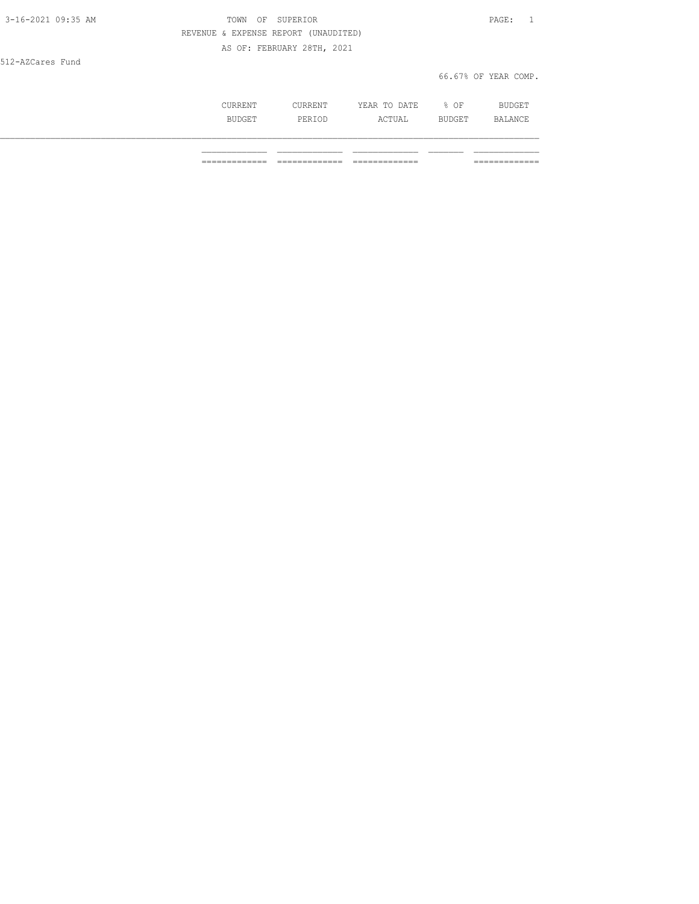TOWN OF SUPERIOR

REVENUE & EXPENSE REPORT (UNAUDITED)

AS OF: FEBRUARY 28TH, 2021

512-AZCares Fund

66.67% OF YEAR COMP.

| | CURRENT BUDGET | CURRENT PERIOD | YEAR TO DATE ACTUAL | % OF BUDGET | BUDGET BALANCE |
|---|---|---|---|---|---|
| | | | | | |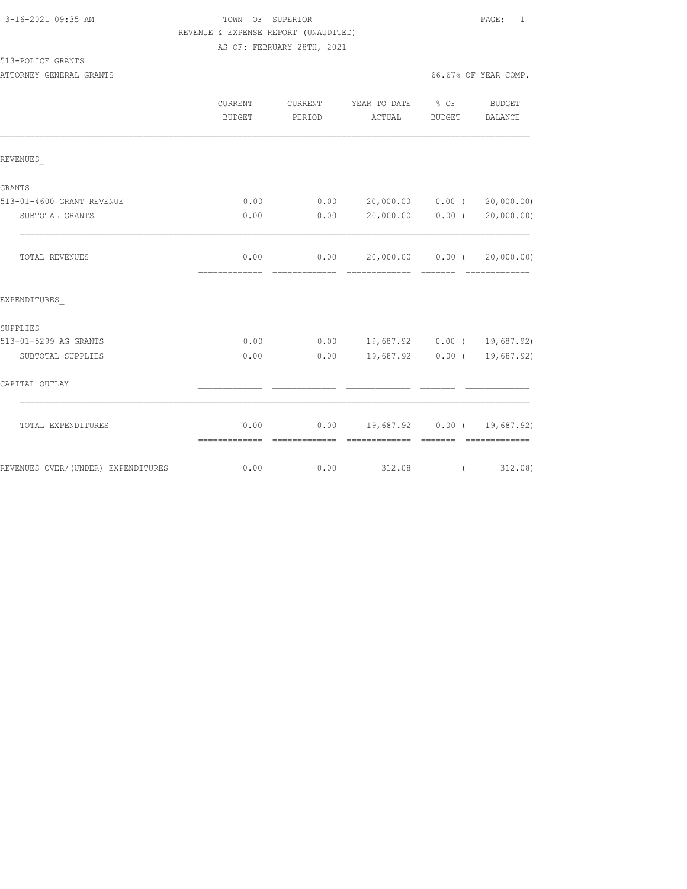3-16-2021 09:35 AM

TOWN OF SUPERIOR

REVENUE & EXPENSE REPORT (UNAUDITED)

AS OF: FEBRUARY 28TH, 2021

513-POLICE GRANTS

ATTORNEY GENERAL GRANTS

66.67% OF YEAR COMP.

| | CURRENT BUDGET | CURRENT PERIOD | YEAR TO DATE ACTUAL | % OF BUDGET | BUDGET BALANCE |
|---|---|---|---|---|---|
| REVENUES_ | | | | | |
| GRANTS | | | | | |
| 513-01-4600 GRANT REVENUE | 0.00 | 0.00 | 20,000.00 | 0.00 | ( 20,000.00) |
| SUBTOTAL GRANTS | 0.00 | 0.00 | 20,000.00 | 0.00 | ( 20,000.00) |
| TOTAL REVENUES | 0.00 | 0.00 | 20,000.00 | 0.00 | ( 20,000.00) |
| EXPENDITURES_ | | | | | |
| SUPPLIES | | | | | |
| 513-01-5299 AG GRANTS | 0.00 | 0.00 | 19,687.92 | 0.00 | ( 19,687.92) |
| SUBTOTAL SUPPLIES | 0.00 | 0.00 | 19,687.92 | 0.00 | ( 19,687.92) |
| CAPITAL OUTLAY | | | | | |
| TOTAL EXPENDITURES | 0.00 | 0.00 | 19,687.92 | 0.00 | ( 19,687.92) |
| REVENUES OVER/(UNDER) EXPENDITURES | 0.00 | 0.00 | 312.08 | | ( 312.08) |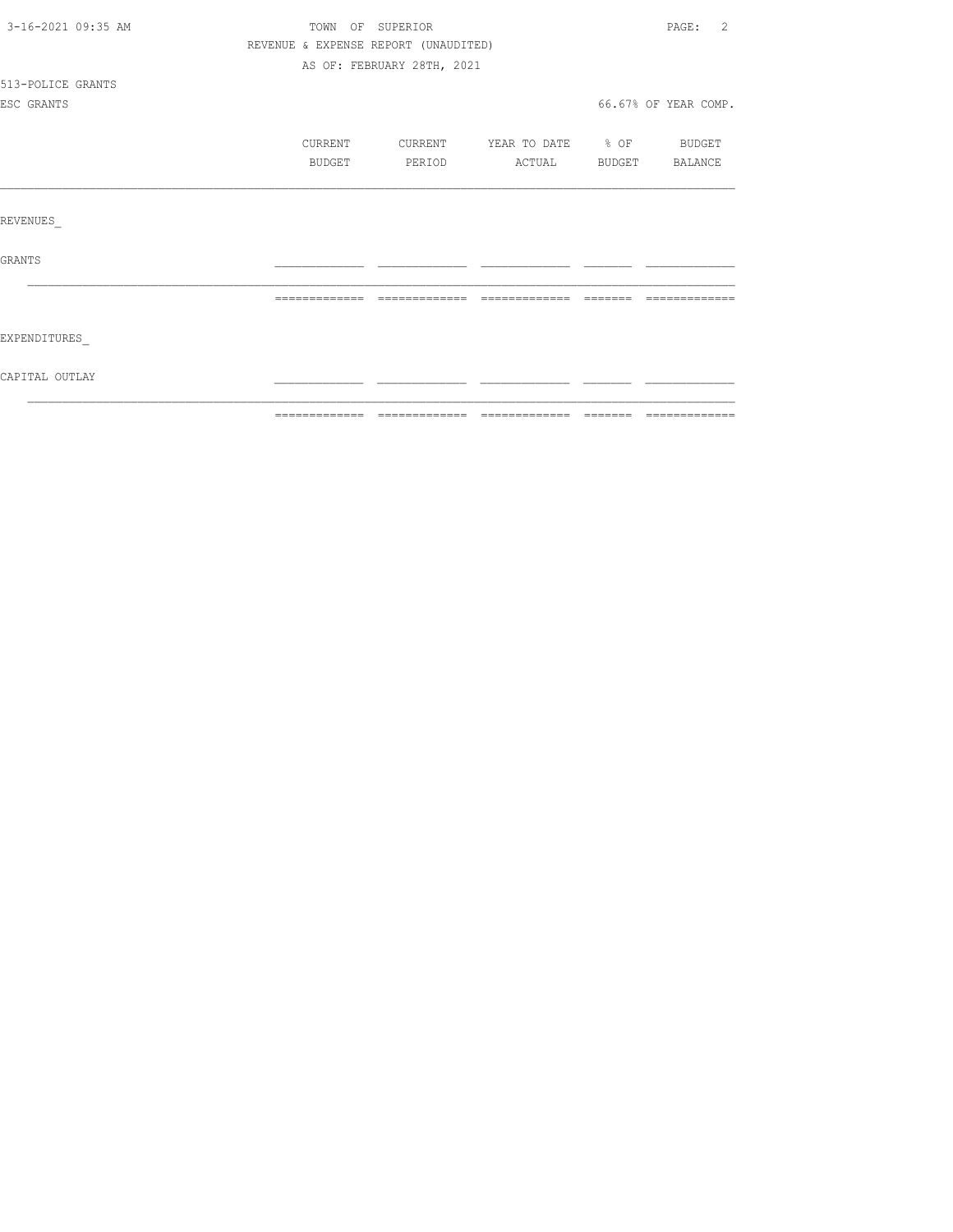TOWN OF SUPERIOR

REVENUE & EXPENSE REPORT (UNAUDITED)

AS OF: FEBRUARY 28TH, 2021

513-POLICE GRANTS

ESC GRANTS

66.67% OF YEAR COMP.

| | CURRENT BUDGET | CURRENT PERIOD | YEAR TO DATE ACTUAL | % OF BUDGET | BUDGET BALANCE |
|---|---|---|---|---|---|
| REVENUES_ | | | | | |
| GRANTS | | | | | |
| | | | | | |
| EXPENDITURES_ | | | | | |
| CAPITAL OUTLAY | | | | | |
| | | | | | |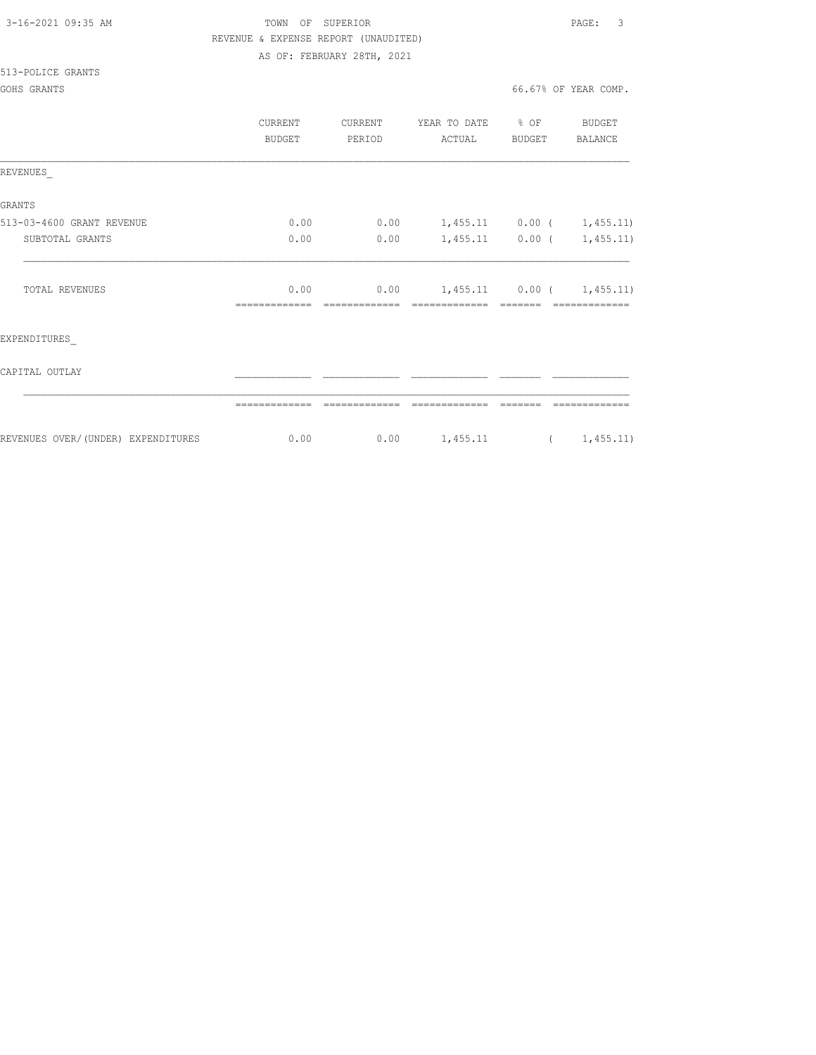3-16-2021 09:35 AM TOWN OF SUPERIOR PAGE: 3

REVENUE & EXPENSE REPORT (UNAUDITED)

AS OF: FEBRUARY 28TH, 2021

513-POLICE GRANTS

GOHS GRANTS 66.67% OF YEAR COMP.

| | CURRENT BUDGET | CURRENT PERIOD | YEAR TO DATE ACTUAL | % OF BUDGET | BUDGET BALANCE |
|---|---|---|---|---|---|
| REVENUES_ | | | | | |
| GRANTS | | | | | |
| 513-03-4600 GRANT REVENUE | 0.00 | 0.00 | 1,455.11 | 0.00 | ( 1,455.11) |
| SUBTOTAL GRANTS | 0.00 | 0.00 | 1,455.11 | 0.00 | ( 1,455.11) |
| TOTAL REVENUES | 0.00 | 0.00 | 1,455.11 | 0.00 | ( 1,455.11) |
| EXPENDITURES_ | | | | | |
| CAPITAL OUTLAY | | | | | |
| REVENUES OVER/(UNDER) EXPENDITURES | 0.00 | 0.00 | 1,455.11 | | ( 1,455.11) |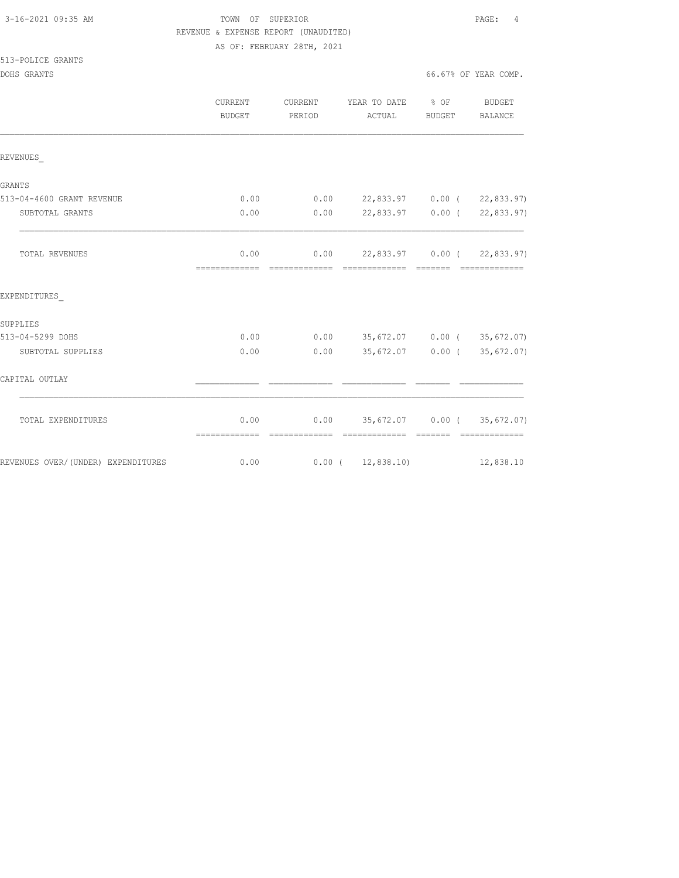TOWN OF SUPERIOR
REVENUE & EXPENSE REPORT (UNAUDITED)
AS OF: FEBRUARY 28TH, 2021

513-POLICE GRANTS
DOHS GRANTS

66.67% OF YEAR COMP.

| | CURRENT BUDGET | CURRENT PERIOD | YEAR TO DATE ACTUAL | % OF BUDGET | BUDGET BALANCE |
|---|---|---|---|---|---|
| REVENUES_ | | | | | |
| GRANTS | | | | | |
| 513-04-4600 GRANT REVENUE | 0.00 | 0.00 | 22,833.97 | 0.00 | ( 22,833.97) |
| SUBTOTAL GRANTS | 0.00 | 0.00 | 22,833.97 | 0.00 | ( 22,833.97) |
| TOTAL REVENUES | 0.00 | 0.00 | 22,833.97 | 0.00 | ( 22,833.97) |
| EXPENDITURES_ | | | | | |
| SUPPLIES | | | | | |
| 513-04-5299 DOHS | 0.00 | 0.00 | 35,672.07 | 0.00 | ( 35,672.07) |
| SUBTOTAL SUPPLIES | 0.00 | 0.00 | 35,672.07 | 0.00 | ( 35,672.07) |
| CAPITAL OUTLAY | | | | | |
| TOTAL EXPENDITURES | 0.00 | 0.00 | 35,672.07 | 0.00 | ( 35,672.07) |
| REVENUES OVER/(UNDER) EXPENDITURES | 0.00 | 0.00 | ( 12,838.10) | | 12,838.10 |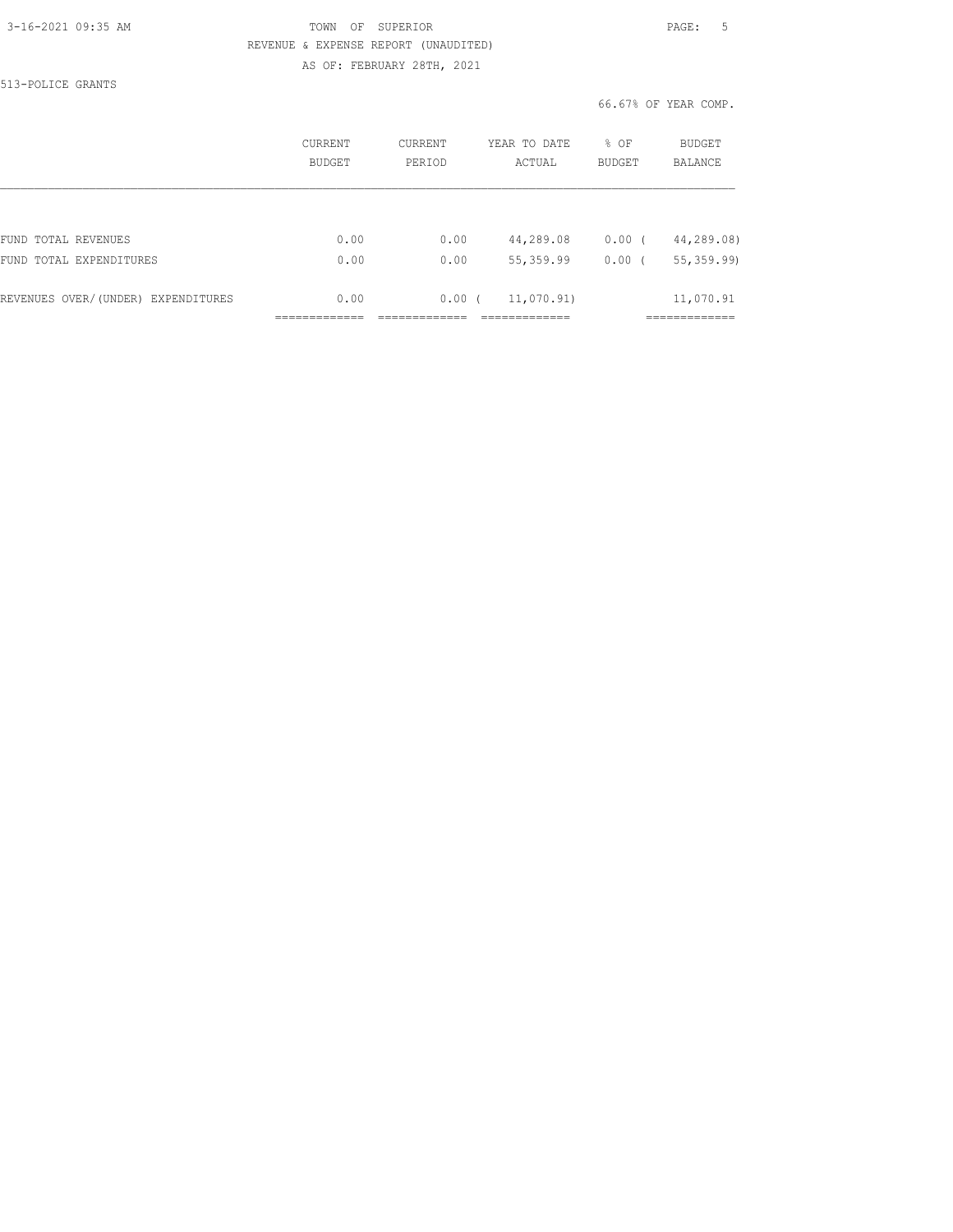TOWN OF SUPERIOR

REVENUE & EXPENSE REPORT (UNAUDITED)

AS OF: FEBRUARY 28TH, 2021

513-POLICE GRANTS

66.67% OF YEAR COMP.

| | CURRENT BUDGET | CURRENT PERIOD | YEAR TO DATE ACTUAL | % OF BUDGET | BUDGET BALANCE |
|---|---|---|---|---|---|
| FUND TOTAL REVENUES | 0.00 | 0.00 | 44,289.08 | 0.00 | ( 44,289.08) |
| FUND TOTAL EXPENDITURES | 0.00 | 0.00 | 55,359.99 | 0.00 | ( 55,359.99) |
| REVENUES OVER/(UNDER) EXPENDITURES | 0.00 | 0.00 | ( 11,070.91) | | 11,070.91 |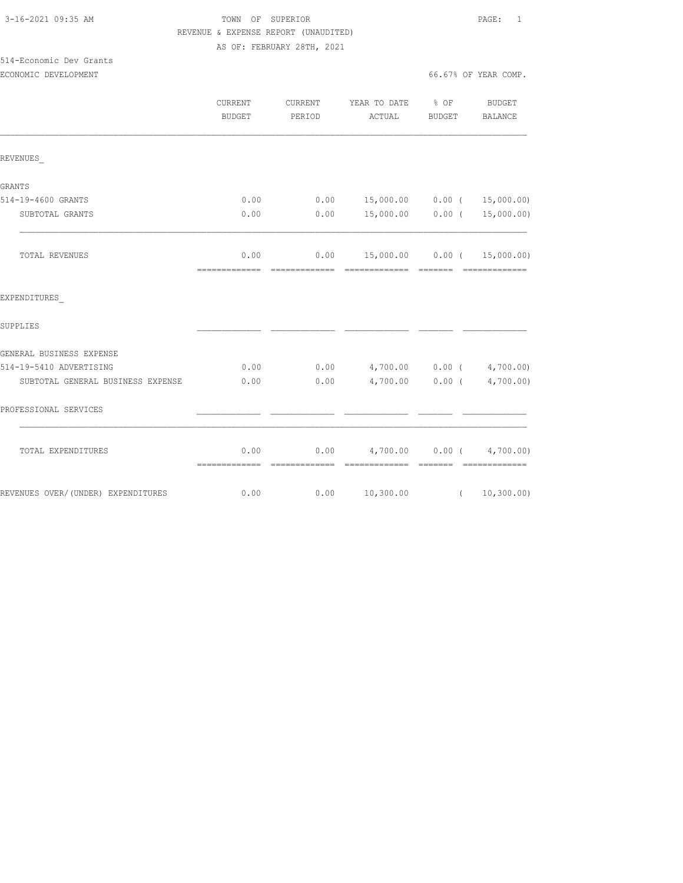3-16-2021 09:35 AM

**TOWN OF SUPERIOR**
REVENUE & EXPENSE REPORT (UNAUDITED)
AS OF: FEBRUARY 28TH, 2021

514-Economic Dev Grants
ECONOMIC DEVELOPMENT — 66.67% OF YEAR COMP.

| | CURRENT BUDGET | CURRENT PERIOD | YEAR TO DATE ACTUAL | % OF BUDGET | BUDGET BALANCE |
|---|---|---|---|---|---|
| **REVENUES_** | | | | | |
| GRANTS | | | | | |
| 514-19-4600 GRANTS | 0.00 | 0.00 | 15,000.00 | 0.00 | ( 15,000.00) |
| SUBTOTAL GRANTS | 0.00 | 0.00 | 15,000.00 | 0.00 | ( 15,000.00) |
| TOTAL REVENUES | 0.00 | 0.00 | 15,000.00 | 0.00 | ( 15,000.00) |
| **EXPENDITURES_** | | | | | |
| SUPPLIES | | | | | |
| GENERAL BUSINESS EXPENSE | | | | | |
| 514-19-5410 ADVERTISING | 0.00 | 0.00 | 4,700.00 | 0.00 | ( 4,700.00) |
| SUBTOTAL GENERAL BUSINESS EXPENSE | 0.00 | 0.00 | 4,700.00 | 0.00 | ( 4,700.00) |
| PROFESSIONAL SERVICES | | | | | |
| TOTAL EXPENDITURES | 0.00 | 0.00 | 4,700.00 | 0.00 | ( 4,700.00) |
| REVENUES OVER/(UNDER) EXPENDITURES | 0.00 | 0.00 | 10,300.00 | | ( 10,300.00) |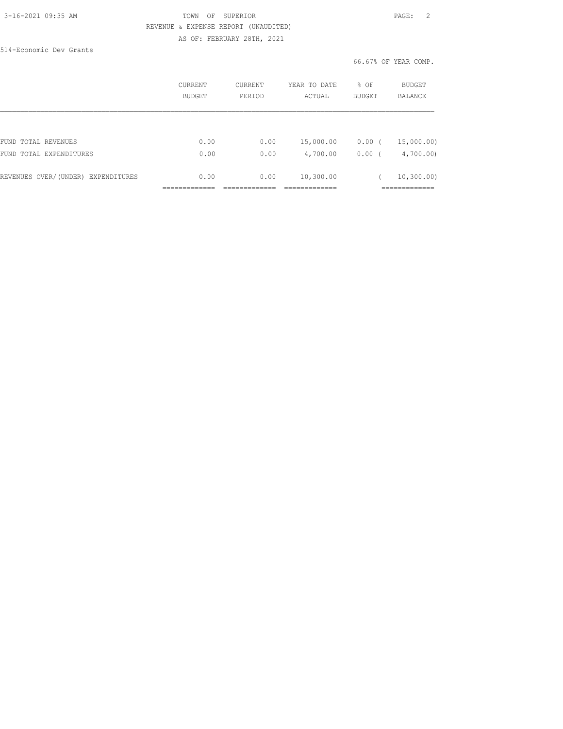TOWN OF SUPERIOR
REVENUE & EXPENSE REPORT (UNAUDITED)
AS OF: FEBRUARY 28TH, 2021

514-Economic Dev Grants

66.67% OF YEAR COMP.

| | CURRENT BUDGET | CURRENT PERIOD | YEAR TO DATE ACTUAL | % OF BUDGET | BUDGET BALANCE |
|---|---|---|---|---|---|
| FUND TOTAL REVENUES | 0.00 | 0.00 | 15,000.00 | 0.00 | ( 15,000.00) |
| FUND TOTAL EXPENDITURES | 0.00 | 0.00 | 4,700.00 | 0.00 | ( 4,700.00) |
| REVENUES OVER/(UNDER) EXPENDITURES | 0.00 | 0.00 | 10,300.00 | | ( 10,300.00) |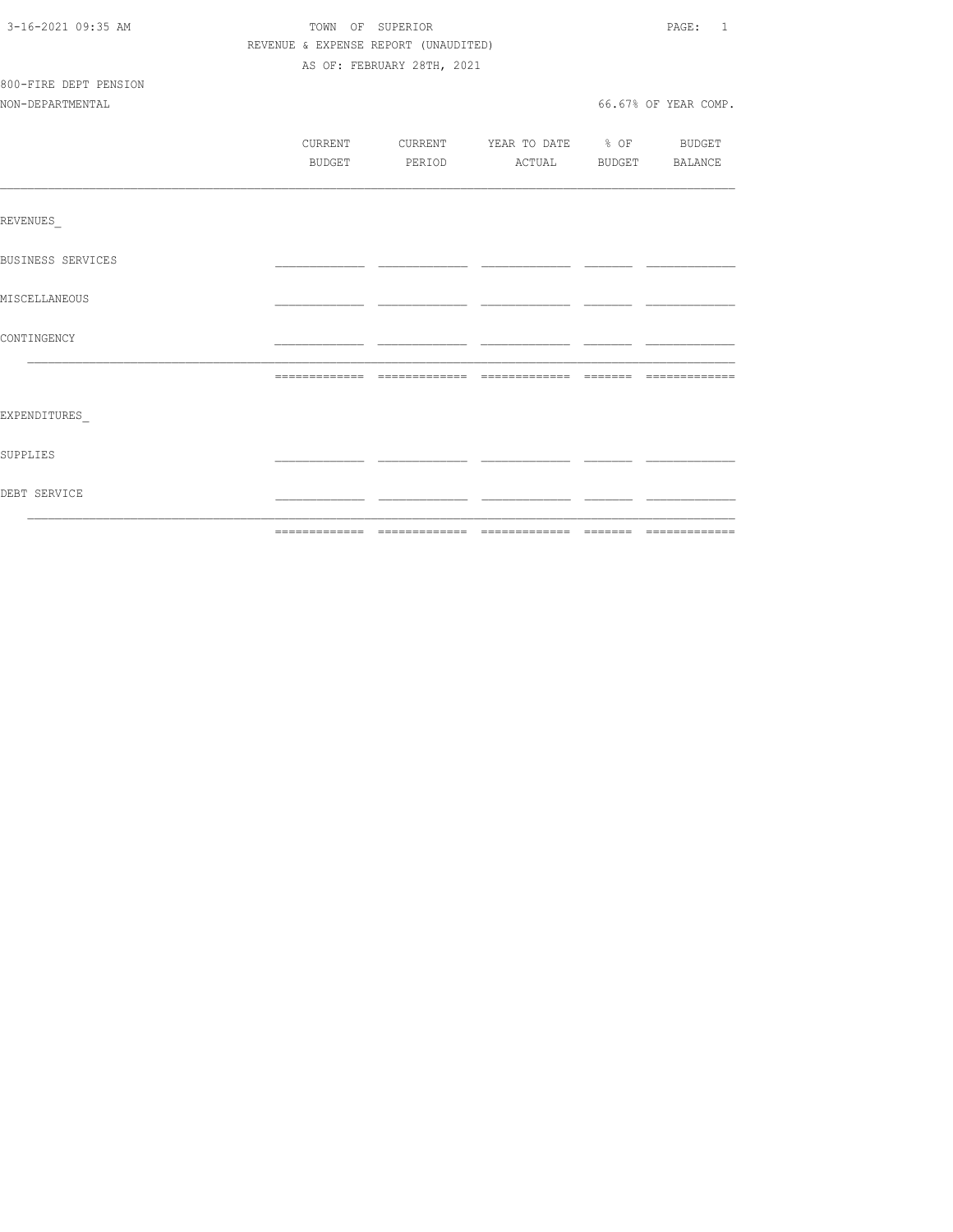TOWN OF SUPERIOR

REVENUE & EXPENSE REPORT (UNAUDITED)

AS OF: FEBRUARY 28TH, 2021

800-FIRE DEPT PENSION

NON-DEPARTMENTAL

66.67% OF YEAR COMP.

| | CURRENT BUDGET | CURRENT PERIOD | YEAR TO DATE ACTUAL | % OF BUDGET | BUDGET BALANCE |
|---|---|---|---|---|---|
| REVENUES_ | | | | | |
| BUSINESS SERVICES | | | | | |
| MISCELLANEOUS | | | | | |
| CONTINGENCY | | | | | |
| | | | | | |
| EXPENDITURES_ | | | | | |
| SUPPLIES | | | | | |
| DEBT SERVICE | | | | | |
| | | | | | |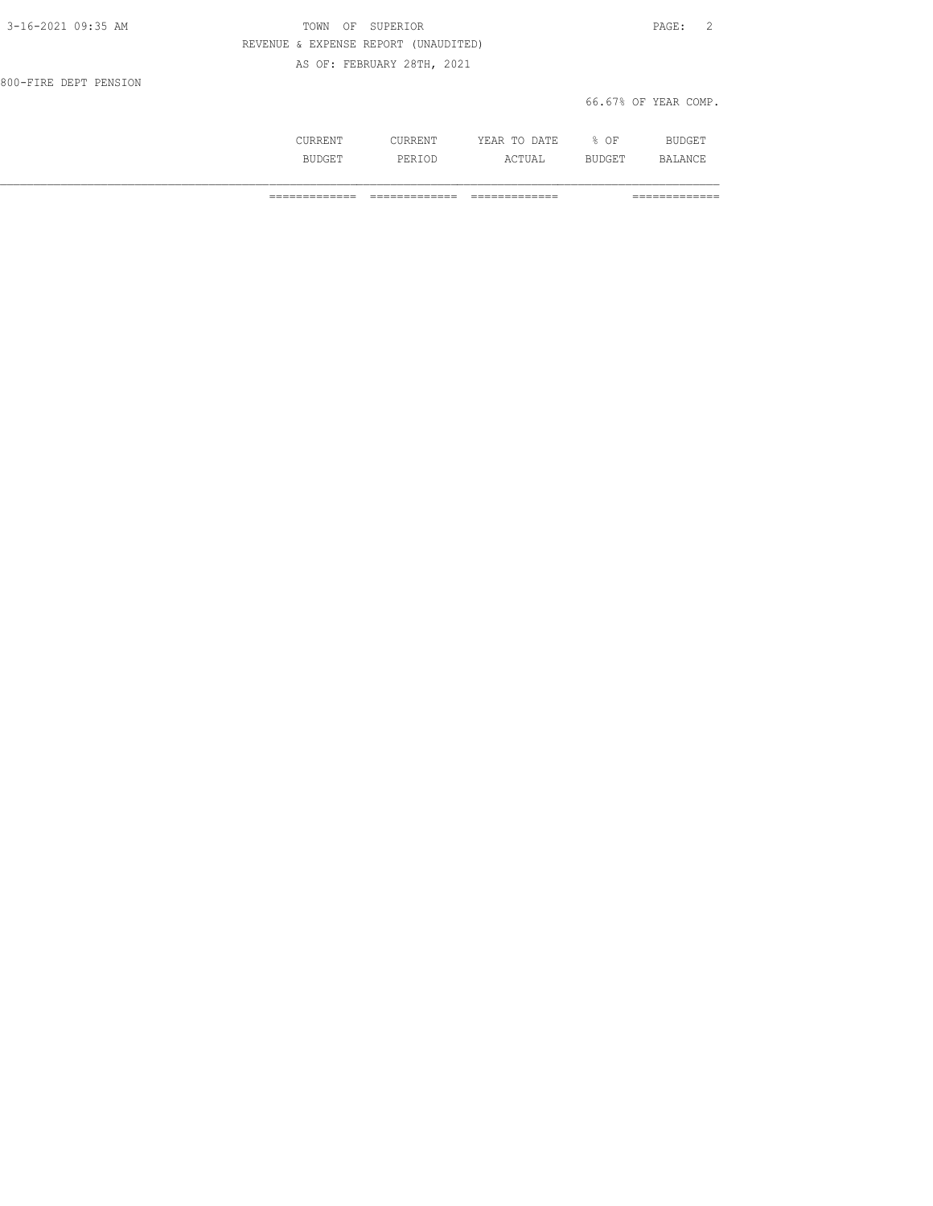800-FIRE DEPT PENSION

66.67% OF YEAR COMP.

| | CURRENT BUDGET | CURRENT PERIOD | YEAR TO DATE ACTUAL | % OF BUDGET | BUDGET BALANCE |
|---|---|---|---|---|---|
| | ============= | ============= | ============= | | ============= |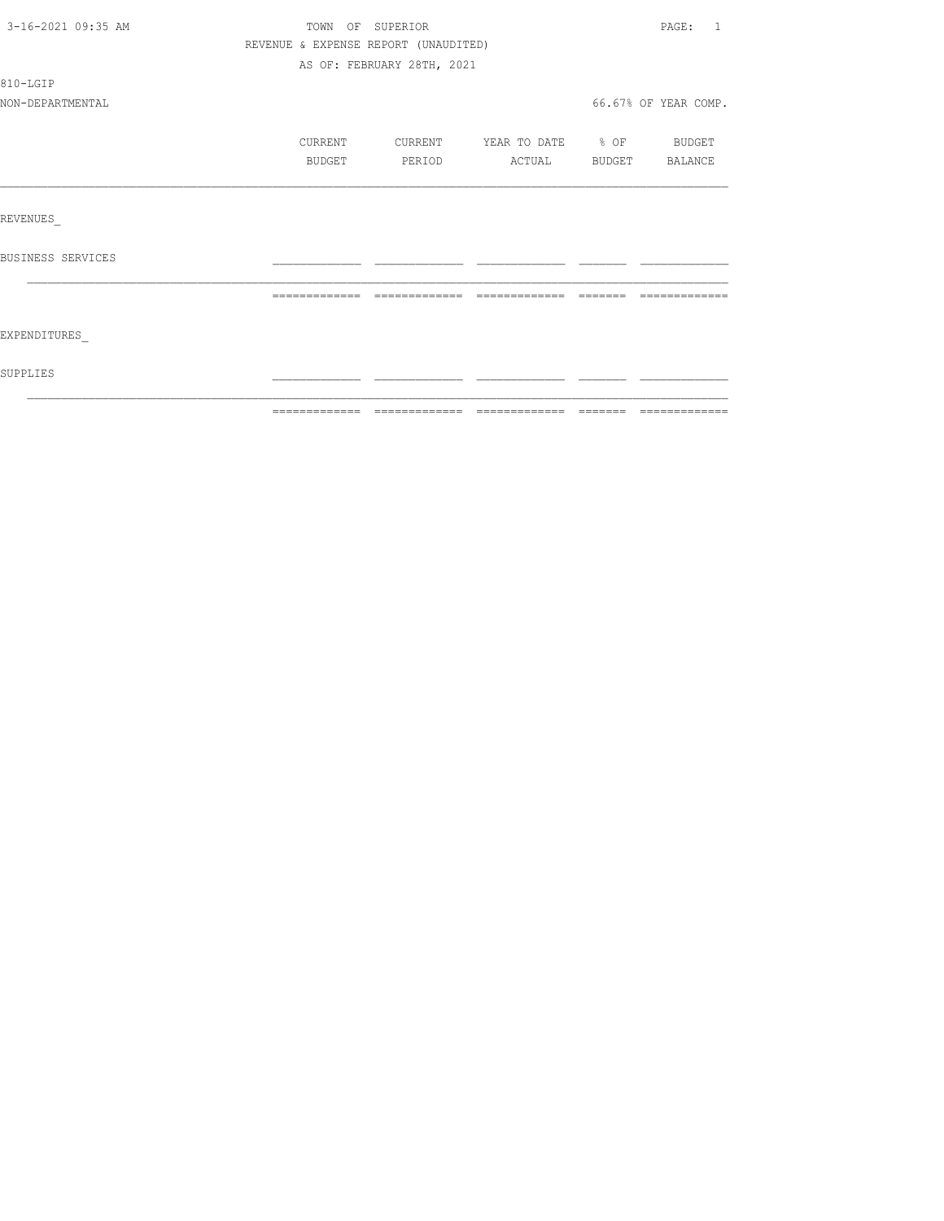TOWN OF SUPERIOR

REVENUE & EXPENSE REPORT (UNAUDITED)

AS OF: FEBRUARY 28TH, 2021

3-16-2021 09:35 AM

810-LGIP

NON-DEPARTMENTAL

66.67% OF YEAR COMP.

| | CURRENT BUDGET | CURRENT PERIOD | YEAR TO DATE ACTUAL | % OF BUDGET | BUDGET BALANCE |
|---|---|---|---|---|---|
| REVENUES | | | | | |
| BUSINESS SERVICES | | | | | |
| EXPENDITURES | | | | | |
| SUPPLIES | | | | | |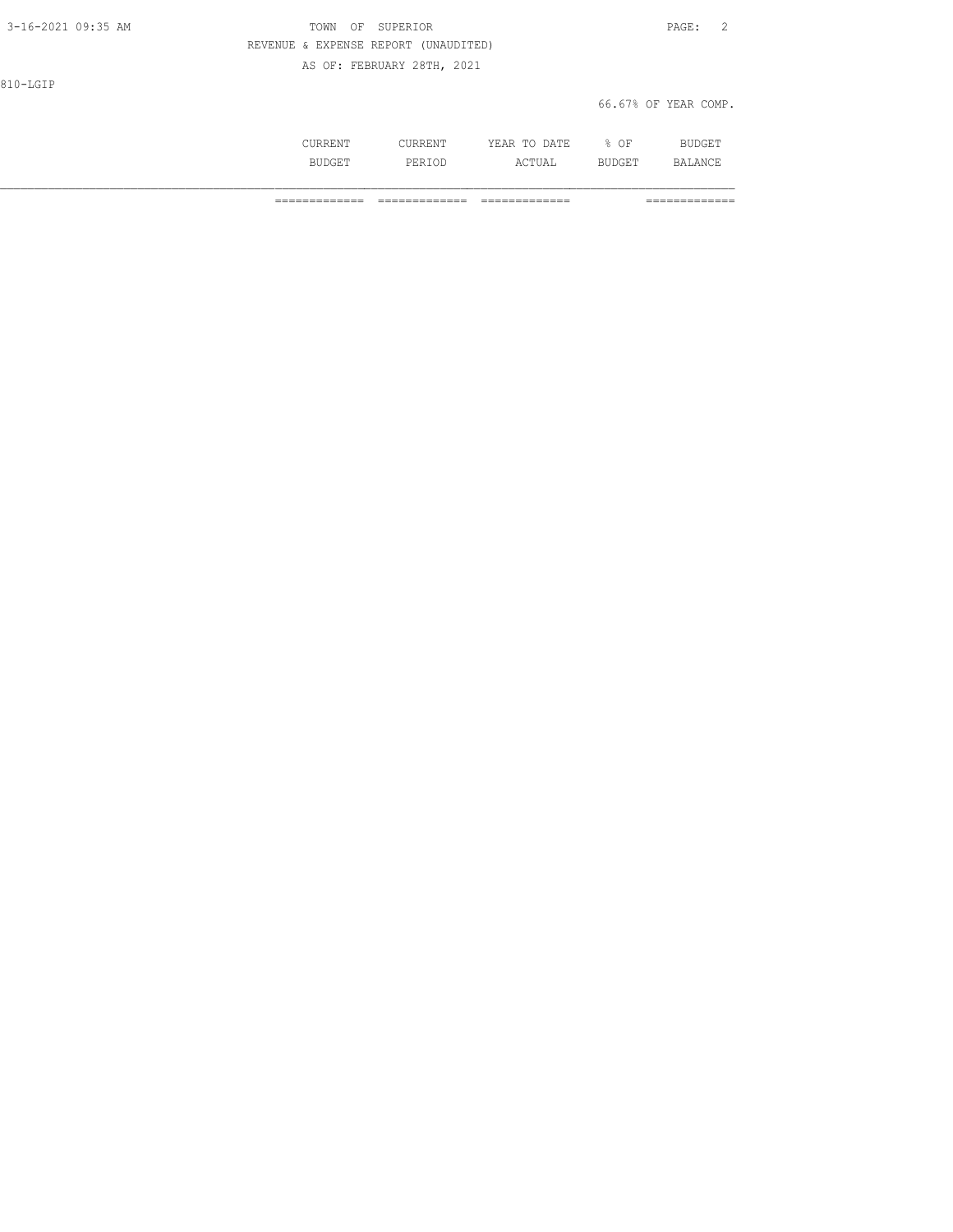810-LGIP

66.67% OF YEAR COMP.

| | CURRENT BUDGET | CURRENT PERIOD | YEAR TO DATE ACTUAL | % OF BUDGET | BUDGET BALANCE |
|---|---|---|---|---|---|
| | ============= | ============= | ============= | | ============= |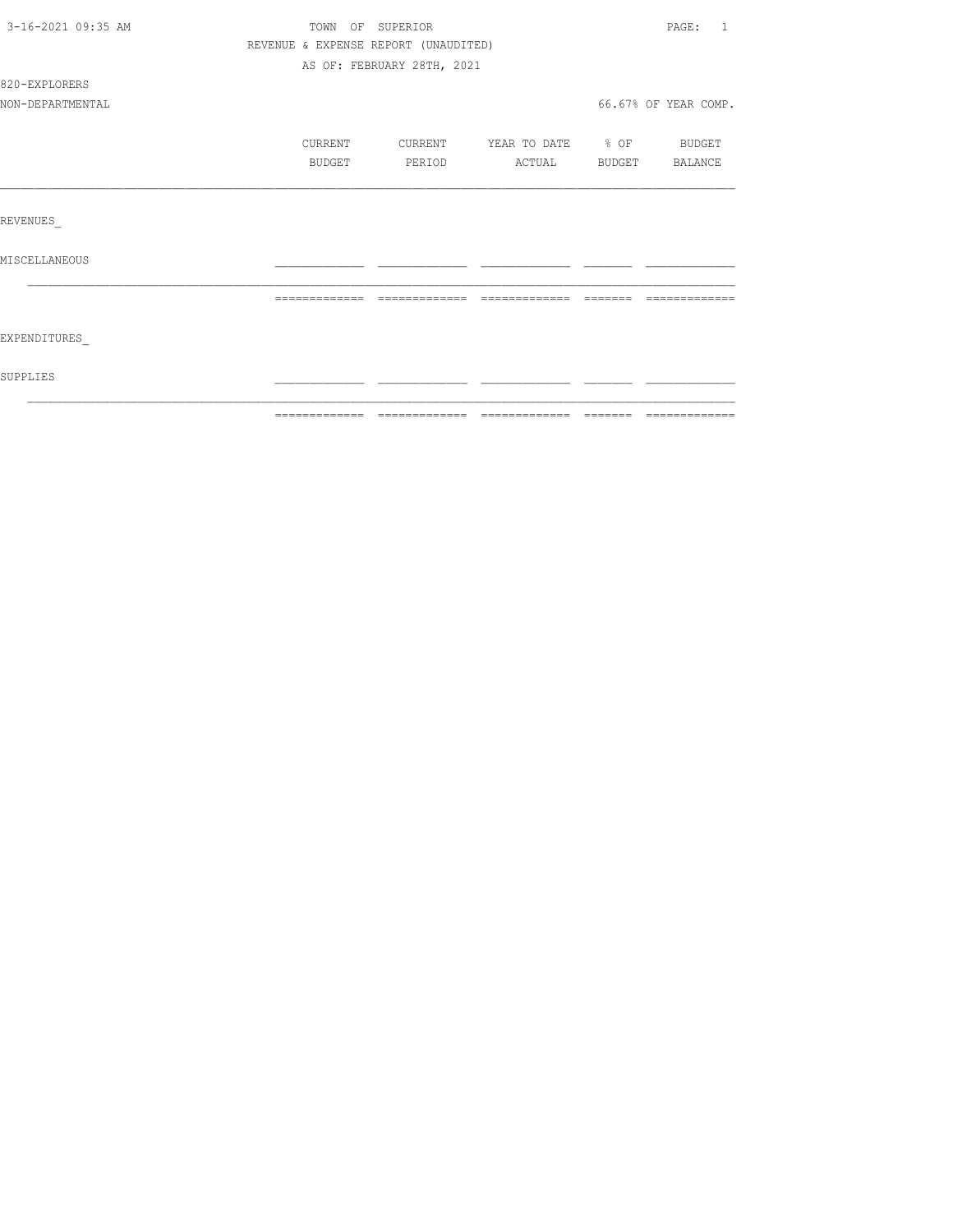TOWN OF SUPERIOR

REVENUE & EXPENSE REPORT (UNAUDITED)

AS OF: FEBRUARY 28TH, 2021

820-EXPLORERS

NON-DEPARTMENTAL

66.67% OF YEAR COMP.

| | CURRENT BUDGET | CURRENT PERIOD | YEAR TO DATE ACTUAL | % OF BUDGET | BUDGET BALANCE |
|---|---|---|---|---|---|
| REVENUES_ | | | | | |
| MISCELLANEOUS | | | | | |
| EXPENDITURES_ | | | | | |
| SUPPLIES | | | | | |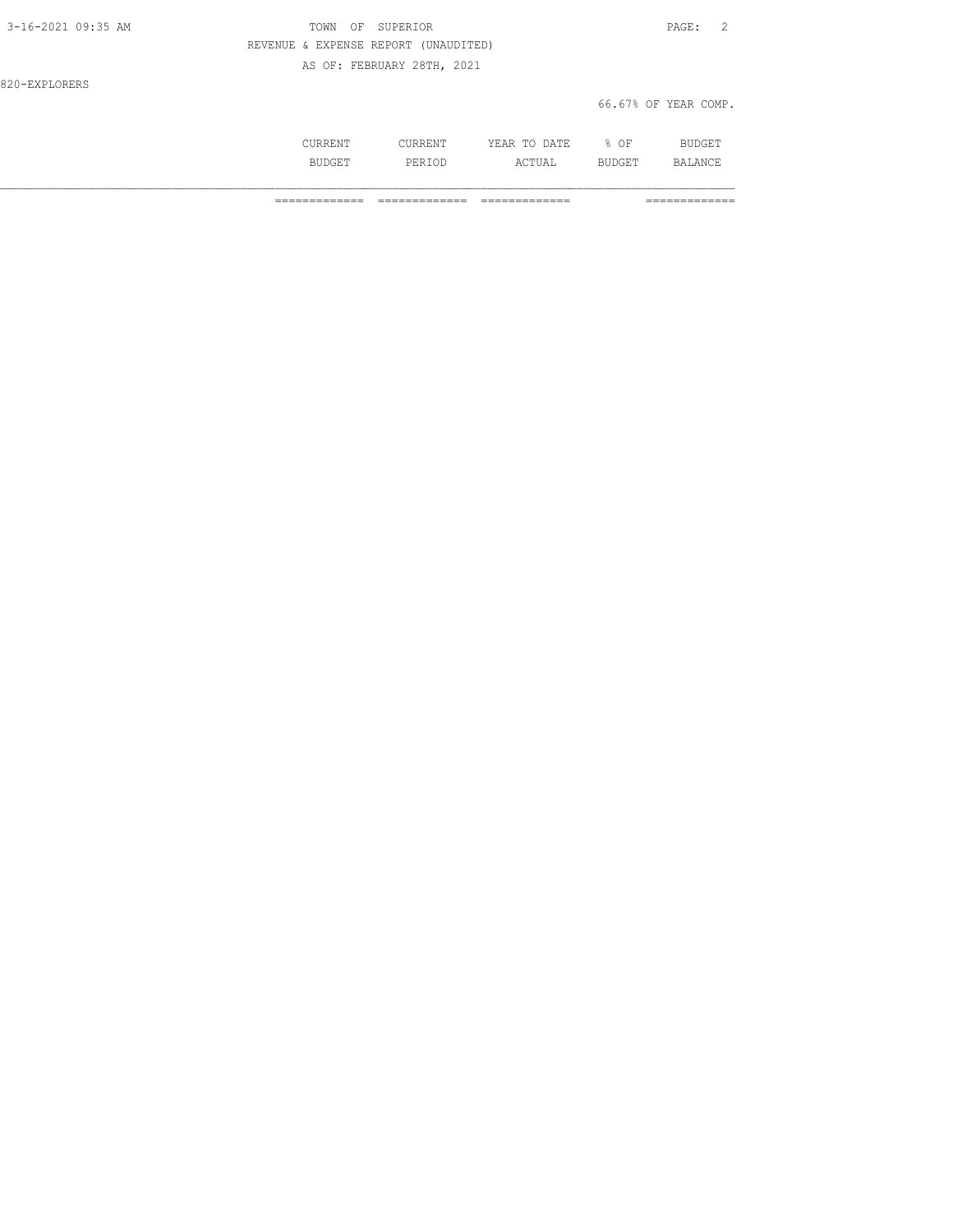TOWN OF SUPERIOR

REVENUE & EXPENSE REPORT (UNAUDITED)

AS OF: FEBRUARY 28TH, 2021

820-EXPLORERS

66.67% OF YEAR COMP.

| | CURRENT BUDGET | CURRENT PERIOD | YEAR TO DATE ACTUAL | % OF BUDGET | BUDGET BALANCE |
|---|---|---|---|---|---|
| | ============= | ============= | ============= | | ============= |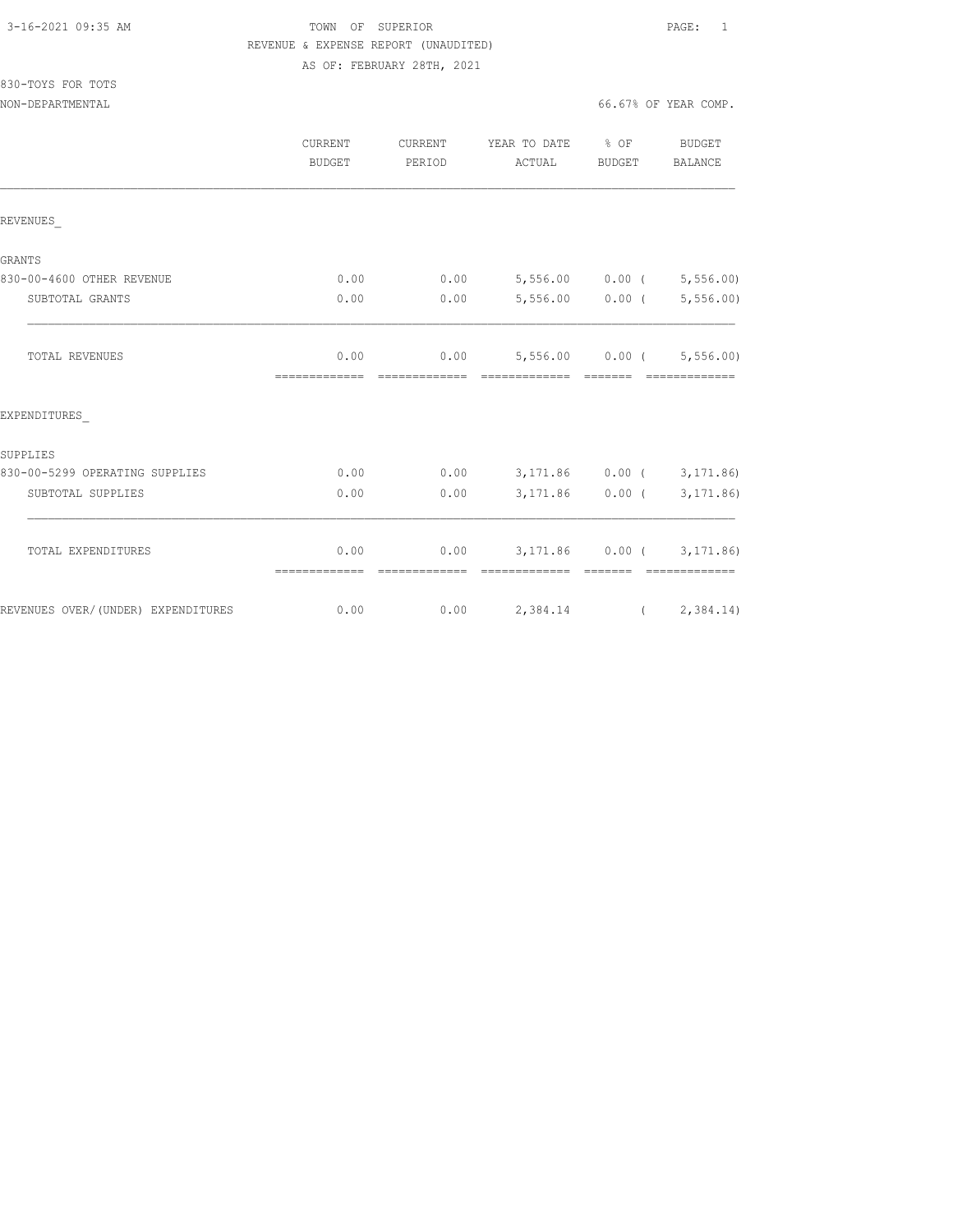3-16-2021 09:35 AM

TOWN OF SUPERIOR

REVENUE & EXPENSE REPORT (UNAUDITED)

AS OF: FEBRUARY 28TH, 2021

830-TOYS FOR TOTS

NON-DEPARTMENTAL

66.67% OF YEAR COMP.

| | CURRENT BUDGET | CURRENT PERIOD | YEAR TO DATE ACTUAL | % OF BUDGET | BUDGET BALANCE |
|---|---|---|---|---|---|
| REVENUES_ | | | | | |
| GRANTS | | | | | |
| 830-00-4600 OTHER REVENUE | 0.00 | 0.00 | 5,556.00 | 0.00 | ( 5,556.00) |
| SUBTOTAL GRANTS | 0.00 | 0.00 | 5,556.00 | 0.00 | ( 5,556.00) |
| TOTAL REVENUES | 0.00 | 0.00 | 5,556.00 | 0.00 | ( 5,556.00) |
| EXPENDITURES_ | | | | | |
| SUPPLIES | | | | | |
| 830-00-5299 OPERATING SUPPLIES | 0.00 | 0.00 | 3,171.86 | 0.00 | ( 3,171.86) |
| SUBTOTAL SUPPLIES | 0.00 | 0.00 | 3,171.86 | 0.00 | ( 3,171.86) |
| TOTAL EXPENDITURES | 0.00 | 0.00 | 3,171.86 | 0.00 | ( 3,171.86) |
| REVENUES OVER/(UNDER) EXPENDITURES | 0.00 | 0.00 | 2,384.14 | | ( 2,384.14) |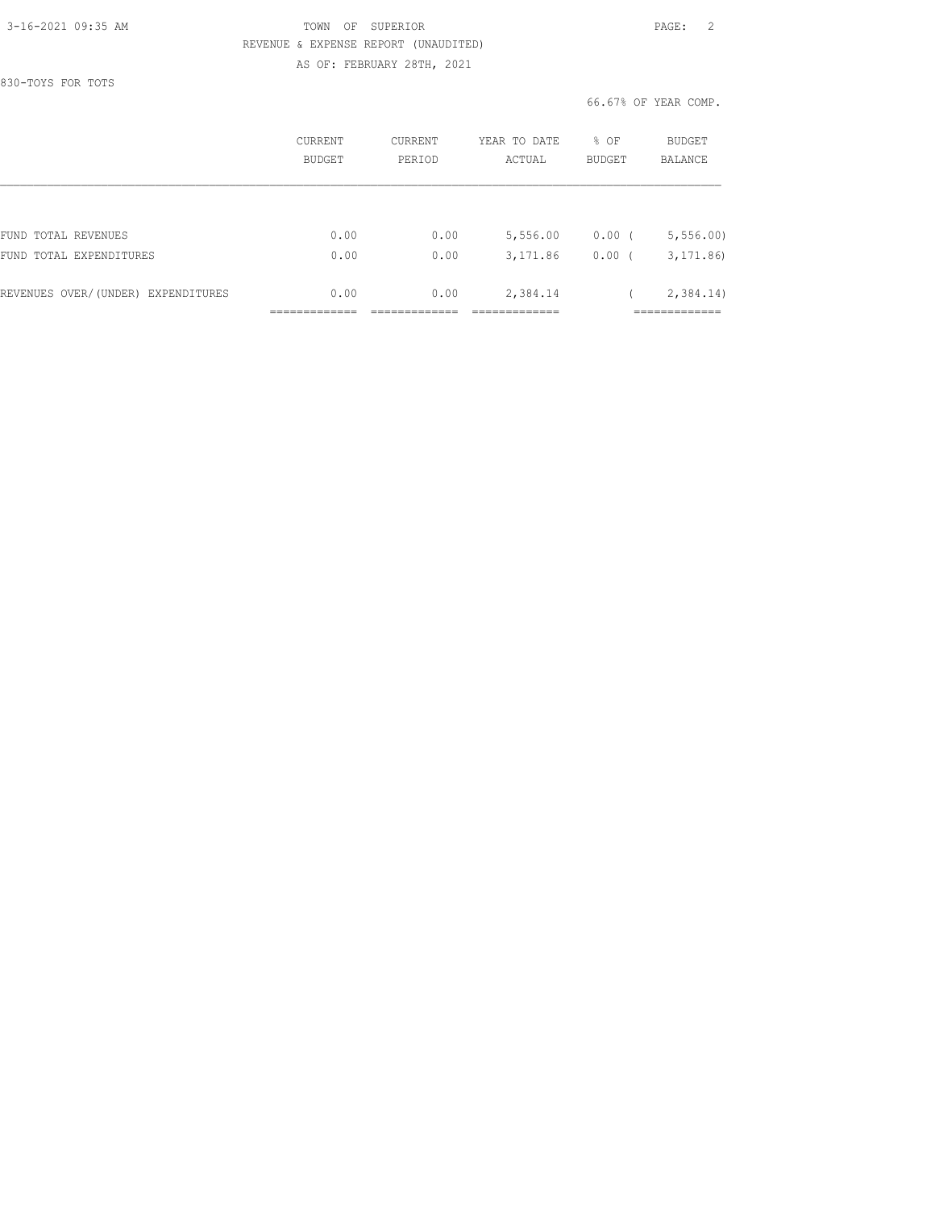TOWN OF SUPERIOR

REVENUE & EXPENSE REPORT (UNAUDITED)

AS OF: FEBRUARY 28TH, 2021

830-TOYS FOR TOTS

66.67% OF YEAR COMP.

| | CURRENT BUDGET | CURRENT PERIOD | YEAR TO DATE ACTUAL | % OF BUDGET | BUDGET BALANCE |
|---|---|---|---|---|---|
| FUND TOTAL REVENUES | 0.00 | 0.00 | 5,556.00 | 0.00 | ( 5,556.00) |
| FUND TOTAL EXPENDITURES | 0.00 | 0.00 | 3,171.86 | 0.00 | ( 3,171.86) |
| REVENUES OVER/(UNDER) EXPENDITURES | 0.00 | 0.00 | 2,384.14 | | ( 2,384.14) |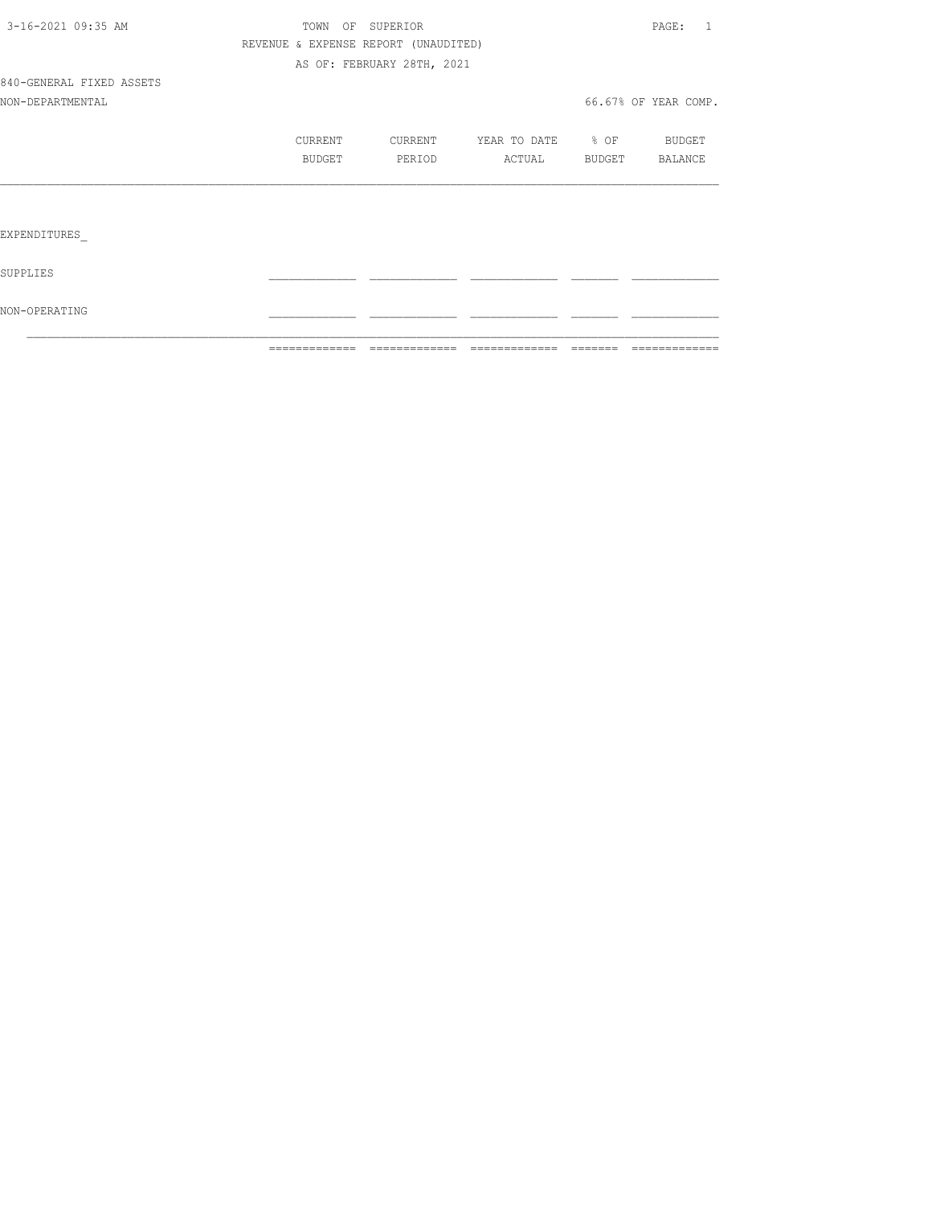TOWN OF SUPERIOR
REVENUE & EXPENSE REPORT (UNAUDITED)
AS OF: FEBRUARY 28TH, 2021

840-GENERAL FIXED ASSETS
NON-DEPARTMENTAL

66.67% OF YEAR COMP.

| | CURRENT BUDGET | CURRENT PERIOD | YEAR TO DATE ACTUAL | % OF BUDGET | BUDGET BALANCE |
|---|---|---|---|---|---|
| EXPENDITURES_ | | | | | |
| SUPPLIES | | | | | |
| NON-OPERATING | | | | | |
| | | | | | |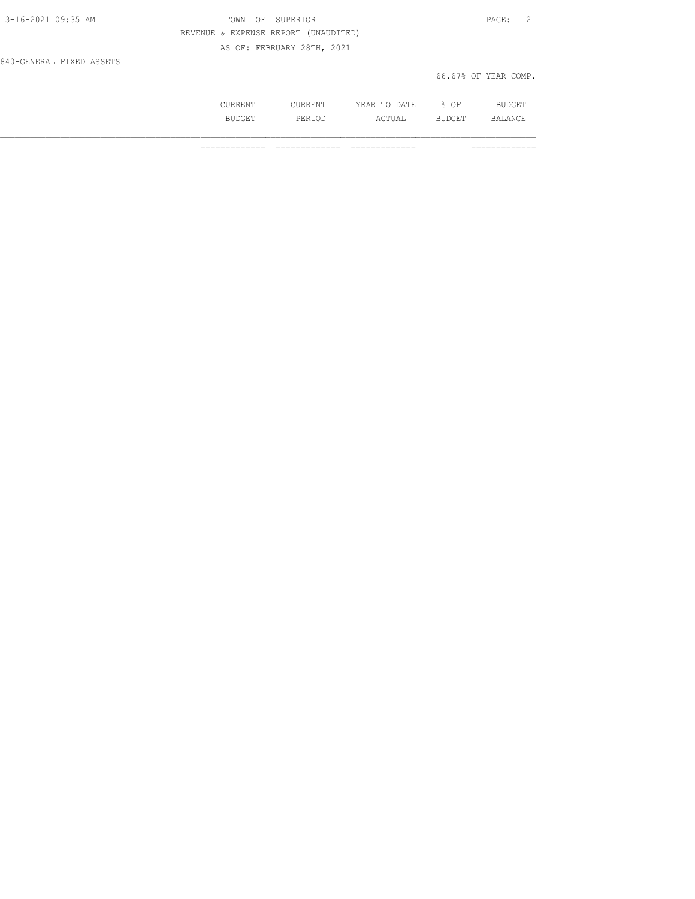TOWN OF SUPERIOR

REVENUE & EXPENSE REPORT (UNAUDITED)

AS OF: FEBRUARY 28TH, 2021

840-GENERAL FIXED ASSETS

66.67% OF YEAR COMP.

| | CURRENT BUDGET | CURRENT PERIOD | YEAR TO DATE ACTUAL | % OF BUDGET | BUDGET BALANCE |
|---|---|---|---|---|---|
| | ============= | ============= | ============= | | ============= |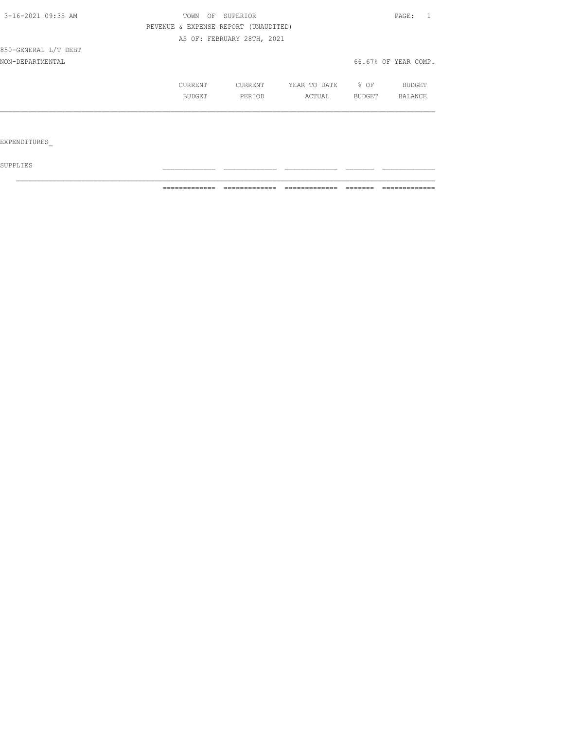TOWN OF SUPERIOR

REVENUE & EXPENSE REPORT (UNAUDITED)

AS OF: FEBRUARY 28TH, 2021

850-GENERAL L/T DEBT

NON-DEPARTMENTAL

66.67% OF YEAR COMP.

| | CURRENT BUDGET | CURRENT PERIOD | YEAR TO DATE ACTUAL | % OF BUDGET | BUDGET BALANCE |
|---|---|---|---|---|---|
| EXPENDITURES | | | | | |
| SUPPLIES | | | | | |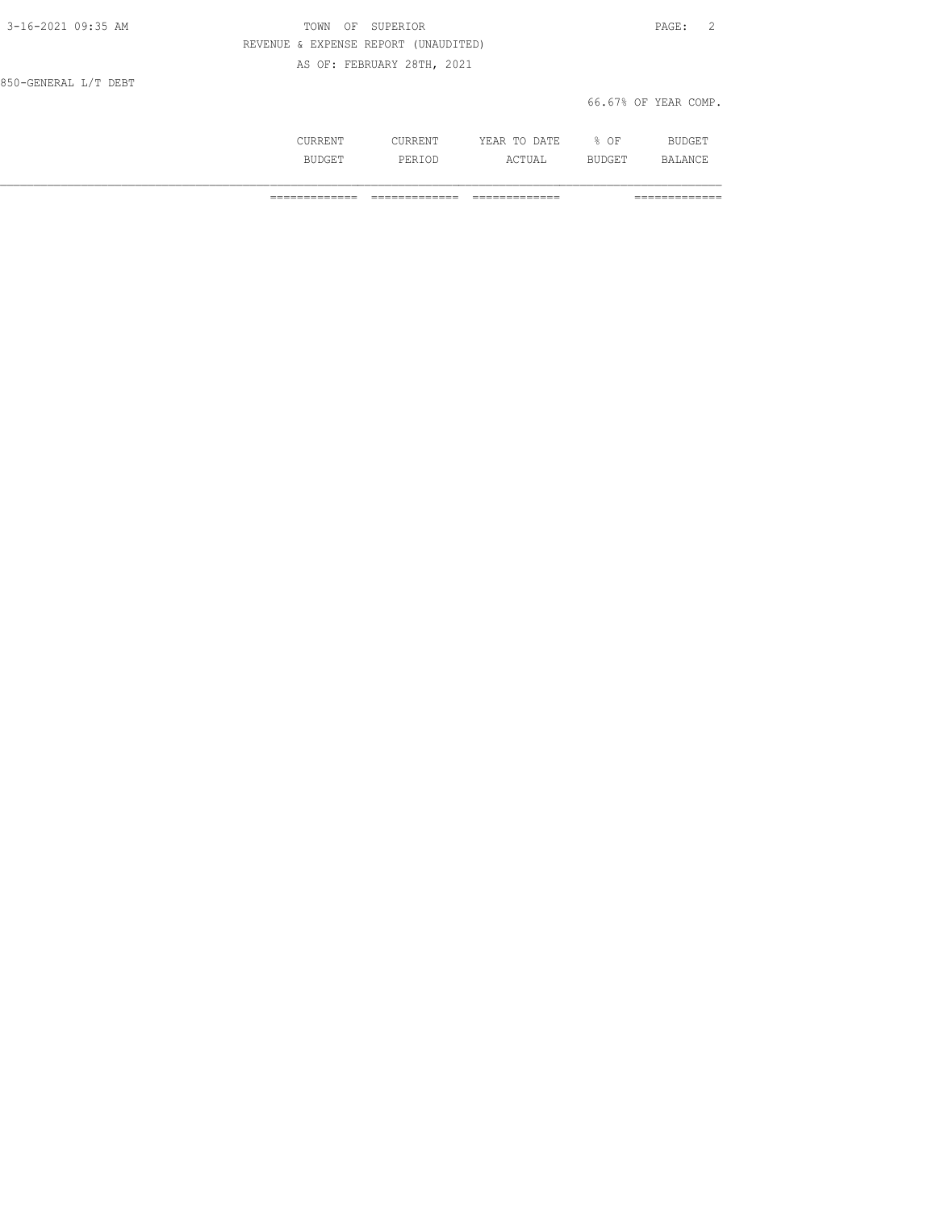REVENUE & EXPENSE REPORT (UNAUDITED)

AS OF: FEBRUARY 28TH, 2021

850-GENERAL L/T DEBT

66.67% OF YEAR COMP.

| | CURRENT BUDGET | CURRENT PERIOD | YEAR TO DATE ACTUAL | % OF BUDGET | BUDGET BALANCE |
|---|---|---|---|---|---|
| | ============= | ============= | ============= | | ============= |